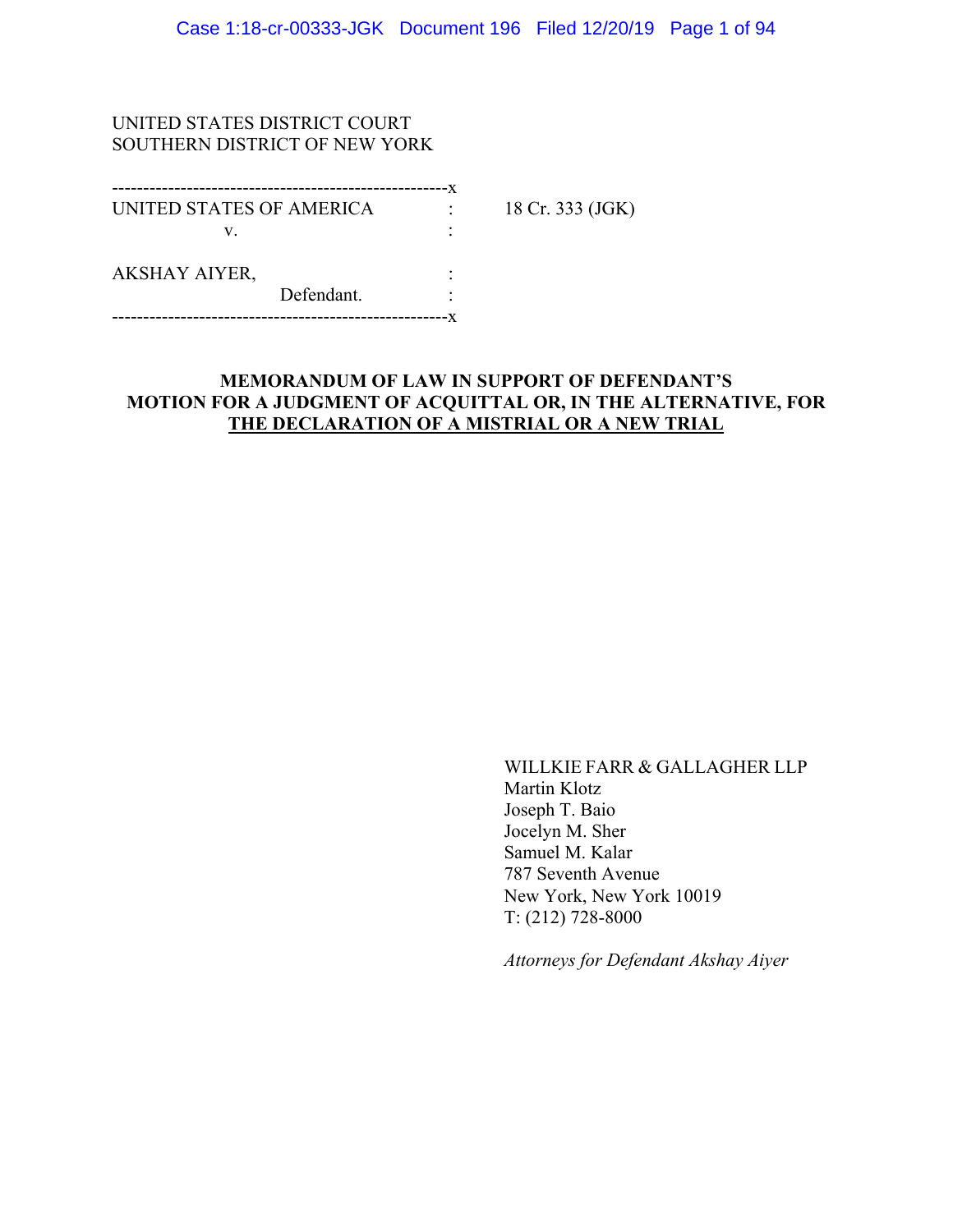UNITED STATES DISTRICT COURT
SOUTHERN DISTRICT OF NEW YORK

| | | |
|---|---|---|
| UNITED STATES OF AMERICA<br>v.<br><br>AKSHAY AIYER,<br>Defendant. | :<br>:<br><br>:<br>: | 18 Cr. 333 (JGK) |

## MEMORANDUM OF LAW IN SUPPORT OF DEFENDANT'S MOTION FOR A JUDGMENT OF ACQUITTAL OR, IN THE ALTERNATIVE, FOR THE DECLARATION OF A MISTRIAL OR A NEW TRIAL

WILLKIE FARR & GALLAGHER LLP
Martin Klotz
Joseph T. Baio
Jocelyn M. Sher
Samuel M. Kalar
787 Seventh Avenue
New York, New York 10019
T: (212) 728-8000

*Attorneys for Defendant Akshay Aiyer*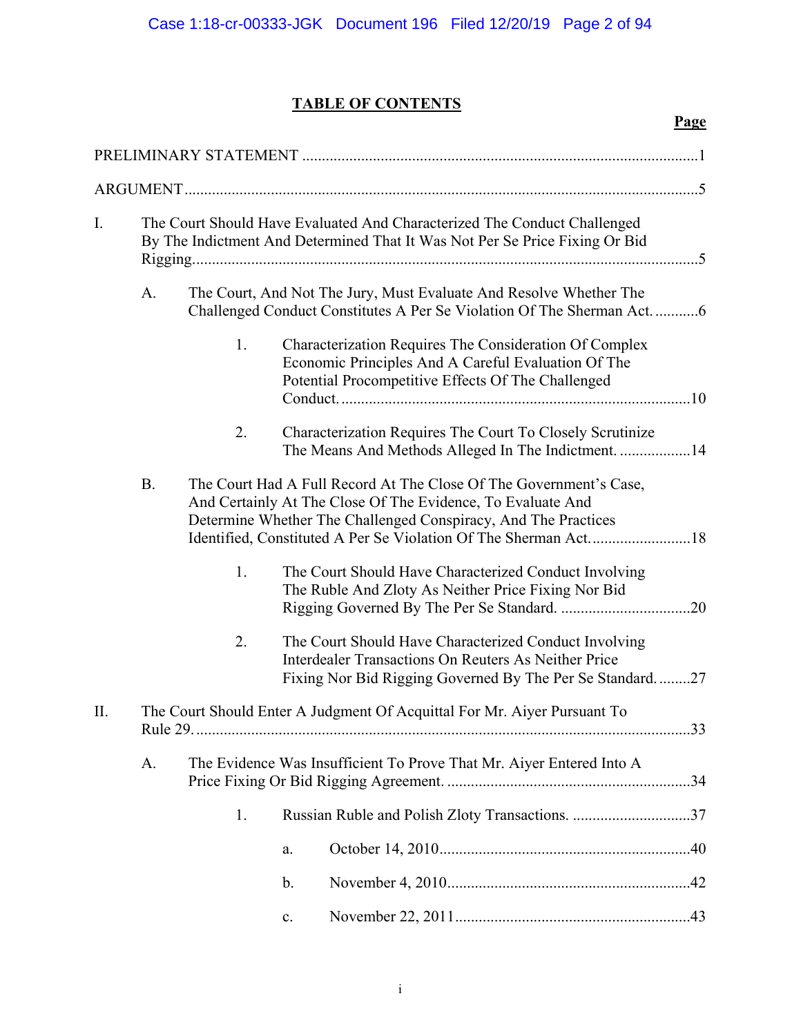# TABLE OF CONTENTS

**Page**

PRELIMINARY STATEMENT ....................................................................................................1

ARGUMENT ..................................................................................................................................5

I. The Court Should Have Evaluated And Characterized The Conduct Challenged By The Indictment And Determined That It Was Not Per Se Price Fixing Or Bid Rigging ..............................................................................................................................5

  A. The Court, And Not The Jury, Must Evaluate And Resolve Whether The Challenged Conduct Constitutes A Per Se Violation Of The Sherman Act. ...........6

    1. Characterization Requires The Consideration Of Complex Economic Principles And A Careful Evaluation Of The Potential Procompetitive Effects Of The Challenged Conduct. ........................................................................................10

    2. Characterization Requires The Court To Closely Scrutinize The Means And Methods Alleged In The Indictment. ..................14

  B. The Court Had A Full Record At The Close Of The Government's Case, And Certainly At The Close Of The Evidence, To Evaluate And Determine Whether The Challenged Conspiracy, And The Practices Identified, Constituted A Per Se Violation Of The Sherman Act. ........................18

    1. The Court Should Have Characterized Conduct Involving The Ruble And Zloty As Neither Price Fixing Nor Bid Rigging Governed By The Per Se Standard. ................................20

    2. The Court Should Have Characterized Conduct Involving Interdealer Transactions On Reuters As Neither Price Fixing Nor Bid Rigging Governed By The Per Se Standard. ........27

II. The Court Should Enter A Judgment Of Acquittal For Mr. Aiyer Pursuant To Rule 29. ............................................................................................................................33

  A. The Evidence Was Insufficient To Prove That Mr. Aiyer Entered Into A Price Fixing Or Bid Rigging Agreement. ............................................................34

    1. Russian Ruble and Polish Zloty Transactions. ..............................37

      a. October 14, 2010...............................................................40

      b. November 4, 2010.............................................................42

      c. November 22, 2011...........................................................43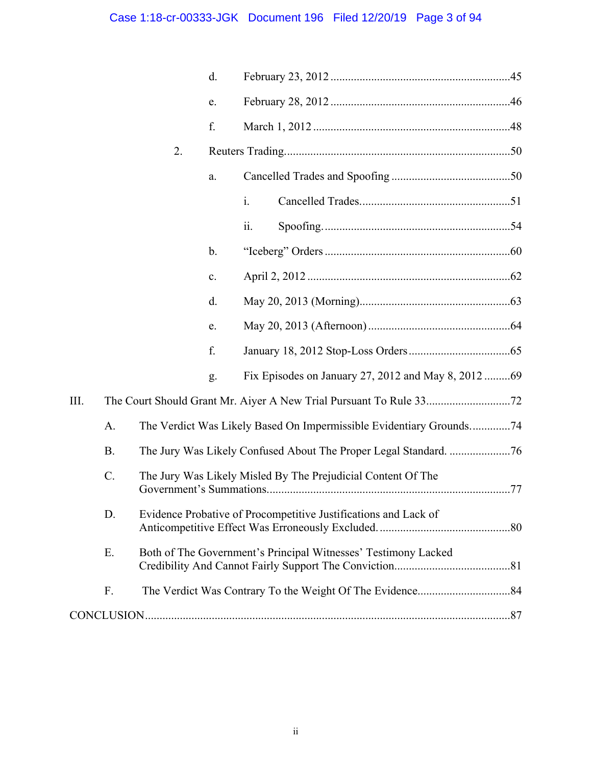d. February 23, 2012 ....................................................................45

e. February 28, 2012 ....................................................................46

f. March 1, 2012 ....................................................................48

2. Reuters Trading....................................................................50

a. Cancelled Trades and Spoofing ....................................................................50

i. Cancelled Trades....................................................................51

ii. Spoofing....................................................................54

b. "Iceberg" Orders ....................................................................60

c. April 2, 2012 ....................................................................62

d. May 20, 2013 (Morning)....................................................................63

e. May 20, 2013 (Afternoon) ....................................................................64

f. January 18, 2012 Stop-Loss Orders ....................................................................65

g. Fix Episodes on January 27, 2012 and May 8, 2012 .........69

III. The Court Should Grant Mr. Aiyer A New Trial Pursuant To Rule 33....................................72

A. The Verdict Was Likely Based On Impermissible Evidentiary Grounds.............74

B. The Jury Was Likely Confused About The Proper Legal Standard. .....................76

C. The Jury Was Likely Misled By The Prejudicial Content Of The Government's Summations....................................................................77

D. Evidence Probative of Procompetitive Justifications and Lack of Anticompetitive Effect Was Erroneously Excluded. ............................................80

E. Both of The Government's Principal Witnesses' Testimony Lacked Credibility And Cannot Fairly Support The Conviction........................................81

F. The Verdict Was Contrary To the Weight Of The Evidence................................84

CONCLUSION....................................................................87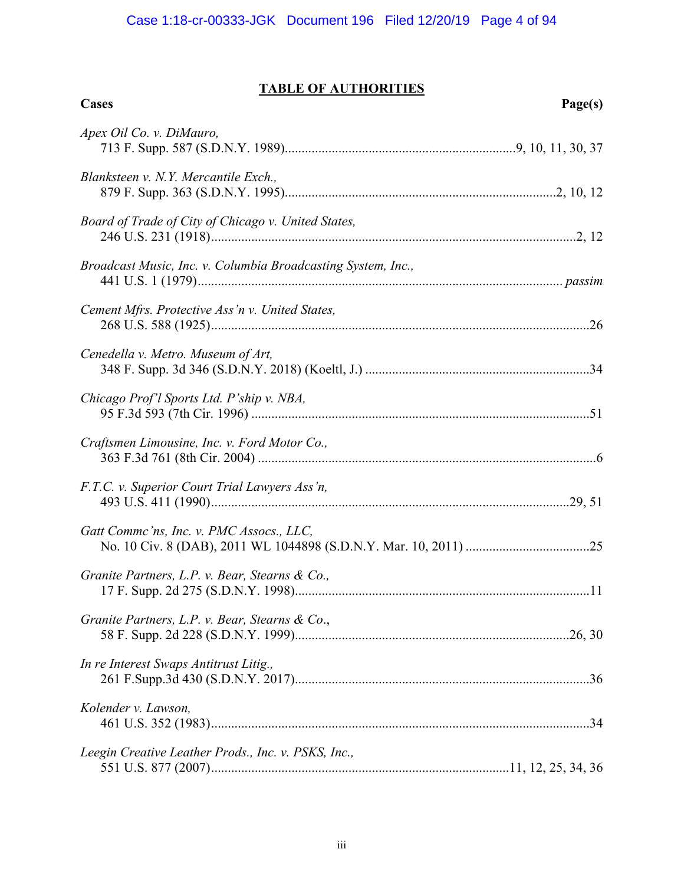# TABLE OF AUTHORITIES

**Cases** **Page(s)**

*Apex Oil Co. v. DiMauro*,
713 F. Supp. 587 (S.D.N.Y. 1989)....................9, 10, 11, 30, 37

*Blanksteen v. N.Y. Mercantile Exch.*,
879 F. Supp. 363 (S.D.N.Y. 1995)....................2, 10, 12

*Board of Trade of City of Chicago v. United States*,
246 U.S. 231 (1918)....................2, 12

*Broadcast Music, Inc. v. Columbia Broadcasting System, Inc.*,
441 U.S. 1 (1979).................... *passim*

*Cement Mfrs. Protective Ass'n v. United States*,
268 U.S. 588 (1925)....................26

*Cenedella v. Metro. Museum of Art*,
348 F. Supp. 3d 346 (S.D.N.Y. 2018) (Koeltl, J.) ....................34

*Chicago Prof'l Sports Ltd. P'ship v. NBA*,
95 F.3d 593 (7th Cir. 1996) ....................51

*Craftsmen Limousine, Inc. v. Ford Motor Co.*,
363 F.3d 761 (8th Cir. 2004) ....................6

*F.T.C. v. Superior Court Trial Lawyers Ass'n*,
493 U.S. 411 (1990)....................29, 51

*Gatt Commc'ns, Inc. v. PMC Assocs., LLC*,
No. 10 Civ. 8 (DAB), 2011 WL 1044898 (S.D.N.Y. Mar. 10, 2011) ....................25

*Granite Partners, L.P. v. Bear, Stearns & Co.*,
17 F. Supp. 2d 275 (S.D.N.Y. 1998)....................11

*Granite Partners, L.P. v. Bear, Stearns & Co.*,
58 F. Supp. 2d 228 (S.D.N.Y. 1999)....................26, 30

*In re Interest Swaps Antitrust Litig.*,
261 F.Supp.3d 430 (S.D.N.Y. 2017)....................36

*Kolender v. Lawson*,
461 U.S. 352 (1983)....................34

*Leegin Creative Leather Prods., Inc. v. PSKS, Inc.*,
551 U.S. 877 (2007)....................11, 12, 25, 34, 36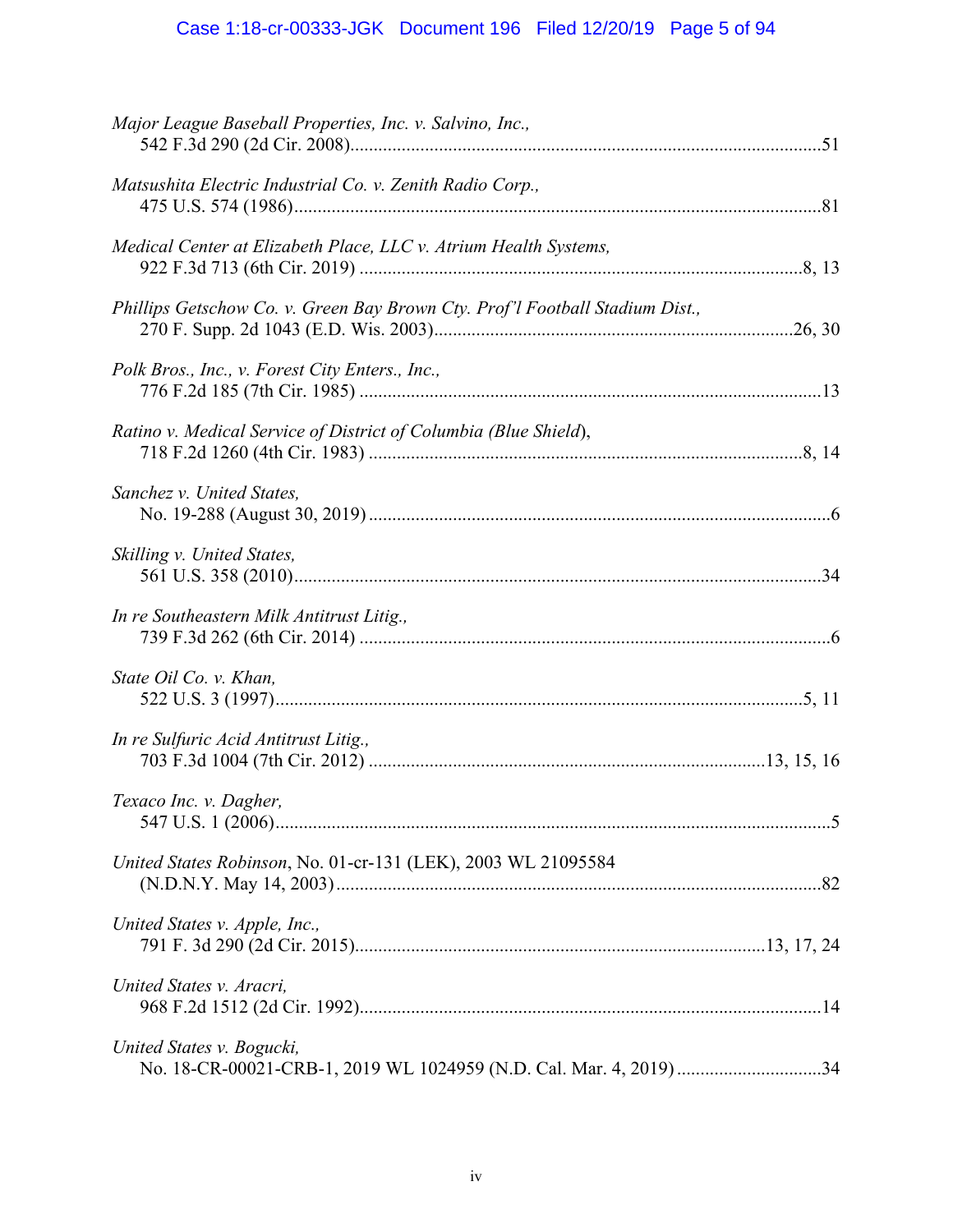*Major League Baseball Properties, Inc. v. Salvino, Inc.*,
542 F.3d 290 (2d Cir. 2008) ........................................................................................................51

*Matsushita Electric Industrial Co. v. Zenith Radio Corp.*,
475 U.S. 574 (1986) ........................................................................................................81

*Medical Center at Elizabeth Place, LLC v. Atrium Health Systems*,
922 F.3d 713 (6th Cir. 2019) ........................................................................................................8, 13

*Phillips Getschow Co. v. Green Bay Brown Cty. Prof'l Football Stadium Dist.*,
270 F. Supp. 2d 1043 (E.D. Wis. 2003) ........................................................................................................26, 30

*Polk Bros., Inc., v. Forest City Enters., Inc.*,
776 F.2d 185 (7th Cir. 1985) ........................................................................................................13

*Ratino v. Medical Service of District of Columbia (Blue Shield*),
718 F.2d 1260 (4th Cir. 1983) ........................................................................................................8, 14

*Sanchez v. United States*,
No. 19-288 (August 30, 2019) ........................................................................................................6

*Skilling v. United States*,
561 U.S. 358 (2010) ........................................................................................................34

*In re Southeastern Milk Antitrust Litig.*,
739 F.3d 262 (6th Cir. 2014) ........................................................................................................6

*State Oil Co. v. Khan*,
522 U.S. 3 (1997) ........................................................................................................5, 11

*In re Sulfuric Acid Antitrust Litig.*,
703 F.3d 1004 (7th Cir. 2012) ........................................................................................................13, 15, 16

*Texaco Inc. v. Dagher*,
547 U.S. 1 (2006) ........................................................................................................5

*United States Robinson*, No. 01-cr-131 (LEK), 2003 WL 21095584
(N.D.N.Y. May 14, 2003) ........................................................................................................82

*United States v. Apple, Inc.*,
791 F. 3d 290 (2d Cir. 2015) ........................................................................................................13, 17, 24

*United States v. Aracri*,
968 F.2d 1512 (2d Cir. 1992) ........................................................................................................14

*United States v. Bogucki*,
No. 18-CR-00021-CRB-1, 2019 WL 1024959 (N.D. Cal. Mar. 4, 2019) ........................................................................................................34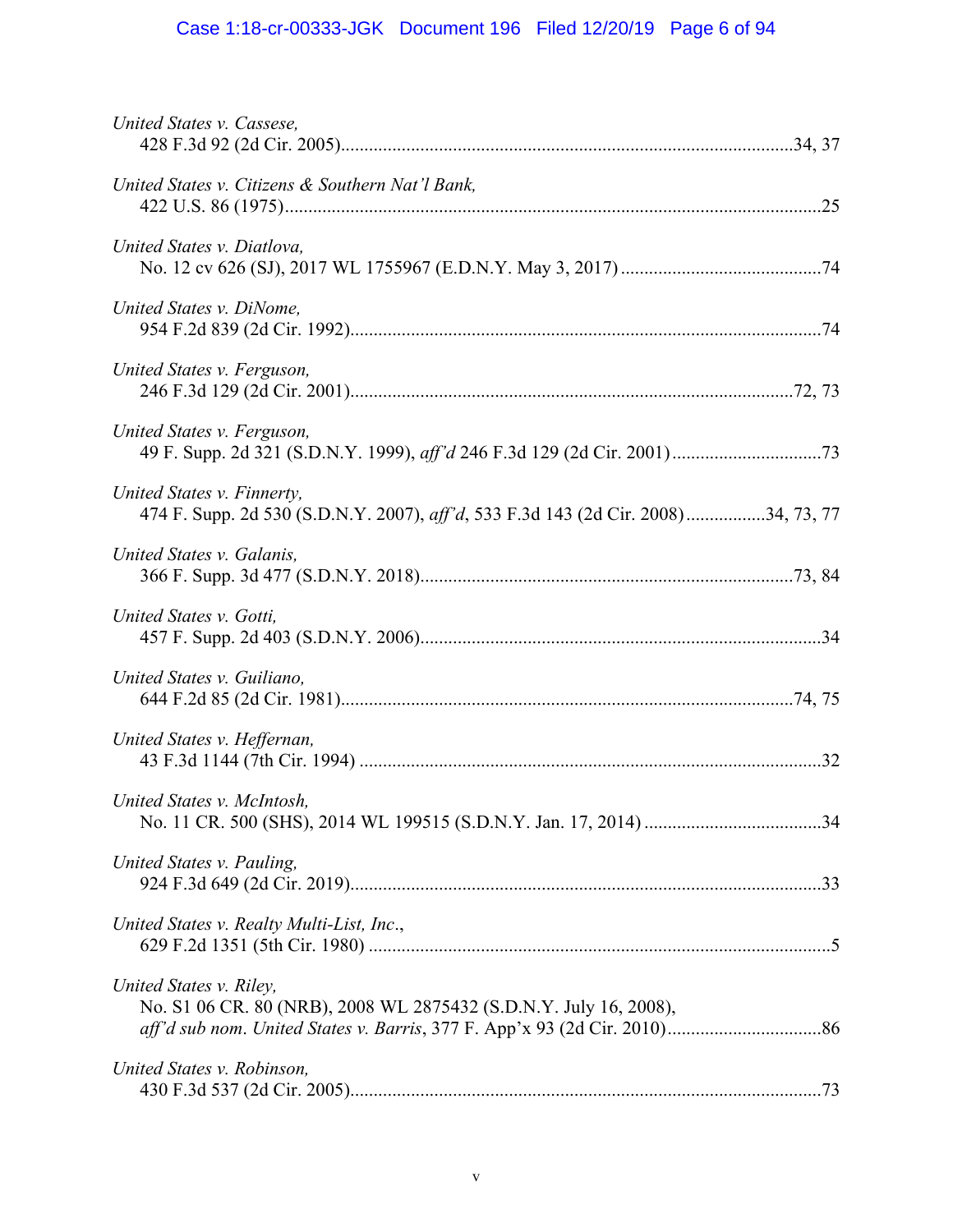*United States v. Cassese,*
428 F.3d 92 (2d Cir. 2005)....................................................................................................34, 37

*United States v. Citizens & Southern Nat'l Bank,*
422 U.S. 86 (1975)....................................................................................................................25

*United States v. Diatlova,*
No. 12 cv 626 (SJ), 2017 WL 1755967 (E.D.N.Y. May 3, 2017)............................................74

*United States v. DiNome,*
954 F.2d 839 (2d Cir. 1992)......................................................................................................74

*United States v. Ferguson,*
246 F.3d 129 (2d Cir. 2001)..................................................................................................72, 73

*United States v. Ferguson,*
49 F. Supp. 2d 321 (S.D.N.Y. 1999), *aff'd* 246 F.3d 129 (2d Cir. 2001)................................73

*United States v. Finnerty,*
474 F. Supp. 2d 530 (S.D.N.Y. 2007), *aff'd*, 533 F.3d 143 (2d Cir. 2008)................34, 73, 77

*United States v. Galanis,*
366 F. Supp. 3d 477 (S.D.N.Y. 2018)....................................................................................73, 84

*United States v. Gotti,*
457 F. Supp. 2d 403 (S.D.N.Y. 2006)........................................................................................34

*United States v. Guiliano,*
644 F.2d 85 (2d Cir. 1981)....................................................................................................74, 75

*United States v. Heffernan,*
43 F.3d 1144 (7th Cir. 1994).....................................................................................................32

*United States v. McIntosh,*
No. 11 CR. 500 (SHS), 2014 WL 199515 (S.D.N.Y. Jan. 17, 2014).......................................34

*United States v. Pauling,*
924 F.3d 649 (2d Cir. 2019)......................................................................................................33

*United States v. Realty Multi-List, Inc.*,
629 F.2d 1351 (5th Cir. 1980).....................................................................................................5

*United States v. Riley,*
No. S1 06 CR. 80 (NRB), 2008 WL 2875432 (S.D.N.Y. July 16, 2008),
*aff'd sub nom. United States v. Barris*, 377 F. App'x 93 (2d Cir. 2010)..................................86

*United States v. Robinson,*
430 F.3d 537 (2d Cir. 2005)......................................................................................................73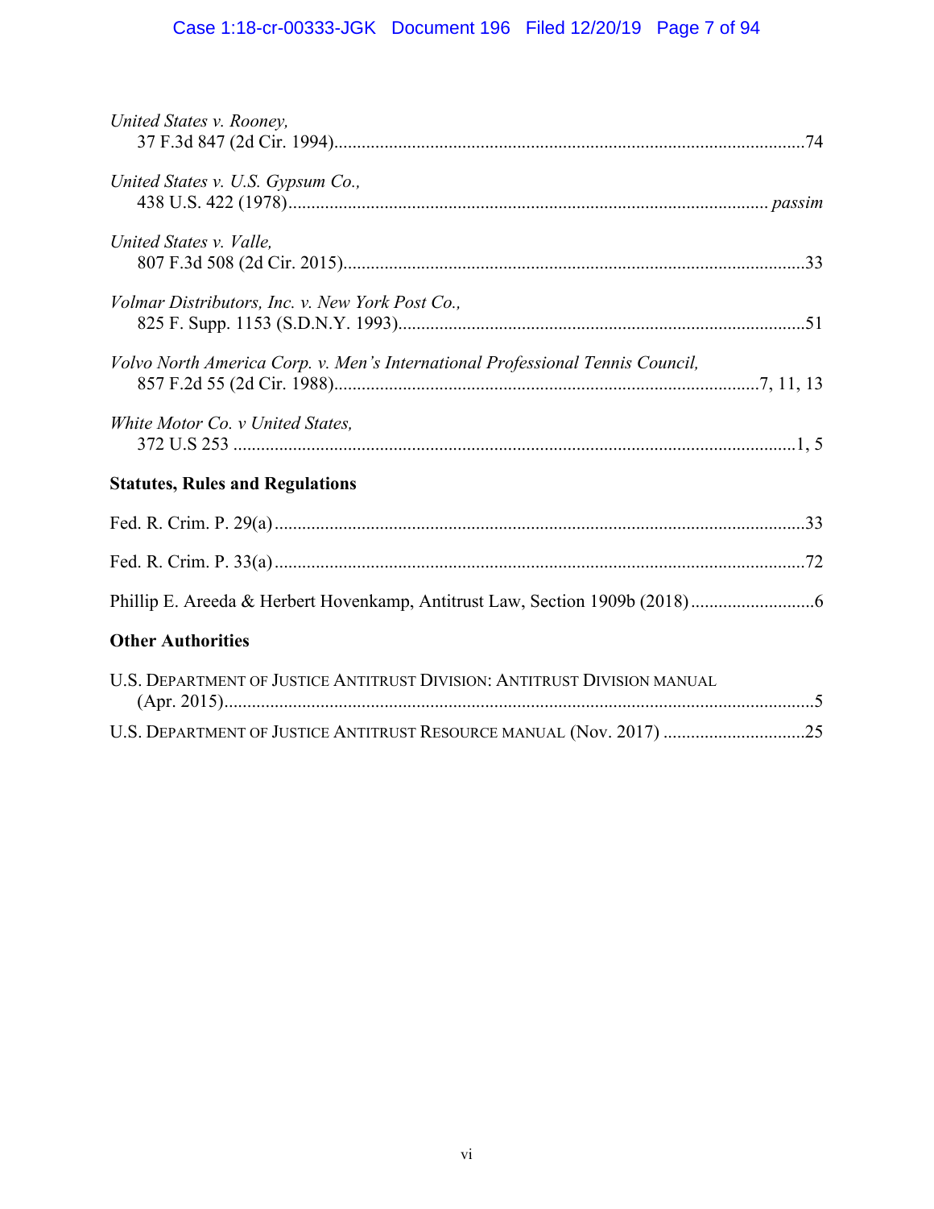*United States v. Rooney*,
37 F.3d 847 (2d Cir. 1994)......................................................................................................74

*United States v. U.S. Gypsum Co.*,
438 U.S. 422 (1978)........................................................................................................ *passim*

*United States v. Valle*,
807 F.3d 508 (2d Cir. 2015)....................................................................................................33

*Volmar Distributors, Inc. v. New York Post Co.*,
825 F. Supp. 1153 (S.D.N.Y. 1993)........................................................................................51

*Volvo North America Corp. v. Men's International Professional Tennis Council*,
857 F.2d 55 (2d Cir. 1988)...........................................................................................7, 11, 13

*White Motor Co. v United States*,
372 U.S 253 ..........................................................................................................................1, 5

**Statutes, Rules and Regulations**

Fed. R. Crim. P. 29(a)...................................................................................................................33

Fed. R. Crim. P. 33(a)...................................................................................................................72

Phillip E. Areeda & Herbert Hovenkamp, Antitrust Law, Section 1909b (2018)...........................6

**Other Authorities**

U.S. DEPARTMENT OF JUSTICE ANTITRUST DIVISION: ANTITRUST DIVISION MANUAL
(Apr. 2015)................................................................................................................................5

U.S. DEPARTMENT OF JUSTICE ANTITRUST RESOURCE MANUAL (Nov. 2017) ...............................25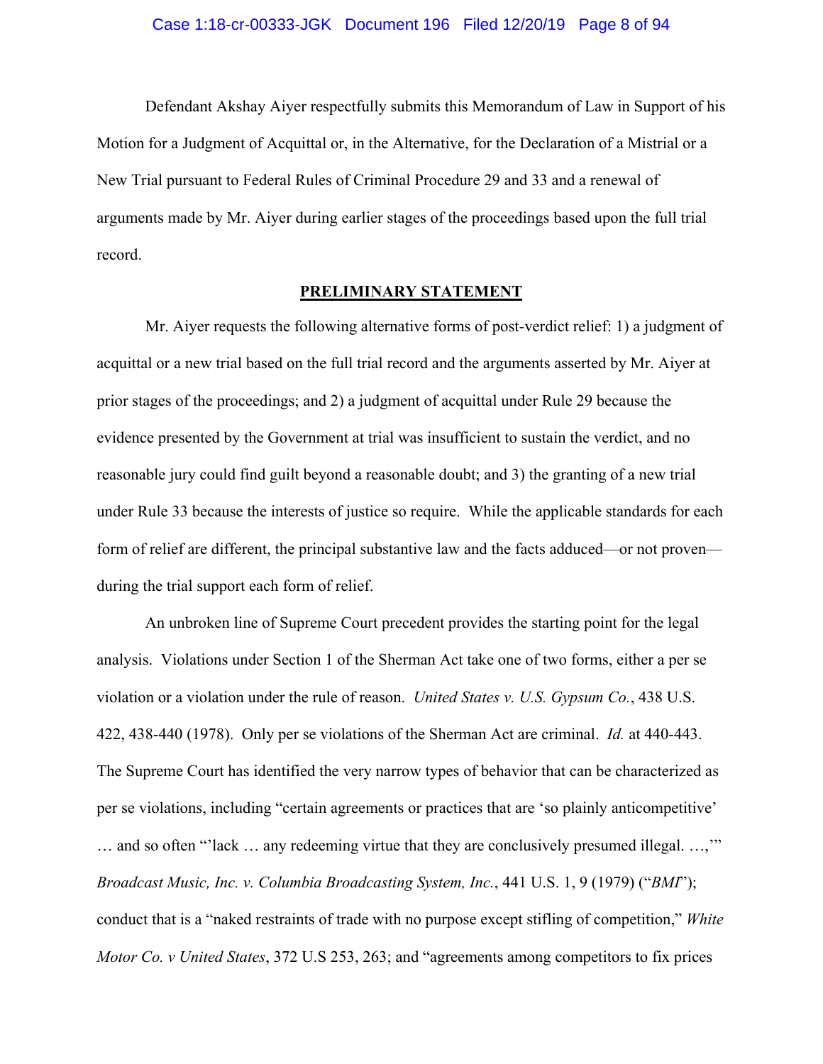Defendant Akshay Aiyer respectfully submits this Memorandum of Law in Support of his Motion for a Judgment of Acquittal or, in the Alternative, for the Declaration of a Mistrial or a New Trial pursuant to Federal Rules of Criminal Procedure 29 and 33 and a renewal of arguments made by Mr. Aiyer during earlier stages of the proceedings based upon the full trial record.

## PRELIMINARY STATEMENT

Mr. Aiyer requests the following alternative forms of post-verdict relief: 1) a judgment of acquittal or a new trial based on the full trial record and the arguments asserted by Mr. Aiyer at prior stages of the proceedings; and 2) a judgment of acquittal under Rule 29 because the evidence presented by the Government at trial was insufficient to sustain the verdict, and no reasonable jury could find guilt beyond a reasonable doubt; and 3) the granting of a new trial under Rule 33 because the interests of justice so require. While the applicable standards for each form of relief are different, the principal substantive law and the facts adduced—or not proven—during the trial support each form of relief.

An unbroken line of Supreme Court precedent provides the starting point for the legal analysis. Violations under Section 1 of the Sherman Act take one of two forms, either a per se violation or a violation under the rule of reason. *United States v. U.S. Gypsum Co.*, 438 U.S. 422, 438-440 (1978). Only per se violations of the Sherman Act are criminal. *Id.* at 440-443. The Supreme Court has identified the very narrow types of behavior that can be characterized as per se violations, including "certain agreements or practices that are 'so plainly anticompetitive' … and so often "'lack … any redeeming virtue that they are conclusively presumed illegal. …,'" *Broadcast Music, Inc. v. Columbia Broadcasting System, Inc.*, 441 U.S. 1, 9 (1979) ("*BMI*"); conduct that is a "naked restraints of trade with no purpose except stifling of competition," *White Motor Co. v United States*, 372 U.S 253, 263; and "agreements among competitors to fix prices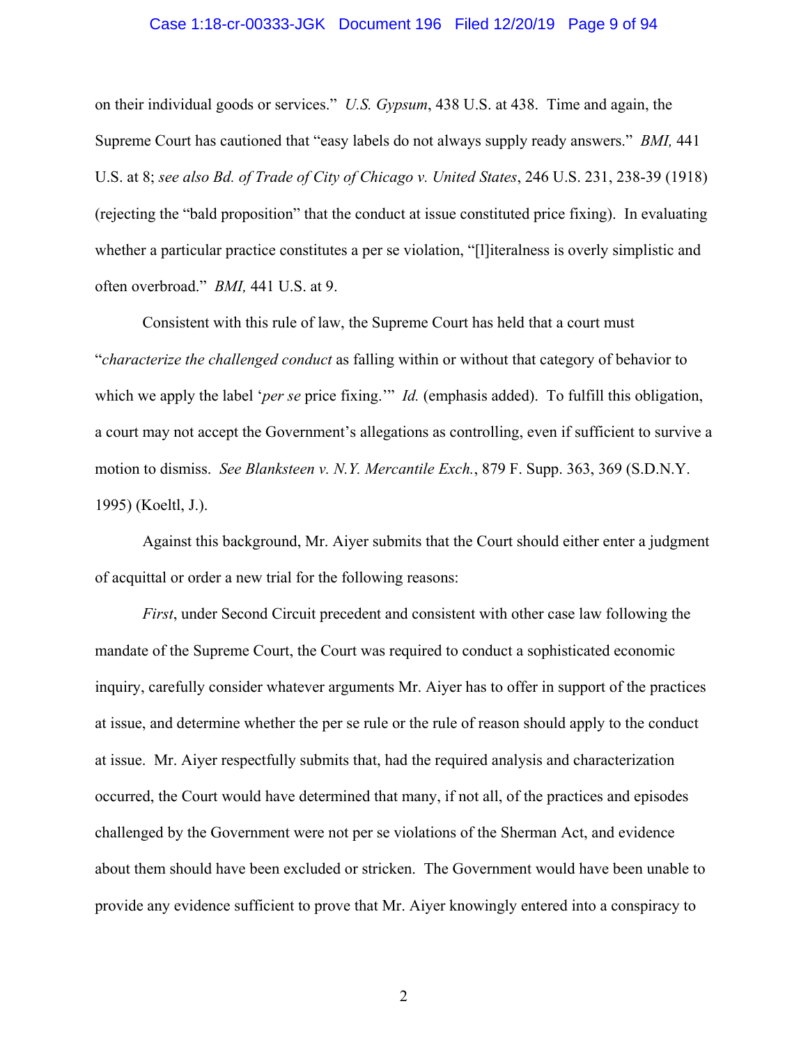on their individual goods or services." *U.S. Gypsum*, 438 U.S. at 438. Time and again, the Supreme Court has cautioned that "easy labels do not always supply ready answers." *BMI,* 441 U.S. at 8; *see also Bd. of Trade of City of Chicago v. United States*, 246 U.S. 231, 238-39 (1918) (rejecting the "bald proposition" that the conduct at issue constituted price fixing). In evaluating whether a particular practice constitutes a per se violation, "[l]iteralness is overly simplistic and often overbroad." *BMI,* 441 U.S. at 9.

Consistent with this rule of law, the Supreme Court has held that a court must "*characterize the challenged conduct* as falling within or without that category of behavior to which we apply the label '*per se* price fixing.'" *Id.* (emphasis added). To fulfill this obligation, a court may not accept the Government's allegations as controlling, even if sufficient to survive a motion to dismiss. *See Blanksteen v. N.Y. Mercantile Exch.*, 879 F. Supp. 363, 369 (S.D.N.Y. 1995) (Koeltl, J.).

Against this background, Mr. Aiyer submits that the Court should either enter a judgment of acquittal or order a new trial for the following reasons:

*First*, under Second Circuit precedent and consistent with other case law following the mandate of the Supreme Court, the Court was required to conduct a sophisticated economic inquiry, carefully consider whatever arguments Mr. Aiyer has to offer in support of the practices at issue, and determine whether the per se rule or the rule of reason should apply to the conduct at issue. Mr. Aiyer respectfully submits that, had the required analysis and characterization occurred, the Court would have determined that many, if not all, of the practices and episodes challenged by the Government were not per se violations of the Sherman Act, and evidence about them should have been excluded or stricken. The Government would have been unable to provide any evidence sufficient to prove that Mr. Aiyer knowingly entered into a conspiracy to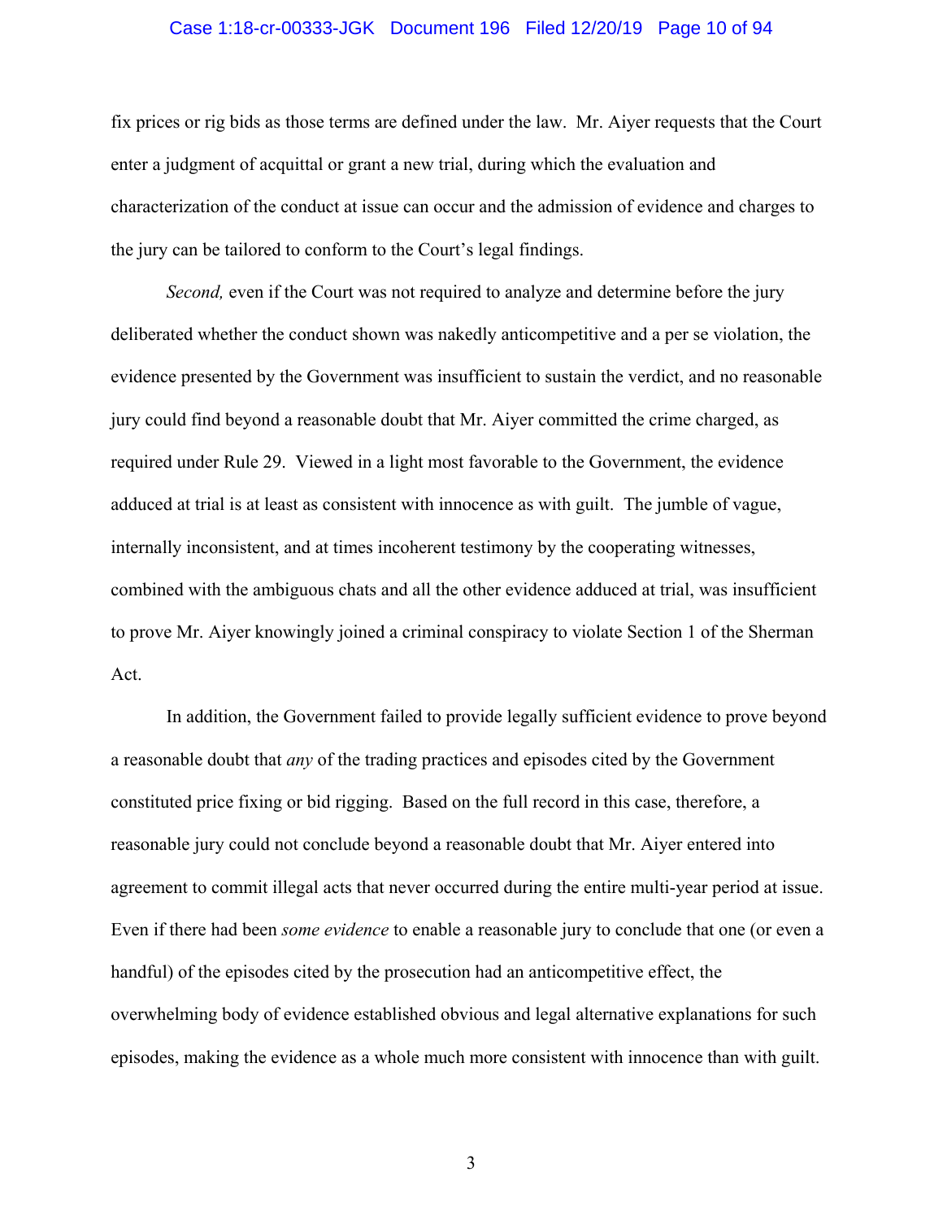fix prices or rig bids as those terms are defined under the law. Mr. Aiyer requests that the Court enter a judgment of acquittal or grant a new trial, during which the evaluation and characterization of the conduct at issue can occur and the admission of evidence and charges to the jury can be tailored to conform to the Court's legal findings.

*Second,* even if the Court was not required to analyze and determine before the jury deliberated whether the conduct shown was nakedly anticompetitive and a per se violation, the evidence presented by the Government was insufficient to sustain the verdict, and no reasonable jury could find beyond a reasonable doubt that Mr. Aiyer committed the crime charged, as required under Rule 29. Viewed in a light most favorable to the Government, the evidence adduced at trial is at least as consistent with innocence as with guilt. The jumble of vague, internally inconsistent, and at times incoherent testimony by the cooperating witnesses, combined with the ambiguous chats and all the other evidence adduced at trial, was insufficient to prove Mr. Aiyer knowingly joined a criminal conspiracy to violate Section 1 of the Sherman Act.

In addition, the Government failed to provide legally sufficient evidence to prove beyond a reasonable doubt that *any* of the trading practices and episodes cited by the Government constituted price fixing or bid rigging. Based on the full record in this case, therefore, a reasonable jury could not conclude beyond a reasonable doubt that Mr. Aiyer entered into agreement to commit illegal acts that never occurred during the entire multi-year period at issue. Even if there had been *some evidence* to enable a reasonable jury to conclude that one (or even a handful) of the episodes cited by the prosecution had an anticompetitive effect, the overwhelming body of evidence established obvious and legal alternative explanations for such episodes, making the evidence as a whole much more consistent with innocence than with guilt.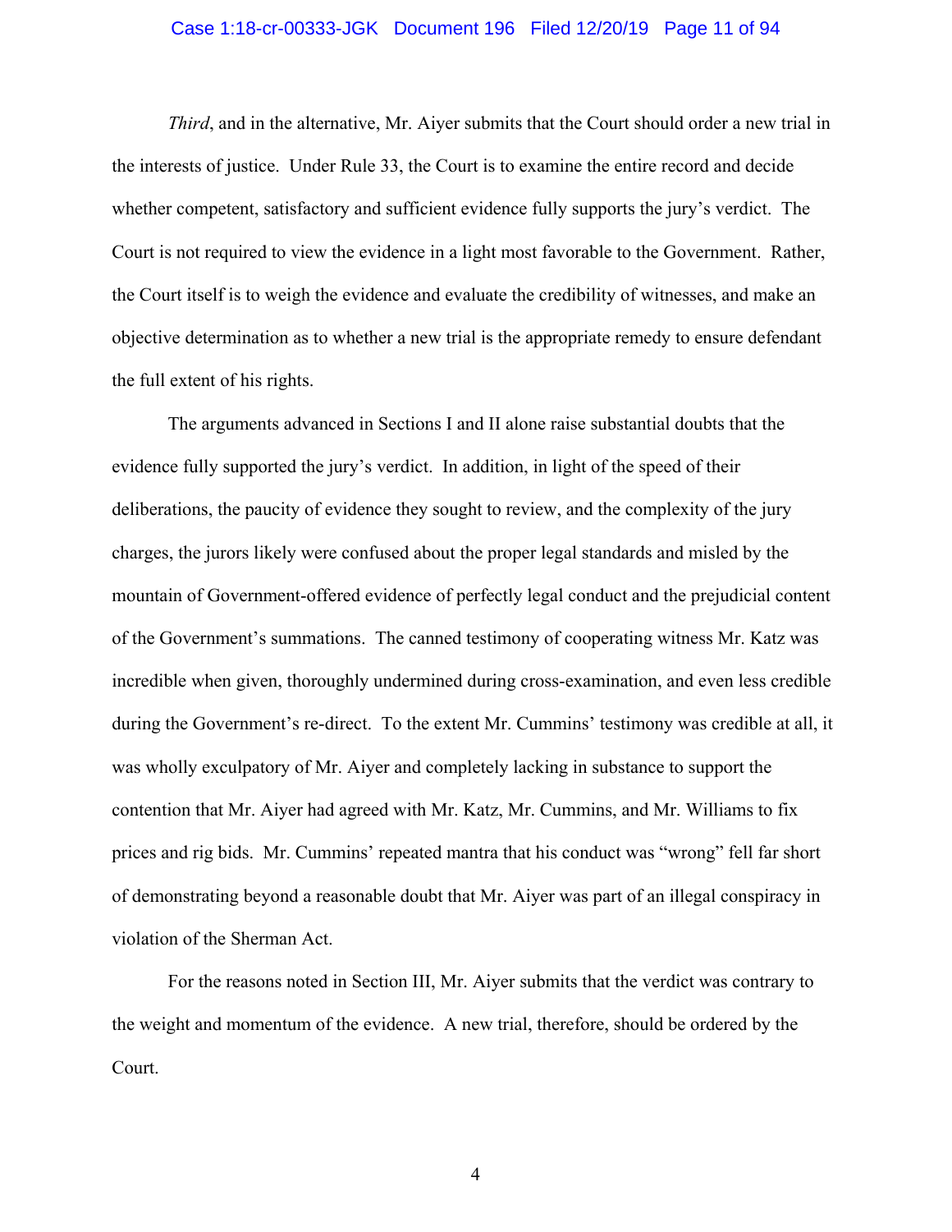*Third*, and in the alternative, Mr. Aiyer submits that the Court should order a new trial in the interests of justice. Under Rule 33, the Court is to examine the entire record and decide whether competent, satisfactory and sufficient evidence fully supports the jury's verdict. The Court is not required to view the evidence in a light most favorable to the Government. Rather, the Court itself is to weigh the evidence and evaluate the credibility of witnesses, and make an objective determination as to whether a new trial is the appropriate remedy to ensure defendant the full extent of his rights.

The arguments advanced in Sections I and II alone raise substantial doubts that the evidence fully supported the jury's verdict. In addition, in light of the speed of their deliberations, the paucity of evidence they sought to review, and the complexity of the jury charges, the jurors likely were confused about the proper legal standards and misled by the mountain of Government-offered evidence of perfectly legal conduct and the prejudicial content of the Government's summations. The canned testimony of cooperating witness Mr. Katz was incredible when given, thoroughly undermined during cross-examination, and even less credible during the Government's re-direct. To the extent Mr. Cummins' testimony was credible at all, it was wholly exculpatory of Mr. Aiyer and completely lacking in substance to support the contention that Mr. Aiyer had agreed with Mr. Katz, Mr. Cummins, and Mr. Williams to fix prices and rig bids. Mr. Cummins' repeated mantra that his conduct was "wrong" fell far short of demonstrating beyond a reasonable doubt that Mr. Aiyer was part of an illegal conspiracy in violation of the Sherman Act.

For the reasons noted in Section III, Mr. Aiyer submits that the verdict was contrary to the weight and momentum of the evidence. A new trial, therefore, should be ordered by the Court.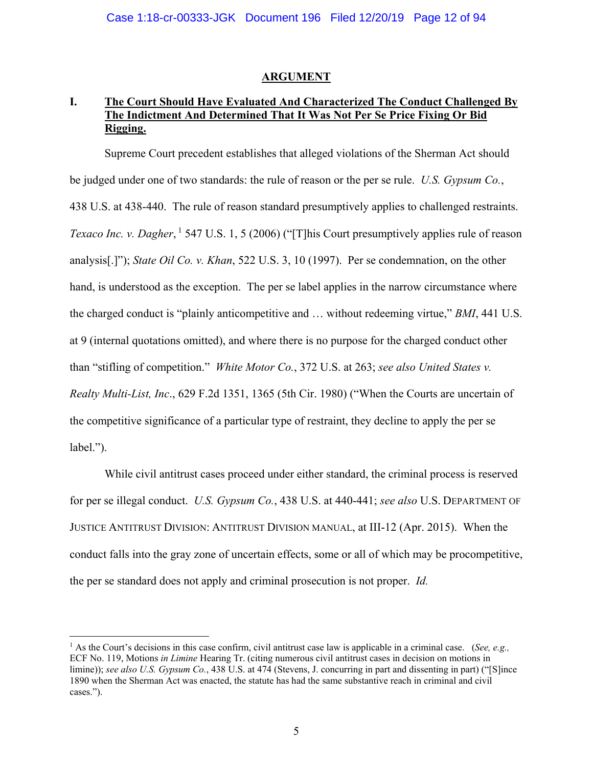## ARGUMENT

### I. The Court Should Have Evaluated And Characterized The Conduct Challenged By The Indictment And Determined That It Was Not Per Se Price Fixing Or Bid Rigging.

Supreme Court precedent establishes that alleged violations of the Sherman Act should be judged under one of two standards: the rule of reason or the per se rule. *U.S. Gypsum Co.*, 438 U.S. at 438-440. The rule of reason standard presumptively applies to challenged restraints. *Texaco Inc. v. Dagher*,[1] 547 U.S. 1, 5 (2006) ("[T]his Court presumptively applies rule of reason analysis[.]"); *State Oil Co. v. Khan*, 522 U.S. 3, 10 (1997). Per se condemnation, on the other hand, is understood as the exception. The per se label applies in the narrow circumstance where the charged conduct is "plainly anticompetitive and … without redeeming virtue," *BMI*, 441 U.S. at 9 (internal quotations omitted), and where there is no purpose for the charged conduct other than "stifling of competition." *White Motor Co.*, 372 U.S. at 263; *see also United States v. Realty Multi-List, Inc*., 629 F.2d 1351, 1365 (5th Cir. 1980) ("When the Courts are uncertain of the competitive significance of a particular type of restraint, they decline to apply the per se label.").

While civil antitrust cases proceed under either standard, the criminal process is reserved for per se illegal conduct. *U.S. Gypsum Co.*, 438 U.S. at 440-441; *see also* U.S. DEPARTMENT OF JUSTICE ANTITRUST DIVISION: ANTITRUST DIVISION MANUAL, at III-12 (Apr. 2015). When the conduct falls into the gray zone of uncertain effects, some or all of which may be procompetitive, the per se standard does not apply and criminal prosecution is not proper. *Id.*

---

[1] As the Court's decisions in this case confirm, civil antitrust case law is applicable in a criminal case. (*See, e.g.,* ECF No. 119, Motions *in Limine* Hearing Tr. (citing numerous civil antitrust cases in decision on motions in limine)); *see also U.S. Gypsum Co.*, 438 U.S. at 474 (Stevens, J. concurring in part and dissenting in part) ("[S]ince 1890 when the Sherman Act was enacted, the statute has had the same substantive reach in criminal and civil cases.").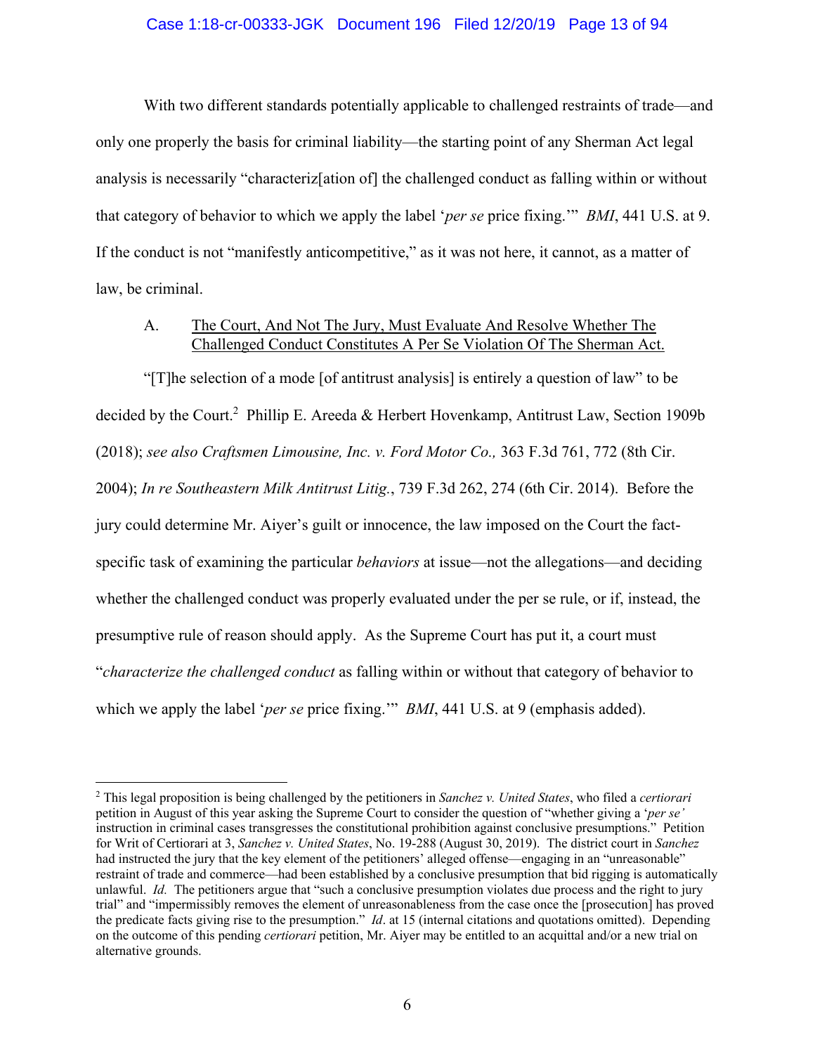With two different standards potentially applicable to challenged restraints of trade—and only one properly the basis for criminal liability—the starting point of any Sherman Act legal analysis is necessarily "characteriz[ation of] the challenged conduct as falling within or without that category of behavior to which we apply the label '*per se* price fixing.'" *BMI*, 441 U.S. at 9. If the conduct is not "manifestly anticompetitive," as it was not here, it cannot, as a matter of law, be criminal.

### A. <u>The Court, And Not The Jury, Must Evaluate And Resolve Whether The Challenged Conduct Constitutes A Per Se Violation Of The Sherman Act.</u>

"[T]he selection of a mode [of antitrust analysis] is entirely a question of law" to be decided by the Court.[2] Phillip E. Areeda & Herbert Hovenkamp, Antitrust Law, Section 1909b (2018); *see also Craftsmen Limousine, Inc. v. Ford Motor Co.,* 363 F.3d 761, 772 (8th Cir. 2004); *In re Southeastern Milk Antitrust Litig.*, 739 F.3d 262, 274 (6th Cir. 2014). Before the jury could determine Mr. Aiyer's guilt or innocence, the law imposed on the Court the fact-specific task of examining the particular *behaviors* at issue—not the allegations—and deciding whether the challenged conduct was properly evaluated under the per se rule, or if, instead, the presumptive rule of reason should apply. As the Supreme Court has put it, a court must "*characterize the challenged conduct* as falling within or without that category of behavior to which we apply the label '*per se* price fixing.'" *BMI*, 441 U.S. at 9 (emphasis added).

---

[2] This legal proposition is being challenged by the petitioners in *Sanchez v. United States*, who filed a *certiorari* petition in August of this year asking the Supreme Court to consider the question of "whether giving a '*per se'* instruction in criminal cases transgresses the constitutional prohibition against conclusive presumptions." Petition for Writ of Certiorari at 3, *Sanchez v. United States*, No. 19-288 (August 30, 2019). The district court in *Sanchez* had instructed the jury that the key element of the petitioners' alleged offense—engaging in an "unreasonable" restraint of trade and commerce—had been established by a conclusive presumption that bid rigging is automatically unlawful. *Id.* The petitioners argue that "such a conclusive presumption violates due process and the right to jury trial" and "impermissibly removes the element of unreasonableness from the case once the [prosecution] has proved the predicate facts giving rise to the presumption." *Id*. at 15 (internal citations and quotations omitted). Depending on the outcome of this pending *certiorari* petition, Mr. Aiyer may be entitled to an acquittal and/or a new trial on alternative grounds.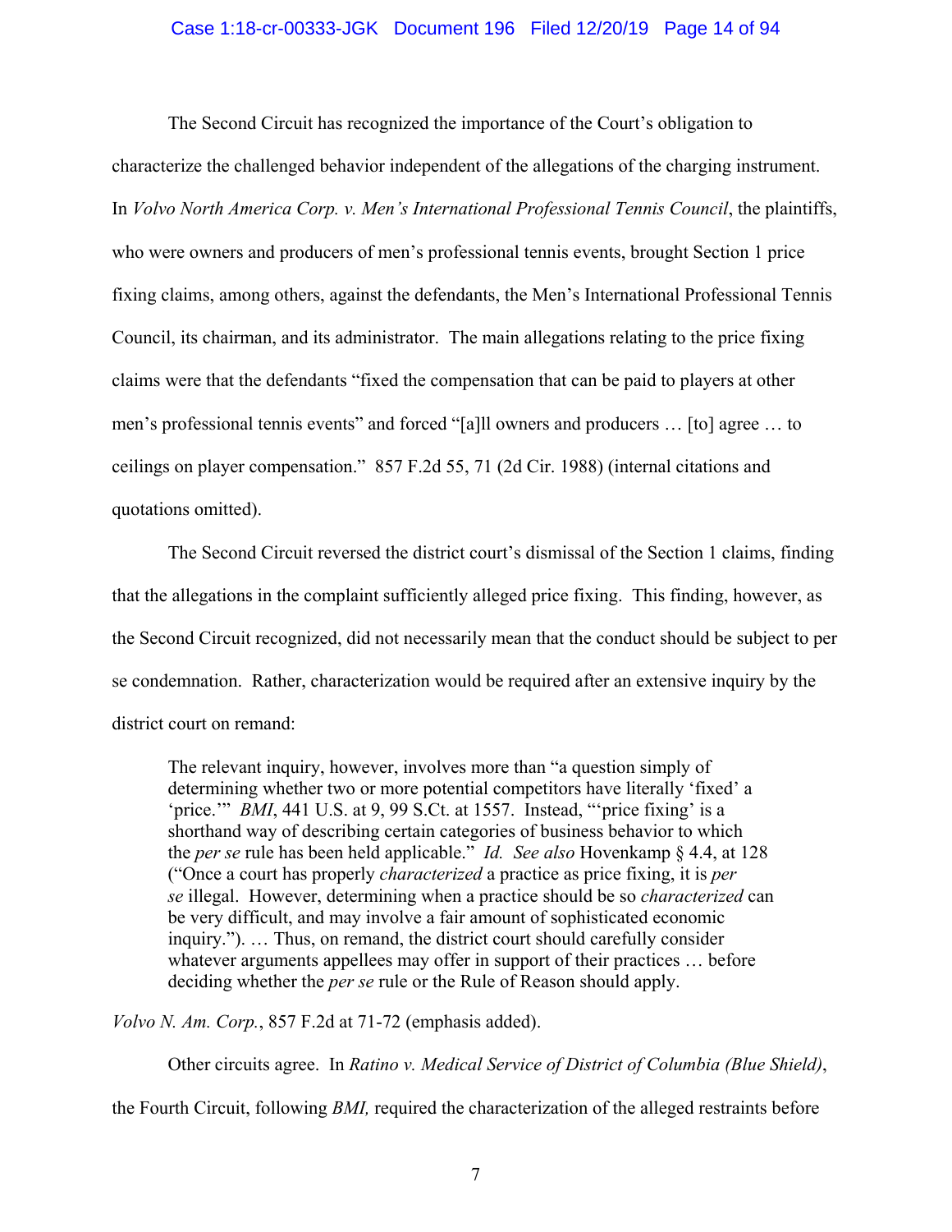The Second Circuit has recognized the importance of the Court's obligation to characterize the challenged behavior independent of the allegations of the charging instrument. In *Volvo North America Corp. v. Men's International Professional Tennis Council*, the plaintiffs, who were owners and producers of men's professional tennis events, brought Section 1 price fixing claims, among others, against the defendants, the Men's International Professional Tennis Council, its chairman, and its administrator. The main allegations relating to the price fixing claims were that the defendants "fixed the compensation that can be paid to players at other men's professional tennis events" and forced "[a]ll owners and producers … [to] agree … to ceilings on player compensation." 857 F.2d 55, 71 (2d Cir. 1988) (internal citations and quotations omitted).

The Second Circuit reversed the district court's dismissal of the Section 1 claims, finding that the allegations in the complaint sufficiently alleged price fixing. This finding, however, as the Second Circuit recognized, did not necessarily mean that the conduct should be subject to per se condemnation. Rather, characterization would be required after an extensive inquiry by the district court on remand:

> The relevant inquiry, however, involves more than "a question simply of determining whether two or more potential competitors have literally 'fixed' a 'price.'" *BMI*, 441 U.S. at 9, 99 S.Ct. at 1557. Instead, "'price fixing' is a shorthand way of describing certain categories of business behavior to which the *per se* rule has been held applicable." *Id. See also* Hovenkamp § 4.4, at 128 ("Once a court has properly *characterized* a practice as price fixing, it is *per se* illegal. However, determining when a practice should be so *characterized* can be very difficult, and may involve a fair amount of sophisticated economic inquiry."). … Thus, on remand, the district court should carefully consider whatever arguments appellees may offer in support of their practices … before deciding whether the *per se* rule or the Rule of Reason should apply.

*Volvo N. Am. Corp.*, 857 F.2d at 71-72 (emphasis added).

Other circuits agree. In *Ratino v. Medical Service of District of Columbia (Blue Shield)*, the Fourth Circuit, following *BMI,* required the characterization of the alleged restraints before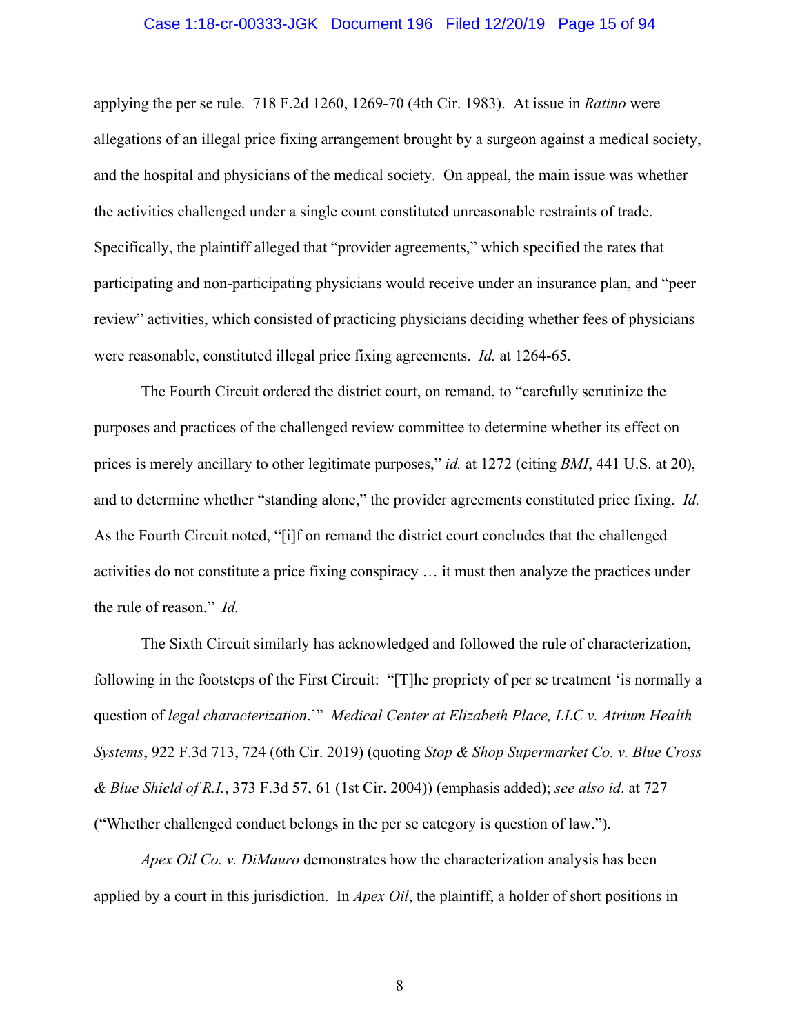applying the per se rule. 718 F.2d 1260, 1269-70 (4th Cir. 1983). At issue in *Ratino* were allegations of an illegal price fixing arrangement brought by a surgeon against a medical society, and the hospital and physicians of the medical society. On appeal, the main issue was whether the activities challenged under a single count constituted unreasonable restraints of trade. Specifically, the plaintiff alleged that "provider agreements," which specified the rates that participating and non-participating physicians would receive under an insurance plan, and "peer review" activities, which consisted of practicing physicians deciding whether fees of physicians were reasonable, constituted illegal price fixing agreements. *Id.* at 1264-65.

The Fourth Circuit ordered the district court, on remand, to "carefully scrutinize the purposes and practices of the challenged review committee to determine whether its effect on prices is merely ancillary to other legitimate purposes," *id.* at 1272 (citing *BMI*, 441 U.S. at 20), and to determine whether "standing alone," the provider agreements constituted price fixing. *Id.* As the Fourth Circuit noted, "[i]f on remand the district court concludes that the challenged activities do not constitute a price fixing conspiracy … it must then analyze the practices under the rule of reason." *Id.*

The Sixth Circuit similarly has acknowledged and followed the rule of characterization, following in the footsteps of the First Circuit: "[T]he propriety of per se treatment 'is normally a question of *legal characterization*.'" *Medical Center at Elizabeth Place, LLC v. Atrium Health Systems*, 922 F.3d 713, 724 (6th Cir. 2019) (quoting *Stop & Shop Supermarket Co. v. Blue Cross & Blue Shield of R.I.*, 373 F.3d 57, 61 (1st Cir. 2004)) (emphasis added); *see also id*. at 727 ("Whether challenged conduct belongs in the per se category is question of law.").

*Apex Oil Co. v. DiMauro* demonstrates how the characterization analysis has been applied by a court in this jurisdiction. In *Apex Oil*, the plaintiff, a holder of short positions in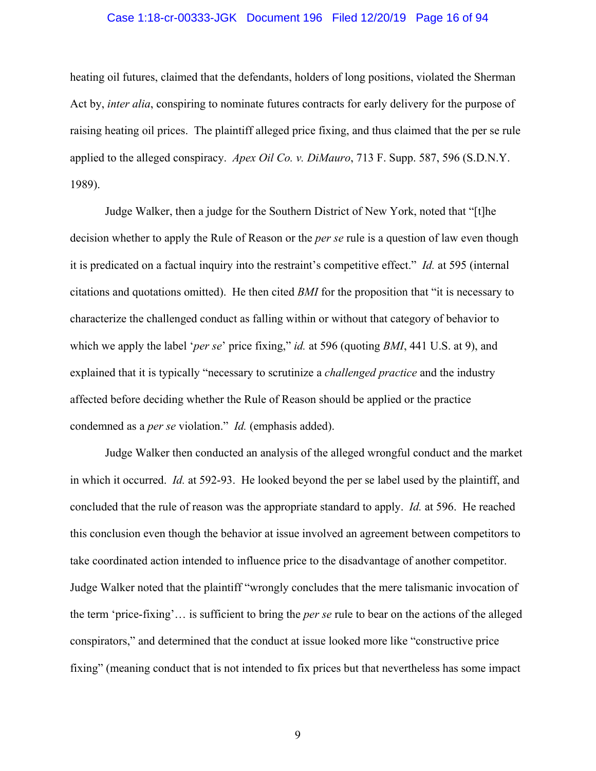heating oil futures, claimed that the defendants, holders of long positions, violated the Sherman Act by, *inter alia*, conspiring to nominate futures contracts for early delivery for the purpose of raising heating oil prices. The plaintiff alleged price fixing, and thus claimed that the per se rule applied to the alleged conspiracy. *Apex Oil Co. v. DiMauro*, 713 F. Supp. 587, 596 (S.D.N.Y. 1989).

Judge Walker, then a judge for the Southern District of New York, noted that "[t]he decision whether to apply the Rule of Reason or the *per se* rule is a question of law even though it is predicated on a factual inquiry into the restraint's competitive effect." *Id.* at 595 (internal citations and quotations omitted). He then cited *BMI* for the proposition that "it is necessary to characterize the challenged conduct as falling within or without that category of behavior to which we apply the label '*per se*' price fixing," *id.* at 596 (quoting *BMI*, 441 U.S. at 9), and explained that it is typically "necessary to scrutinize a *challenged practice* and the industry affected before deciding whether the Rule of Reason should be applied or the practice condemned as a *per se* violation." *Id.* (emphasis added).

Judge Walker then conducted an analysis of the alleged wrongful conduct and the market in which it occurred. *Id.* at 592-93. He looked beyond the per se label used by the plaintiff, and concluded that the rule of reason was the appropriate standard to apply. *Id.* at 596. He reached this conclusion even though the behavior at issue involved an agreement between competitors to take coordinated action intended to influence price to the disadvantage of another competitor. Judge Walker noted that the plaintiff "wrongly concludes that the mere talismanic invocation of the term 'price-fixing'… is sufficient to bring the *per se* rule to bear on the actions of the alleged conspirators," and determined that the conduct at issue looked more like "constructive price fixing" (meaning conduct that is not intended to fix prices but that nevertheless has some impact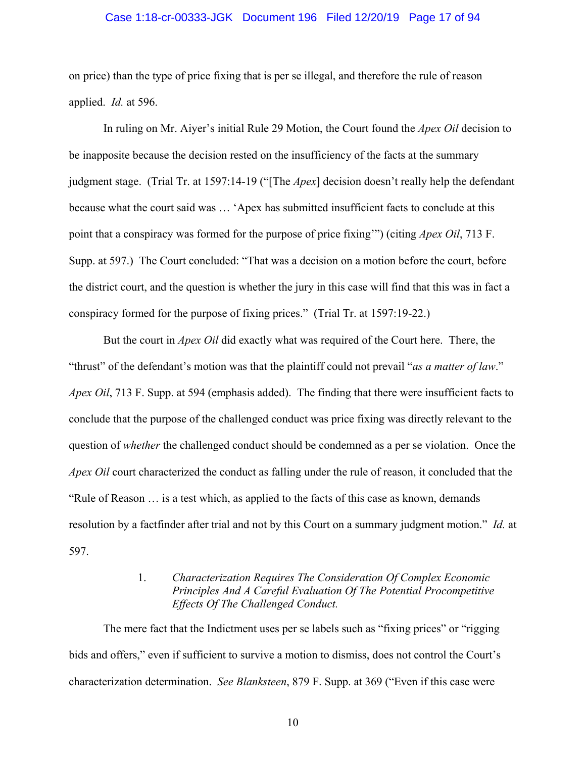on price) than the type of price fixing that is per se illegal, and therefore the rule of reason applied. *Id.* at 596.

In ruling on Mr. Aiyer's initial Rule 29 Motion, the Court found the *Apex Oil* decision to be inapposite because the decision rested on the insufficiency of the facts at the summary judgment stage. (Trial Tr. at 1597:14-19 ("[The *Apex*] decision doesn't really help the defendant because what the court said was … 'Apex has submitted insufficient facts to conclude at this point that a conspiracy was formed for the purpose of price fixing'") (citing *Apex Oil*, 713 F. Supp. at 597.) The Court concluded: "That was a decision on a motion before the court, before the district court, and the question is whether the jury in this case will find that this was in fact a conspiracy formed for the purpose of fixing prices." (Trial Tr. at 1597:19-22.)

But the court in *Apex Oil* did exactly what was required of the Court here. There, the "thrust" of the defendant's motion was that the plaintiff could not prevail "*as a matter of law*." *Apex Oil*, 713 F. Supp. at 594 (emphasis added). The finding that there were insufficient facts to conclude that the purpose of the challenged conduct was price fixing was directly relevant to the question of *whether* the challenged conduct should be condemned as a per se violation. Once the *Apex Oil* court characterized the conduct as falling under the rule of reason, it concluded that the "Rule of Reason … is a test which, as applied to the facts of this case as known, demands resolution by a factfinder after trial and not by this Court on a summary judgment motion." *Id.* at 597.

1. *Characterization Requires The Consideration Of Complex Economic Principles And A Careful Evaluation Of The Potential Procompetitive Effects Of The Challenged Conduct.*

The mere fact that the Indictment uses per se labels such as "fixing prices" or "rigging bids and offers," even if sufficient to survive a motion to dismiss, does not control the Court's characterization determination. *See Blanksteen*, 879 F. Supp. at 369 ("Even if this case were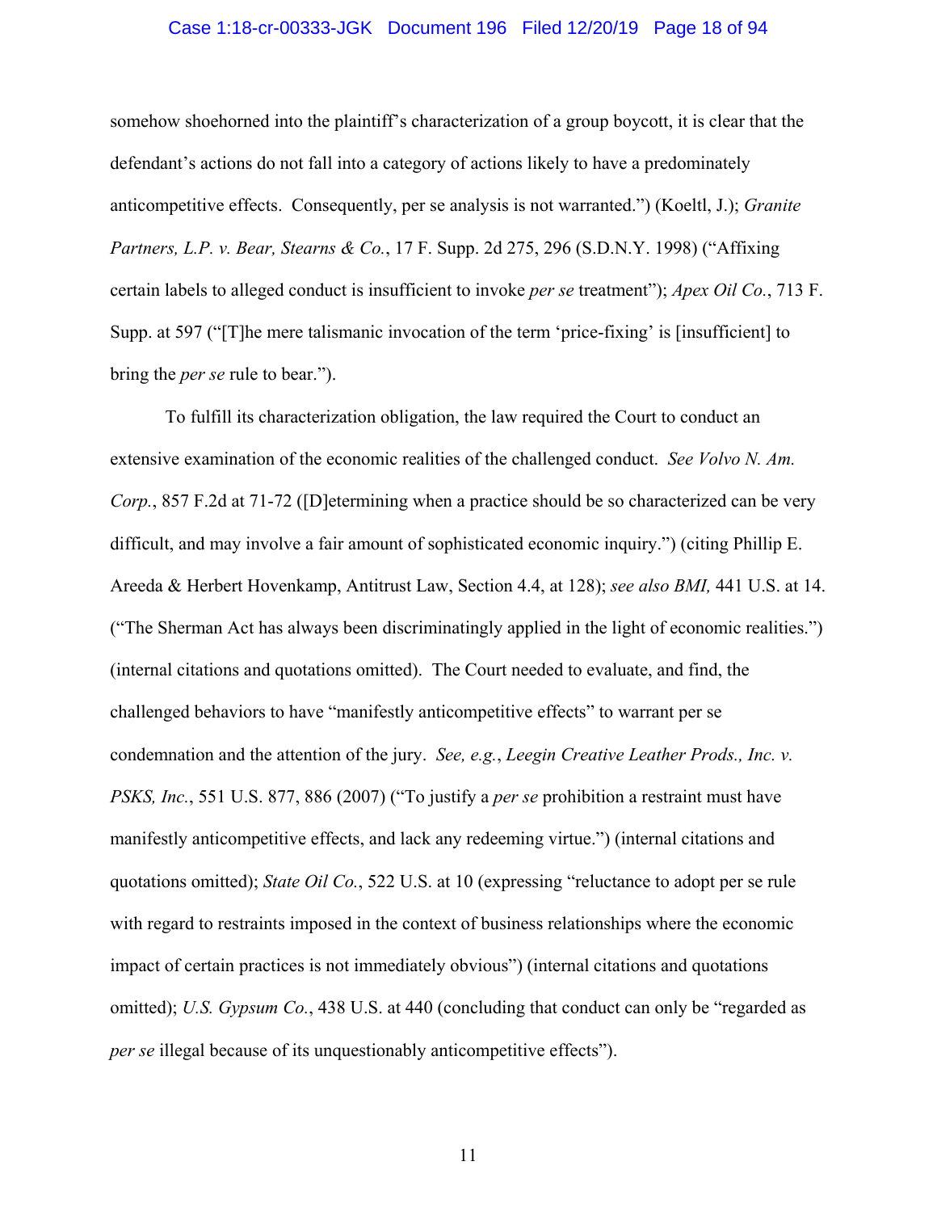somehow shoehorned into the plaintiff's characterization of a group boycott, it is clear that the defendant's actions do not fall into a category of actions likely to have a predominately anticompetitive effects. Consequently, per se analysis is not warranted.") (Koeltl, J.); *Granite Partners, L.P. v. Bear, Stearns & Co.*, 17 F. Supp. 2d 275, 296 (S.D.N.Y. 1998) ("Affixing certain labels to alleged conduct is insufficient to invoke *per se* treatment"); *Apex Oil Co.*, 713 F. Supp. at 597 ("[T]he mere talismanic invocation of the term 'price-fixing' is [insufficient] to bring the *per se* rule to bear.").

To fulfill its characterization obligation, the law required the Court to conduct an extensive examination of the economic realities of the challenged conduct. *See Volvo N. Am. Corp.*, 857 F.2d at 71-72 ([D]etermining when a practice should be so characterized can be very difficult, and may involve a fair amount of sophisticated economic inquiry.") (citing Phillip E. Areeda & Herbert Hovenkamp, Antitrust Law, Section 4.4, at 128); *see also BMI,* 441 U.S. at 14. ("The Sherman Act has always been discriminatingly applied in the light of economic realities.") (internal citations and quotations omitted). The Court needed to evaluate, and find, the challenged behaviors to have "manifestly anticompetitive effects" to warrant per se condemnation and the attention of the jury. *See, e.g.*, *Leegin Creative Leather Prods., Inc. v. PSKS, Inc.*, 551 U.S. 877, 886 (2007) ("To justify a *per se* prohibition a restraint must have manifestly anticompetitive effects, and lack any redeeming virtue.") (internal citations and quotations omitted); *State Oil Co.*, 522 U.S. at 10 (expressing "reluctance to adopt per se rule with regard to restraints imposed in the context of business relationships where the economic impact of certain practices is not immediately obvious") (internal citations and quotations omitted); *U.S. Gypsum Co.*, 438 U.S. at 440 (concluding that conduct can only be "regarded as *per se* illegal because of its unquestionably anticompetitive effects").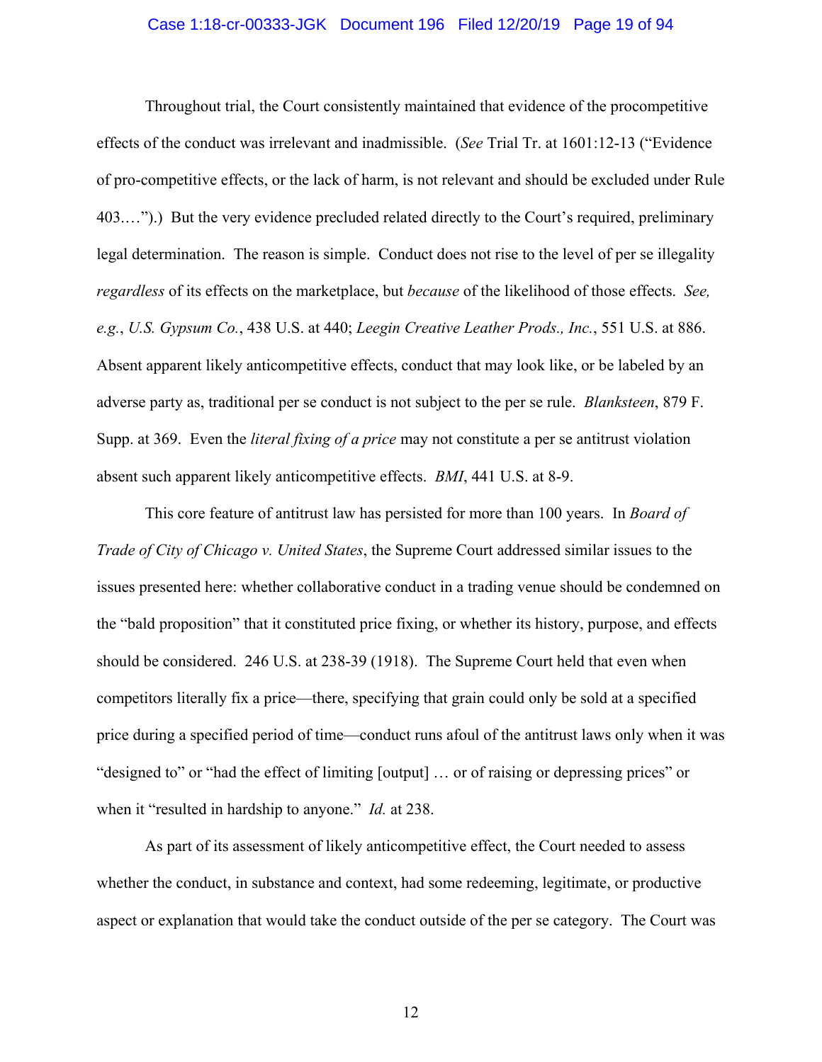Throughout trial, the Court consistently maintained that evidence of the procompetitive effects of the conduct was irrelevant and inadmissible. (*See* Trial Tr. at 1601:12-13 ("Evidence of pro-competitive effects, or the lack of harm, is not relevant and should be excluded under Rule 403.…").) But the very evidence precluded related directly to the Court's required, preliminary legal determination. The reason is simple. Conduct does not rise to the level of per se illegality *regardless* of its effects on the marketplace, but *because* of the likelihood of those effects. *See, e.g.*, *U.S. Gypsum Co.*, 438 U.S. at 440; *Leegin Creative Leather Prods., Inc.*, 551 U.S. at 886. Absent apparent likely anticompetitive effects, conduct that may look like, or be labeled by an adverse party as, traditional per se conduct is not subject to the per se rule. *Blanksteen*, 879 F. Supp. at 369. Even the *literal fixing of a price* may not constitute a per se antitrust violation absent such apparent likely anticompetitive effects. *BMI*, 441 U.S. at 8-9.

This core feature of antitrust law has persisted for more than 100 years. In *Board of Trade of City of Chicago v. United States*, the Supreme Court addressed similar issues to the issues presented here: whether collaborative conduct in a trading venue should be condemned on the "bald proposition" that it constituted price fixing, or whether its history, purpose, and effects should be considered. 246 U.S. at 238-39 (1918). The Supreme Court held that even when competitors literally fix a price—there, specifying that grain could only be sold at a specified price during a specified period of time—conduct runs afoul of the antitrust laws only when it was "designed to" or "had the effect of limiting [output] … or of raising or depressing prices" or when it "resulted in hardship to anyone." *Id.* at 238.

As part of its assessment of likely anticompetitive effect, the Court needed to assess whether the conduct, in substance and context, had some redeeming, legitimate, or productive aspect or explanation that would take the conduct outside of the per se category. The Court was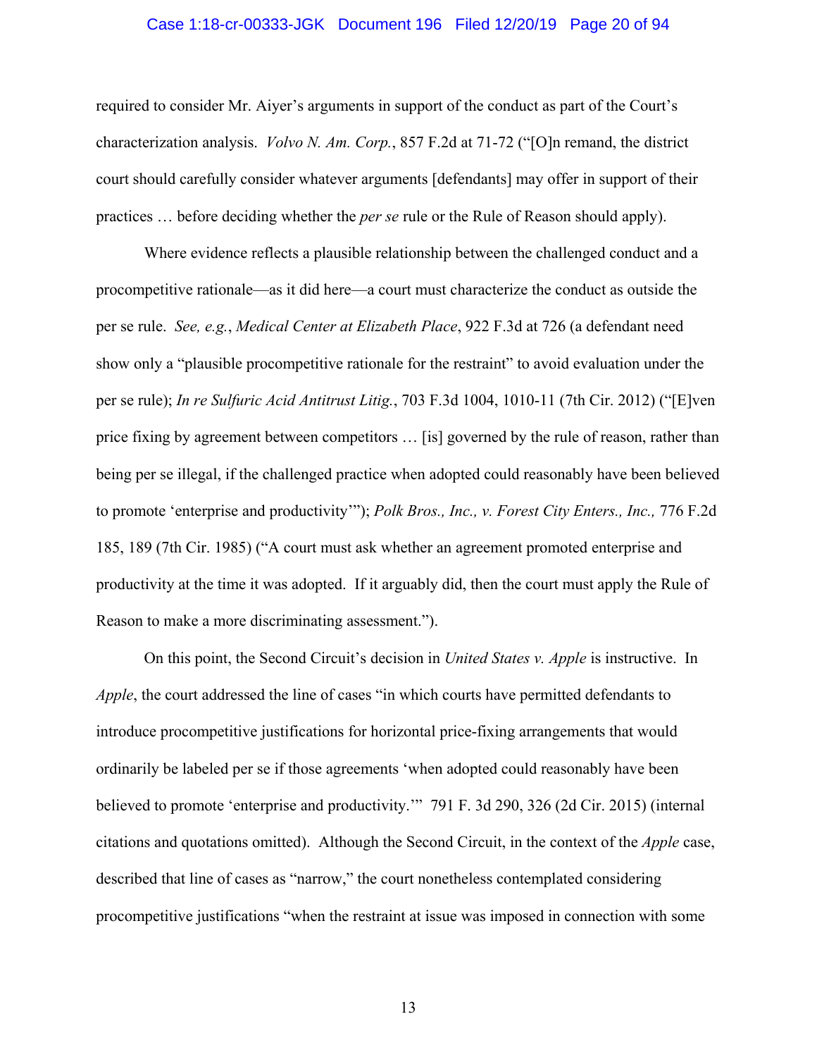required to consider Mr. Aiyer's arguments in support of the conduct as part of the Court's characterization analysis. *Volvo N. Am. Corp.*, 857 F.2d at 71-72 ("[O]n remand, the district court should carefully consider whatever arguments [defendants] may offer in support of their practices … before deciding whether the *per se* rule or the Rule of Reason should apply).

Where evidence reflects a plausible relationship between the challenged conduct and a procompetitive rationale—as it did here—a court must characterize the conduct as outside the per se rule. *See, e.g.*, *Medical Center at Elizabeth Place*, 922 F.3d at 726 (a defendant need show only a "plausible procompetitive rationale for the restraint" to avoid evaluation under the per se rule); *In re Sulfuric Acid Antitrust Litig.*, 703 F.3d 1004, 1010-11 (7th Cir. 2012) ("[E]ven price fixing by agreement between competitors … [is] governed by the rule of reason, rather than being per se illegal, if the challenged practice when adopted could reasonably have been believed to promote 'enterprise and productivity'"); *Polk Bros., Inc., v. Forest City Enters., Inc.,* 776 F.2d 185, 189 (7th Cir. 1985) ("A court must ask whether an agreement promoted enterprise and productivity at the time it was adopted. If it arguably did, then the court must apply the Rule of Reason to make a more discriminating assessment.").

On this point, the Second Circuit's decision in *United States v. Apple* is instructive. In *Apple*, the court addressed the line of cases "in which courts have permitted defendants to introduce procompetitive justifications for horizontal price-fixing arrangements that would ordinarily be labeled per se if those agreements 'when adopted could reasonably have been believed to promote 'enterprise and productivity.'" 791 F. 3d 290, 326 (2d Cir. 2015) (internal citations and quotations omitted). Although the Second Circuit, in the context of the *Apple* case, described that line of cases as "narrow," the court nonetheless contemplated considering procompetitive justifications "when the restraint at issue was imposed in connection with some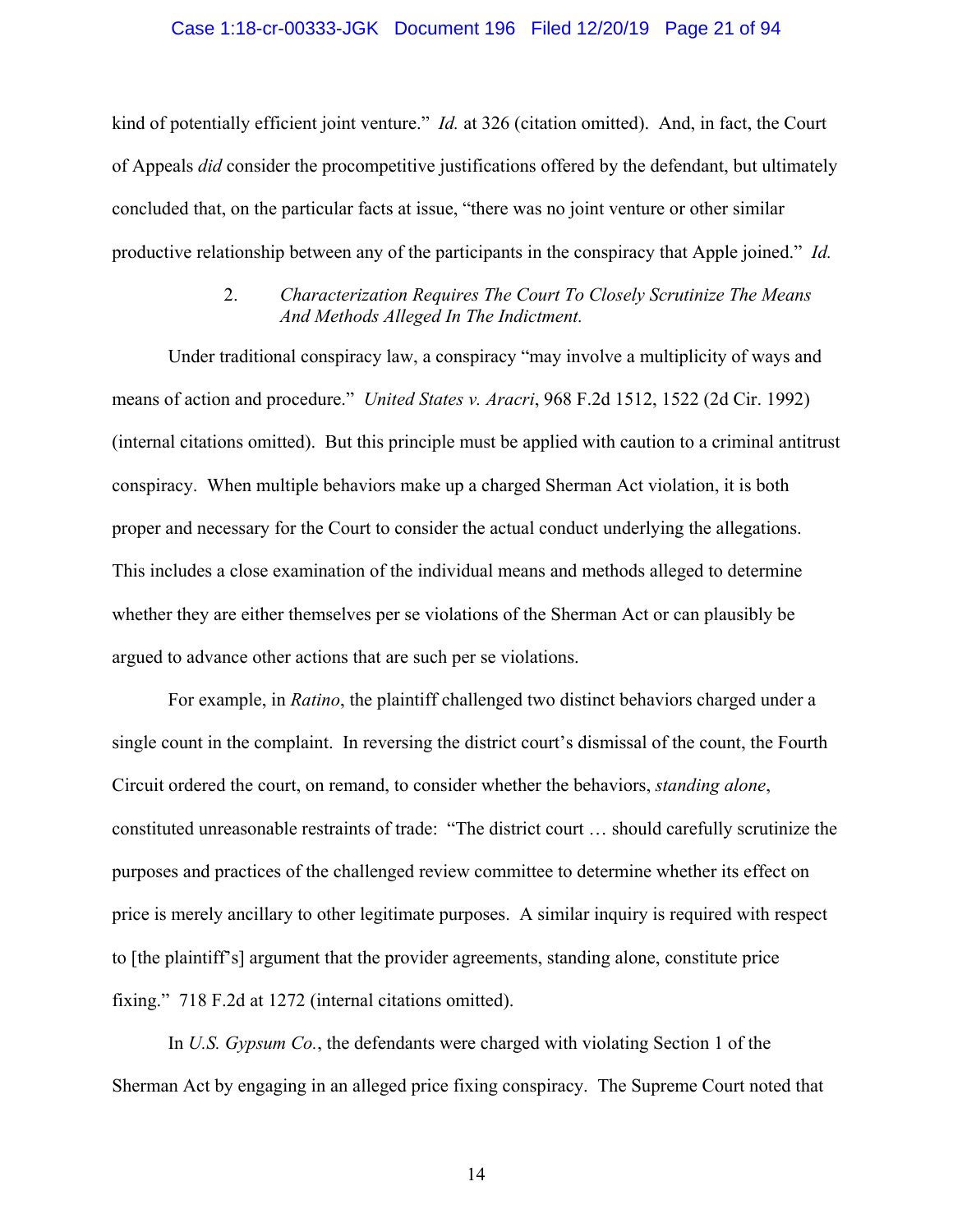kind of potentially efficient joint venture." *Id.* at 326 (citation omitted). And, in fact, the Court of Appeals *did* consider the procompetitive justifications offered by the defendant, but ultimately concluded that, on the particular facts at issue, "there was no joint venture or other similar productive relationship between any of the participants in the conspiracy that Apple joined." *Id.*

### 2. *Characterization Requires The Court To Closely Scrutinize The Means And Methods Alleged In The Indictment.*

Under traditional conspiracy law, a conspiracy "may involve a multiplicity of ways and means of action and procedure." *United States v. Aracri*, 968 F.2d 1512, 1522 (2d Cir. 1992) (internal citations omitted). But this principle must be applied with caution to a criminal antitrust conspiracy. When multiple behaviors make up a charged Sherman Act violation, it is both proper and necessary for the Court to consider the actual conduct underlying the allegations. This includes a close examination of the individual means and methods alleged to determine whether they are either themselves per se violations of the Sherman Act or can plausibly be argued to advance other actions that are such per se violations.

For example, in *Ratino*, the plaintiff challenged two distinct behaviors charged under a single count in the complaint. In reversing the district court's dismissal of the count, the Fourth Circuit ordered the court, on remand, to consider whether the behaviors, *standing alone*, constituted unreasonable restraints of trade: "The district court … should carefully scrutinize the purposes and practices of the challenged review committee to determine whether its effect on price is merely ancillary to other legitimate purposes. A similar inquiry is required with respect to [the plaintiff's] argument that the provider agreements, standing alone, constitute price fixing." 718 F.2d at 1272 (internal citations omitted).

In *U.S. Gypsum Co.*, the defendants were charged with violating Section 1 of the Sherman Act by engaging in an alleged price fixing conspiracy. The Supreme Court noted that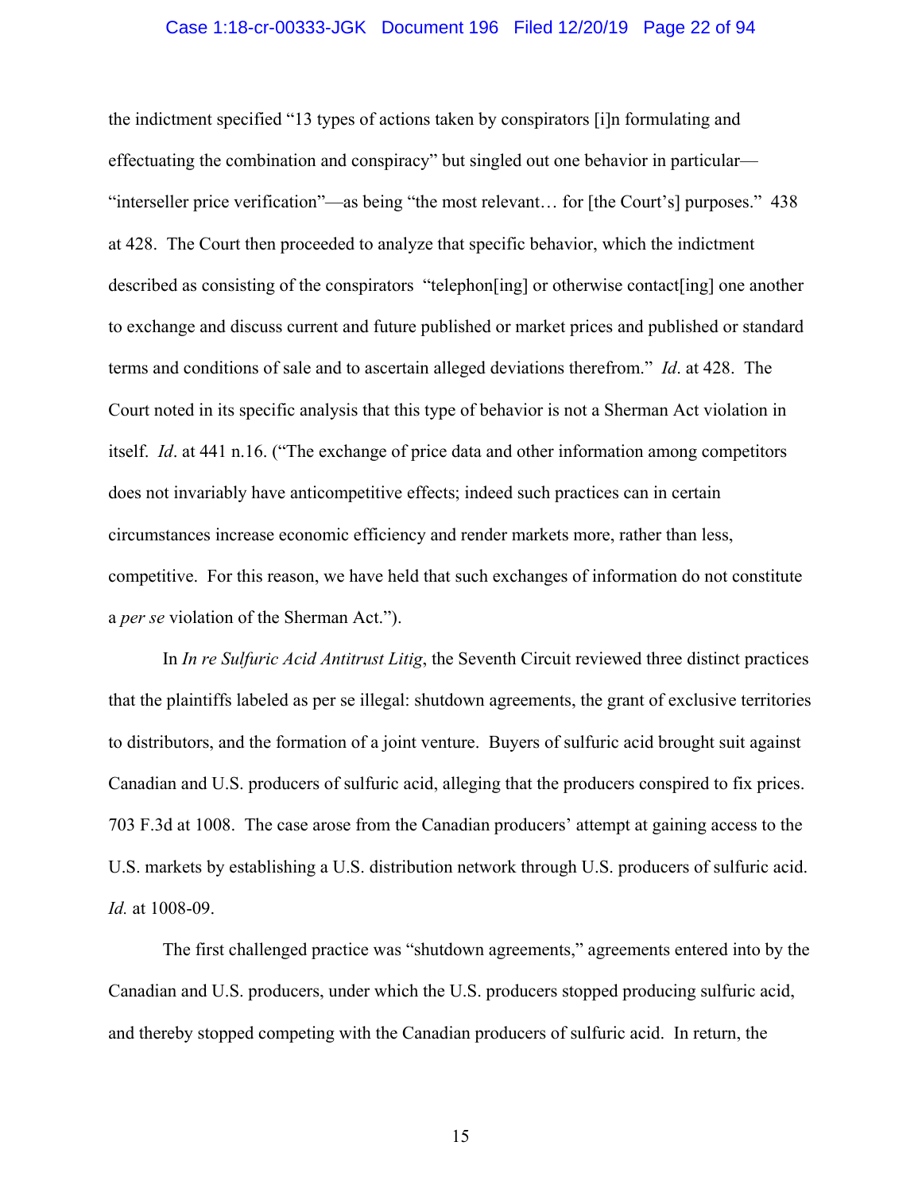the indictment specified "13 types of actions taken by conspirators [i]n formulating and effectuating the combination and conspiracy" but singled out one behavior in particular—"interseller price verification"—as being "the most relevant… for [the Court's] purposes." 438 at 428. The Court then proceeded to analyze that specific behavior, which the indictment described as consisting of the conspirators "telephon[ing] or otherwise contact[ing] one another to exchange and discuss current and future published or market prices and published or standard terms and conditions of sale and to ascertain alleged deviations therefrom." *Id*. at 428. The Court noted in its specific analysis that this type of behavior is not a Sherman Act violation in itself. *Id*. at 441 n.16. ("The exchange of price data and other information among competitors does not invariably have anticompetitive effects; indeed such practices can in certain circumstances increase economic efficiency and render markets more, rather than less, competitive. For this reason, we have held that such exchanges of information do not constitute a *per se* violation of the Sherman Act.").

In *In re Sulfuric Acid Antitrust Litig*, the Seventh Circuit reviewed three distinct practices that the plaintiffs labeled as per se illegal: shutdown agreements, the grant of exclusive territories to distributors, and the formation of a joint venture. Buyers of sulfuric acid brought suit against Canadian and U.S. producers of sulfuric acid, alleging that the producers conspired to fix prices. 703 F.3d at 1008. The case arose from the Canadian producers' attempt at gaining access to the U.S. markets by establishing a U.S. distribution network through U.S. producers of sulfuric acid. *Id.* at 1008-09.

The first challenged practice was "shutdown agreements," agreements entered into by the Canadian and U.S. producers, under which the U.S. producers stopped producing sulfuric acid, and thereby stopped competing with the Canadian producers of sulfuric acid. In return, the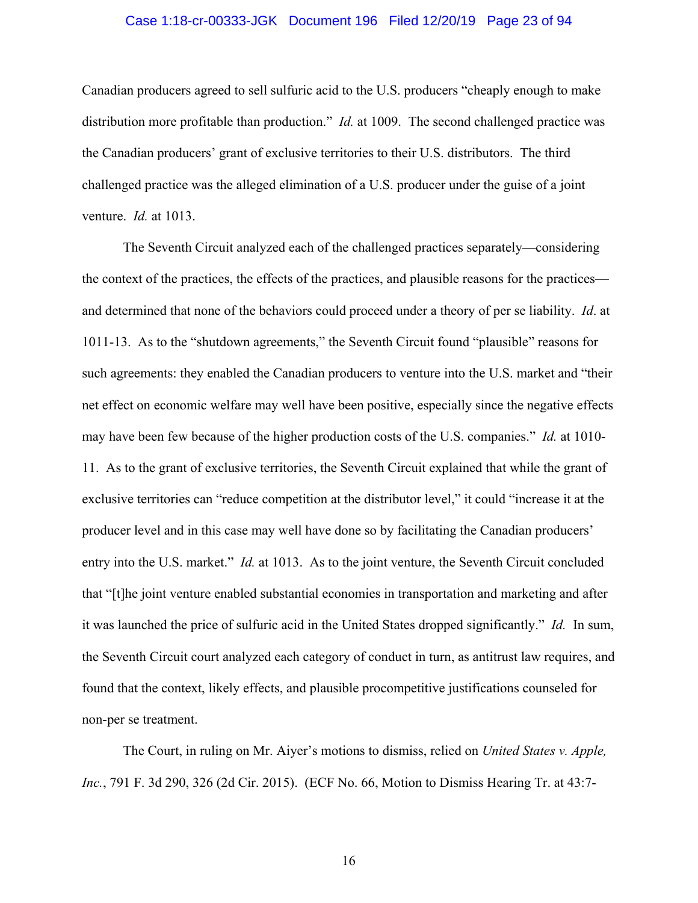Canadian producers agreed to sell sulfuric acid to the U.S. producers "cheaply enough to make distribution more profitable than production." *Id.* at 1009. The second challenged practice was the Canadian producers' grant of exclusive territories to their U.S. distributors. The third challenged practice was the alleged elimination of a U.S. producer under the guise of a joint venture. *Id.* at 1013.

The Seventh Circuit analyzed each of the challenged practices separately—considering the context of the practices, the effects of the practices, and plausible reasons for the practices—and determined that none of the behaviors could proceed under a theory of per se liability. *Id*. at 1011-13. As to the "shutdown agreements," the Seventh Circuit found "plausible" reasons for such agreements: they enabled the Canadian producers to venture into the U.S. market and "their net effect on economic welfare may well have been positive, especially since the negative effects may have been few because of the higher production costs of the U.S. companies." *Id.* at 1010-11. As to the grant of exclusive territories, the Seventh Circuit explained that while the grant of exclusive territories can "reduce competition at the distributor level," it could "increase it at the producer level and in this case may well have done so by facilitating the Canadian producers' entry into the U.S. market." *Id.* at 1013. As to the joint venture, the Seventh Circuit concluded that "[t]he joint venture enabled substantial economies in transportation and marketing and after it was launched the price of sulfuric acid in the United States dropped significantly." *Id.* In sum, the Seventh Circuit court analyzed each category of conduct in turn, as antitrust law requires, and found that the context, likely effects, and plausible procompetitive justifications counseled for non-per se treatment.

The Court, in ruling on Mr. Aiyer's motions to dismiss, relied on *United States v. Apple, Inc.*, 791 F. 3d 290, 326 (2d Cir. 2015). (ECF No. 66, Motion to Dismiss Hearing Tr. at 43:7-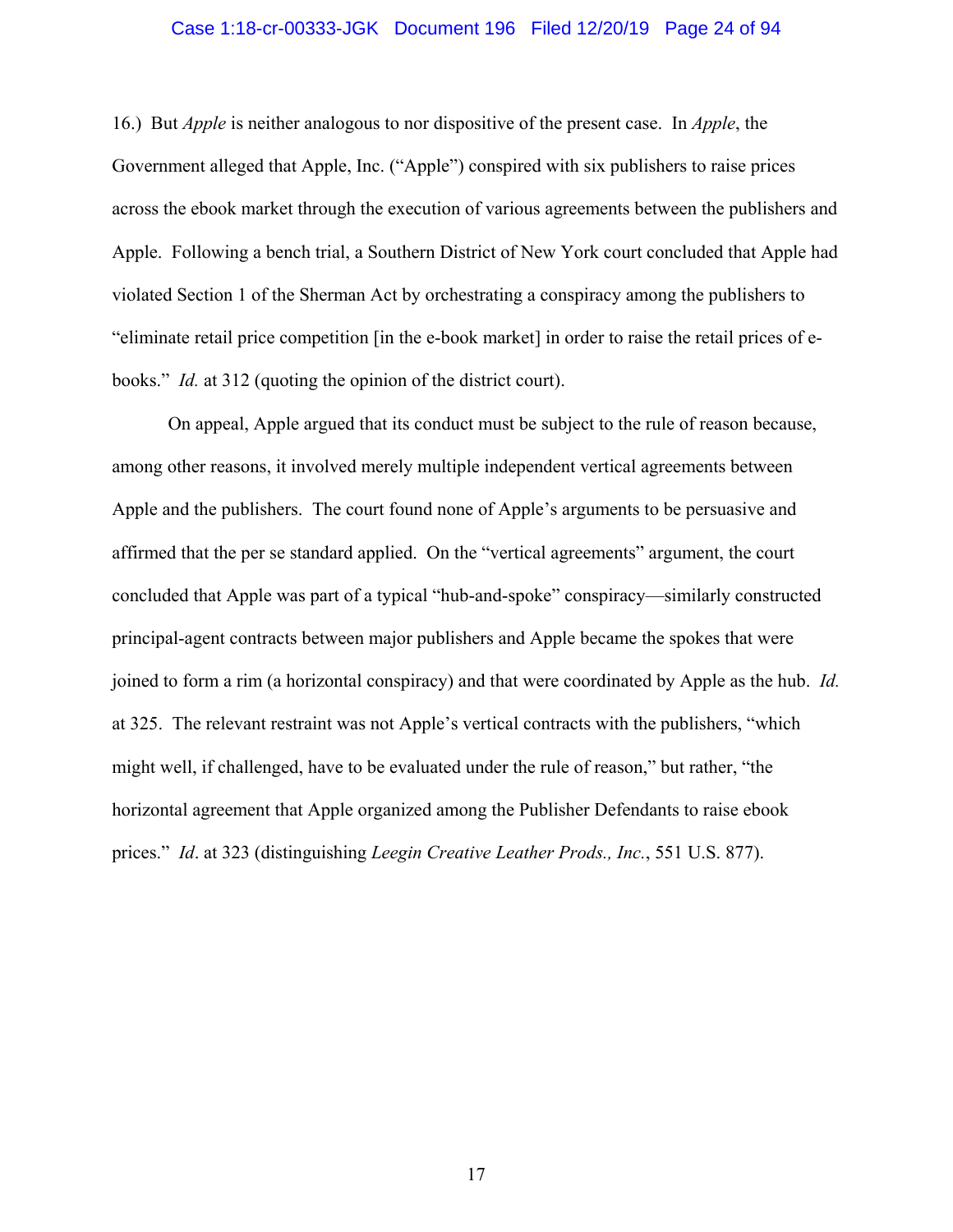16.) But *Apple* is neither analogous to nor dispositive of the present case. In *Apple*, the Government alleged that Apple, Inc. ("Apple") conspired with six publishers to raise prices across the ebook market through the execution of various agreements between the publishers and Apple. Following a bench trial, a Southern District of New York court concluded that Apple had violated Section 1 of the Sherman Act by orchestrating a conspiracy among the publishers to "eliminate retail price competition [in the e-book market] in order to raise the retail prices of e-books." *Id.* at 312 (quoting the opinion of the district court).

On appeal, Apple argued that its conduct must be subject to the rule of reason because, among other reasons, it involved merely multiple independent vertical agreements between Apple and the publishers. The court found none of Apple's arguments to be persuasive and affirmed that the per se standard applied. On the "vertical agreements" argument, the court concluded that Apple was part of a typical "hub-and-spoke" conspiracy—similarly constructed principal-agent contracts between major publishers and Apple became the spokes that were joined to form a rim (a horizontal conspiracy) and that were coordinated by Apple as the hub. *Id.* at 325. The relevant restraint was not Apple's vertical contracts with the publishers, "which might well, if challenged, have to be evaluated under the rule of reason," but rather, "the horizontal agreement that Apple organized among the Publisher Defendants to raise ebook prices." *Id*. at 323 (distinguishing *Leegin Creative Leather Prods., Inc.*, 551 U.S. 877).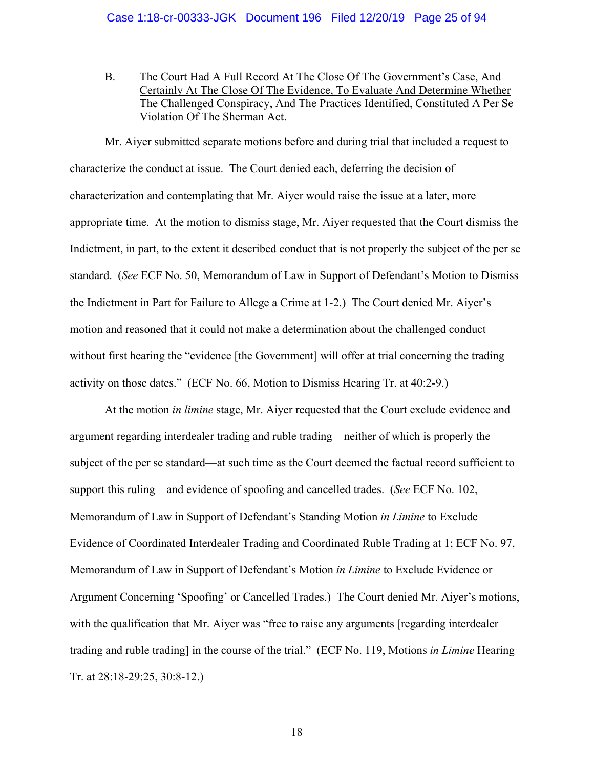B. <u>The Court Had A Full Record At The Close Of The Government's Case, And Certainly At The Close Of The Evidence, To Evaluate And Determine Whether The Challenged Conspiracy, And The Practices Identified, Constituted A Per Se Violation Of The Sherman Act.</u>

Mr. Aiyer submitted separate motions before and during trial that included a request to characterize the conduct at issue. The Court denied each, deferring the decision of characterization and contemplating that Mr. Aiyer would raise the issue at a later, more appropriate time. At the motion to dismiss stage, Mr. Aiyer requested that the Court dismiss the Indictment, in part, to the extent it described conduct that is not properly the subject of the per se standard. (*See* ECF No. 50, Memorandum of Law in Support of Defendant's Motion to Dismiss the Indictment in Part for Failure to Allege a Crime at 1-2.) The Court denied Mr. Aiyer's motion and reasoned that it could not make a determination about the challenged conduct without first hearing the "evidence [the Government] will offer at trial concerning the trading activity on those dates." (ECF No. 66, Motion to Dismiss Hearing Tr. at 40:2-9.)

At the motion *in limine* stage, Mr. Aiyer requested that the Court exclude evidence and argument regarding interdealer trading and ruble trading—neither of which is properly the subject of the per se standard—at such time as the Court deemed the factual record sufficient to support this ruling—and evidence of spoofing and cancelled trades. (*See* ECF No. 102, Memorandum of Law in Support of Defendant's Standing Motion *in Limine* to Exclude Evidence of Coordinated Interdealer Trading and Coordinated Ruble Trading at 1; ECF No. 97, Memorandum of Law in Support of Defendant's Motion *in Limine* to Exclude Evidence or Argument Concerning 'Spoofing' or Cancelled Trades.) The Court denied Mr. Aiyer's motions, with the qualification that Mr. Aiyer was "free to raise any arguments [regarding interdealer trading and ruble trading] in the course of the trial." (ECF No. 119, Motions *in Limine* Hearing Tr. at 28:18-29:25, 30:8-12.)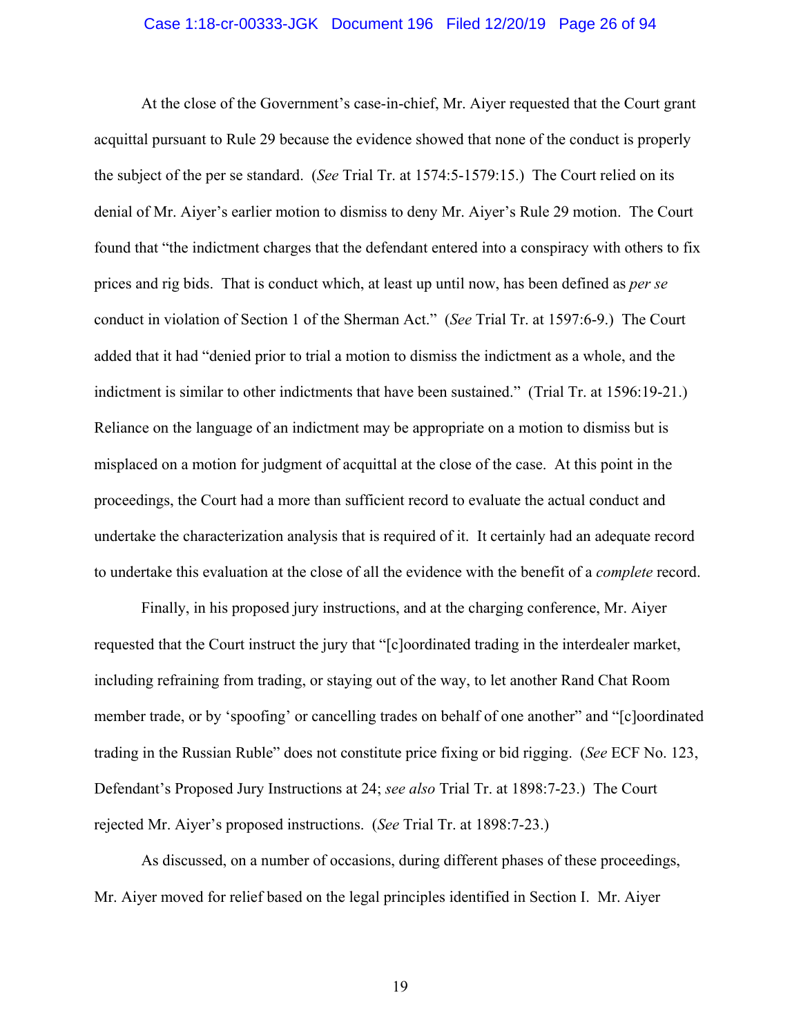At the close of the Government's case-in-chief, Mr. Aiyer requested that the Court grant acquittal pursuant to Rule 29 because the evidence showed that none of the conduct is properly the subject of the per se standard. (*See* Trial Tr. at 1574:5-1579:15.) The Court relied on its denial of Mr. Aiyer's earlier motion to dismiss to deny Mr. Aiyer's Rule 29 motion. The Court found that "the indictment charges that the defendant entered into a conspiracy with others to fix prices and rig bids. That is conduct which, at least up until now, has been defined as *per se* conduct in violation of Section 1 of the Sherman Act." (*See* Trial Tr. at 1597:6-9.) The Court added that it had "denied prior to trial a motion to dismiss the indictment as a whole, and the indictment is similar to other indictments that have been sustained." (Trial Tr. at 1596:19-21.) Reliance on the language of an indictment may be appropriate on a motion to dismiss but is misplaced on a motion for judgment of acquittal at the close of the case. At this point in the proceedings, the Court had a more than sufficient record to evaluate the actual conduct and undertake the characterization analysis that is required of it. It certainly had an adequate record to undertake this evaluation at the close of all the evidence with the benefit of a *complete* record.

Finally, in his proposed jury instructions, and at the charging conference, Mr. Aiyer requested that the Court instruct the jury that "[c]oordinated trading in the interdealer market, including refraining from trading, or staying out of the way, to let another Rand Chat Room member trade, or by 'spoofing' or cancelling trades on behalf of one another" and "[c]oordinated trading in the Russian Ruble" does not constitute price fixing or bid rigging. (*See* ECF No. 123, Defendant's Proposed Jury Instructions at 24; *see also* Trial Tr. at 1898:7-23.) The Court rejected Mr. Aiyer's proposed instructions. (*See* Trial Tr. at 1898:7-23.)

As discussed, on a number of occasions, during different phases of these proceedings, Mr. Aiyer moved for relief based on the legal principles identified in Section I. Mr. Aiyer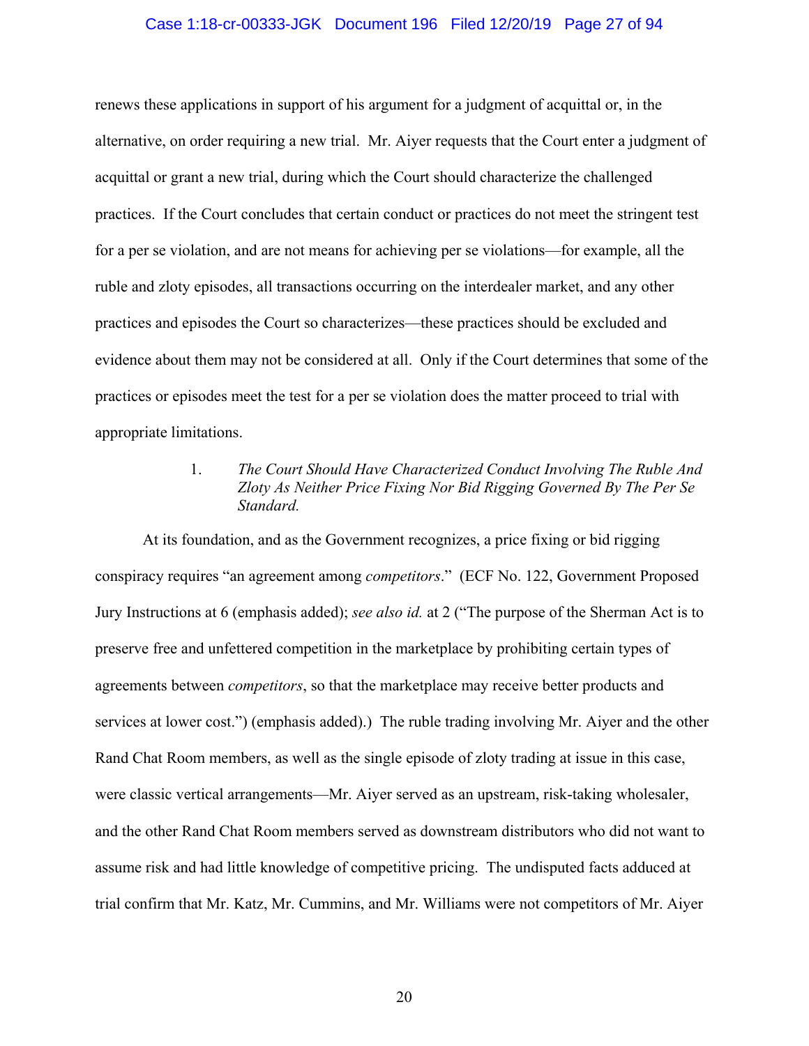renews these applications in support of his argument for a judgment of acquittal or, in the alternative, on order requiring a new trial. Mr. Aiyer requests that the Court enter a judgment of acquittal or grant a new trial, during which the Court should characterize the challenged practices. If the Court concludes that certain conduct or practices do not meet the stringent test for a per se violation, and are not means for achieving per se violations—for example, all the ruble and zloty episodes, all transactions occurring on the interdealer market, and any other practices and episodes the Court so characterizes—these practices should be excluded and evidence about them may not be considered at all. Only if the Court determines that some of the practices or episodes meet the test for a per se violation does the matter proceed to trial with appropriate limitations.

1. *The Court Should Have Characterized Conduct Involving The Ruble And Zloty As Neither Price Fixing Nor Bid Rigging Governed By The Per Se Standard.*

At its foundation, and as the Government recognizes, a price fixing or bid rigging conspiracy requires "an agreement among *competitors*." (ECF No. 122, Government Proposed Jury Instructions at 6 (emphasis added); *see also id.* at 2 ("The purpose of the Sherman Act is to preserve free and unfettered competition in the marketplace by prohibiting certain types of agreements between *competitors*, so that the marketplace may receive better products and services at lower cost.") (emphasis added).) The ruble trading involving Mr. Aiyer and the other Rand Chat Room members, as well as the single episode of zloty trading at issue in this case, were classic vertical arrangements—Mr. Aiyer served as an upstream, risk-taking wholesaler, and the other Rand Chat Room members served as downstream distributors who did not want to assume risk and had little knowledge of competitive pricing. The undisputed facts adduced at trial confirm that Mr. Katz, Mr. Cummins, and Mr. Williams were not competitors of Mr. Aiyer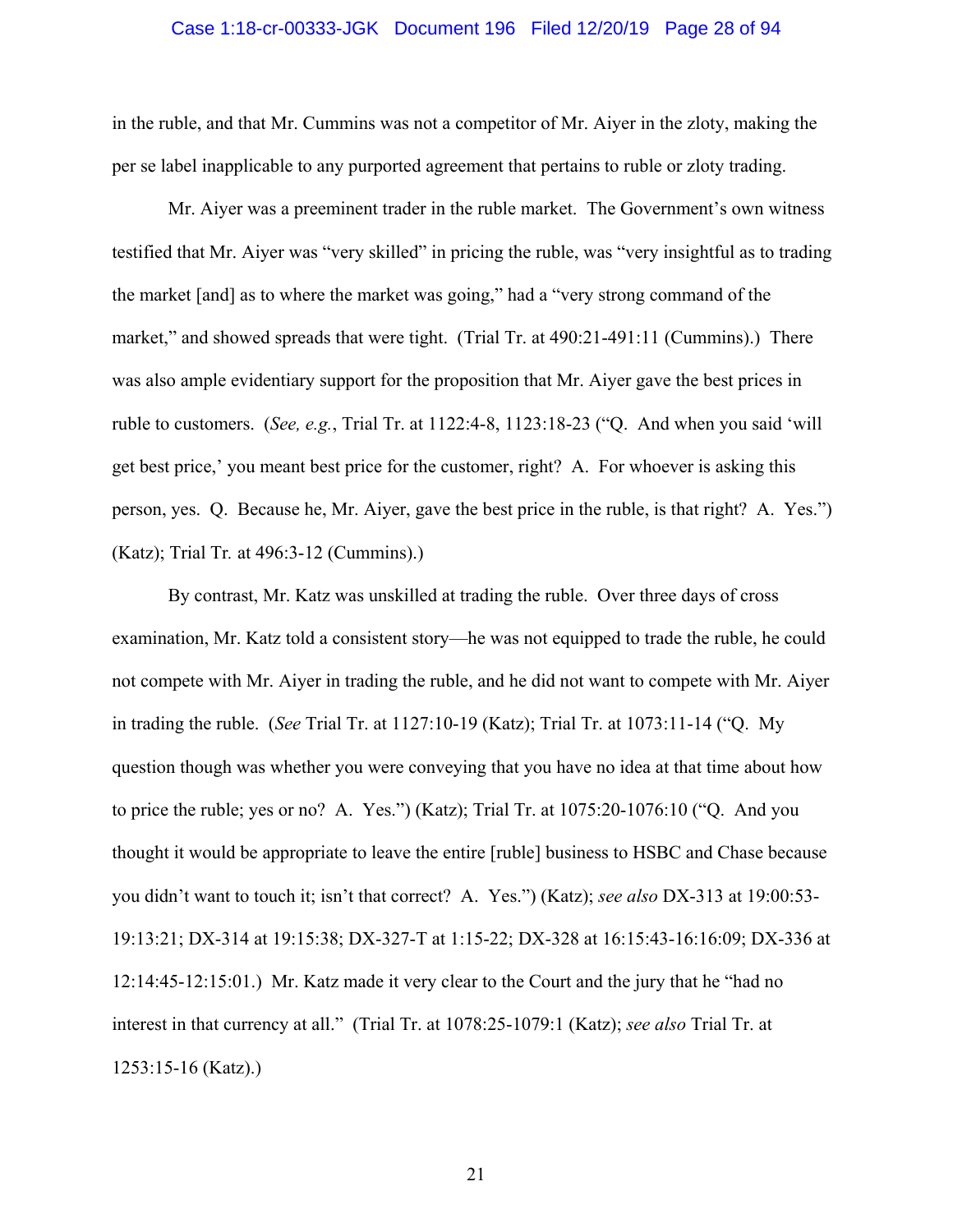in the ruble, and that Mr. Cummins was not a competitor of Mr. Aiyer in the zloty, making the per se label inapplicable to any purported agreement that pertains to ruble or zloty trading.

Mr. Aiyer was a preeminent trader in the ruble market. The Government's own witness testified that Mr. Aiyer was "very skilled" in pricing the ruble, was "very insightful as to trading the market [and] as to where the market was going," had a "very strong command of the market," and showed spreads that were tight. (Trial Tr. at 490:21-491:11 (Cummins).) There was also ample evidentiary support for the proposition that Mr. Aiyer gave the best prices in ruble to customers. (*See, e.g.*, Trial Tr. at 1122:4-8, 1123:18-23 ("Q. And when you said 'will get best price,' you meant best price for the customer, right? A. For whoever is asking this person, yes. Q. Because he, Mr. Aiyer, gave the best price in the ruble, is that right? A. Yes.") (Katz); Trial Tr. at 496:3-12 (Cummins).)

By contrast, Mr. Katz was unskilled at trading the ruble. Over three days of cross examination, Mr. Katz told a consistent story—he was not equipped to trade the ruble, he could not compete with Mr. Aiyer in trading the ruble, and he did not want to compete with Mr. Aiyer in trading the ruble. (*See* Trial Tr. at 1127:10-19 (Katz); Trial Tr. at 1073:11-14 ("Q. My question though was whether you were conveying that you have no idea at that time about how to price the ruble; yes or no? A. Yes.") (Katz); Trial Tr. at 1075:20-1076:10 ("Q. And you thought it would be appropriate to leave the entire [ruble] business to HSBC and Chase because you didn't want to touch it; isn't that correct? A. Yes.") (Katz); *see also* DX-313 at 19:00:53-19:13:21; DX-314 at 19:15:38; DX-327-T at 1:15-22; DX-328 at 16:15:43-16:16:09; DX-336 at 12:14:45-12:15:01.) Mr. Katz made it very clear to the Court and the jury that he "had no interest in that currency at all." (Trial Tr. at 1078:25-1079:1 (Katz); *see also* Trial Tr. at 1253:15-16 (Katz).)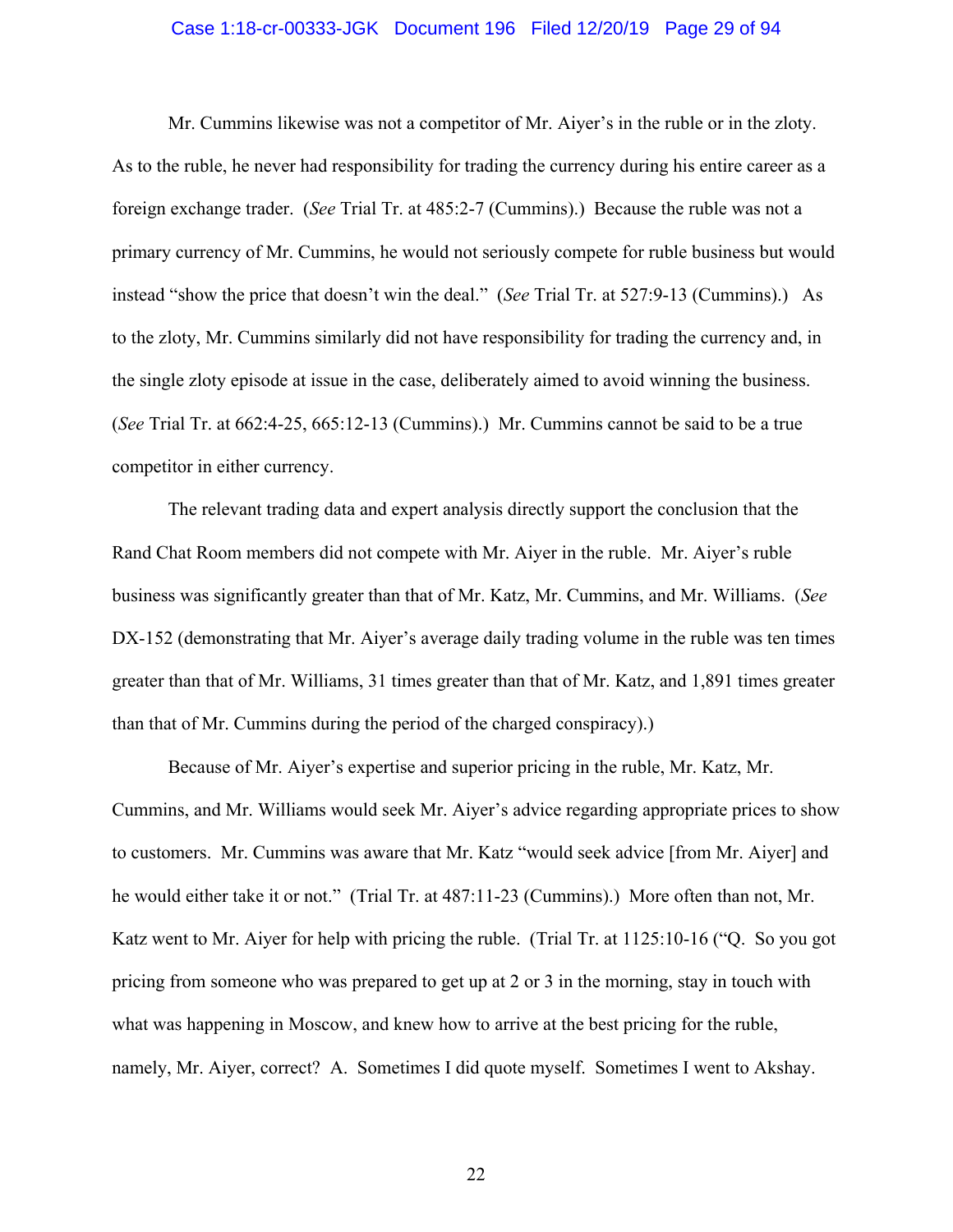Mr. Cummins likewise was not a competitor of Mr. Aiyer's in the ruble or in the zloty. As to the ruble, he never had responsibility for trading the currency during his entire career as a foreign exchange trader. (*See* Trial Tr. at 485:2-7 (Cummins).) Because the ruble was not a primary currency of Mr. Cummins, he would not seriously compete for ruble business but would instead "show the price that doesn't win the deal." (*See* Trial Tr. at 527:9-13 (Cummins).) As to the zloty, Mr. Cummins similarly did not have responsibility for trading the currency and, in the single zloty episode at issue in the case, deliberately aimed to avoid winning the business. (*See* Trial Tr. at 662:4-25, 665:12-13 (Cummins).) Mr. Cummins cannot be said to be a true competitor in either currency.

The relevant trading data and expert analysis directly support the conclusion that the Rand Chat Room members did not compete with Mr. Aiyer in the ruble. Mr. Aiyer's ruble business was significantly greater than that of Mr. Katz, Mr. Cummins, and Mr. Williams. (*See* DX-152 (demonstrating that Mr. Aiyer's average daily trading volume in the ruble was ten times greater than that of Mr. Williams, 31 times greater than that of Mr. Katz, and 1,891 times greater than that of Mr. Cummins during the period of the charged conspiracy).)

Because of Mr. Aiyer's expertise and superior pricing in the ruble, Mr. Katz, Mr. Cummins, and Mr. Williams would seek Mr. Aiyer's advice regarding appropriate prices to show to customers. Mr. Cummins was aware that Mr. Katz "would seek advice [from Mr. Aiyer] and he would either take it or not." (Trial Tr. at 487:11-23 (Cummins).) More often than not, Mr. Katz went to Mr. Aiyer for help with pricing the ruble. (Trial Tr. at 1125:10-16 ("Q. So you got pricing from someone who was prepared to get up at 2 or 3 in the morning, stay in touch with what was happening in Moscow, and knew how to arrive at the best pricing for the ruble, namely, Mr. Aiyer, correct? A. Sometimes I did quote myself. Sometimes I went to Akshay.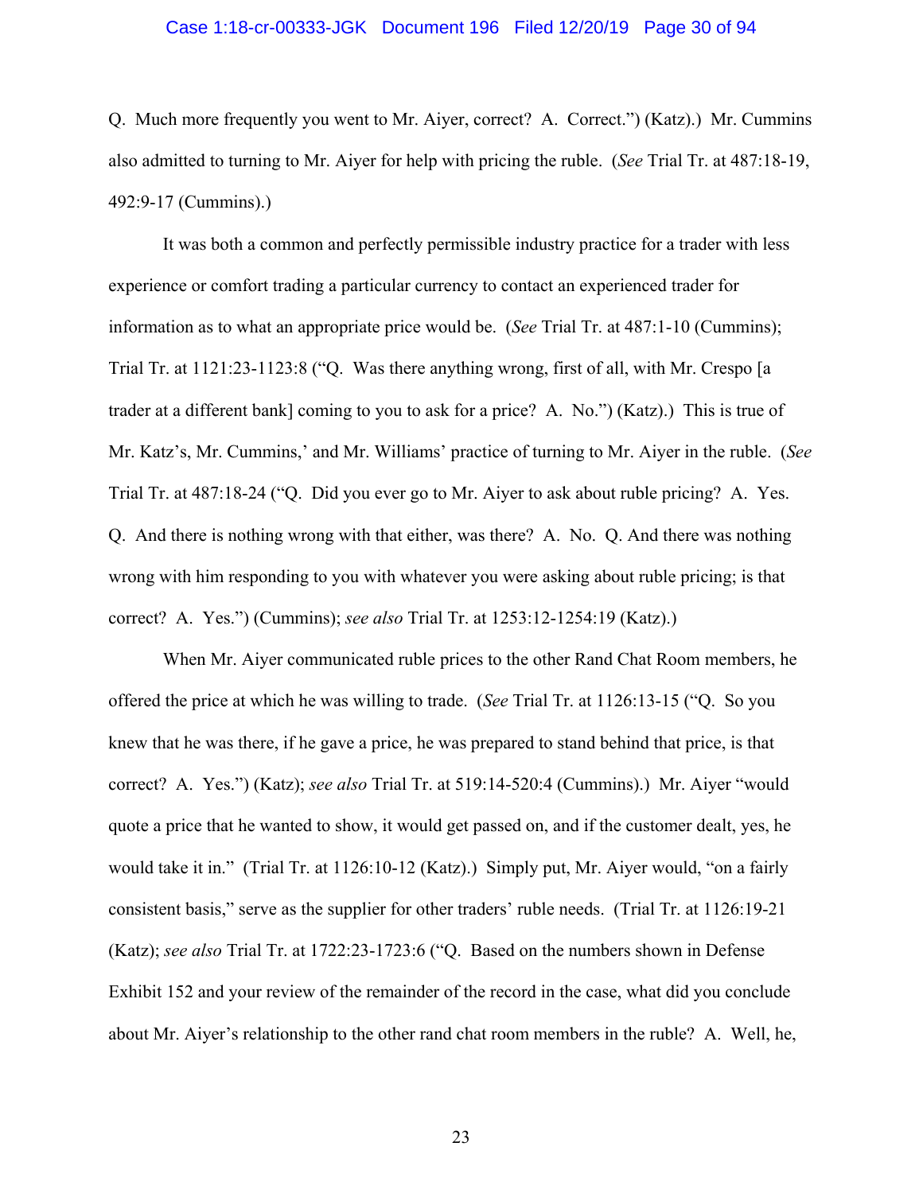Q. Much more frequently you went to Mr. Aiyer, correct? A. Correct.") (Katz).) Mr. Cummins also admitted to turning to Mr. Aiyer for help with pricing the ruble. (*See* Trial Tr. at 487:18-19, 492:9-17 (Cummins).)

It was both a common and perfectly permissible industry practice for a trader with less experience or comfort trading a particular currency to contact an experienced trader for information as to what an appropriate price would be. (*See* Trial Tr. at 487:1-10 (Cummins); Trial Tr. at 1121:23-1123:8 ("Q. Was there anything wrong, first of all, with Mr. Crespo [a trader at a different bank] coming to you to ask for a price? A. No.") (Katz).) This is true of Mr. Katz's, Mr. Cummins,' and Mr. Williams' practice of turning to Mr. Aiyer in the ruble. (*See* Trial Tr. at 487:18-24 ("Q. Did you ever go to Mr. Aiyer to ask about ruble pricing? A. Yes. Q. And there is nothing wrong with that either, was there? A. No. Q. And there was nothing wrong with him responding to you with whatever you were asking about ruble pricing; is that correct? A. Yes.") (Cummins); *see also* Trial Tr. at 1253:12-1254:19 (Katz).)

When Mr. Aiyer communicated ruble prices to the other Rand Chat Room members, he offered the price at which he was willing to trade. (*See* Trial Tr. at 1126:13-15 ("Q. So you knew that he was there, if he gave a price, he was prepared to stand behind that price, is that correct? A. Yes.") (Katz); *see also* Trial Tr. at 519:14-520:4 (Cummins).) Mr. Aiyer "would quote a price that he wanted to show, it would get passed on, and if the customer dealt, yes, he would take it in." (Trial Tr. at 1126:10-12 (Katz).) Simply put, Mr. Aiyer would, "on a fairly consistent basis," serve as the supplier for other traders' ruble needs. (Trial Tr. at 1126:19-21 (Katz); *see also* Trial Tr. at 1722:23-1723:6 ("Q. Based on the numbers shown in Defense Exhibit 152 and your review of the remainder of the record in the case, what did you conclude about Mr. Aiyer's relationship to the other rand chat room members in the ruble? A. Well, he,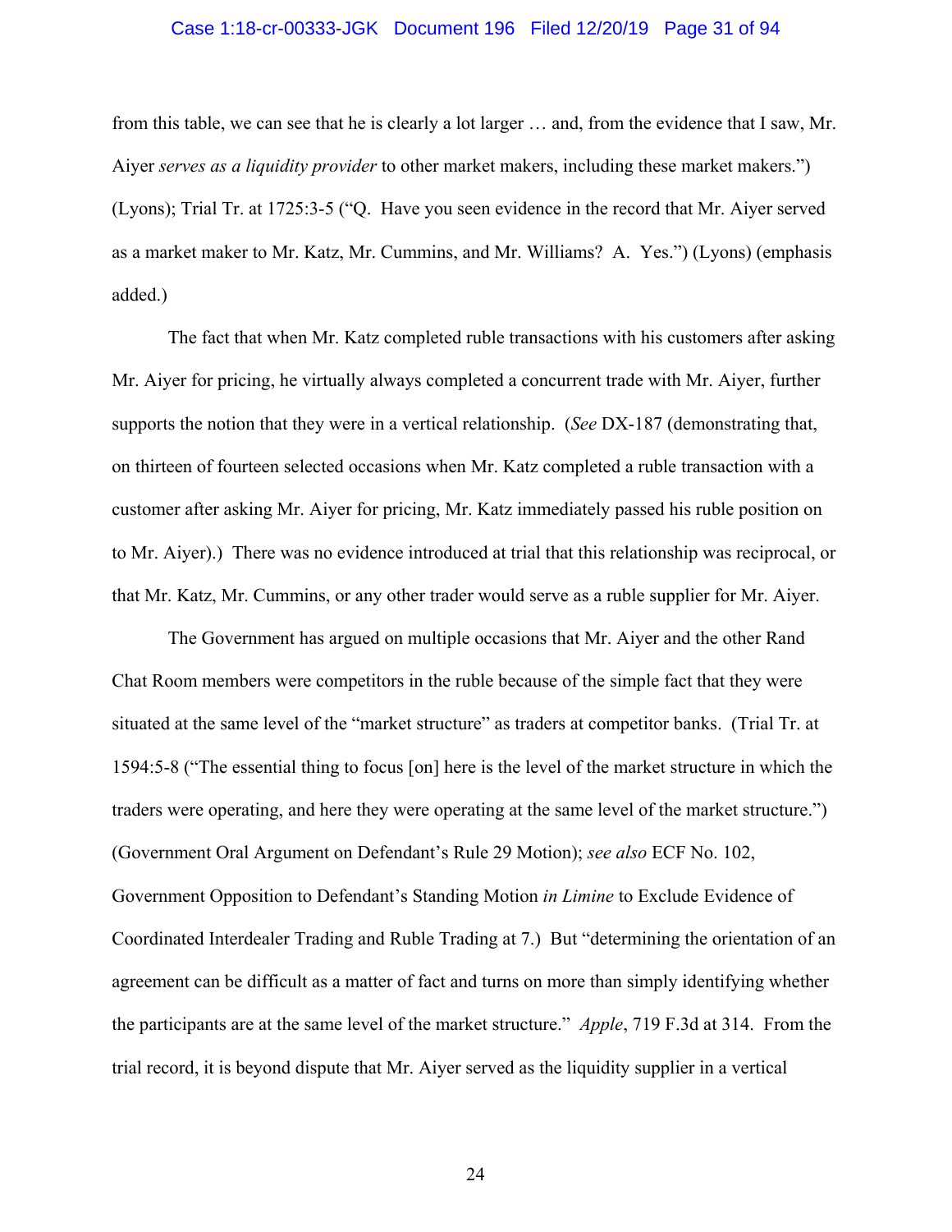from this table, we can see that he is clearly a lot larger … and, from the evidence that I saw, Mr. Aiyer *serves as a liquidity provider* to other market makers, including these market makers.") (Lyons); Trial Tr. at 1725:3-5 ("Q. Have you seen evidence in the record that Mr. Aiyer served as a market maker to Mr. Katz, Mr. Cummins, and Mr. Williams? A. Yes.") (Lyons) (emphasis added.)

The fact that when Mr. Katz completed ruble transactions with his customers after asking Mr. Aiyer for pricing, he virtually always completed a concurrent trade with Mr. Aiyer, further supports the notion that they were in a vertical relationship. (*See* DX-187 (demonstrating that, on thirteen of fourteen selected occasions when Mr. Katz completed a ruble transaction with a customer after asking Mr. Aiyer for pricing, Mr. Katz immediately passed his ruble position on to Mr. Aiyer).) There was no evidence introduced at trial that this relationship was reciprocal, or that Mr. Katz, Mr. Cummins, or any other trader would serve as a ruble supplier for Mr. Aiyer.

The Government has argued on multiple occasions that Mr. Aiyer and the other Rand Chat Room members were competitors in the ruble because of the simple fact that they were situated at the same level of the "market structure" as traders at competitor banks. (Trial Tr. at 1594:5-8 ("The essential thing to focus [on] here is the level of the market structure in which the traders were operating, and here they were operating at the same level of the market structure.") (Government Oral Argument on Defendant's Rule 29 Motion); *see also* ECF No. 102, Government Opposition to Defendant's Standing Motion *in Limine* to Exclude Evidence of Coordinated Interdealer Trading and Ruble Trading at 7.) But "determining the orientation of an agreement can be difficult as a matter of fact and turns on more than simply identifying whether the participants are at the same level of the market structure." *Apple*, 719 F.3d at 314. From the trial record, it is beyond dispute that Mr. Aiyer served as the liquidity supplier in a vertical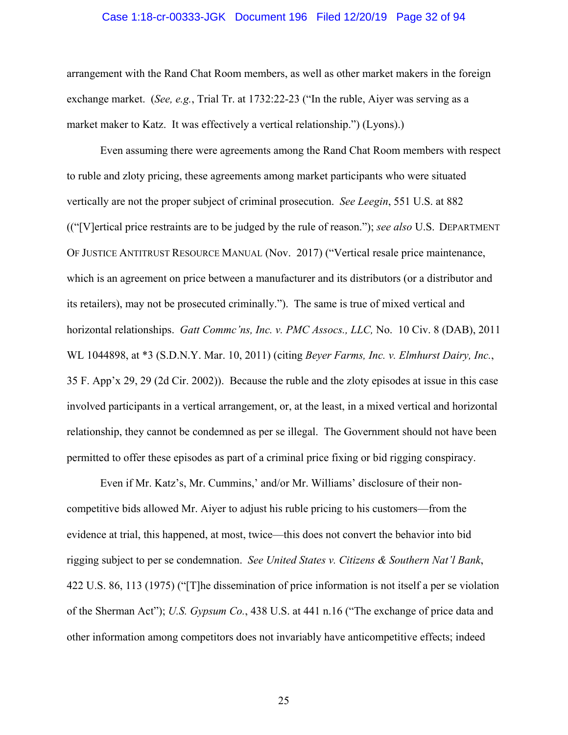arrangement with the Rand Chat Room members, as well as other market makers in the foreign exchange market. (*See, e.g.*, Trial Tr. at 1732:22-23 ("In the ruble, Aiyer was serving as a market maker to Katz. It was effectively a vertical relationship.") (Lyons).)

Even assuming there were agreements among the Rand Chat Room members with respect to ruble and zloty pricing, these agreements among market participants who were situated vertically are not the proper subject of criminal prosecution. *See Leegin*, 551 U.S. at 882 (("[V]ertical price restraints are to be judged by the rule of reason."); *see also* U.S. DEPARTMENT OF JUSTICE ANTITRUST RESOURCE MANUAL (Nov. 2017) ("Vertical resale price maintenance, which is an agreement on price between a manufacturer and its distributors (or a distributor and its retailers), may not be prosecuted criminally."). The same is true of mixed vertical and horizontal relationships. *Gatt Commc'ns, Inc. v. PMC Assocs., LLC,* No. 10 Civ. 8 (DAB), 2011 WL 1044898, at *3 (S.D.N.Y. Mar. 10, 2011) (citing *Beyer Farms, Inc. v. Elmhurst Dairy, Inc.*, 35 F. App'x 29, 29 (2d Cir. 2002)). Because the ruble and the zloty episodes at issue in this case involved participants in a vertical arrangement, or, at the least, in a mixed vertical and horizontal relationship, they cannot be condemned as per se illegal. The Government should not have been permitted to offer these episodes as part of a criminal price fixing or bid rigging conspiracy.

Even if Mr. Katz's, Mr. Cummins,' and/or Mr. Williams' disclosure of their non-competitive bids allowed Mr. Aiyer to adjust his ruble pricing to his customers—from the evidence at trial, this happened, at most, twice—this does not convert the behavior into bid rigging subject to per se condemnation. *See United States v. Citizens & Southern Nat'l Bank*, 422 U.S. 86, 113 (1975) ("[T]he dissemination of price information is not itself a per se violation of the Sherman Act"); *U.S. Gypsum Co.*, 438 U.S. at 441 n.16 ("The exchange of price data and other information among competitors does not invariably have anticompetitive effects; indeed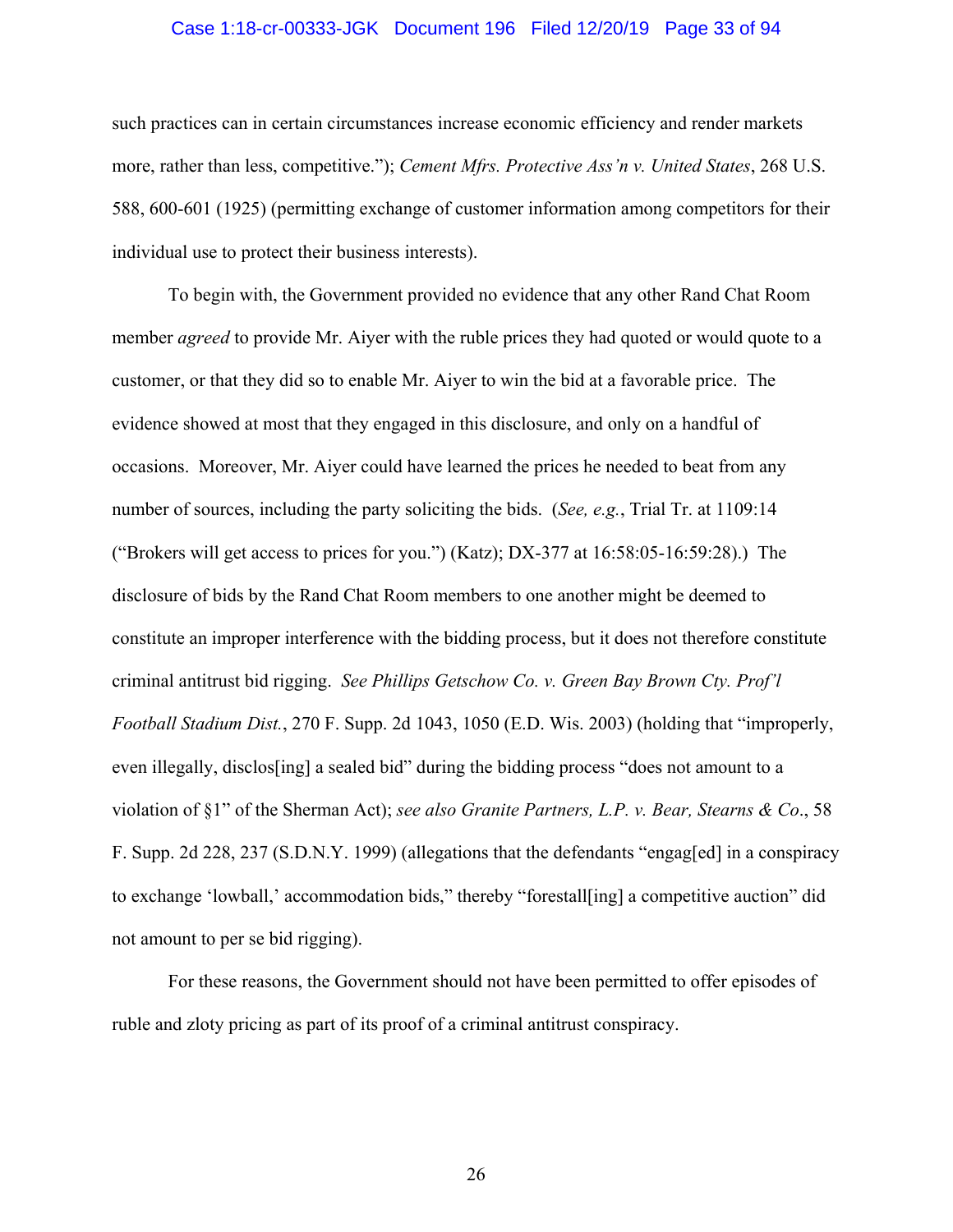such practices can in certain circumstances increase economic efficiency and render markets more, rather than less, competitive."); *Cement Mfrs. Protective Ass'n v. United States*, 268 U.S. 588, 600-601 (1925) (permitting exchange of customer information among competitors for their individual use to protect their business interests).

To begin with, the Government provided no evidence that any other Rand Chat Room member *agreed* to provide Mr. Aiyer with the ruble prices they had quoted or would quote to a customer, or that they did so to enable Mr. Aiyer to win the bid at a favorable price. The evidence showed at most that they engaged in this disclosure, and only on a handful of occasions. Moreover, Mr. Aiyer could have learned the prices he needed to beat from any number of sources, including the party soliciting the bids. (*See, e.g.*, Trial Tr. at 1109:14 ("Brokers will get access to prices for you.") (Katz); DX-377 at 16:58:05-16:59:28).) The disclosure of bids by the Rand Chat Room members to one another might be deemed to constitute an improper interference with the bidding process, but it does not therefore constitute criminal antitrust bid rigging. *See Phillips Getschow Co. v. Green Bay Brown Cty. Prof'l Football Stadium Dist.*, 270 F. Supp. 2d 1043, 1050 (E.D. Wis. 2003) (holding that "improperly, even illegally, disclos[ing] a sealed bid" during the bidding process "does not amount to a violation of §1" of the Sherman Act); *see also Granite Partners, L.P. v. Bear, Stearns & Co*., 58 F. Supp. 2d 228, 237 (S.D.N.Y. 1999) (allegations that the defendants "engag[ed] in a conspiracy to exchange 'lowball,' accommodation bids," thereby "forestall[ing] a competitive auction" did not amount to per se bid rigging).

For these reasons, the Government should not have been permitted to offer episodes of ruble and zloty pricing as part of its proof of a criminal antitrust conspiracy.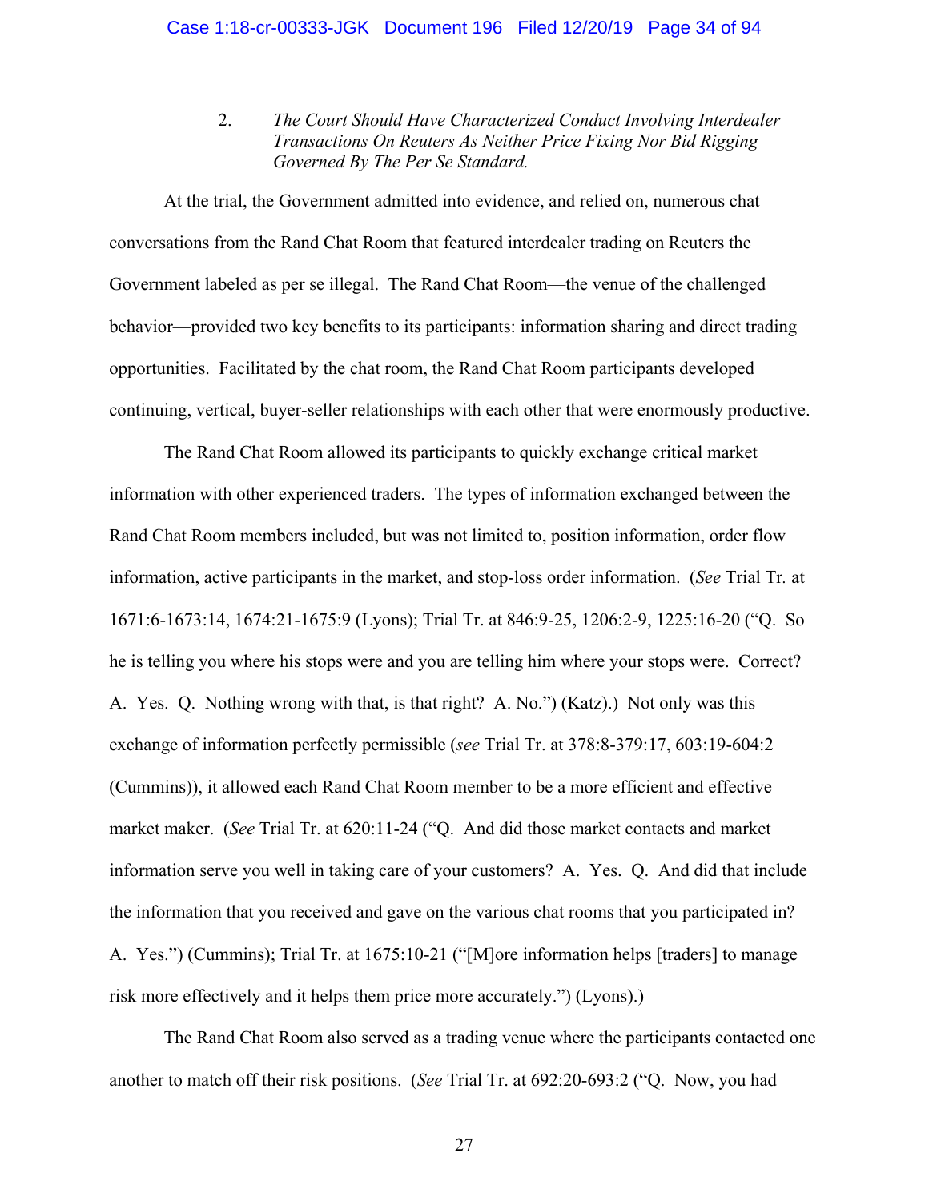### 2. *The Court Should Have Characterized Conduct Involving Interdealer Transactions On Reuters As Neither Price Fixing Nor Bid Rigging Governed By The Per Se Standard.*

At the trial, the Government admitted into evidence, and relied on, numerous chat conversations from the Rand Chat Room that featured interdealer trading on Reuters the Government labeled as per se illegal. The Rand Chat Room—the venue of the challenged behavior—provided two key benefits to its participants: information sharing and direct trading opportunities. Facilitated by the chat room, the Rand Chat Room participants developed continuing, vertical, buyer-seller relationships with each other that were enormously productive.

The Rand Chat Room allowed its participants to quickly exchange critical market information with other experienced traders. The types of information exchanged between the Rand Chat Room members included, but was not limited to, position information, order flow information, active participants in the market, and stop-loss order information. (*See* Trial Tr. at 1671:6-1673:14, 1674:21-1675:9 (Lyons); Trial Tr. at 846:9-25, 1206:2-9, 1225:16-20 ("Q. So he is telling you where his stops were and you are telling him where your stops were. Correct? A. Yes. Q. Nothing wrong with that, is that right? A. No.") (Katz).) Not only was this exchange of information perfectly permissible (*see* Trial Tr. at 378:8-379:17, 603:19-604:2 (Cummins)), it allowed each Rand Chat Room member to be a more efficient and effective market maker. (*See* Trial Tr. at 620:11-24 ("Q. And did those market contacts and market information serve you well in taking care of your customers? A. Yes. Q. And did that include the information that you received and gave on the various chat rooms that you participated in? A. Yes.") (Cummins); Trial Tr. at 1675:10-21 ("[M]ore information helps [traders] to manage risk more effectively and it helps them price more accurately.") (Lyons).)

The Rand Chat Room also served as a trading venue where the participants contacted one another to match off their risk positions. (*See* Trial Tr. at 692:20-693:2 ("Q. Now, you had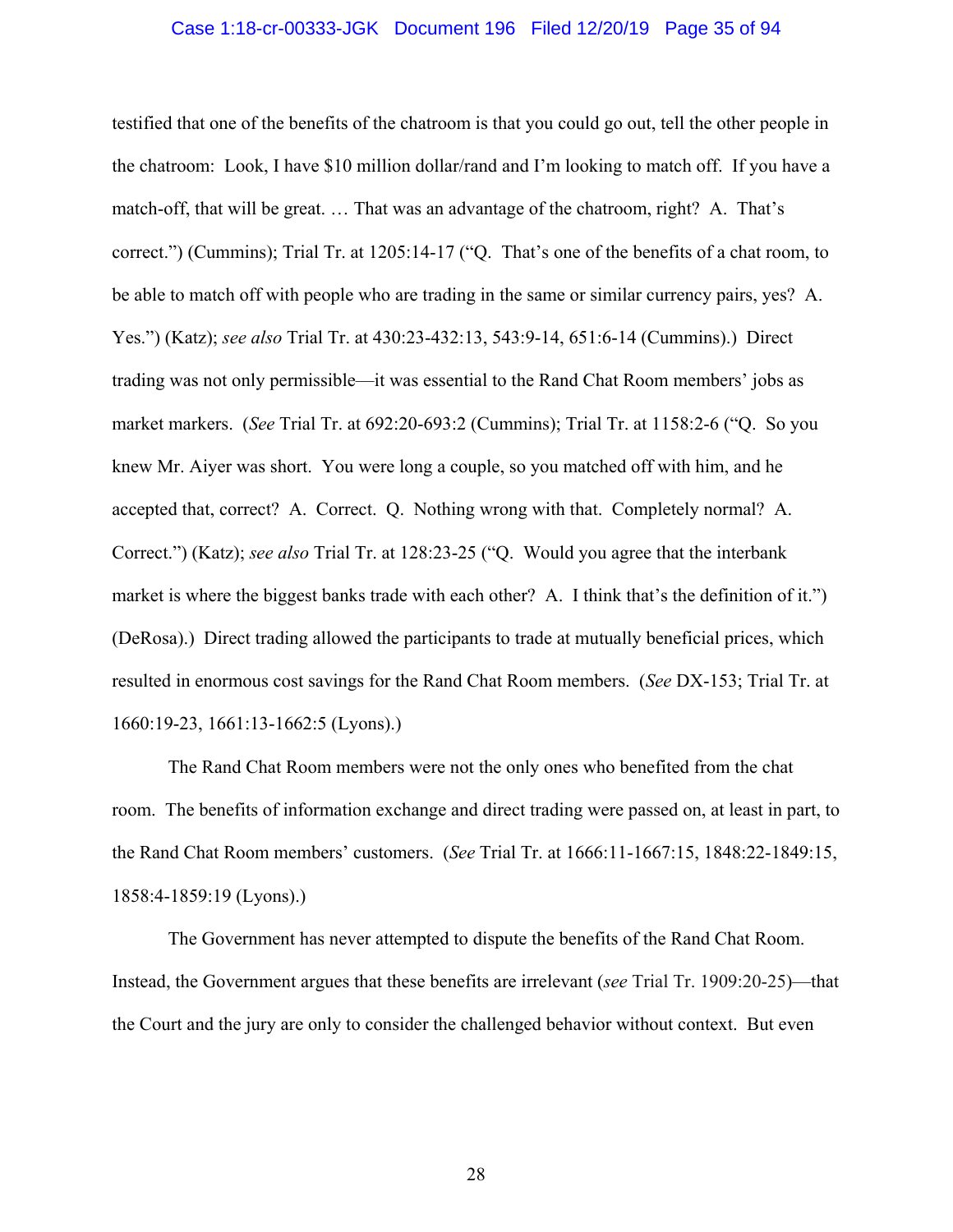testified that one of the benefits of the chatroom is that you could go out, tell the other people in the chatroom: Look, I have $10 million dollar/rand and I'm looking to match off. If you have a match-off, that will be great. … That was an advantage of the chatroom, right? A. That's correct.") (Cummins); Trial Tr. at 1205:14-17 ("Q. That's one of the benefits of a chat room, to be able to match off with people who are trading in the same or similar currency pairs, yes? A. Yes.") (Katz); *see also* Trial Tr. at 430:23-432:13, 543:9-14, 651:6-14 (Cummins).) Direct trading was not only permissible—it was essential to the Rand Chat Room members' jobs as market markers. (*See* Trial Tr. at 692:20-693:2 (Cummins); Trial Tr. at 1158:2-6 ("Q. So you knew Mr. Aiyer was short. You were long a couple, so you matched off with him, and he accepted that, correct? A. Correct. Q. Nothing wrong with that. Completely normal? A. Correct.") (Katz); *see also* Trial Tr. at 128:23-25 ("Q. Would you agree that the interbank market is where the biggest banks trade with each other? A. I think that's the definition of it.") (DeRosa).) Direct trading allowed the participants to trade at mutually beneficial prices, which resulted in enormous cost savings for the Rand Chat Room members. (*See* DX-153; Trial Tr. at 1660:19-23, 1661:13-1662:5 (Lyons).)

The Rand Chat Room members were not the only ones who benefited from the chat room. The benefits of information exchange and direct trading were passed on, at least in part, to the Rand Chat Room members' customers. (*See* Trial Tr. at 1666:11-1667:15, 1848:22-1849:15, 1858:4-1859:19 (Lyons).)

The Government has never attempted to dispute the benefits of the Rand Chat Room. Instead, the Government argues that these benefits are irrelevant (*see* Trial Tr. 1909:20-25)—that the Court and the jury are only to consider the challenged behavior without context. But even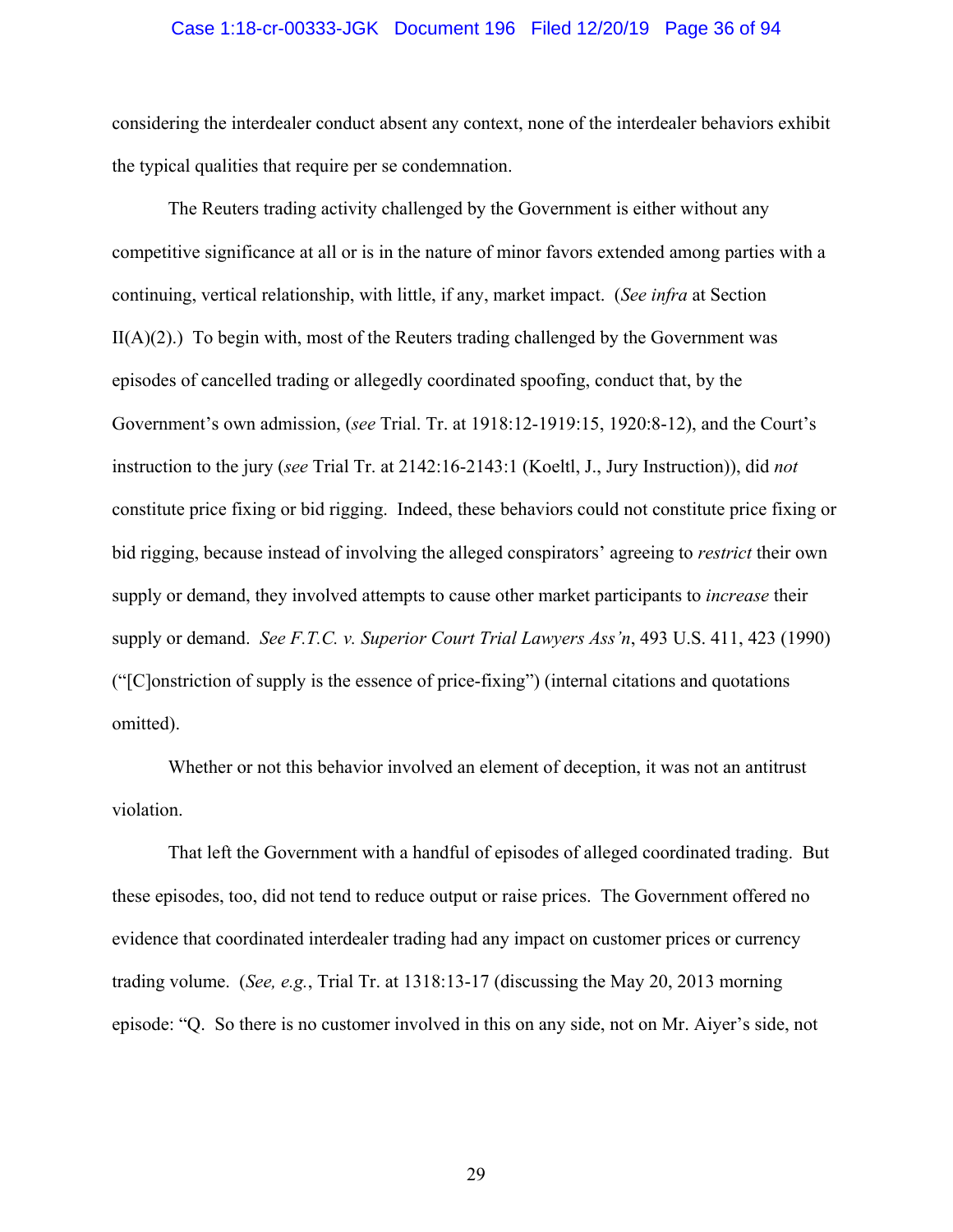considering the interdealer conduct absent any context, none of the interdealer behaviors exhibit the typical qualities that require per se condemnation.

The Reuters trading activity challenged by the Government is either without any competitive significance at all or is in the nature of minor favors extended among parties with a continuing, vertical relationship, with little, if any, market impact. (*See infra* at Section II(A)(2).) To begin with, most of the Reuters trading challenged by the Government was episodes of cancelled trading or allegedly coordinated spoofing, conduct that, by the Government's own admission, (*see* Trial. Tr. at 1918:12-1919:15, 1920:8-12), and the Court's instruction to the jury (*see* Trial Tr. at 2142:16-2143:1 (Koeltl, J., Jury Instruction)), did *not* constitute price fixing or bid rigging. Indeed, these behaviors could not constitute price fixing or bid rigging, because instead of involving the alleged conspirators' agreeing to *restrict* their own supply or demand, they involved attempts to cause other market participants to *increase* their supply or demand. *See F.T.C. v. Superior Court Trial Lawyers Ass'n*, 493 U.S. 411, 423 (1990) ("[C]onstriction of supply is the essence of price-fixing") (internal citations and quotations omitted).

Whether or not this behavior involved an element of deception, it was not an antitrust violation.

That left the Government with a handful of episodes of alleged coordinated trading. But these episodes, too, did not tend to reduce output or raise prices. The Government offered no evidence that coordinated interdealer trading had any impact on customer prices or currency trading volume. (*See, e.g.*, Trial Tr. at 1318:13-17 (discussing the May 20, 2013 morning episode: "Q. So there is no customer involved in this on any side, not on Mr. Aiyer's side, not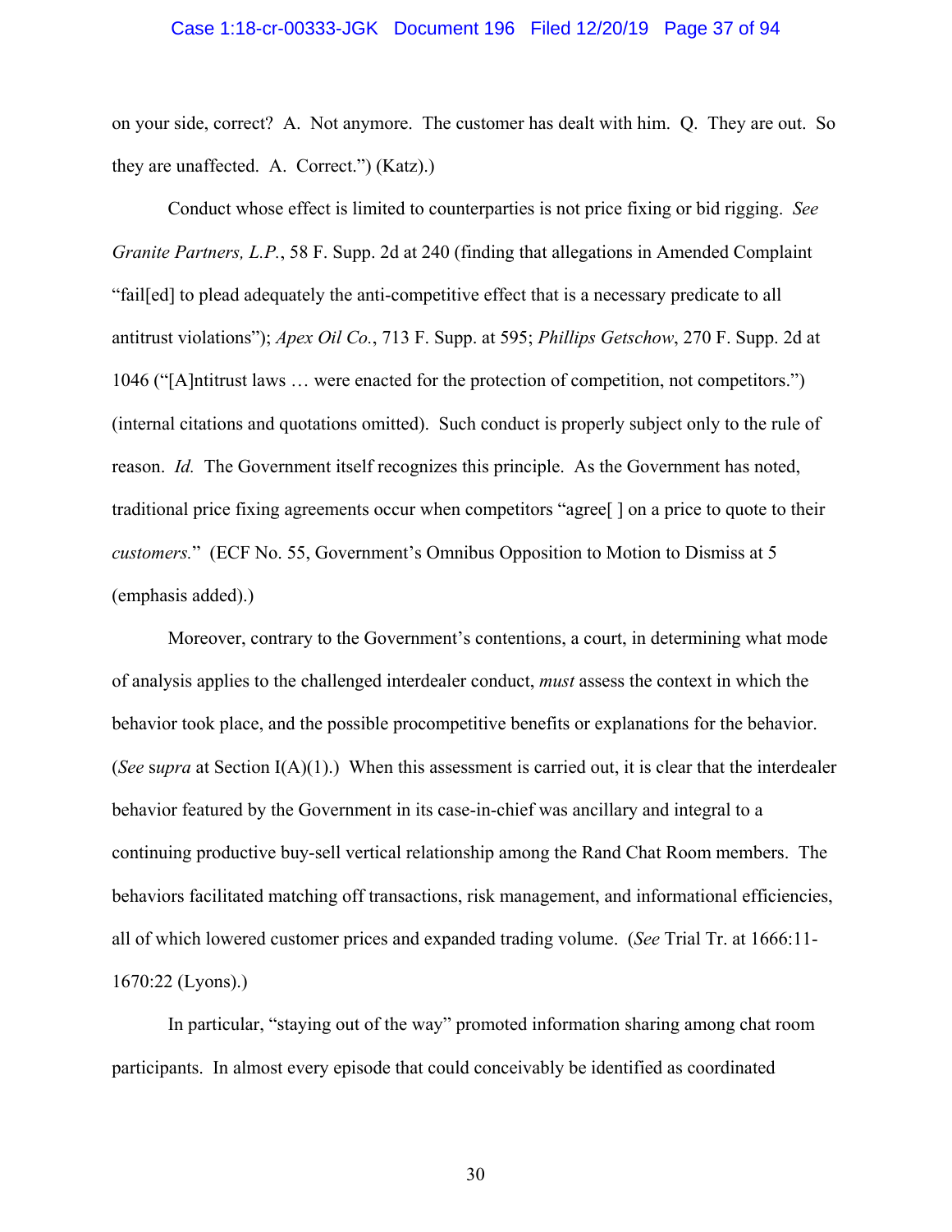on your side, correct? A. Not anymore. The customer has dealt with him. Q. They are out. So they are unaffected. A. Correct.") (Katz).)

Conduct whose effect is limited to counterparties is not price fixing or bid rigging. *See Granite Partners, L.P.*, 58 F. Supp. 2d at 240 (finding that allegations in Amended Complaint "fail[ed] to plead adequately the anti-competitive effect that is a necessary predicate to all antitrust violations"); *Apex Oil Co.*, 713 F. Supp. at 595; *Phillips Getschow*, 270 F. Supp. 2d at 1046 ("[A]ntitrust laws … were enacted for the protection of competition, not competitors.") (internal citations and quotations omitted). Such conduct is properly subject only to the rule of reason. *Id.* The Government itself recognizes this principle. As the Government has noted, traditional price fixing agreements occur when competitors "agree[ ] on a price to quote to their *customers.*" (ECF No. 55, Government's Omnibus Opposition to Motion to Dismiss at 5 (emphasis added).)

Moreover, contrary to the Government's contentions, a court, in determining what mode of analysis applies to the challenged interdealer conduct, *must* assess the context in which the behavior took place, and the possible procompetitive benefits or explanations for the behavior. (*See* s*upra* at Section I(A)(1).) When this assessment is carried out, it is clear that the interdealer behavior featured by the Government in its case-in-chief was ancillary and integral to a continuing productive buy-sell vertical relationship among the Rand Chat Room members. The behaviors facilitated matching off transactions, risk management, and informational efficiencies, all of which lowered customer prices and expanded trading volume. (*See* Trial Tr. at 1666:11-1670:22 (Lyons).)

In particular, "staying out of the way" promoted information sharing among chat room participants. In almost every episode that could conceivably be identified as coordinated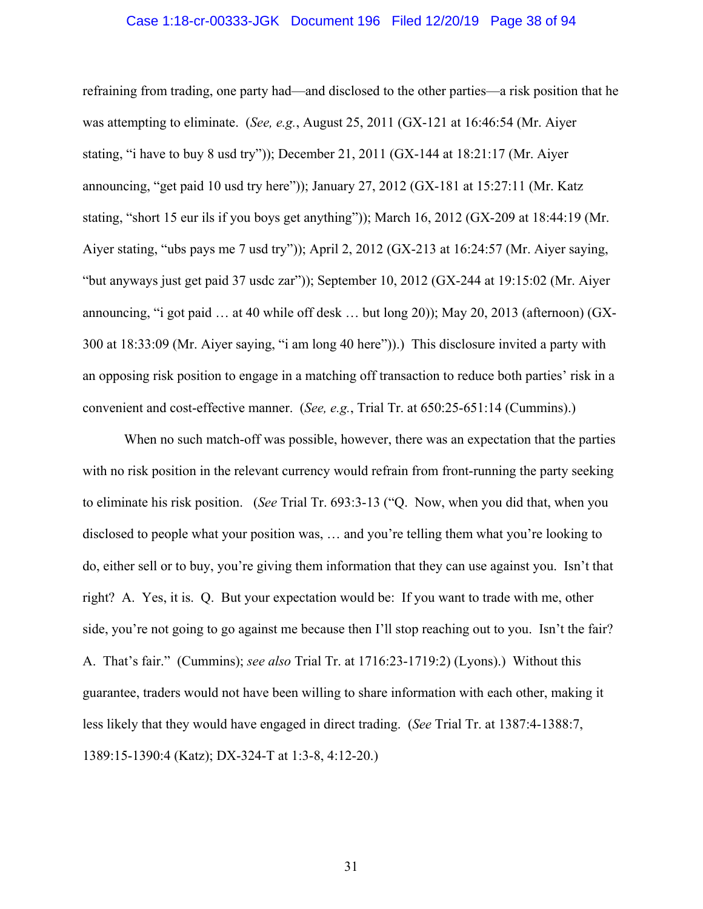refraining from trading, one party had—and disclosed to the other parties—a risk position that he was attempting to eliminate. (*See, e.g.*, August 25, 2011 (GX-121 at 16:46:54 (Mr. Aiyer stating, "i have to buy 8 usd try")); December 21, 2011 (GX-144 at 18:21:17 (Mr. Aiyer announcing, "get paid 10 usd try here")); January 27, 2012 (GX-181 at 15:27:11 (Mr. Katz stating, "short 15 eur ils if you boys get anything")); March 16, 2012 (GX-209 at 18:44:19 (Mr. Aiyer stating, "ubs pays me 7 usd try")); April 2, 2012 (GX-213 at 16:24:57 (Mr. Aiyer saying, "but anyways just get paid 37 usdc zar")); September 10, 2012 (GX-244 at 19:15:02 (Mr. Aiyer announcing, "i got paid … at 40 while off desk … but long 20)); May 20, 2013 (afternoon) (GX-300 at 18:33:09 (Mr. Aiyer saying, "i am long 40 here")).) This disclosure invited a party with an opposing risk position to engage in a matching off transaction to reduce both parties' risk in a convenient and cost-effective manner. (*See, e.g.*, Trial Tr. at 650:25-651:14 (Cummins).)

When no such match-off was possible, however, there was an expectation that the parties with no risk position in the relevant currency would refrain from front-running the party seeking to eliminate his risk position. (*See* Trial Tr. 693:3-13 ("Q. Now, when you did that, when you disclosed to people what your position was, … and you're telling them what you're looking to do, either sell or to buy, you're giving them information that they can use against you. Isn't that right? A. Yes, it is. Q. But your expectation would be: If you want to trade with me, other side, you're not going to go against me because then I'll stop reaching out to you. Isn't the fair? A. That's fair." (Cummins); *see also* Trial Tr. at 1716:23-1719:2) (Lyons).) Without this guarantee, traders would not have been willing to share information with each other, making it less likely that they would have engaged in direct trading. (*See* Trial Tr. at 1387:4-1388:7, 1389:15-1390:4 (Katz); DX-324-T at 1:3-8, 4:12-20.)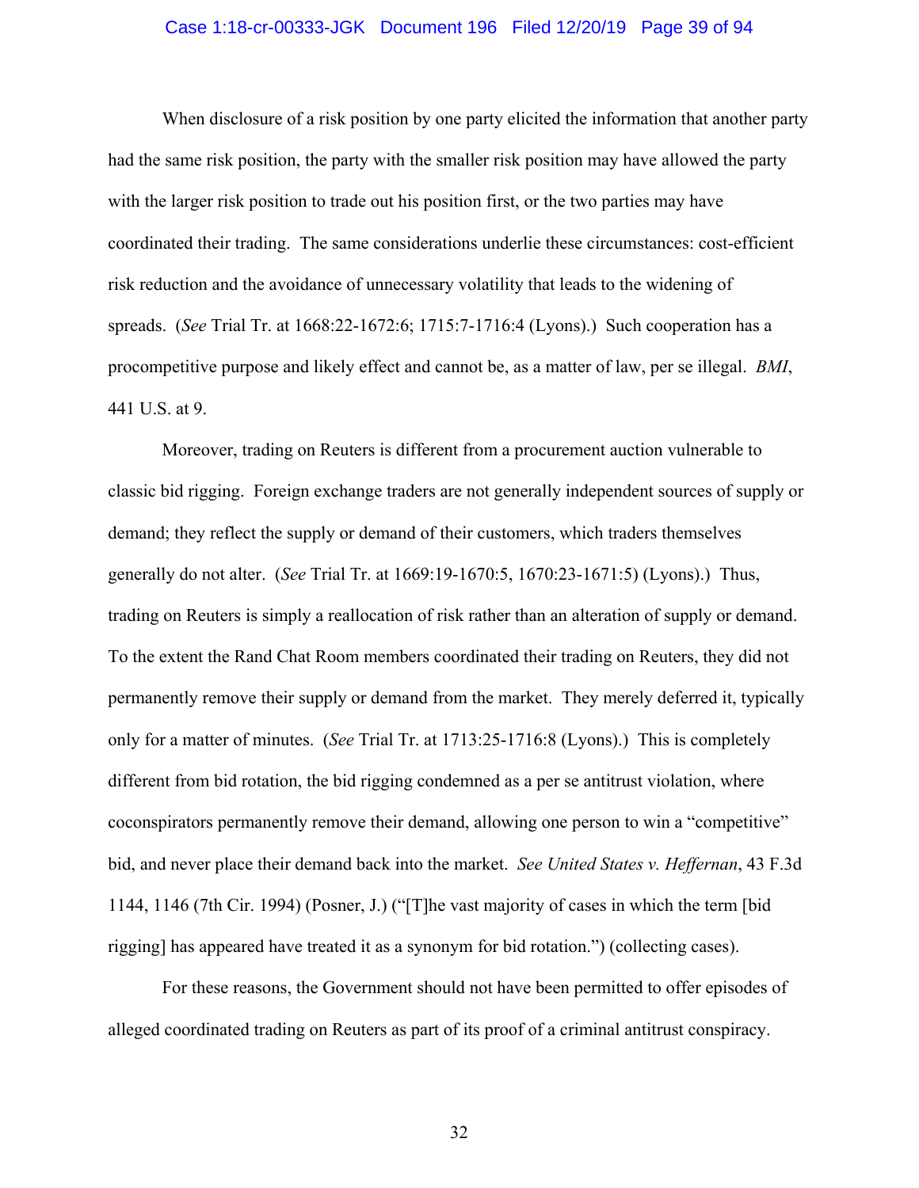When disclosure of a risk position by one party elicited the information that another party had the same risk position, the party with the smaller risk position may have allowed the party with the larger risk position to trade out his position first, or the two parties may have coordinated their trading. The same considerations underlie these circumstances: cost-efficient risk reduction and the avoidance of unnecessary volatility that leads to the widening of spreads. (*See* Trial Tr. at 1668:22-1672:6; 1715:7-1716:4 (Lyons).) Such cooperation has a procompetitive purpose and likely effect and cannot be, as a matter of law, per se illegal. *BMI*, 441 U.S. at 9.

Moreover, trading on Reuters is different from a procurement auction vulnerable to classic bid rigging. Foreign exchange traders are not generally independent sources of supply or demand; they reflect the supply or demand of their customers, which traders themselves generally do not alter. (*See* Trial Tr. at 1669:19-1670:5, 1670:23-1671:5) (Lyons).) Thus, trading on Reuters is simply a reallocation of risk rather than an alteration of supply or demand. To the extent the Rand Chat Room members coordinated their trading on Reuters, they did not permanently remove their supply or demand from the market. They merely deferred it, typically only for a matter of minutes. (*See* Trial Tr. at 1713:25-1716:8 (Lyons).) This is completely different from bid rotation, the bid rigging condemned as a per se antitrust violation, where coconspirators permanently remove their demand, allowing one person to win a "competitive" bid, and never place their demand back into the market. *See United States v. Heffernan*, 43 F.3d 1144, 1146 (7th Cir. 1994) (Posner, J.) ("[T]he vast majority of cases in which the term [bid rigging] has appeared have treated it as a synonym for bid rotation.") (collecting cases).

For these reasons, the Government should not have been permitted to offer episodes of alleged coordinated trading on Reuters as part of its proof of a criminal antitrust conspiracy.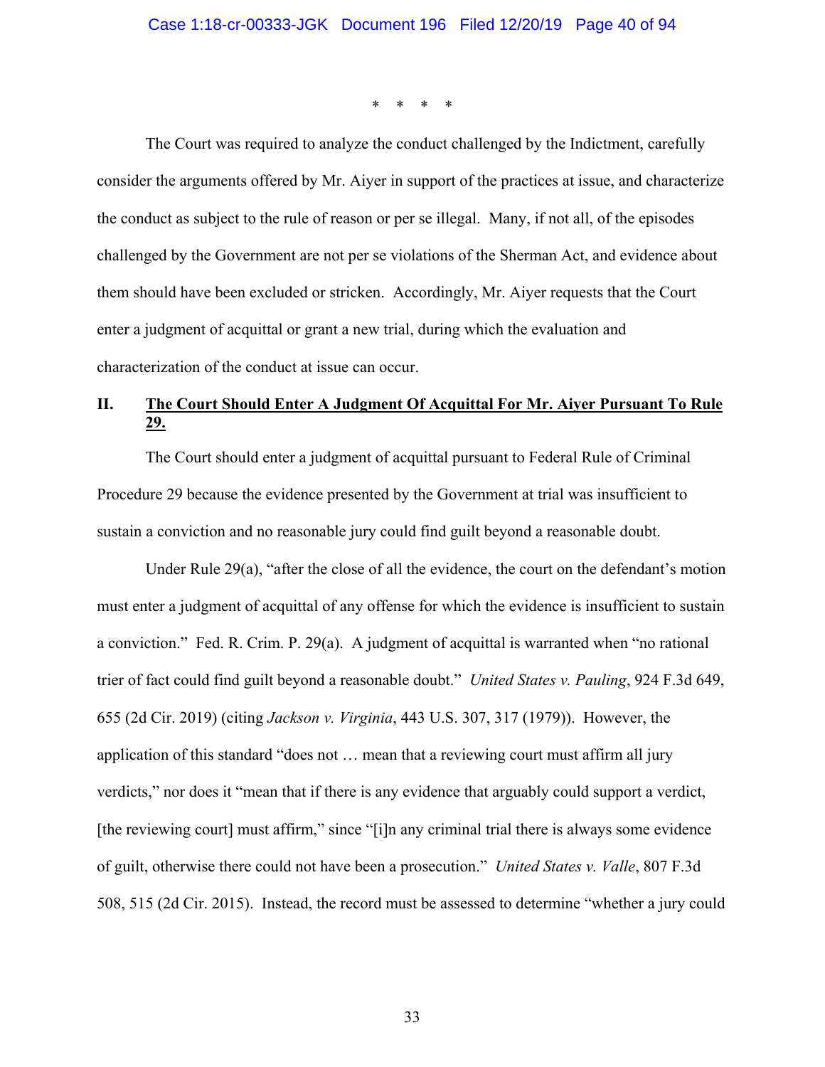\* \* \* \*

The Court was required to analyze the conduct challenged by the Indictment, carefully consider the arguments offered by Mr. Aiyer in support of the practices at issue, and characterize the conduct as subject to the rule of reason or per se illegal. Many, if not all, of the episodes challenged by the Government are not per se violations of the Sherman Act, and evidence about them should have been excluded or stricken. Accordingly, Mr. Aiyer requests that the Court enter a judgment of acquittal or grant a new trial, during which the evaluation and characterization of the conduct at issue can occur.

## II. <u>The Court Should Enter A Judgment Of Acquittal For Mr. Aiyer Pursuant To Rule 29.</u>

The Court should enter a judgment of acquittal pursuant to Federal Rule of Criminal Procedure 29 because the evidence presented by the Government at trial was insufficient to sustain a conviction and no reasonable jury could find guilt beyond a reasonable doubt.

Under Rule 29(a), "after the close of all the evidence, the court on the defendant's motion must enter a judgment of acquittal of any offense for which the evidence is insufficient to sustain a conviction." Fed. R. Crim. P. 29(a). A judgment of acquittal is warranted when "no rational trier of fact could find guilt beyond a reasonable doubt." *United States v. Pauling*, 924 F.3d 649, 655 (2d Cir. 2019) (citing *Jackson v. Virginia*, 443 U.S. 307, 317 (1979)). However, the application of this standard "does not … mean that a reviewing court must affirm all jury verdicts," nor does it "mean that if there is any evidence that arguably could support a verdict, [the reviewing court] must affirm," since "[i]n any criminal trial there is always some evidence of guilt, otherwise there could not have been a prosecution." *United States v. Valle*, 807 F.3d 508, 515 (2d Cir. 2015). Instead, the record must be assessed to determine "whether a jury could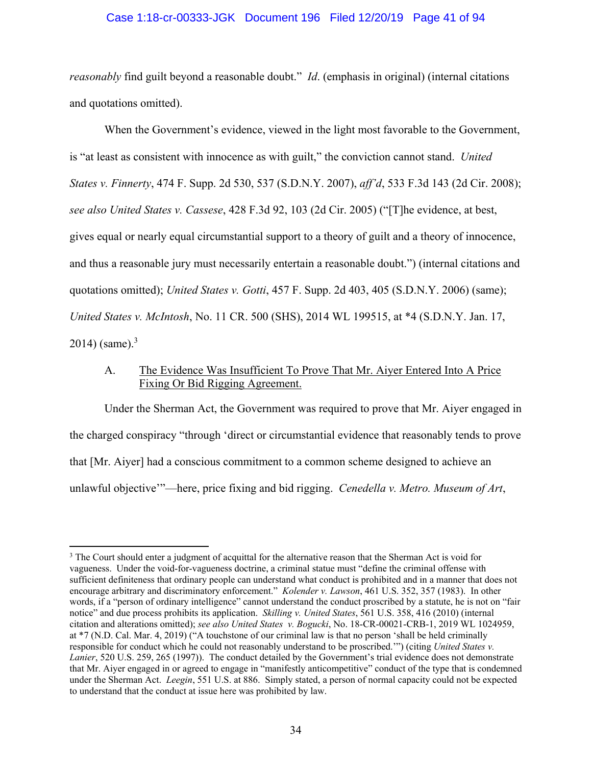*reasonably* find guilt beyond a reasonable doubt." *Id*. (emphasis in original) (internal citations and quotations omitted).

When the Government's evidence, viewed in the light most favorable to the Government, is "at least as consistent with innocence as with guilt," the conviction cannot stand. *United States v. Finnerty*, 474 F. Supp. 2d 530, 537 (S.D.N.Y. 2007), *aff'd*, 533 F.3d 143 (2d Cir. 2008); *see also United States v. Cassese*, 428 F.3d 92, 103 (2d Cir. 2005) ("[T]he evidence, at best, gives equal or nearly equal circumstantial support to a theory of guilt and a theory of innocence, and thus a reasonable jury must necessarily entertain a reasonable doubt.") (internal citations and quotations omitted); *United States v. Gotti*, 457 F. Supp. 2d 403, 405 (S.D.N.Y. 2006) (same); *United States v. McIntosh*, No. 11 CR. 500 (SHS), 2014 WL 199515, at *4 (S.D.N.Y. Jan. 17, 2014) (same).[3]

### A. The Evidence Was Insufficient To Prove That Mr. Aiyer Entered Into A Price Fixing Or Bid Rigging Agreement.

Under the Sherman Act, the Government was required to prove that Mr. Aiyer engaged in the charged conspiracy "through 'direct or circumstantial evidence that reasonably tends to prove that [Mr. Aiyer] had a conscious commitment to a common scheme designed to achieve an unlawful objective'"—here, price fixing and bid rigging. *Cenedella v. Metro. Museum of Art*,

---

[3] The Court should enter a judgment of acquittal for the alternative reason that the Sherman Act is void for vagueness. Under the void-for-vagueness doctrine, a criminal statue must "define the criminal offense with sufficient definiteness that ordinary people can understand what conduct is prohibited and in a manner that does not encourage arbitrary and discriminatory enforcement." *Kolender v. Lawson*, 461 U.S. 352, 357 (1983). In other words, if a "person of ordinary intelligence" cannot understand the conduct proscribed by a statute, he is not on "fair notice" and due process prohibits its application. *Skilling v. United States*, 561 U.S. 358, 416 (2010) (internal citation and alterations omitted); *see also United States v. Bogucki*, No. 18-CR-00021-CRB-1, 2019 WL 1024959, at *7 (N.D. Cal. Mar. 4, 2019) ("A touchstone of our criminal law is that no person 'shall be held criminally responsible for conduct which he could not reasonably understand to be proscribed.'") (citing *United States v. Lanier*, 520 U.S. 259, 265 (1997)). The conduct detailed by the Government's trial evidence does not demonstrate that Mr. Aiyer engaged in or agreed to engage in "manifestly anticompetitive" conduct of the type that is condemned under the Sherman Act. *Leegin*, 551 U.S. at 886. Simply stated, a person of normal capacity could not be expected to understand that the conduct at issue here was prohibited by law.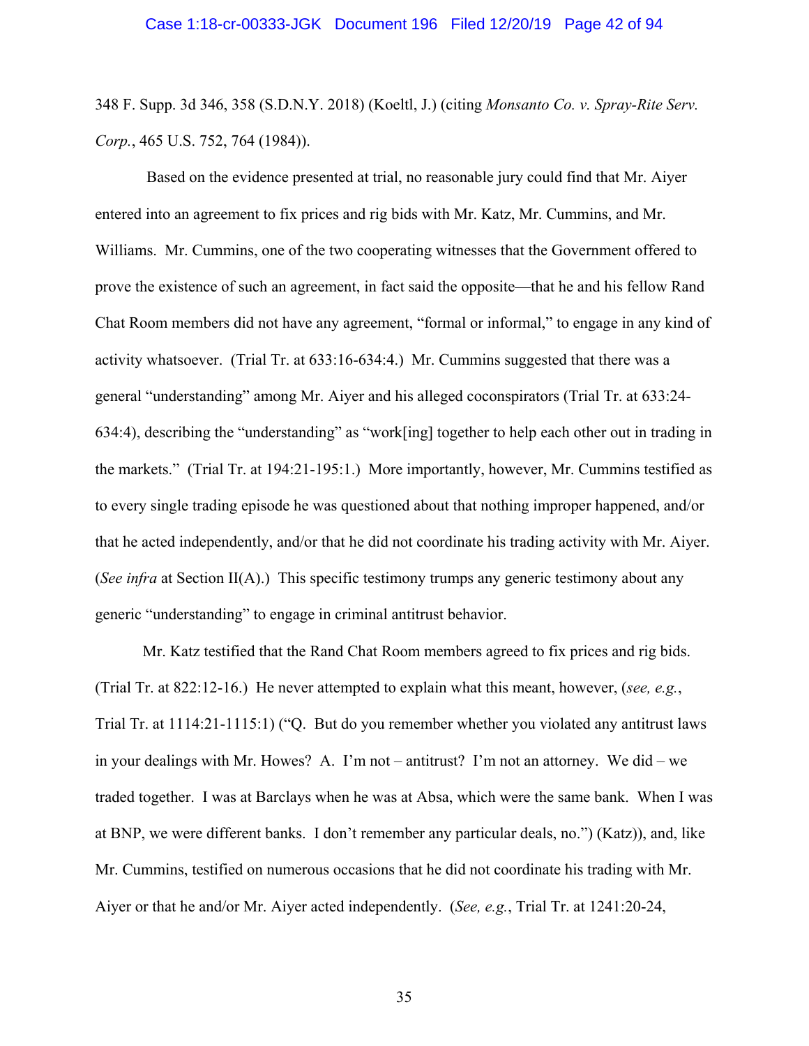348 F. Supp. 3d 346, 358 (S.D.N.Y. 2018) (Koeltl, J.) (citing *Monsanto Co. v. Spray-Rite Serv. Corp.*, 465 U.S. 752, 764 (1984)).

Based on the evidence presented at trial, no reasonable jury could find that Mr. Aiyer entered into an agreement to fix prices and rig bids with Mr. Katz, Mr. Cummins, and Mr. Williams. Mr. Cummins, one of the two cooperating witnesses that the Government offered to prove the existence of such an agreement, in fact said the opposite—that he and his fellow Rand Chat Room members did not have any agreement, "formal or informal," to engage in any kind of activity whatsoever. (Trial Tr. at 633:16-634:4.) Mr. Cummins suggested that there was a general "understanding" among Mr. Aiyer and his alleged coconspirators (Trial Tr. at 633:24-634:4), describing the "understanding" as "work[ing] together to help each other out in trading in the markets." (Trial Tr. at 194:21-195:1.) More importantly, however, Mr. Cummins testified as to every single trading episode he was questioned about that nothing improper happened, and/or that he acted independently, and/or that he did not coordinate his trading activity with Mr. Aiyer. (*See infra* at Section II(A).) This specific testimony trumps any generic testimony about any generic "understanding" to engage in criminal antitrust behavior.

Mr. Katz testified that the Rand Chat Room members agreed to fix prices and rig bids. (Trial Tr. at 822:12-16.) He never attempted to explain what this meant, however, (*see, e.g.*, Trial Tr. at 1114:21-1115:1) ("Q. But do you remember whether you violated any antitrust laws in your dealings with Mr. Howes? A. I'm not – antitrust? I'm not an attorney. We did – we traded together. I was at Barclays when he was at Absa, which were the same bank. When I was at BNP, we were different banks. I don't remember any particular deals, no.") (Katz)), and, like Mr. Cummins, testified on numerous occasions that he did not coordinate his trading with Mr. Aiyer or that he and/or Mr. Aiyer acted independently. (*See, e.g.*, Trial Tr. at 1241:20-24,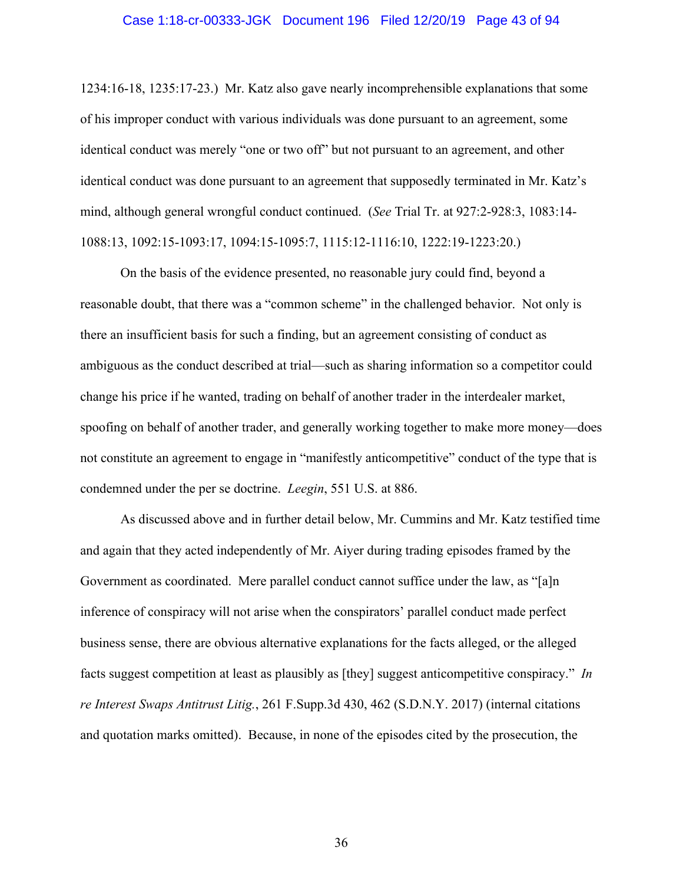1234:16-18, 1235:17-23.) Mr. Katz also gave nearly incomprehensible explanations that some of his improper conduct with various individuals was done pursuant to an agreement, some identical conduct was merely "one or two off" but not pursuant to an agreement, and other identical conduct was done pursuant to an agreement that supposedly terminated in Mr. Katz's mind, although general wrongful conduct continued. (*See* Trial Tr. at 927:2-928:3, 1083:14-1088:13, 1092:15-1093:17, 1094:15-1095:7, 1115:12-1116:10, 1222:19-1223:20.)

On the basis of the evidence presented, no reasonable jury could find, beyond a reasonable doubt, that there was a "common scheme" in the challenged behavior. Not only is there an insufficient basis for such a finding, but an agreement consisting of conduct as ambiguous as the conduct described at trial—such as sharing information so a competitor could change his price if he wanted, trading on behalf of another trader in the interdealer market, spoofing on behalf of another trader, and generally working together to make more money—does not constitute an agreement to engage in "manifestly anticompetitive" conduct of the type that is condemned under the per se doctrine. *Leegin*, 551 U.S. at 886.

As discussed above and in further detail below, Mr. Cummins and Mr. Katz testified time and again that they acted independently of Mr. Aiyer during trading episodes framed by the Government as coordinated. Mere parallel conduct cannot suffice under the law, as "[a]n inference of conspiracy will not arise when the conspirators' parallel conduct made perfect business sense, there are obvious alternative explanations for the facts alleged, or the alleged facts suggest competition at least as plausibly as [they] suggest anticompetitive conspiracy." *In re Interest Swaps Antitrust Litig.*, 261 F.Supp.3d 430, 462 (S.D.N.Y. 2017) (internal citations and quotation marks omitted). Because, in none of the episodes cited by the prosecution, the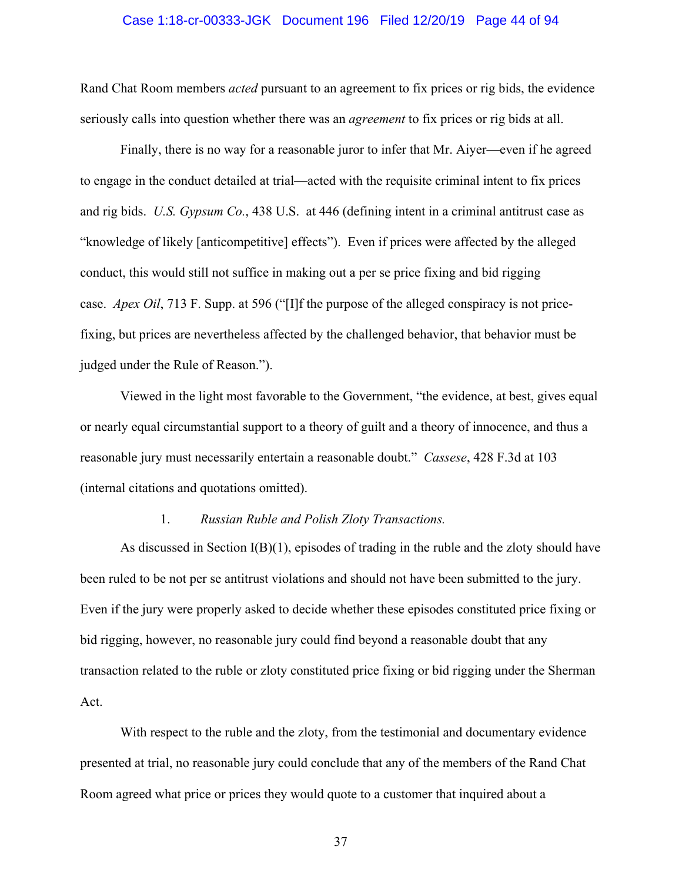Rand Chat Room members *acted* pursuant to an agreement to fix prices or rig bids, the evidence seriously calls into question whether there was an *agreement* to fix prices or rig bids at all.

Finally, there is no way for a reasonable juror to infer that Mr. Aiyer—even if he agreed to engage in the conduct detailed at trial—acted with the requisite criminal intent to fix prices and rig bids. *U.S. Gypsum Co.*, 438 U.S. at 446 (defining intent in a criminal antitrust case as "knowledge of likely [anticompetitive] effects"). Even if prices were affected by the alleged conduct, this would still not suffice in making out a per se price fixing and bid rigging case. *Apex Oil*, 713 F. Supp. at 596 ("[I]f the purpose of the alleged conspiracy is not price-fixing, but prices are nevertheless affected by the challenged behavior, that behavior must be judged under the Rule of Reason.").

Viewed in the light most favorable to the Government, "the evidence, at best, gives equal or nearly equal circumstantial support to a theory of guilt and a theory of innocence, and thus a reasonable jury must necessarily entertain a reasonable doubt." *Cassese*, 428 F.3d at 103 (internal citations and quotations omitted).

1. *Russian Ruble and Polish Zloty Transactions.*

As discussed in Section I(B)(1), episodes of trading in the ruble and the zloty should have been ruled to be not per se antitrust violations and should not have been submitted to the jury. Even if the jury were properly asked to decide whether these episodes constituted price fixing or bid rigging, however, no reasonable jury could find beyond a reasonable doubt that any transaction related to the ruble or zloty constituted price fixing or bid rigging under the Sherman Act.

With respect to the ruble and the zloty, from the testimonial and documentary evidence presented at trial, no reasonable jury could conclude that any of the members of the Rand Chat Room agreed what price or prices they would quote to a customer that inquired about a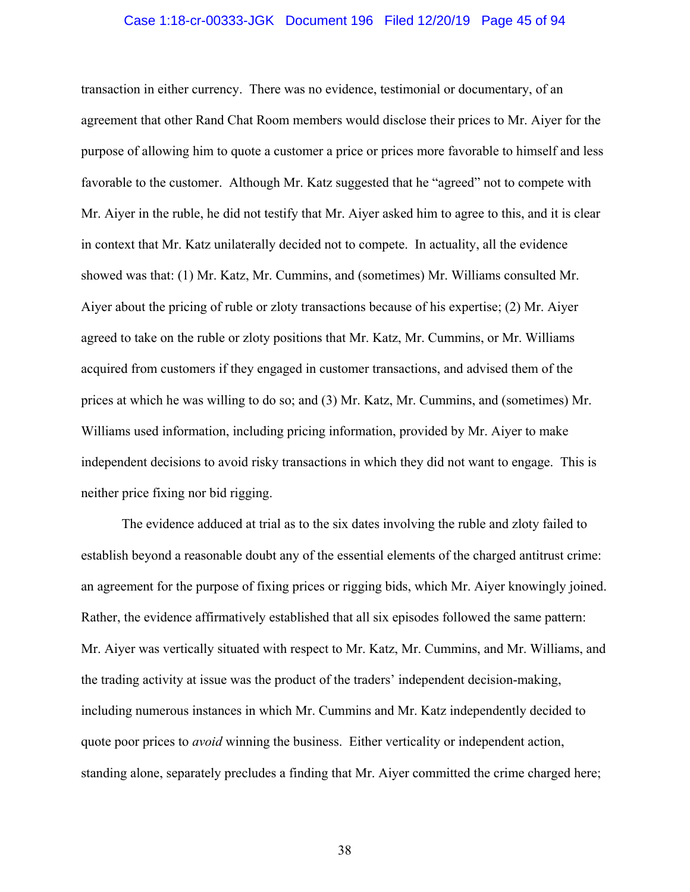transaction in either currency. There was no evidence, testimonial or documentary, of an agreement that other Rand Chat Room members would disclose their prices to Mr. Aiyer for the purpose of allowing him to quote a customer a price or prices more favorable to himself and less favorable to the customer. Although Mr. Katz suggested that he "agreed" not to compete with Mr. Aiyer in the ruble, he did not testify that Mr. Aiyer asked him to agree to this, and it is clear in context that Mr. Katz unilaterally decided not to compete. In actuality, all the evidence showed was that: (1) Mr. Katz, Mr. Cummins, and (sometimes) Mr. Williams consulted Mr. Aiyer about the pricing of ruble or zloty transactions because of his expertise; (2) Mr. Aiyer agreed to take on the ruble or zloty positions that Mr. Katz, Mr. Cummins, or Mr. Williams acquired from customers if they engaged in customer transactions, and advised them of the prices at which he was willing to do so; and (3) Mr. Katz, Mr. Cummins, and (sometimes) Mr. Williams used information, including pricing information, provided by Mr. Aiyer to make independent decisions to avoid risky transactions in which they did not want to engage. This is neither price fixing nor bid rigging.

The evidence adduced at trial as to the six dates involving the ruble and zloty failed to establish beyond a reasonable doubt any of the essential elements of the charged antitrust crime: an agreement for the purpose of fixing prices or rigging bids, which Mr. Aiyer knowingly joined. Rather, the evidence affirmatively established that all six episodes followed the same pattern: Mr. Aiyer was vertically situated with respect to Mr. Katz, Mr. Cummins, and Mr. Williams, and the trading activity at issue was the product of the traders' independent decision-making, including numerous instances in which Mr. Cummins and Mr. Katz independently decided to quote poor prices to *avoid* winning the business. Either verticality or independent action, standing alone, separately precludes a finding that Mr. Aiyer committed the crime charged here;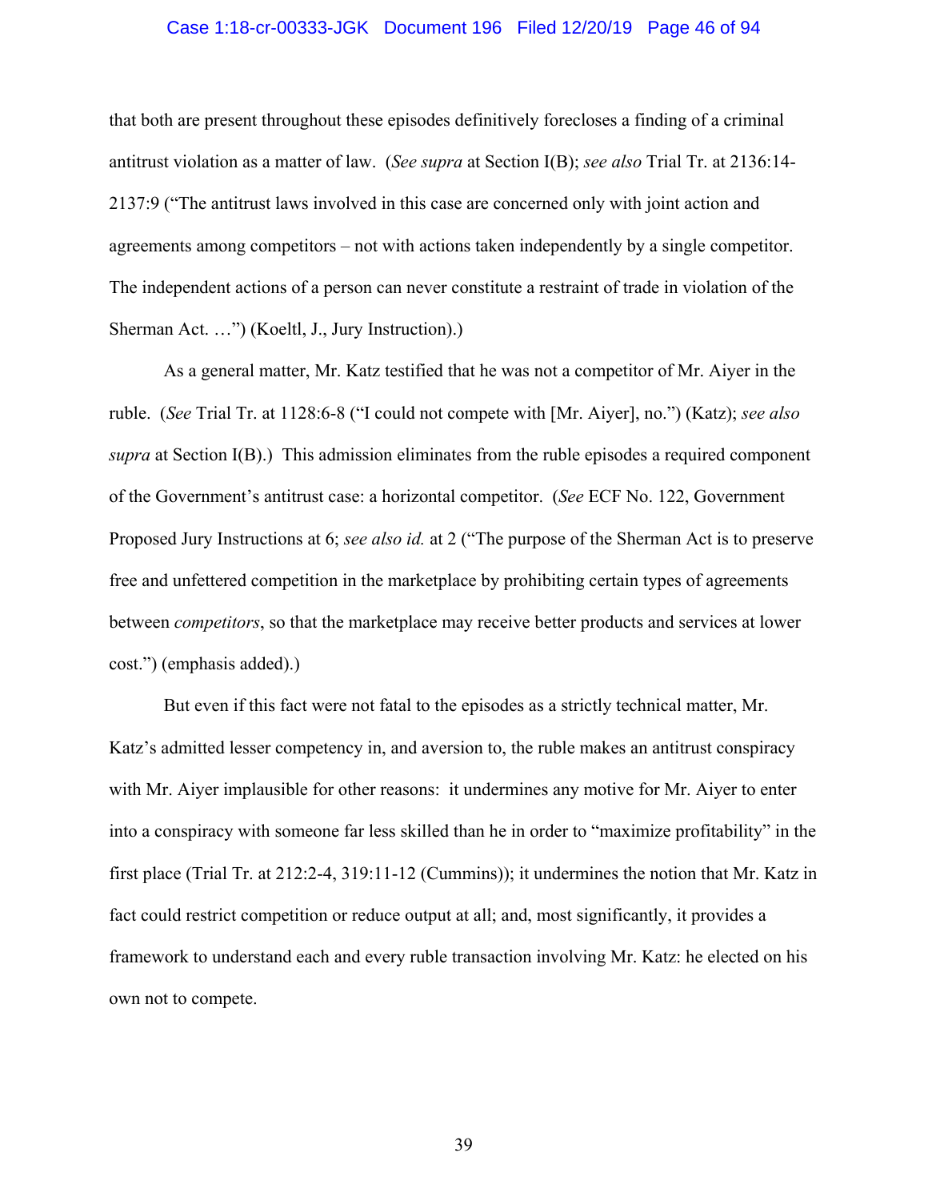that both are present throughout these episodes definitively forecloses a finding of a criminal antitrust violation as a matter of law. (*See supra* at Section I(B); *see also* Trial Tr. at 2136:14-2137:9 ("The antitrust laws involved in this case are concerned only with joint action and agreements among competitors – not with actions taken independently by a single competitor. The independent actions of a person can never constitute a restraint of trade in violation of the Sherman Act. …") (Koeltl, J., Jury Instruction).)

As a general matter, Mr. Katz testified that he was not a competitor of Mr. Aiyer in the ruble. (*See* Trial Tr. at 1128:6-8 ("I could not compete with [Mr. Aiyer], no.") (Katz); *see also supra* at Section I(B).) This admission eliminates from the ruble episodes a required component of the Government's antitrust case: a horizontal competitor. (*See* ECF No. 122, Government Proposed Jury Instructions at 6; *see also id.* at 2 ("The purpose of the Sherman Act is to preserve free and unfettered competition in the marketplace by prohibiting certain types of agreements between *competitors*, so that the marketplace may receive better products and services at lower cost.") (emphasis added).)

But even if this fact were not fatal to the episodes as a strictly technical matter, Mr. Katz's admitted lesser competency in, and aversion to, the ruble makes an antitrust conspiracy with Mr. Aiyer implausible for other reasons: it undermines any motive for Mr. Aiyer to enter into a conspiracy with someone far less skilled than he in order to "maximize profitability" in the first place (Trial Tr. at 212:2-4, 319:11-12 (Cummins)); it undermines the notion that Mr. Katz in fact could restrict competition or reduce output at all; and, most significantly, it provides a framework to understand each and every ruble transaction involving Mr. Katz: he elected on his own not to compete.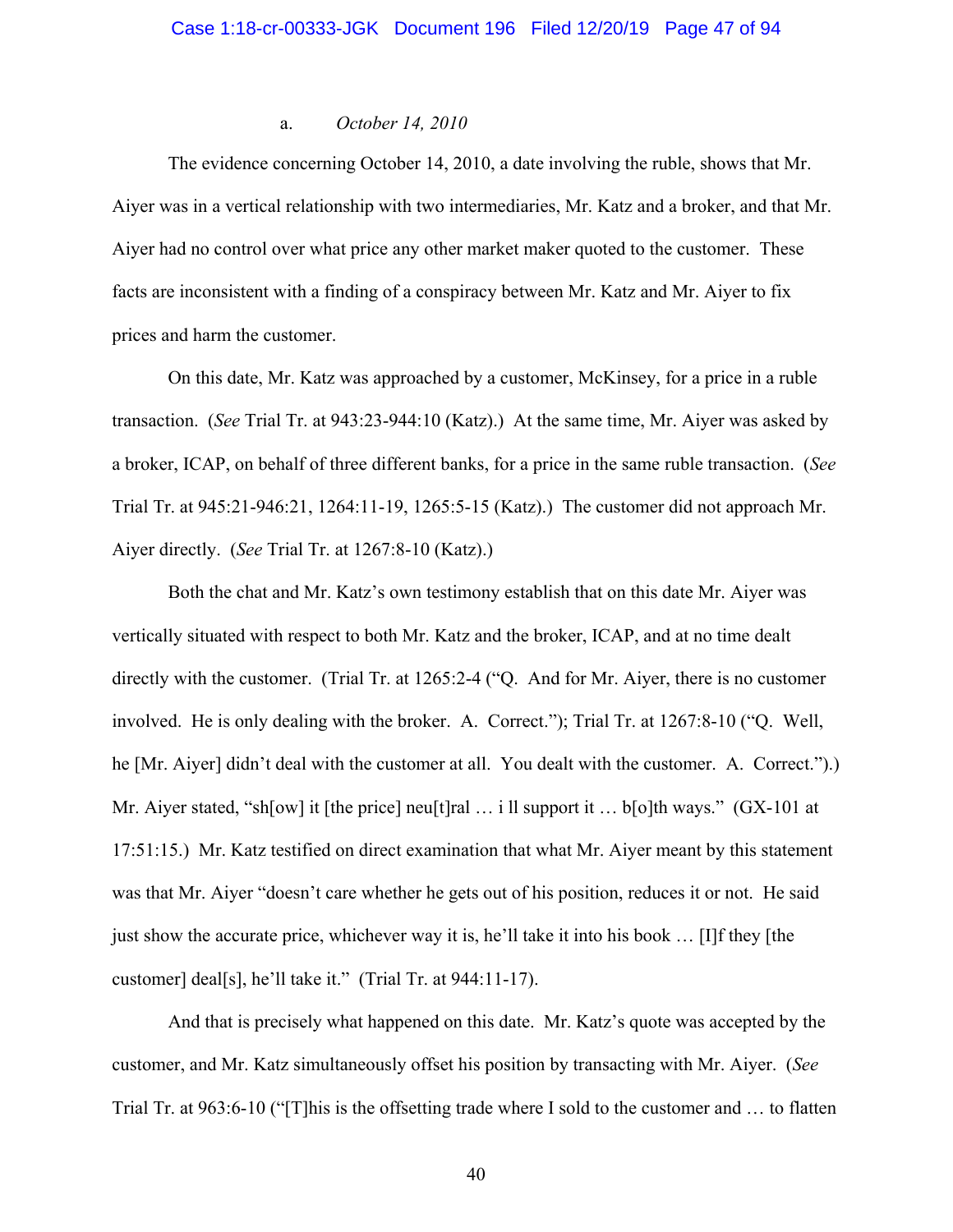a. *October 14, 2010*

The evidence concerning October 14, 2010, a date involving the ruble, shows that Mr. Aiyer was in a vertical relationship with two intermediaries, Mr. Katz and a broker, and that Mr. Aiyer had no control over what price any other market maker quoted to the customer. These facts are inconsistent with a finding of a conspiracy between Mr. Katz and Mr. Aiyer to fix prices and harm the customer.

On this date, Mr. Katz was approached by a customer, McKinsey, for a price in a ruble transaction. (*See* Trial Tr. at 943:23-944:10 (Katz).) At the same time, Mr. Aiyer was asked by a broker, ICAP, on behalf of three different banks, for a price in the same ruble transaction. (*See* Trial Tr. at 945:21-946:21, 1264:11-19, 1265:5-15 (Katz).) The customer did not approach Mr. Aiyer directly. (*See* Trial Tr. at 1267:8-10 (Katz).)

Both the chat and Mr. Katz's own testimony establish that on this date Mr. Aiyer was vertically situated with respect to both Mr. Katz and the broker, ICAP, and at no time dealt directly with the customer. (Trial Tr. at 1265:2-4 ("Q. And for Mr. Aiyer, there is no customer involved. He is only dealing with the broker. A. Correct."); Trial Tr. at 1267:8-10 ("Q. Well, he [Mr. Aiyer] didn't deal with the customer at all. You dealt with the customer. A. Correct.").) Mr. Aiyer stated, "sh[ow] it [the price] neu[t]ral … i ll support it … b[o]th ways." (GX-101 at 17:51:15.) Mr. Katz testified on direct examination that what Mr. Aiyer meant by this statement was that Mr. Aiyer "doesn't care whether he gets out of his position, reduces it or not. He said just show the accurate price, whichever way it is, he'll take it into his book … [I]f they [the customer] deal[s], he'll take it." (Trial Tr. at 944:11-17).

And that is precisely what happened on this date. Mr. Katz's quote was accepted by the customer, and Mr. Katz simultaneously offset his position by transacting with Mr. Aiyer. (*See* Trial Tr. at 963:6-10 ("[T]his is the offsetting trade where I sold to the customer and … to flatten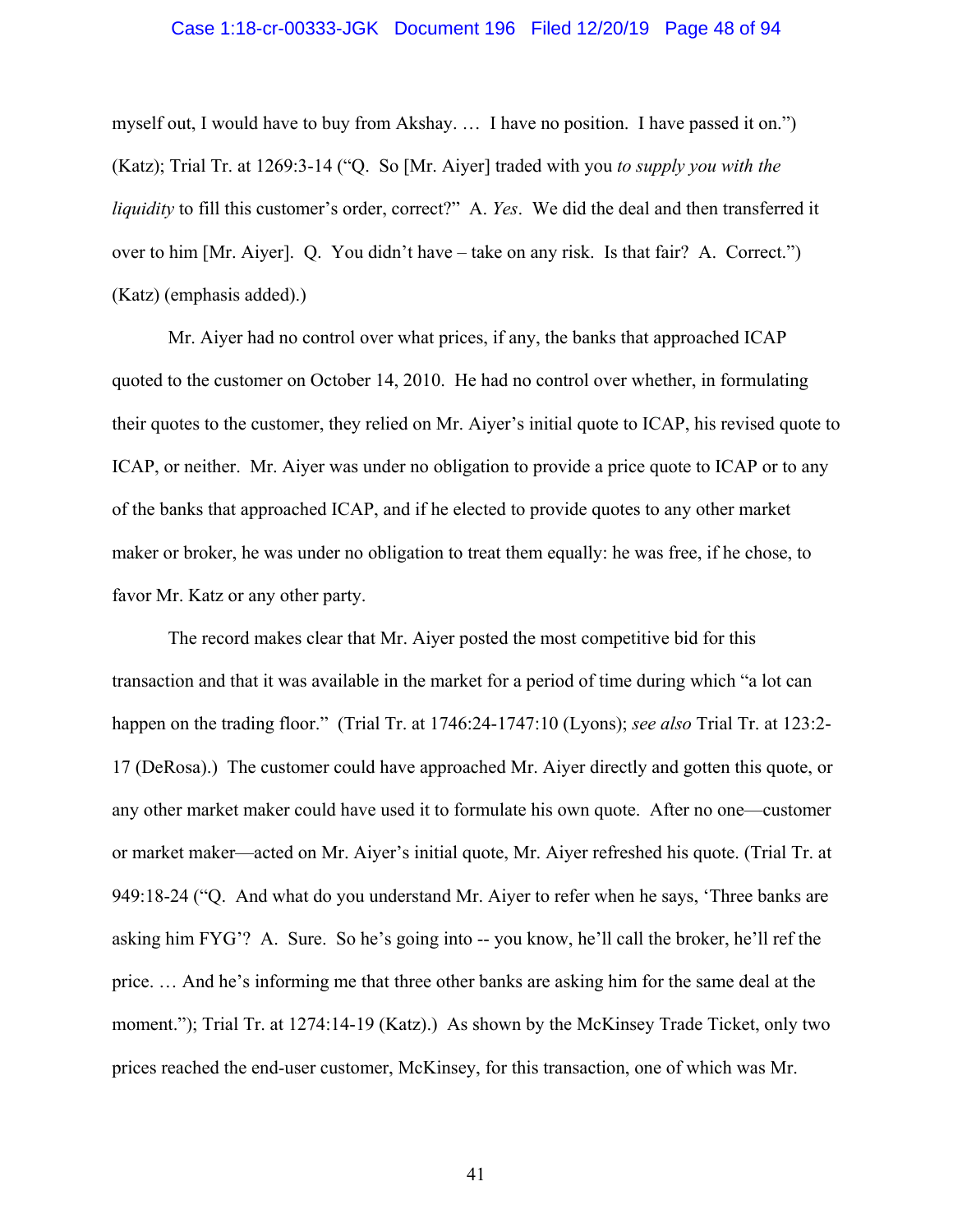myself out, I would have to buy from Akshay. … I have no position. I have passed it on.") (Katz); Trial Tr. at 1269:3-14 ("Q. So [Mr. Aiyer] traded with you *to supply you with the liquidity* to fill this customer's order, correct?" A. *Yes*. We did the deal and then transferred it over to him [Mr. Aiyer]. Q. You didn't have – take on any risk. Is that fair? A. Correct.") (Katz) (emphasis added).)

Mr. Aiyer had no control over what prices, if any, the banks that approached ICAP quoted to the customer on October 14, 2010. He had no control over whether, in formulating their quotes to the customer, they relied on Mr. Aiyer's initial quote to ICAP, his revised quote to ICAP, or neither. Mr. Aiyer was under no obligation to provide a price quote to ICAP or to any of the banks that approached ICAP, and if he elected to provide quotes to any other market maker or broker, he was under no obligation to treat them equally: he was free, if he chose, to favor Mr. Katz or any other party.

The record makes clear that Mr. Aiyer posted the most competitive bid for this transaction and that it was available in the market for a period of time during which "a lot can happen on the trading floor." (Trial Tr. at 1746:24-1747:10 (Lyons); *see also* Trial Tr. at 123:2-17 (DeRosa).) The customer could have approached Mr. Aiyer directly and gotten this quote, or any other market maker could have used it to formulate his own quote. After no one—customer or market maker—acted on Mr. Aiyer's initial quote, Mr. Aiyer refreshed his quote. (Trial Tr. at 949:18-24 ("Q. And what do you understand Mr. Aiyer to refer when he says, 'Three banks are asking him FYG'? A. Sure. So he's going into -- you know, he'll call the broker, he'll ref the price. … And he's informing me that three other banks are asking him for the same deal at the moment."); Trial Tr. at 1274:14-19 (Katz).) As shown by the McKinsey Trade Ticket, only two prices reached the end-user customer, McKinsey, for this transaction, one of which was Mr.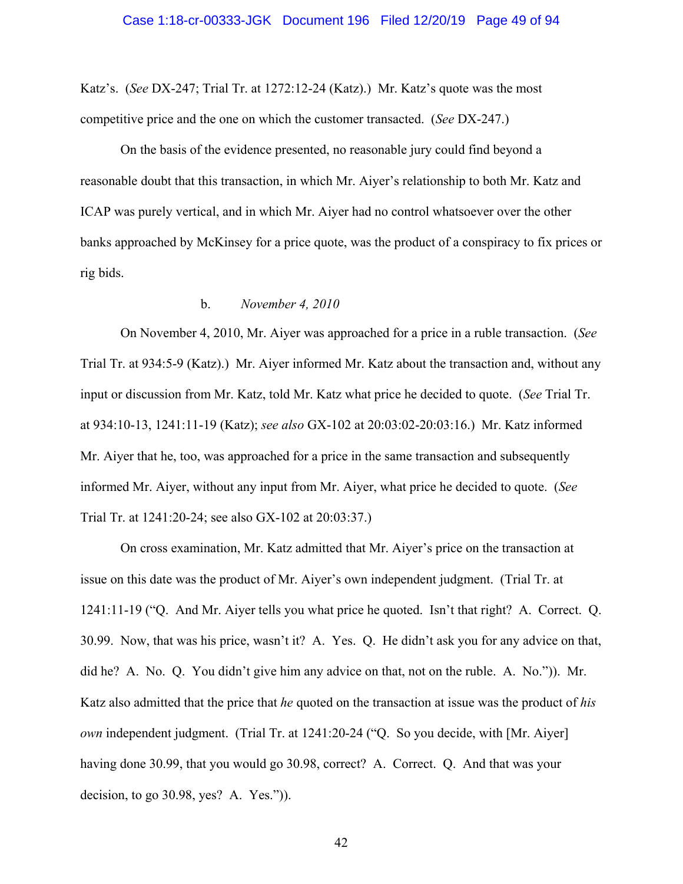Katz's. (*See* DX-247; Trial Tr. at 1272:12-24 (Katz).) Mr. Katz's quote was the most competitive price and the one on which the customer transacted. (*See* DX-247.)

On the basis of the evidence presented, no reasonable jury could find beyond a reasonable doubt that this transaction, in which Mr. Aiyer's relationship to both Mr. Katz and ICAP was purely vertical, and in which Mr. Aiyer had no control whatsoever over the other banks approached by McKinsey for a price quote, was the product of a conspiracy to fix prices or rig bids.

b. *November 4, 2010*

On November 4, 2010, Mr. Aiyer was approached for a price in a ruble transaction. (*See* Trial Tr. at 934:5-9 (Katz).) Mr. Aiyer informed Mr. Katz about the transaction and, without any input or discussion from Mr. Katz, told Mr. Katz what price he decided to quote. (*See* Trial Tr. at 934:10-13, 1241:11-19 (Katz); *see also* GX-102 at 20:03:02-20:03:16.) Mr. Katz informed Mr. Aiyer that he, too, was approached for a price in the same transaction and subsequently informed Mr. Aiyer, without any input from Mr. Aiyer, what price he decided to quote. (*See* Trial Tr. at 1241:20-24; see also GX-102 at 20:03:37.)

On cross examination, Mr. Katz admitted that Mr. Aiyer's price on the transaction at issue on this date was the product of Mr. Aiyer's own independent judgment. (Trial Tr. at 1241:11-19 ("Q. And Mr. Aiyer tells you what price he quoted. Isn't that right? A. Correct. Q. 30.99. Now, that was his price, wasn't it? A. Yes. Q. He didn't ask you for any advice on that, did he? A. No. Q. You didn't give him any advice on that, not on the ruble. A. No.")). Mr. Katz also admitted that the price that *he* quoted on the transaction at issue was the product of *his own* independent judgment. (Trial Tr. at 1241:20-24 ("Q. So you decide, with [Mr. Aiyer] having done 30.99, that you would go 30.98, correct? A. Correct. Q. And that was your decision, to go 30.98, yes? A. Yes.")).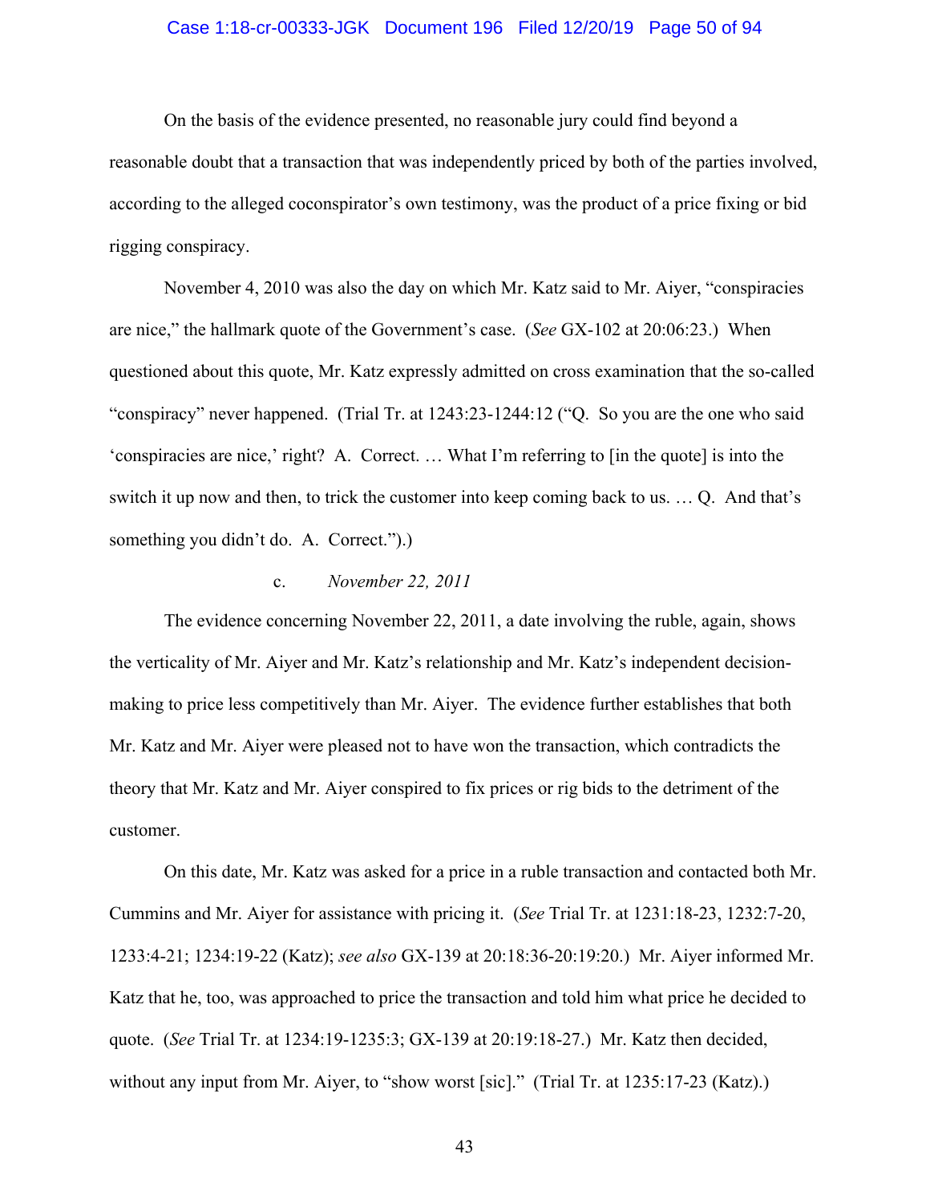On the basis of the evidence presented, no reasonable jury could find beyond a reasonable doubt that a transaction that was independently priced by both of the parties involved, according to the alleged coconspirator's own testimony, was the product of a price fixing or bid rigging conspiracy.

November 4, 2010 was also the day on which Mr. Katz said to Mr. Aiyer, "conspiracies are nice," the hallmark quote of the Government's case. (*See* GX-102 at 20:06:23.) When questioned about this quote, Mr. Katz expressly admitted on cross examination that the so-called "conspiracy" never happened. (Trial Tr. at 1243:23-1244:12 ("Q. So you are the one who said 'conspiracies are nice,' right? A. Correct. … What I'm referring to [in the quote] is into the switch it up now and then, to trick the customer into keep coming back to us. … Q. And that's something you didn't do. A. Correct.").)

c. *November 22, 2011*

The evidence concerning November 22, 2011, a date involving the ruble, again, shows the verticality of Mr. Aiyer and Mr. Katz's relationship and Mr. Katz's independent decision-making to price less competitively than Mr. Aiyer. The evidence further establishes that both Mr. Katz and Mr. Aiyer were pleased not to have won the transaction, which contradicts the theory that Mr. Katz and Mr. Aiyer conspired to fix prices or rig bids to the detriment of the customer.

On this date, Mr. Katz was asked for a price in a ruble transaction and contacted both Mr. Cummins and Mr. Aiyer for assistance with pricing it. (*See* Trial Tr. at 1231:18-23, 1232:7-20, 1233:4-21; 1234:19-22 (Katz); *see also* GX-139 at 20:18:36-20:19:20.) Mr. Aiyer informed Mr. Katz that he, too, was approached to price the transaction and told him what price he decided to quote. (*See* Trial Tr. at 1234:19-1235:3; GX-139 at 20:19:18-27.) Mr. Katz then decided, without any input from Mr. Aiyer, to "show worst [sic]." (Trial Tr. at 1235:17-23 (Katz).)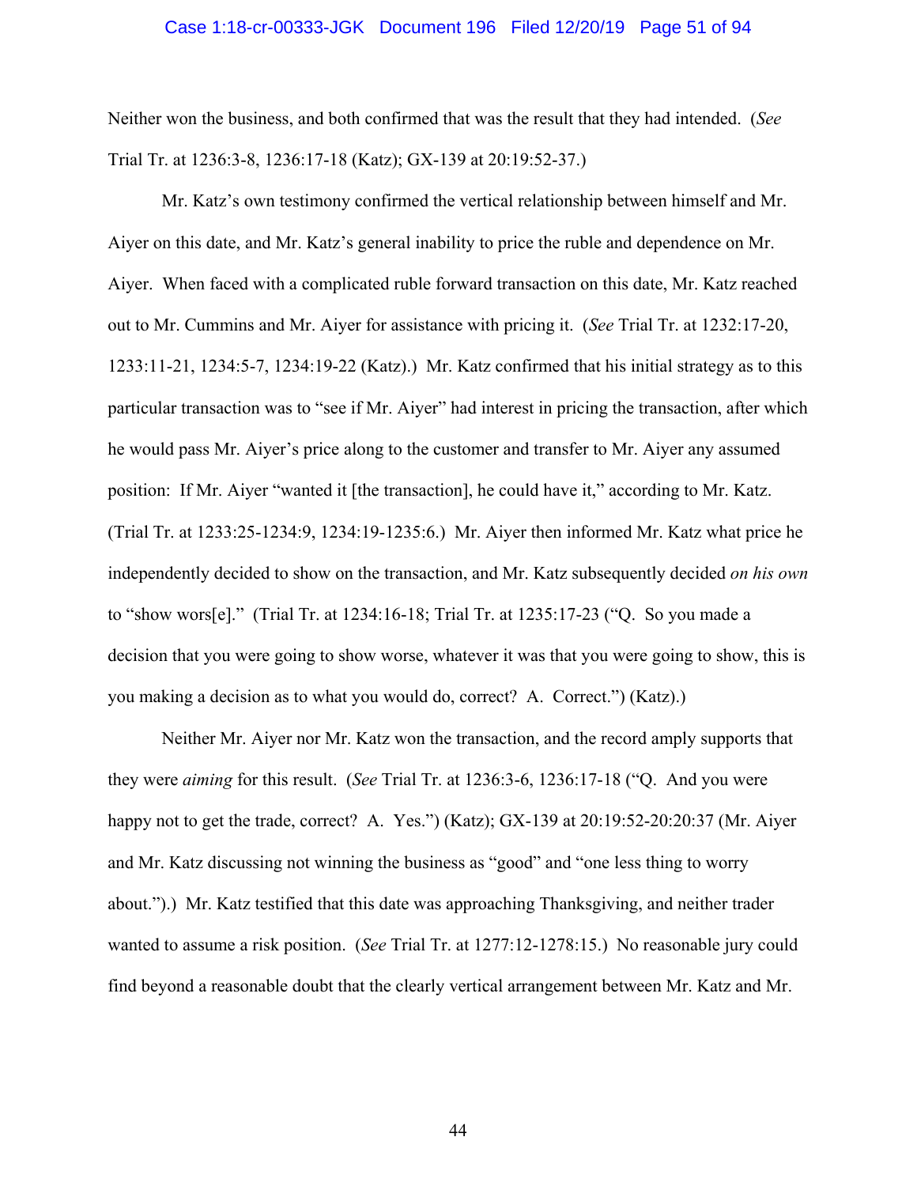Neither won the business, and both confirmed that was the result that they had intended. (*See* Trial Tr. at 1236:3-8, 1236:17-18 (Katz); GX-139 at 20:19:52-37.)

Mr. Katz's own testimony confirmed the vertical relationship between himself and Mr. Aiyer on this date, and Mr. Katz's general inability to price the ruble and dependence on Mr. Aiyer. When faced with a complicated ruble forward transaction on this date, Mr. Katz reached out to Mr. Cummins and Mr. Aiyer for assistance with pricing it. (*See* Trial Tr. at 1232:17-20, 1233:11-21, 1234:5-7, 1234:19-22 (Katz).) Mr. Katz confirmed that his initial strategy as to this particular transaction was to "see if Mr. Aiyer" had interest in pricing the transaction, after which he would pass Mr. Aiyer's price along to the customer and transfer to Mr. Aiyer any assumed position: If Mr. Aiyer "wanted it [the transaction], he could have it," according to Mr. Katz. (Trial Tr. at 1233:25-1234:9, 1234:19-1235:6.) Mr. Aiyer then informed Mr. Katz what price he independently decided to show on the transaction, and Mr. Katz subsequently decided *on his own* to "show wors[e]." (Trial Tr. at 1234:16-18; Trial Tr. at 1235:17-23 ("Q. So you made a decision that you were going to show worse, whatever it was that you were going to show, this is you making a decision as to what you would do, correct? A. Correct.") (Katz).)

Neither Mr. Aiyer nor Mr. Katz won the transaction, and the record amply supports that they were *aiming* for this result. (*See* Trial Tr. at 1236:3-6, 1236:17-18 ("Q. And you were happy not to get the trade, correct? A. Yes.") (Katz); GX-139 at 20:19:52-20:20:37 (Mr. Aiyer and Mr. Katz discussing not winning the business as "good" and "one less thing to worry about.").) Mr. Katz testified that this date was approaching Thanksgiving, and neither trader wanted to assume a risk position. (*See* Trial Tr. at 1277:12-1278:15.) No reasonable jury could find beyond a reasonable doubt that the clearly vertical arrangement between Mr. Katz and Mr.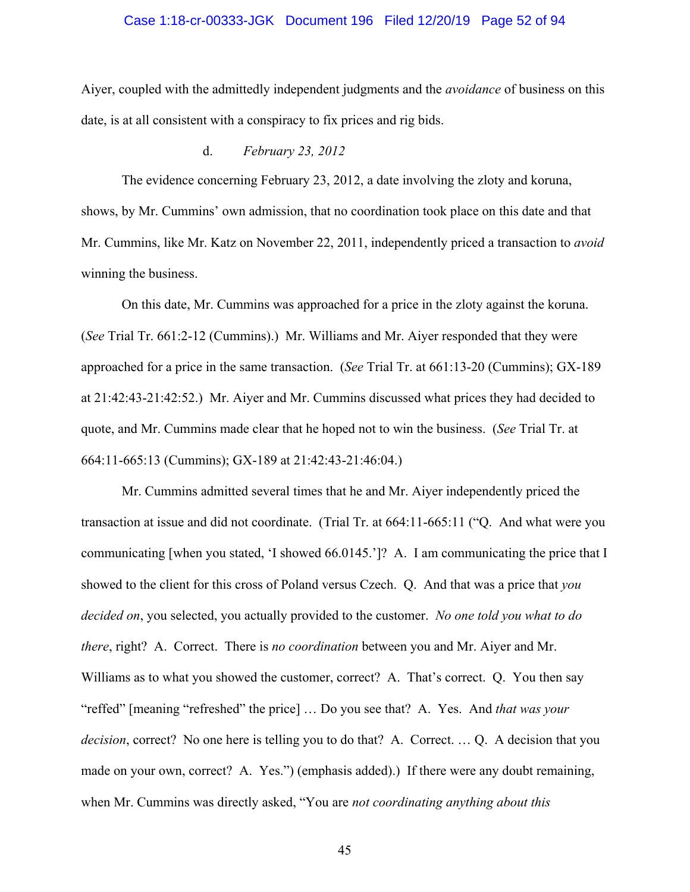Aiyer, coupled with the admittedly independent judgments and the *avoidance* of business on this date, is at all consistent with a conspiracy to fix prices and rig bids.

d. *February 23, 2012*

The evidence concerning February 23, 2012, a date involving the zloty and koruna, shows, by Mr. Cummins' own admission, that no coordination took place on this date and that Mr. Cummins, like Mr. Katz on November 22, 2011, independently priced a transaction to *avoid* winning the business.

On this date, Mr. Cummins was approached for a price in the zloty against the koruna. (*See* Trial Tr. 661:2-12 (Cummins).) Mr. Williams and Mr. Aiyer responded that they were approached for a price in the same transaction. (*See* Trial Tr. at 661:13-20 (Cummins); GX-189 at 21:42:43-21:42:52.) Mr. Aiyer and Mr. Cummins discussed what prices they had decided to quote, and Mr. Cummins made clear that he hoped not to win the business. (*See* Trial Tr. at 664:11-665:13 (Cummins); GX-189 at 21:42:43-21:46:04.)

Mr. Cummins admitted several times that he and Mr. Aiyer independently priced the transaction at issue and did not coordinate. (Trial Tr. at 664:11-665:11 ("Q. And what were you communicating [when you stated, 'I showed 66.0145.']? A. I am communicating the price that I showed to the client for this cross of Poland versus Czech. Q. And that was a price that *you decided on*, you selected, you actually provided to the customer. *No one told you what to do there*, right? A. Correct. There is *no coordination* between you and Mr. Aiyer and Mr. Williams as to what you showed the customer, correct? A. That's correct. Q. You then say "reffed" [meaning "refreshed" the price] … Do you see that? A. Yes. And *that was your decision*, correct? No one here is telling you to do that? A. Correct. … Q. A decision that you made on your own, correct? A. Yes.") (emphasis added).) If there were any doubt remaining, when Mr. Cummins was directly asked, "You are *not coordinating anything about this*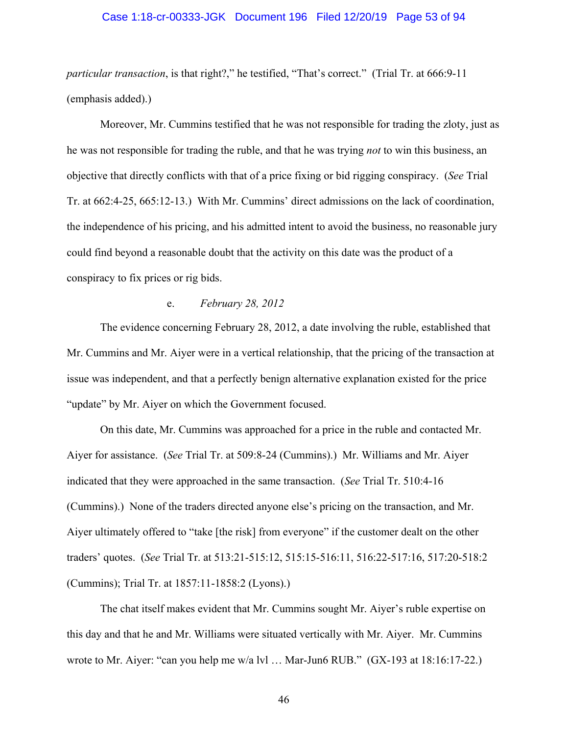*particular transaction*, is that right?," he testified, "That's correct." (Trial Tr. at 666:9-11 (emphasis added).)

Moreover, Mr. Cummins testified that he was not responsible for trading the zloty, just as he was not responsible for trading the ruble, and that he was trying *not* to win this business, an objective that directly conflicts with that of a price fixing or bid rigging conspiracy. (*See* Trial Tr. at 662:4-25, 665:12-13.) With Mr. Cummins' direct admissions on the lack of coordination, the independence of his pricing, and his admitted intent to avoid the business, no reasonable jury could find beyond a reasonable doubt that the activity on this date was the product of a conspiracy to fix prices or rig bids.

e. *February 28, 2012*

The evidence concerning February 28, 2012, a date involving the ruble, established that Mr. Cummins and Mr. Aiyer were in a vertical relationship, that the pricing of the transaction at issue was independent, and that a perfectly benign alternative explanation existed for the price "update" by Mr. Aiyer on which the Government focused.

On this date, Mr. Cummins was approached for a price in the ruble and contacted Mr. Aiyer for assistance. (*See* Trial Tr. at 509:8-24 (Cummins).) Mr. Williams and Mr. Aiyer indicated that they were approached in the same transaction. (*See* Trial Tr. 510:4-16 (Cummins).) None of the traders directed anyone else's pricing on the transaction, and Mr. Aiyer ultimately offered to "take [the risk] from everyone" if the customer dealt on the other traders' quotes. (*See* Trial Tr. at 513:21-515:12, 515:15-516:11, 516:22-517:16, 517:20-518:2 (Cummins); Trial Tr. at 1857:11-1858:2 (Lyons).)

The chat itself makes evident that Mr. Cummins sought Mr. Aiyer's ruble expertise on this day and that he and Mr. Williams were situated vertically with Mr. Aiyer. Mr. Cummins wrote to Mr. Aiyer: "can you help me w/a lvl … Mar-Jun6 RUB." (GX-193 at 18:16:17-22.)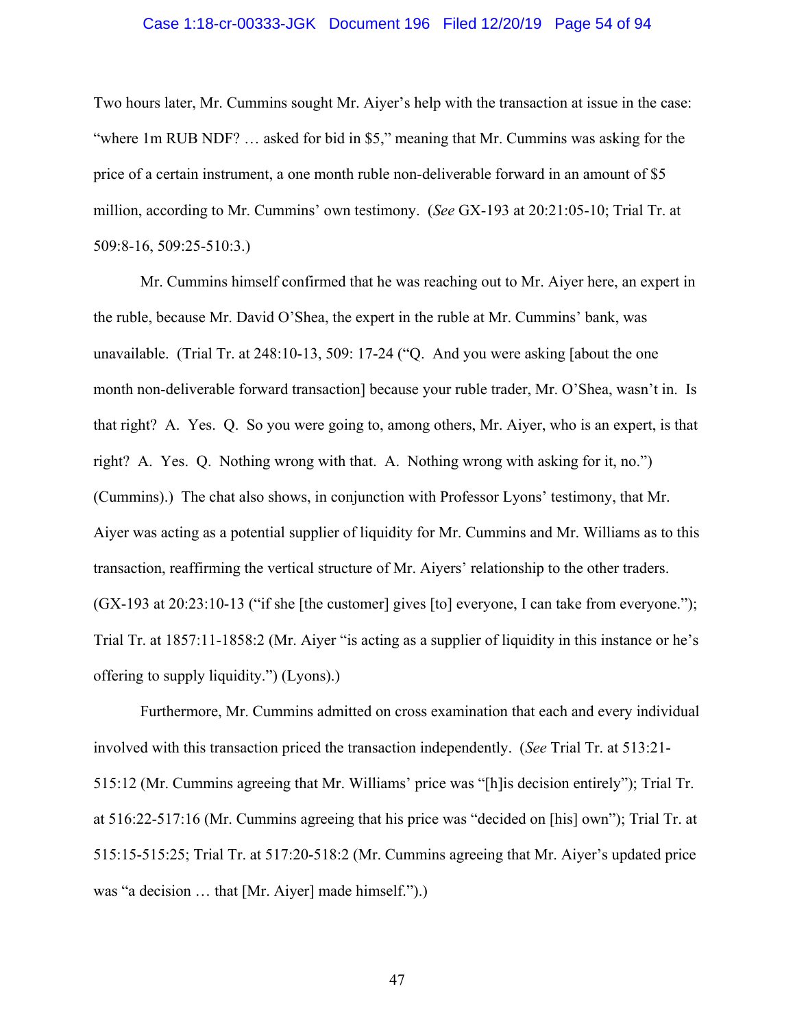Two hours later, Mr. Cummins sought Mr. Aiyer's help with the transaction at issue in the case: "where 1m RUB NDF? … asked for bid in $5," meaning that Mr. Cummins was asking for the price of a certain instrument, a one month ruble non-deliverable forward in an amount of $5 million, according to Mr. Cummins' own testimony. (*See* GX-193 at 20:21:05-10; Trial Tr. at 509:8-16, 509:25-510:3.)

Mr. Cummins himself confirmed that he was reaching out to Mr. Aiyer here, an expert in the ruble, because Mr. David O'Shea, the expert in the ruble at Mr. Cummins' bank, was unavailable. (Trial Tr. at 248:10-13, 509: 17-24 ("Q. And you were asking [about the one month non-deliverable forward transaction] because your ruble trader, Mr. O'Shea, wasn't in. Is that right? A. Yes. Q. So you were going to, among others, Mr. Aiyer, who is an expert, is that right? A. Yes. Q. Nothing wrong with that. A. Nothing wrong with asking for it, no.") (Cummins).) The chat also shows, in conjunction with Professor Lyons' testimony, that Mr. Aiyer was acting as a potential supplier of liquidity for Mr. Cummins and Mr. Williams as to this transaction, reaffirming the vertical structure of Mr. Aiyers' relationship to the other traders. (GX-193 at 20:23:10-13 ("if she [the customer] gives [to] everyone, I can take from everyone."); Trial Tr. at 1857:11-1858:2 (Mr. Aiyer "is acting as a supplier of liquidity in this instance or he's offering to supply liquidity.") (Lyons).)

Furthermore, Mr. Cummins admitted on cross examination that each and every individual involved with this transaction priced the transaction independently. (*See* Trial Tr. at 513:21-515:12 (Mr. Cummins agreeing that Mr. Williams' price was "[h]is decision entirely"); Trial Tr. at 516:22-517:16 (Mr. Cummins agreeing that his price was "decided on [his] own"); Trial Tr. at 515:15-515:25; Trial Tr. at 517:20-518:2 (Mr. Cummins agreeing that Mr. Aiyer's updated price was "a decision … that [Mr. Aiyer] made himself.").)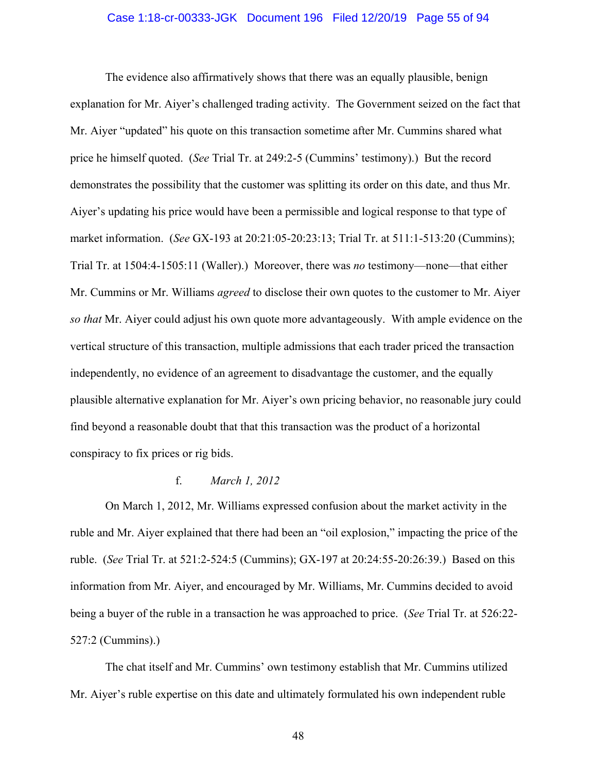The evidence also affirmatively shows that there was an equally plausible, benign explanation for Mr. Aiyer's challenged trading activity. The Government seized on the fact that Mr. Aiyer "updated" his quote on this transaction sometime after Mr. Cummins shared what price he himself quoted. (*See* Trial Tr. at 249:2-5 (Cummins' testimony).) But the record demonstrates the possibility that the customer was splitting its order on this date, and thus Mr. Aiyer's updating his price would have been a permissible and logical response to that type of market information. (*See* GX-193 at 20:21:05-20:23:13; Trial Tr. at 511:1-513:20 (Cummins); Trial Tr. at 1504:4-1505:11 (Waller).) Moreover, there was *no* testimony—none—that either Mr. Cummins or Mr. Williams *agreed* to disclose their own quotes to the customer to Mr. Aiyer *so that* Mr. Aiyer could adjust his own quote more advantageously. With ample evidence on the vertical structure of this transaction, multiple admissions that each trader priced the transaction independently, no evidence of an agreement to disadvantage the customer, and the equally plausible alternative explanation for Mr. Aiyer's own pricing behavior, no reasonable jury could find beyond a reasonable doubt that that this transaction was the product of a horizontal conspiracy to fix prices or rig bids.

f. *March 1, 2012*

On March 1, 2012, Mr. Williams expressed confusion about the market activity in the ruble and Mr. Aiyer explained that there had been an "oil explosion," impacting the price of the ruble. (*See* Trial Tr. at 521:2-524:5 (Cummins); GX-197 at 20:24:55-20:26:39.) Based on this information from Mr. Aiyer, and encouraged by Mr. Williams, Mr. Cummins decided to avoid being a buyer of the ruble in a transaction he was approached to price. (*See* Trial Tr. at 526:22-527:2 (Cummins).)

The chat itself and Mr. Cummins' own testimony establish that Mr. Cummins utilized Mr. Aiyer's ruble expertise on this date and ultimately formulated his own independent ruble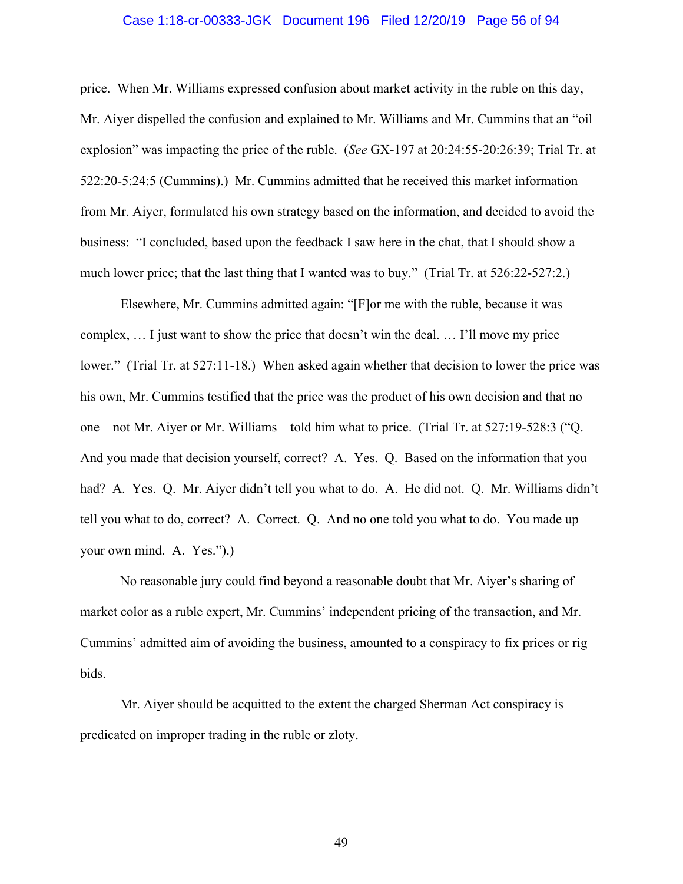price. When Mr. Williams expressed confusion about market activity in the ruble on this day, Mr. Aiyer dispelled the confusion and explained to Mr. Williams and Mr. Cummins that an "oil explosion" was impacting the price of the ruble. (*See* GX-197 at 20:24:55-20:26:39; Trial Tr. at 522:20-5:24:5 (Cummins).) Mr. Cummins admitted that he received this market information from Mr. Aiyer, formulated his own strategy based on the information, and decided to avoid the business: "I concluded, based upon the feedback I saw here in the chat, that I should show a much lower price; that the last thing that I wanted was to buy." (Trial Tr. at 526:22-527:2.)

Elsewhere, Mr. Cummins admitted again: "[F]or me with the ruble, because it was complex, … I just want to show the price that doesn't win the deal. … I'll move my price lower." (Trial Tr. at 527:11-18.) When asked again whether that decision to lower the price was his own, Mr. Cummins testified that the price was the product of his own decision and that no one—not Mr. Aiyer or Mr. Williams—told him what to price. (Trial Tr. at 527:19-528:3 ("Q. And you made that decision yourself, correct? A. Yes. Q. Based on the information that you had? A. Yes. Q. Mr. Aiyer didn't tell you what to do. A. He did not. Q. Mr. Williams didn't tell you what to do, correct? A. Correct. Q. And no one told you what to do. You made up your own mind. A. Yes.").)

No reasonable jury could find beyond a reasonable doubt that Mr. Aiyer's sharing of market color as a ruble expert, Mr. Cummins' independent pricing of the transaction, and Mr. Cummins' admitted aim of avoiding the business, amounted to a conspiracy to fix prices or rig bids.

Mr. Aiyer should be acquitted to the extent the charged Sherman Act conspiracy is predicated on improper trading in the ruble or zloty.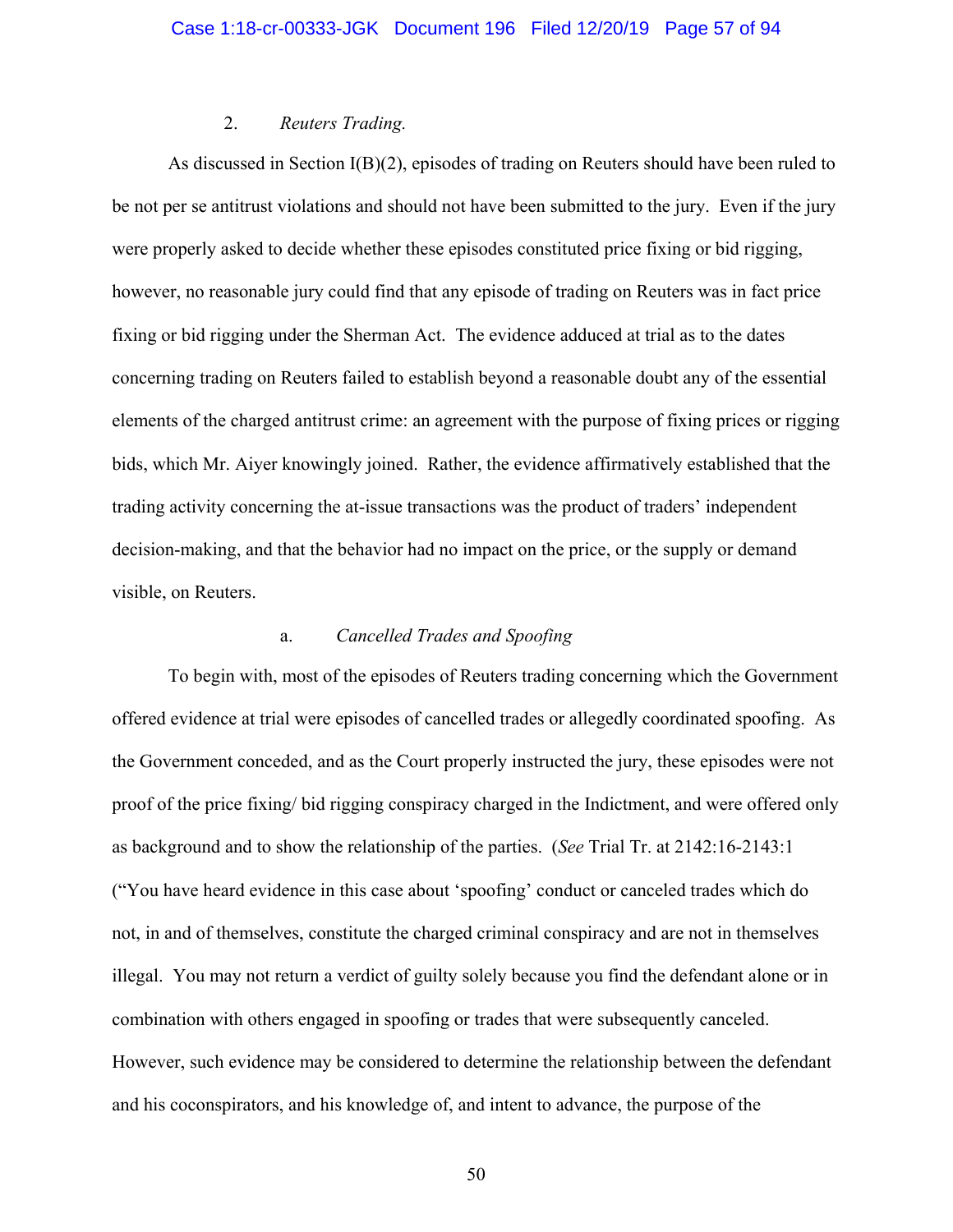### 2. *Reuters Trading.*

As discussed in Section I(B)(2), episodes of trading on Reuters should have been ruled to be not per se antitrust violations and should not have been submitted to the jury. Even if the jury were properly asked to decide whether these episodes constituted price fixing or bid rigging, however, no reasonable jury could find that any episode of trading on Reuters was in fact price fixing or bid rigging under the Sherman Act. The evidence adduced at trial as to the dates concerning trading on Reuters failed to establish beyond a reasonable doubt any of the essential elements of the charged antitrust crime: an agreement with the purpose of fixing prices or rigging bids, which Mr. Aiyer knowingly joined. Rather, the evidence affirmatively established that the trading activity concerning the at-issue transactions was the product of traders' independent decision-making, and that the behavior had no impact on the price, or the supply or demand visible, on Reuters.

#### a. *Cancelled Trades and Spoofing*

To begin with, most of the episodes of Reuters trading concerning which the Government offered evidence at trial were episodes of cancelled trades or allegedly coordinated spoofing. As the Government conceded, and as the Court properly instructed the jury, these episodes were not proof of the price fixing/ bid rigging conspiracy charged in the Indictment, and were offered only as background and to show the relationship of the parties. (*See* Trial Tr. at 2142:16-2143:1 ("You have heard evidence in this case about 'spoofing' conduct or canceled trades which do not, in and of themselves, constitute the charged criminal conspiracy and are not in themselves illegal. You may not return a verdict of guilty solely because you find the defendant alone or in combination with others engaged in spoofing or trades that were subsequently canceled. However, such evidence may be considered to determine the relationship between the defendant and his coconspirators, and his knowledge of, and intent to advance, the purpose of the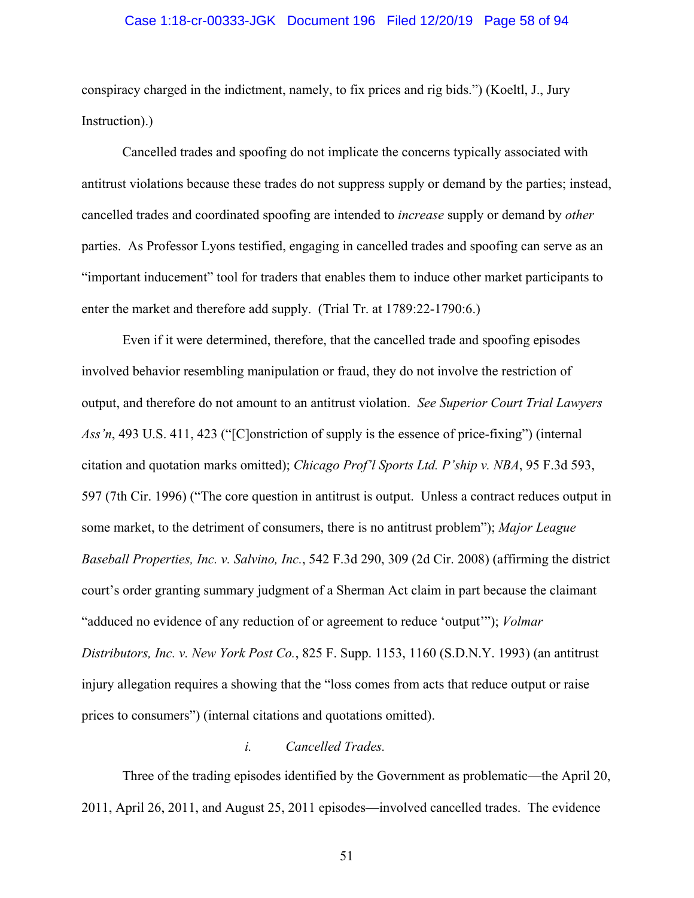conspiracy charged in the indictment, namely, to fix prices and rig bids.") (Koeltl, J., Jury Instruction).)

Cancelled trades and spoofing do not implicate the concerns typically associated with antitrust violations because these trades do not suppress supply or demand by the parties; instead, cancelled trades and coordinated spoofing are intended to *increase* supply or demand by *other* parties. As Professor Lyons testified, engaging in cancelled trades and spoofing can serve as an "important inducement" tool for traders that enables them to induce other market participants to enter the market and therefore add supply. (Trial Tr. at 1789:22-1790:6.)

Even if it were determined, therefore, that the cancelled trade and spoofing episodes involved behavior resembling manipulation or fraud, they do not involve the restriction of output, and therefore do not amount to an antitrust violation. *See Superior Court Trial Lawyers Ass'n*, 493 U.S. 411, 423 ("[C]onstriction of supply is the essence of price-fixing") (internal citation and quotation marks omitted); *Chicago Prof'l Sports Ltd. P'ship v. NBA*, 95 F.3d 593, 597 (7th Cir. 1996) ("The core question in antitrust is output. Unless a contract reduces output in some market, to the detriment of consumers, there is no antitrust problem"); *Major League Baseball Properties, Inc. v. Salvino, Inc.*, 542 F.3d 290, 309 (2d Cir. 2008) (affirming the district court's order granting summary judgment of a Sherman Act claim in part because the claimant "adduced no evidence of any reduction of or agreement to reduce 'output'"); *Volmar Distributors, Inc. v. New York Post Co.*, 825 F. Supp. 1153, 1160 (S.D.N.Y. 1993) (an antitrust injury allegation requires a showing that the "loss comes from acts that reduce output or raise prices to consumers") (internal citations and quotations omitted).

*i. Cancelled Trades.*

Three of the trading episodes identified by the Government as problematic—the April 20, 2011, April 26, 2011, and August 25, 2011 episodes—involved cancelled trades. The evidence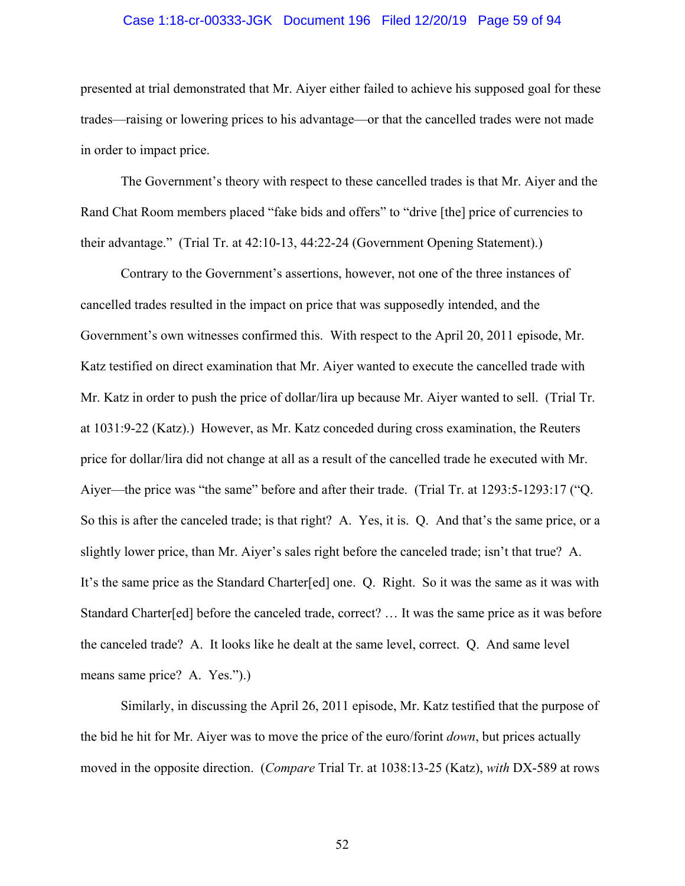presented at trial demonstrated that Mr. Aiyer either failed to achieve his supposed goal for these trades—raising or lowering prices to his advantage—or that the cancelled trades were not made in order to impact price.

The Government's theory with respect to these cancelled trades is that Mr. Aiyer and the Rand Chat Room members placed "fake bids and offers" to "drive [the] price of currencies to their advantage." (Trial Tr. at 42:10-13, 44:22-24 (Government Opening Statement).)

Contrary to the Government's assertions, however, not one of the three instances of cancelled trades resulted in the impact on price that was supposedly intended, and the Government's own witnesses confirmed this. With respect to the April 20, 2011 episode, Mr. Katz testified on direct examination that Mr. Aiyer wanted to execute the cancelled trade with Mr. Katz in order to push the price of dollar/lira up because Mr. Aiyer wanted to sell. (Trial Tr. at 1031:9-22 (Katz).) However, as Mr. Katz conceded during cross examination, the Reuters price for dollar/lira did not change at all as a result of the cancelled trade he executed with Mr. Aiyer—the price was "the same" before and after their trade. (Trial Tr. at 1293:5-1293:17 ("Q. So this is after the canceled trade; is that right? A. Yes, it is. Q. And that's the same price, or a slightly lower price, than Mr. Aiyer's sales right before the canceled trade; isn't that true? A. It's the same price as the Standard Charter[ed] one. Q. Right. So it was the same as it was with Standard Charter[ed] before the canceled trade, correct? … It was the same price as it was before the canceled trade? A. It looks like he dealt at the same level, correct. Q. And same level means same price? A. Yes.").)

Similarly, in discussing the April 26, 2011 episode, Mr. Katz testified that the purpose of the bid he hit for Mr. Aiyer was to move the price of the euro/forint *down*, but prices actually moved in the opposite direction. (*Compare* Trial Tr. at 1038:13-25 (Katz), *with* DX-589 at rows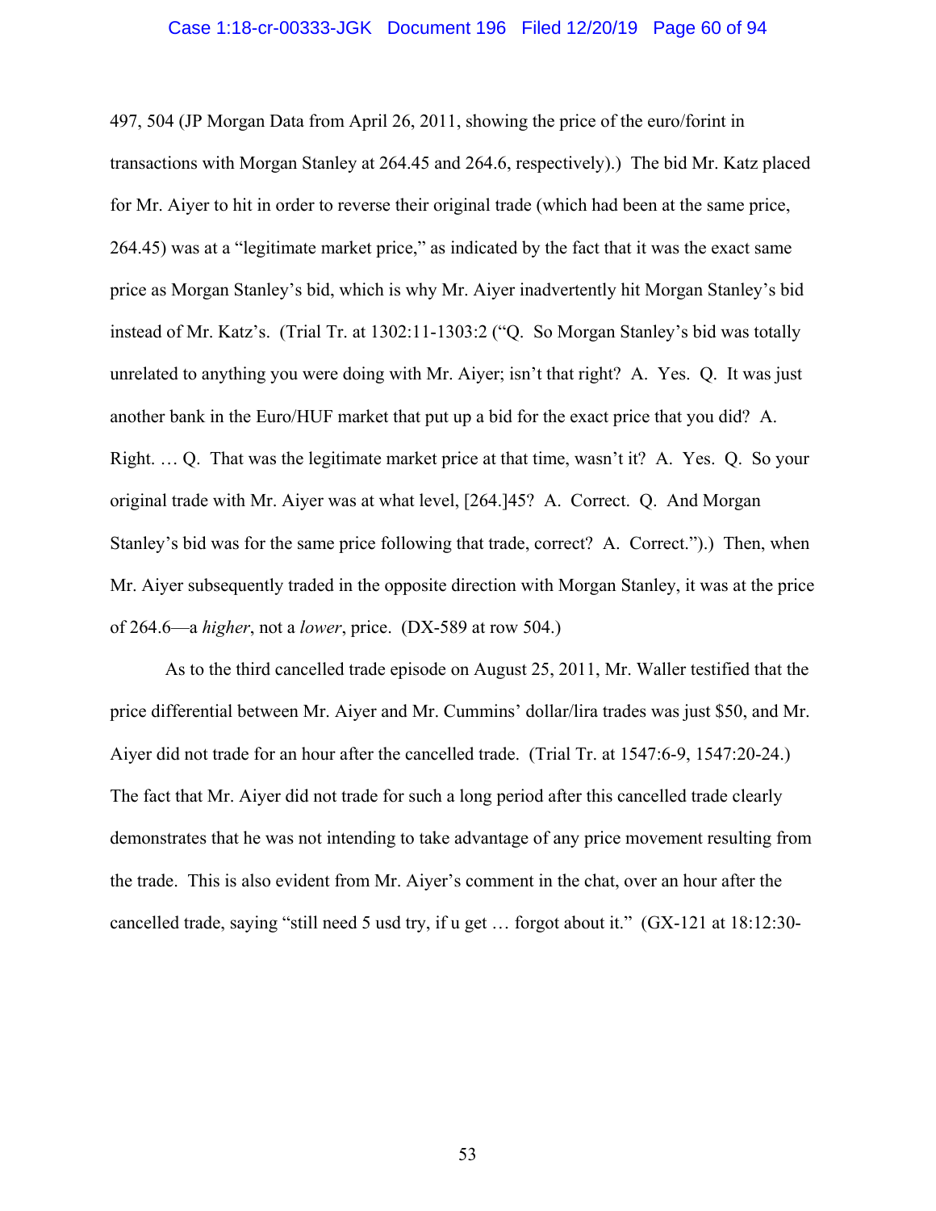497, 504 (JP Morgan Data from April 26, 2011, showing the price of the euro/forint in transactions with Morgan Stanley at 264.45 and 264.6, respectively).) The bid Mr. Katz placed for Mr. Aiyer to hit in order to reverse their original trade (which had been at the same price, 264.45) was at a "legitimate market price," as indicated by the fact that it was the exact same price as Morgan Stanley's bid, which is why Mr. Aiyer inadvertently hit Morgan Stanley's bid instead of Mr. Katz's. (Trial Tr. at 1302:11-1303:2 ("Q. So Morgan Stanley's bid was totally unrelated to anything you were doing with Mr. Aiyer; isn't that right? A. Yes. Q. It was just another bank in the Euro/HUF market that put up a bid for the exact price that you did? A. Right. … Q. That was the legitimate market price at that time, wasn't it? A. Yes. Q. So your original trade with Mr. Aiyer was at what level, [264.]45? A. Correct. Q. And Morgan Stanley's bid was for the same price following that trade, correct? A. Correct.").) Then, when Mr. Aiyer subsequently traded in the opposite direction with Morgan Stanley, it was at the price of 264.6—a *higher*, not a *lower*, price. (DX-589 at row 504.)

As to the third cancelled trade episode on August 25, 2011, Mr. Waller testified that the price differential between Mr. Aiyer and Mr. Cummins' dollar/lira trades was just $50, and Mr. Aiyer did not trade for an hour after the cancelled trade. (Trial Tr. at 1547:6-9, 1547:20-24.) The fact that Mr. Aiyer did not trade for such a long period after this cancelled trade clearly demonstrates that he was not intending to take advantage of any price movement resulting from the trade. This is also evident from Mr. Aiyer's comment in the chat, over an hour after the cancelled trade, saying "still need 5 usd try, if u get … forgot about it." (GX-121 at 18:12:30-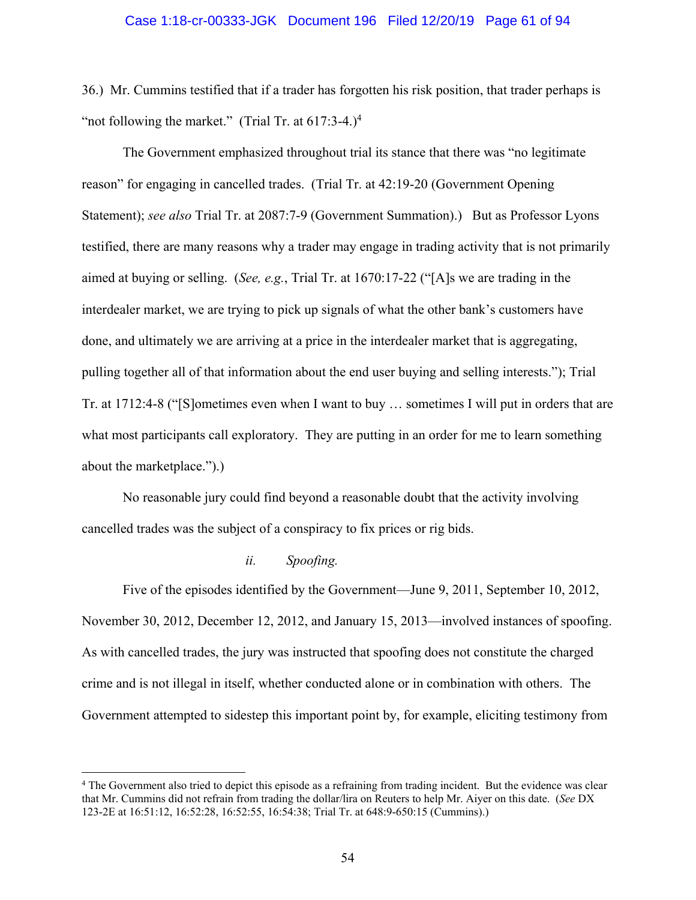36.) Mr. Cummins testified that if a trader has forgotten his risk position, that trader perhaps is "not following the market." (Trial Tr. at 617:3-4.)[4]

The Government emphasized throughout trial its stance that there was "no legitimate reason" for engaging in cancelled trades. (Trial Tr. at 42:19-20 (Government Opening Statement); *see also* Trial Tr. at 2087:7-9 (Government Summation).) But as Professor Lyons testified, there are many reasons why a trader may engage in trading activity that is not primarily aimed at buying or selling. (*See, e.g.*, Trial Tr. at 1670:17-22 ("[A]s we are trading in the interdealer market, we are trying to pick up signals of what the other bank's customers have done, and ultimately we are arriving at a price in the interdealer market that is aggregating, pulling together all of that information about the end user buying and selling interests."); Trial Tr. at 1712:4-8 ("[S]ometimes even when I want to buy … sometimes I will put in orders that are what most participants call exploratory. They are putting in an order for me to learn something about the marketplace.").)

No reasonable jury could find beyond a reasonable doubt that the activity involving cancelled trades was the subject of a conspiracy to fix prices or rig bids.

*ii. Spoofing.*

Five of the episodes identified by the Government—June 9, 2011, September 10, 2012, November 30, 2012, December 12, 2012, and January 15, 2013—involved instances of spoofing. As with cancelled trades, the jury was instructed that spoofing does not constitute the charged crime and is not illegal in itself, whether conducted alone or in combination with others. The Government attempted to sidestep this important point by, for example, eliciting testimony from

---

[4] The Government also tried to depict this episode as a refraining from trading incident. But the evidence was clear that Mr. Cummins did not refrain from trading the dollar/lira on Reuters to help Mr. Aiyer on this date. (*See* DX 123-2E at 16:51:12, 16:52:28, 16:52:55, 16:54:38; Trial Tr. at 648:9-650:15 (Cummins).)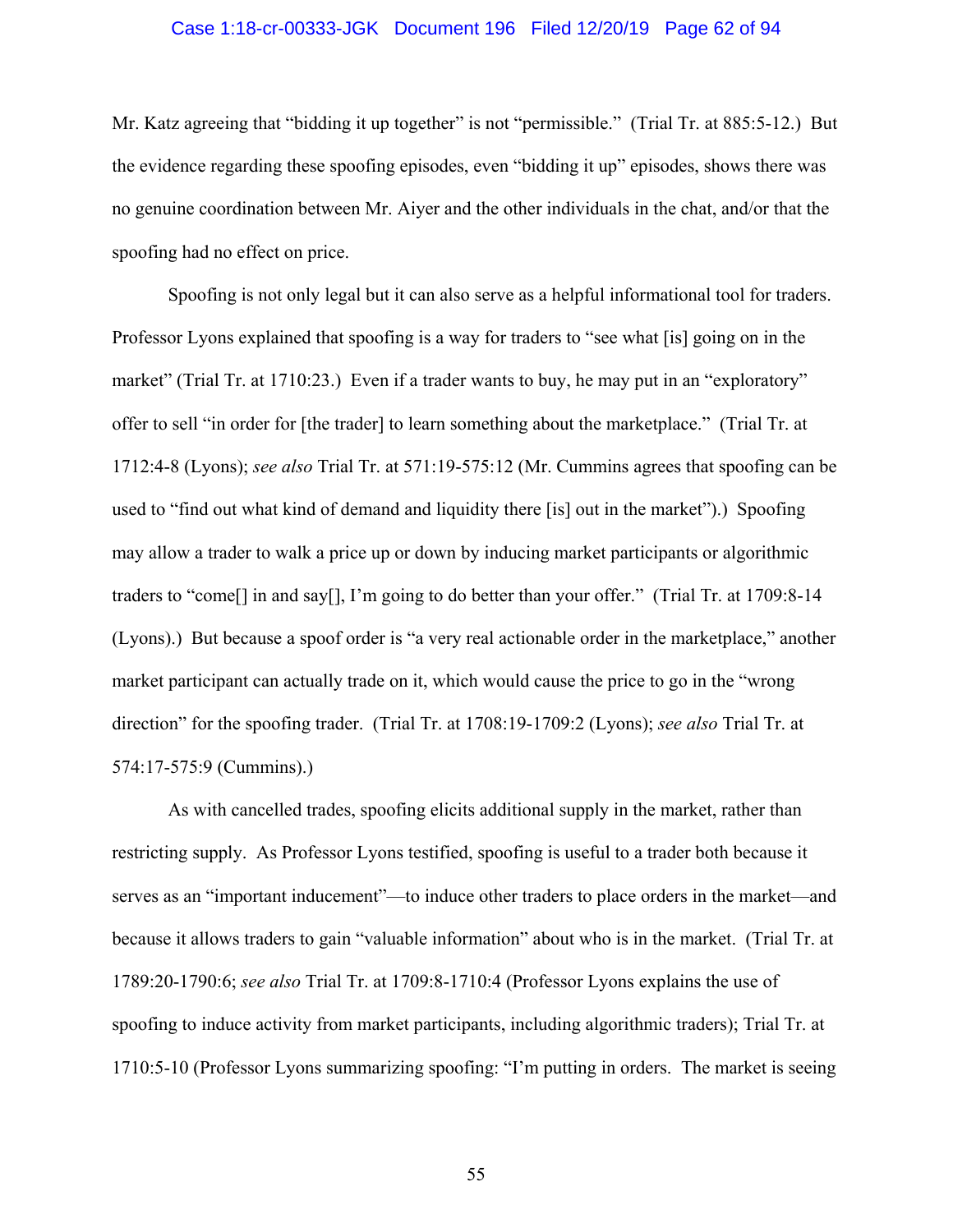Mr. Katz agreeing that "bidding it up together" is not "permissible." (Trial Tr. at 885:5-12.) But the evidence regarding these spoofing episodes, even "bidding it up" episodes, shows there was no genuine coordination between Mr. Aiyer and the other individuals in the chat, and/or that the spoofing had no effect on price.

Spoofing is not only legal but it can also serve as a helpful informational tool for traders. Professor Lyons explained that spoofing is a way for traders to "see what [is] going on in the market" (Trial Tr. at 1710:23.) Even if a trader wants to buy, he may put in an "exploratory" offer to sell "in order for [the trader] to learn something about the marketplace." (Trial Tr. at 1712:4-8 (Lyons); *see also* Trial Tr. at 571:19-575:12 (Mr. Cummins agrees that spoofing can be used to "find out what kind of demand and liquidity there [is] out in the market").) Spoofing may allow a trader to walk a price up or down by inducing market participants or algorithmic traders to "come[] in and say[], I'm going to do better than your offer." (Trial Tr. at 1709:8-14 (Lyons).) But because a spoof order is "a very real actionable order in the marketplace," another market participant can actually trade on it, which would cause the price to go in the "wrong direction" for the spoofing trader. (Trial Tr. at 1708:19-1709:2 (Lyons); *see also* Trial Tr. at 574:17-575:9 (Cummins).)

As with cancelled trades, spoofing elicits additional supply in the market, rather than restricting supply. As Professor Lyons testified, spoofing is useful to a trader both because it serves as an "important inducement"—to induce other traders to place orders in the market—and because it allows traders to gain "valuable information" about who is in the market. (Trial Tr. at 1789:20-1790:6; *see also* Trial Tr. at 1709:8-1710:4 (Professor Lyons explains the use of spoofing to induce activity from market participants, including algorithmic traders); Trial Tr. at 1710:5-10 (Professor Lyons summarizing spoofing: "I'm putting in orders. The market is seeing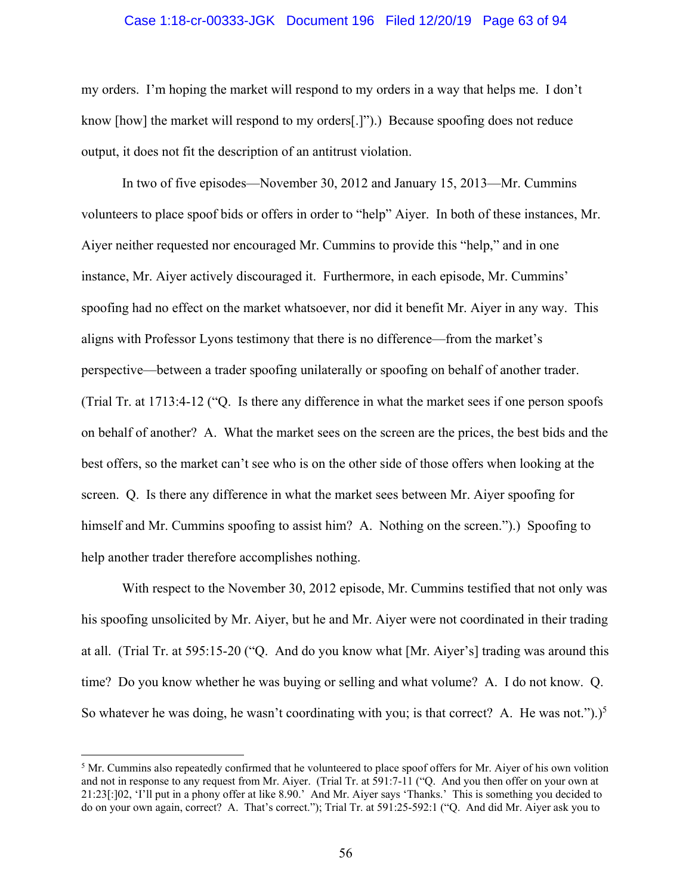my orders. I'm hoping the market will respond to my orders in a way that helps me. I don't know [how] the market will respond to my orders[.]").) Because spoofing does not reduce output, it does not fit the description of an antitrust violation.

In two of five episodes—November 30, 2012 and January 15, 2013—Mr. Cummins volunteers to place spoof bids or offers in order to "help" Aiyer. In both of these instances, Mr. Aiyer neither requested nor encouraged Mr. Cummins to provide this "help," and in one instance, Mr. Aiyer actively discouraged it. Furthermore, in each episode, Mr. Cummins' spoofing had no effect on the market whatsoever, nor did it benefit Mr. Aiyer in any way. This aligns with Professor Lyons testimony that there is no difference—from the market's perspective—between a trader spoofing unilaterally or spoofing on behalf of another trader. (Trial Tr. at 1713:4-12 ("Q. Is there any difference in what the market sees if one person spoofs on behalf of another? A. What the market sees on the screen are the prices, the best bids and the best offers, so the market can't see who is on the other side of those offers when looking at the screen. Q. Is there any difference in what the market sees between Mr. Aiyer spoofing for himself and Mr. Cummins spoofing to assist him? A. Nothing on the screen.").) Spoofing to help another trader therefore accomplishes nothing.

With respect to the November 30, 2012 episode, Mr. Cummins testified that not only was his spoofing unsolicited by Mr. Aiyer, but he and Mr. Aiyer were not coordinated in their trading at all. (Trial Tr. at 595:15-20 ("Q. And do you know what [Mr. Aiyer's] trading was around this time? Do you know whether he was buying or selling and what volume? A. I do not know. Q. So whatever he was doing, he wasn't coordinating with you; is that correct? A. He was not.").)[5]

---

[5] Mr. Cummins also repeatedly confirmed that he volunteered to place spoof offers for Mr. Aiyer of his own volition and not in response to any request from Mr. Aiyer. (Trial Tr. at 591:7-11 ("Q. And you then offer on your own at 21:23[:]02, 'I'll put in a phony offer at like 8.90.' And Mr. Aiyer says 'Thanks.' This is something you decided to do on your own again, correct? A. That's correct."); Trial Tr. at 591:25-592:1 ("Q. And did Mr. Aiyer ask you to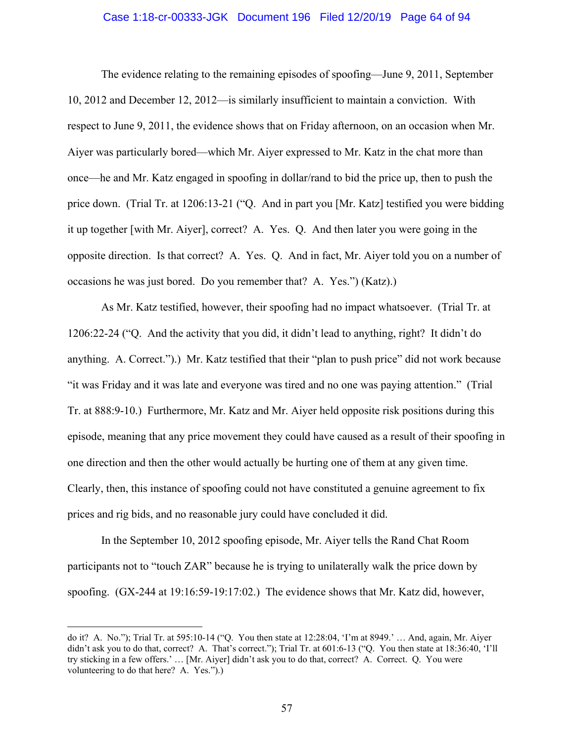The evidence relating to the remaining episodes of spoofing—June 9, 2011, September 10, 2012 and December 12, 2012—is similarly insufficient to maintain a conviction. With respect to June 9, 2011, the evidence shows that on Friday afternoon, on an occasion when Mr. Aiyer was particularly bored—which Mr. Aiyer expressed to Mr. Katz in the chat more than once—he and Mr. Katz engaged in spoofing in dollar/rand to bid the price up, then to push the price down. (Trial Tr. at 1206:13-21 ("Q. And in part you [Mr. Katz] testified you were bidding it up together [with Mr. Aiyer], correct? A. Yes. Q. And then later you were going in the opposite direction. Is that correct? A. Yes. Q. And in fact, Mr. Aiyer told you on a number of occasions he was just bored. Do you remember that? A. Yes.") (Katz).)

As Mr. Katz testified, however, their spoofing had no impact whatsoever. (Trial Tr. at 1206:22-24 ("Q. And the activity that you did, it didn't lead to anything, right? It didn't do anything. A. Correct.").) Mr. Katz testified that their "plan to push price" did not work because "it was Friday and it was late and everyone was tired and no one was paying attention." (Trial Tr. at 888:9-10.) Furthermore, Mr. Katz and Mr. Aiyer held opposite risk positions during this episode, meaning that any price movement they could have caused as a result of their spoofing in one direction and then the other would actually be hurting one of them at any given time. Clearly, then, this instance of spoofing could not have constituted a genuine agreement to fix prices and rig bids, and no reasonable jury could have concluded it did.

In the September 10, 2012 spoofing episode, Mr. Aiyer tells the Rand Chat Room participants not to "touch ZAR" because he is trying to unilaterally walk the price down by spoofing. (GX-244 at 19:16:59-19:17:02.) The evidence shows that Mr. Katz did, however,

---

do it? A. No."); Trial Tr. at 595:10-14 ("Q. You then state at 12:28:04, 'I'm at 8949.' … And, again, Mr. Aiyer didn't ask you to do that, correct? A. That's correct."); Trial Tr. at 601:6-13 ("Q. You then state at 18:36:40, 'I'll try sticking in a few offers.' … [Mr. Aiyer] didn't ask you to do that, correct? A. Correct. Q. You were volunteering to do that here? A. Yes.").)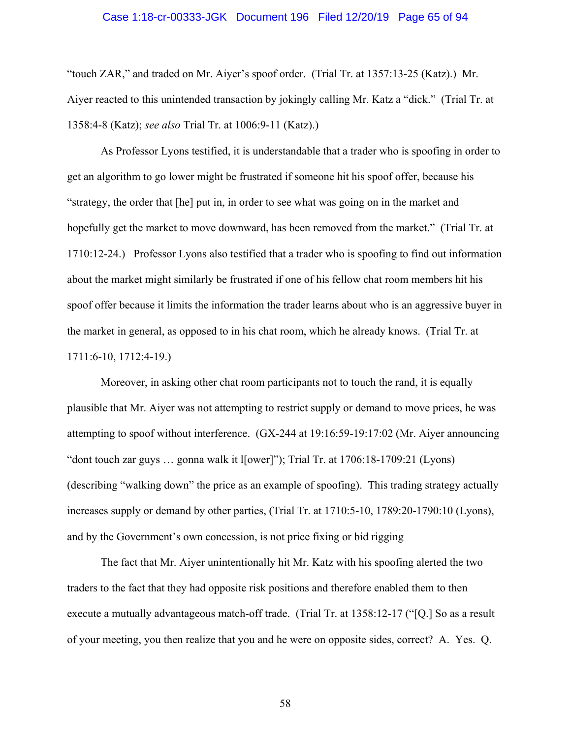"touch ZAR," and traded on Mr. Aiyer's spoof order. (Trial Tr. at 1357:13-25 (Katz).) Mr. Aiyer reacted to this unintended transaction by jokingly calling Mr. Katz a "dick." (Trial Tr. at 1358:4-8 (Katz); *see also* Trial Tr. at 1006:9-11 (Katz).)

As Professor Lyons testified, it is understandable that a trader who is spoofing in order to get an algorithm to go lower might be frustrated if someone hit his spoof offer, because his "strategy, the order that [he] put in, in order to see what was going on in the market and hopefully get the market to move downward, has been removed from the market." (Trial Tr. at 1710:12-24.) Professor Lyons also testified that a trader who is spoofing to find out information about the market might similarly be frustrated if one of his fellow chat room members hit his spoof offer because it limits the information the trader learns about who is an aggressive buyer in the market in general, as opposed to in his chat room, which he already knows. (Trial Tr. at 1711:6-10, 1712:4-19.)

Moreover, in asking other chat room participants not to touch the rand, it is equally plausible that Mr. Aiyer was not attempting to restrict supply or demand to move prices, he was attempting to spoof without interference. (GX-244 at 19:16:59-19:17:02 (Mr. Aiyer announcing "dont touch zar guys … gonna walk it l[ower]"); Trial Tr. at 1706:18-1709:21 (Lyons) (describing "walking down" the price as an example of spoofing). This trading strategy actually increases supply or demand by other parties, (Trial Tr. at 1710:5-10, 1789:20-1790:10 (Lyons), and by the Government's own concession, is not price fixing or bid rigging

The fact that Mr. Aiyer unintentionally hit Mr. Katz with his spoofing alerted the two traders to the fact that they had opposite risk positions and therefore enabled them to then execute a mutually advantageous match-off trade. (Trial Tr. at 1358:12-17 ("[Q.] So as a result of your meeting, you then realize that you and he were on opposite sides, correct? A. Yes. Q.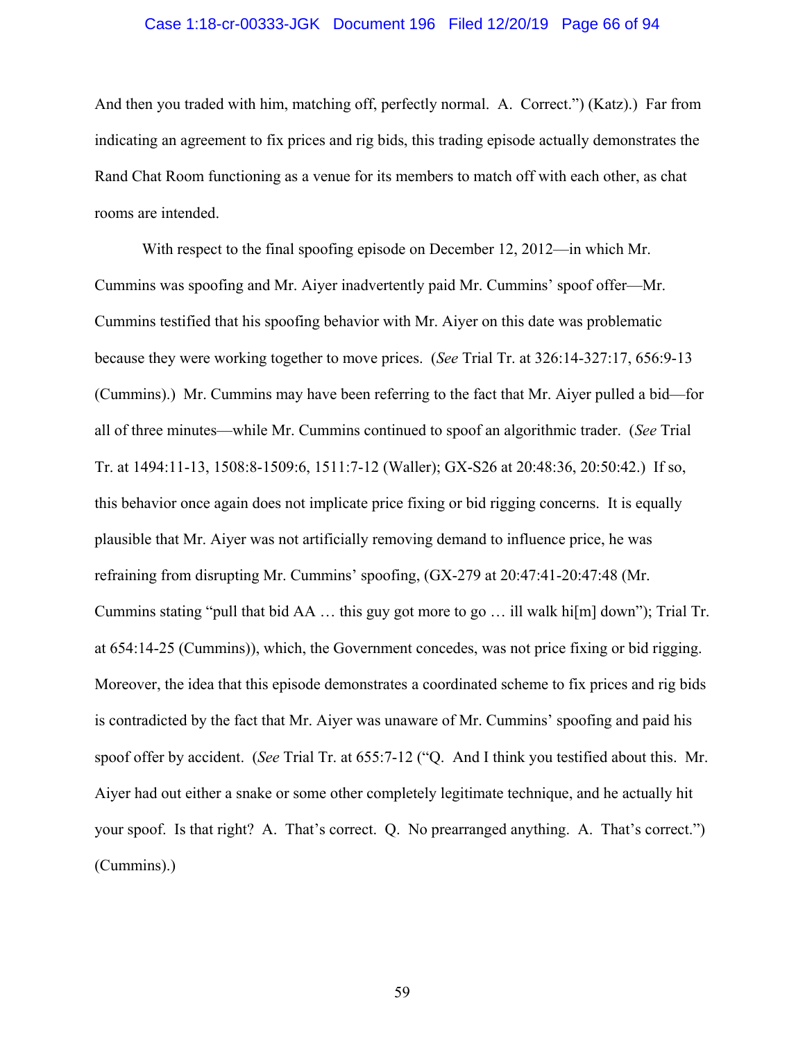And then you traded with him, matching off, perfectly normal. A. Correct.") (Katz).) Far from indicating an agreement to fix prices and rig bids, this trading episode actually demonstrates the Rand Chat Room functioning as a venue for its members to match off with each other, as chat rooms are intended.

With respect to the final spoofing episode on December 12, 2012—in which Mr. Cummins was spoofing and Mr. Aiyer inadvertently paid Mr. Cummins' spoof offer—Mr. Cummins testified that his spoofing behavior with Mr. Aiyer on this date was problematic because they were working together to move prices. (*See* Trial Tr. at 326:14-327:17, 656:9-13 (Cummins).) Mr. Cummins may have been referring to the fact that Mr. Aiyer pulled a bid—for all of three minutes—while Mr. Cummins continued to spoof an algorithmic trader. (*See* Trial Tr. at 1494:11-13, 1508:8-1509:6, 1511:7-12 (Waller); GX-S26 at 20:48:36, 20:50:42.) If so, this behavior once again does not implicate price fixing or bid rigging concerns. It is equally plausible that Mr. Aiyer was not artificially removing demand to influence price, he was refraining from disrupting Mr. Cummins' spoofing, (GX-279 at 20:47:41-20:47:48 (Mr. Cummins stating "pull that bid AA … this guy got more to go … ill walk hi[m] down"); Trial Tr. at 654:14-25 (Cummins)), which, the Government concedes, was not price fixing or bid rigging. Moreover, the idea that this episode demonstrates a coordinated scheme to fix prices and rig bids is contradicted by the fact that Mr. Aiyer was unaware of Mr. Cummins' spoofing and paid his spoof offer by accident. (*See* Trial Tr. at 655:7-12 ("Q. And I think you testified about this. Mr. Aiyer had out either a snake or some other completely legitimate technique, and he actually hit your spoof. Is that right? A. That's correct. Q. No prearranged anything. A. That's correct.") (Cummins).)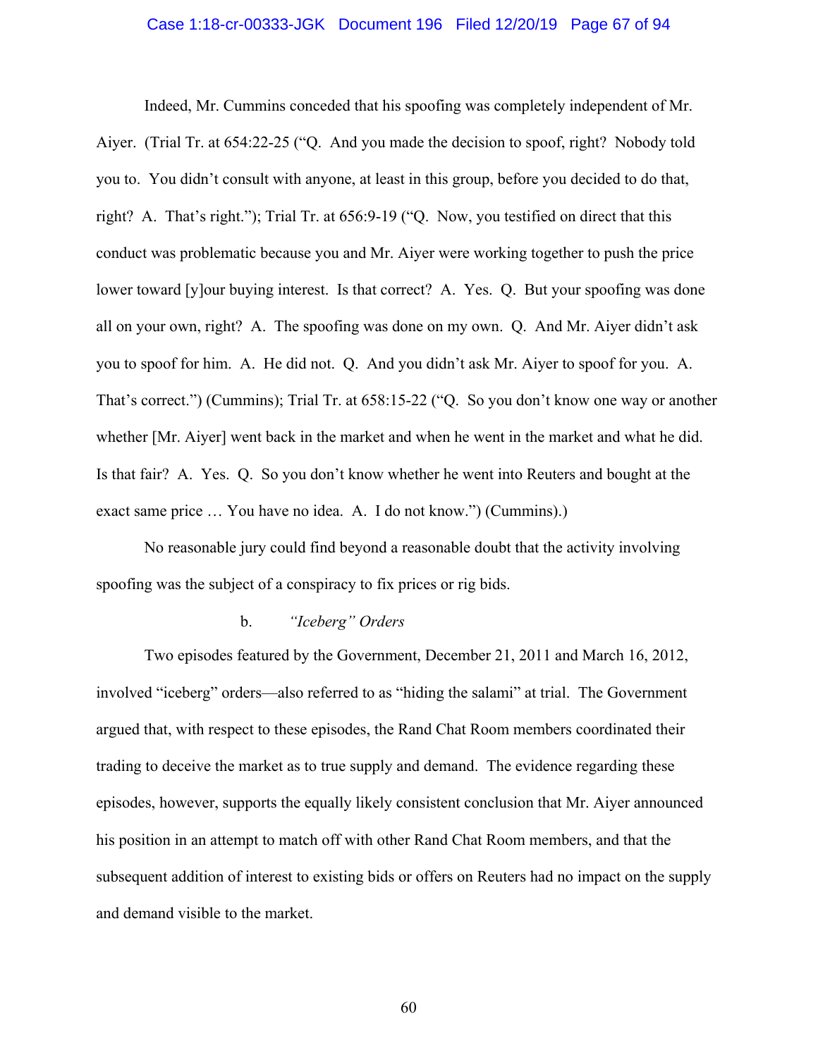Indeed, Mr. Cummins conceded that his spoofing was completely independent of Mr. Aiyer. (Trial Tr. at 654:22-25 ("Q. And you made the decision to spoof, right? Nobody told you to. You didn't consult with anyone, at least in this group, before you decided to do that, right? A. That's right."); Trial Tr. at 656:9-19 ("Q. Now, you testified on direct that this conduct was problematic because you and Mr. Aiyer were working together to push the price lower toward [y]our buying interest. Is that correct? A. Yes. Q. But your spoofing was done all on your own, right? A. The spoofing was done on my own. Q. And Mr. Aiyer didn't ask you to spoof for him. A. He did not. Q. And you didn't ask Mr. Aiyer to spoof for you. A. That's correct.") (Cummins); Trial Tr. at 658:15-22 ("Q. So you don't know one way or another whether [Mr. Aiyer] went back in the market and when he went in the market and what he did. Is that fair? A. Yes. Q. So you don't know whether he went into Reuters and bought at the exact same price … You have no idea. A. I do not know.") (Cummins).)

No reasonable jury could find beyond a reasonable doubt that the activity involving spoofing was the subject of a conspiracy to fix prices or rig bids.

b. *"Iceberg" Orders*

Two episodes featured by the Government, December 21, 2011 and March 16, 2012, involved "iceberg" orders—also referred to as "hiding the salami" at trial. The Government argued that, with respect to these episodes, the Rand Chat Room members coordinated their trading to deceive the market as to true supply and demand. The evidence regarding these episodes, however, supports the equally likely consistent conclusion that Mr. Aiyer announced his position in an attempt to match off with other Rand Chat Room members, and that the subsequent addition of interest to existing bids or offers on Reuters had no impact on the supply and demand visible to the market.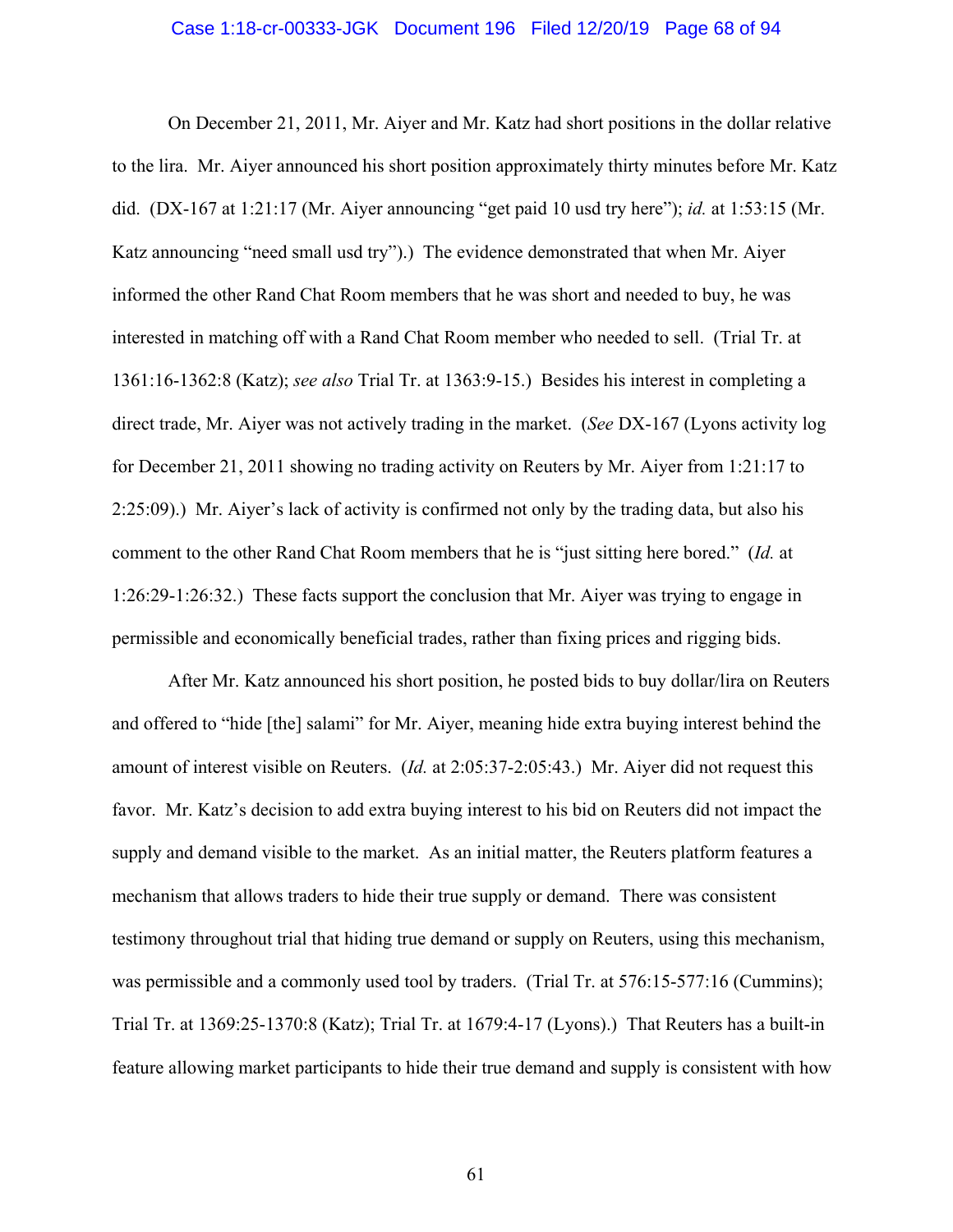On December 21, 2011, Mr. Aiyer and Mr. Katz had short positions in the dollar relative to the lira. Mr. Aiyer announced his short position approximately thirty minutes before Mr. Katz did. (DX-167 at 1:21:17 (Mr. Aiyer announcing "get paid 10 usd try here"); *id.* at 1:53:15 (Mr. Katz announcing "need small usd try").) The evidence demonstrated that when Mr. Aiyer informed the other Rand Chat Room members that he was short and needed to buy, he was interested in matching off with a Rand Chat Room member who needed to sell. (Trial Tr. at 1361:16-1362:8 (Katz); *see also* Trial Tr. at 1363:9-15.) Besides his interest in completing a direct trade, Mr. Aiyer was not actively trading in the market. (*See* DX-167 (Lyons activity log for December 21, 2011 showing no trading activity on Reuters by Mr. Aiyer from 1:21:17 to 2:25:09).) Mr. Aiyer's lack of activity is confirmed not only by the trading data, but also his comment to the other Rand Chat Room members that he is "just sitting here bored." (*Id.* at 1:26:29-1:26:32.) These facts support the conclusion that Mr. Aiyer was trying to engage in permissible and economically beneficial trades, rather than fixing prices and rigging bids.

After Mr. Katz announced his short position, he posted bids to buy dollar/lira on Reuters and offered to "hide [the] salami" for Mr. Aiyer, meaning hide extra buying interest behind the amount of interest visible on Reuters. (*Id.* at 2:05:37-2:05:43.) Mr. Aiyer did not request this favor. Mr. Katz's decision to add extra buying interest to his bid on Reuters did not impact the supply and demand visible to the market. As an initial matter, the Reuters platform features a mechanism that allows traders to hide their true supply or demand. There was consistent testimony throughout trial that hiding true demand or supply on Reuters, using this mechanism, was permissible and a commonly used tool by traders. (Trial Tr. at 576:15-577:16 (Cummins); Trial Tr. at 1369:25-1370:8 (Katz); Trial Tr. at 1679:4-17 (Lyons).) That Reuters has a built-in feature allowing market participants to hide their true demand and supply is consistent with how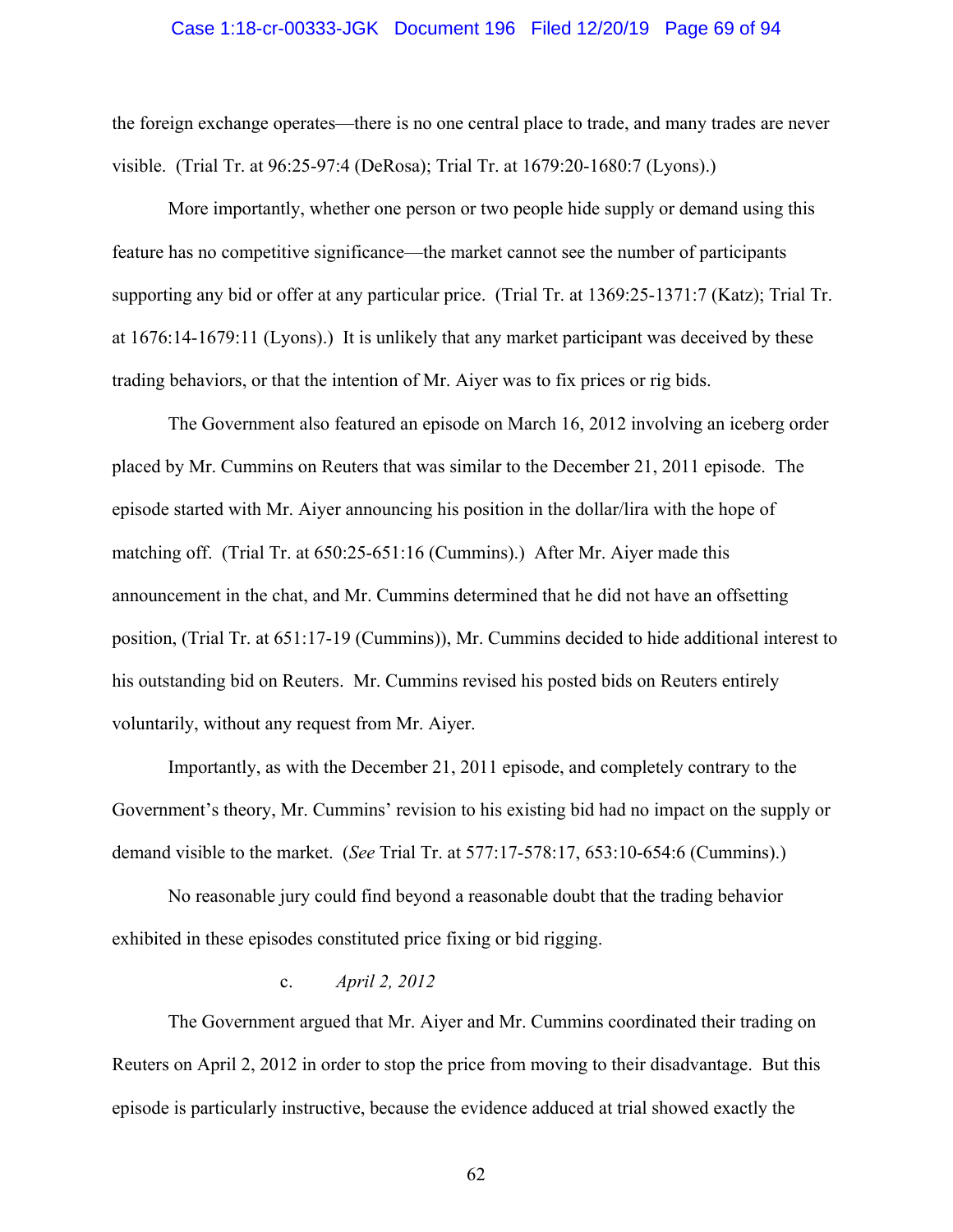the foreign exchange operates—there is no one central place to trade, and many trades are never visible. (Trial Tr. at 96:25-97:4 (DeRosa); Trial Tr. at 1679:20-1680:7 (Lyons).)

More importantly, whether one person or two people hide supply or demand using this feature has no competitive significance—the market cannot see the number of participants supporting any bid or offer at any particular price. (Trial Tr. at 1369:25-1371:7 (Katz); Trial Tr. at 1676:14-1679:11 (Lyons).) It is unlikely that any market participant was deceived by these trading behaviors, or that the intention of Mr. Aiyer was to fix prices or rig bids.

The Government also featured an episode on March 16, 2012 involving an iceberg order placed by Mr. Cummins on Reuters that was similar to the December 21, 2011 episode. The episode started with Mr. Aiyer announcing his position in the dollar/lira with the hope of matching off. (Trial Tr. at 650:25-651:16 (Cummins).) After Mr. Aiyer made this announcement in the chat, and Mr. Cummins determined that he did not have an offsetting position, (Trial Tr. at 651:17-19 (Cummins)), Mr. Cummins decided to hide additional interest to his outstanding bid on Reuters. Mr. Cummins revised his posted bids on Reuters entirely voluntarily, without any request from Mr. Aiyer.

Importantly, as with the December 21, 2011 episode, and completely contrary to the Government's theory, Mr. Cummins' revision to his existing bid had no impact on the supply or demand visible to the market. (*See* Trial Tr. at 577:17-578:17, 653:10-654:6 (Cummins).)

No reasonable jury could find beyond a reasonable doubt that the trading behavior exhibited in these episodes constituted price fixing or bid rigging.

c. *April 2, 2012*

The Government argued that Mr. Aiyer and Mr. Cummins coordinated their trading on Reuters on April 2, 2012 in order to stop the price from moving to their disadvantage. But this episode is particularly instructive, because the evidence adduced at trial showed exactly the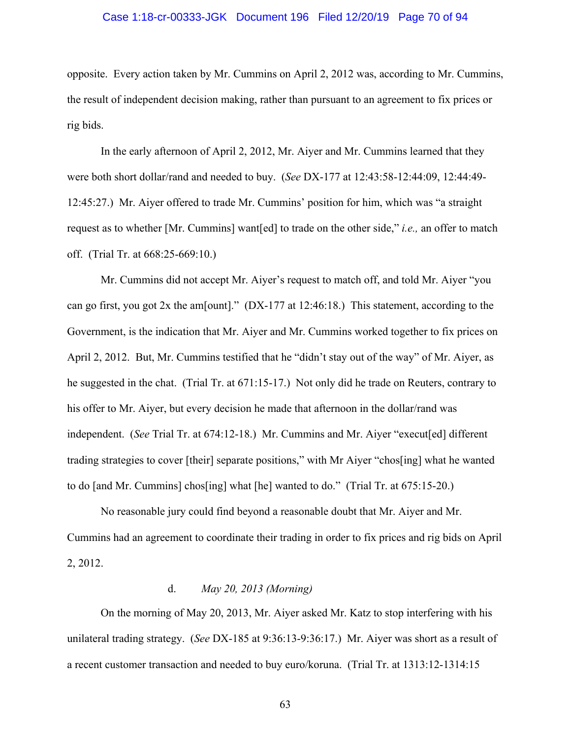opposite. Every action taken by Mr. Cummins on April 2, 2012 was, according to Mr. Cummins, the result of independent decision making, rather than pursuant to an agreement to fix prices or rig bids.

In the early afternoon of April 2, 2012, Mr. Aiyer and Mr. Cummins learned that they were both short dollar/rand and needed to buy. (*See* DX-177 at 12:43:58-12:44:09, 12:44:49-12:45:27.) Mr. Aiyer offered to trade Mr. Cummins' position for him, which was "a straight request as to whether [Mr. Cummins] want[ed] to trade on the other side," *i.e.,* an offer to match off. (Trial Tr. at 668:25-669:10.)

Mr. Cummins did not accept Mr. Aiyer's request to match off, and told Mr. Aiyer "you can go first, you got 2x the am[ount]." (DX-177 at 12:46:18.) This statement, according to the Government, is the indication that Mr. Aiyer and Mr. Cummins worked together to fix prices on April 2, 2012. But, Mr. Cummins testified that he "didn't stay out of the way" of Mr. Aiyer, as he suggested in the chat. (Trial Tr. at 671:15-17.) Not only did he trade on Reuters, contrary to his offer to Mr. Aiyer, but every decision he made that afternoon in the dollar/rand was independent. (*See* Trial Tr. at 674:12-18.) Mr. Cummins and Mr. Aiyer "execut[ed] different trading strategies to cover [their] separate positions," with Mr Aiyer "chos[ing] what he wanted to do [and Mr. Cummins] chos[ing] what [he] wanted to do." (Trial Tr. at 675:15-20.)

No reasonable jury could find beyond a reasonable doubt that Mr. Aiyer and Mr. Cummins had an agreement to coordinate their trading in order to fix prices and rig bids on April 2, 2012.

d. *May 20, 2013 (Morning)*

On the morning of May 20, 2013, Mr. Aiyer asked Mr. Katz to stop interfering with his unilateral trading strategy. (*See* DX-185 at 9:36:13-9:36:17.) Mr. Aiyer was short as a result of a recent customer transaction and needed to buy euro/koruna. (Trial Tr. at 1313:12-1314:15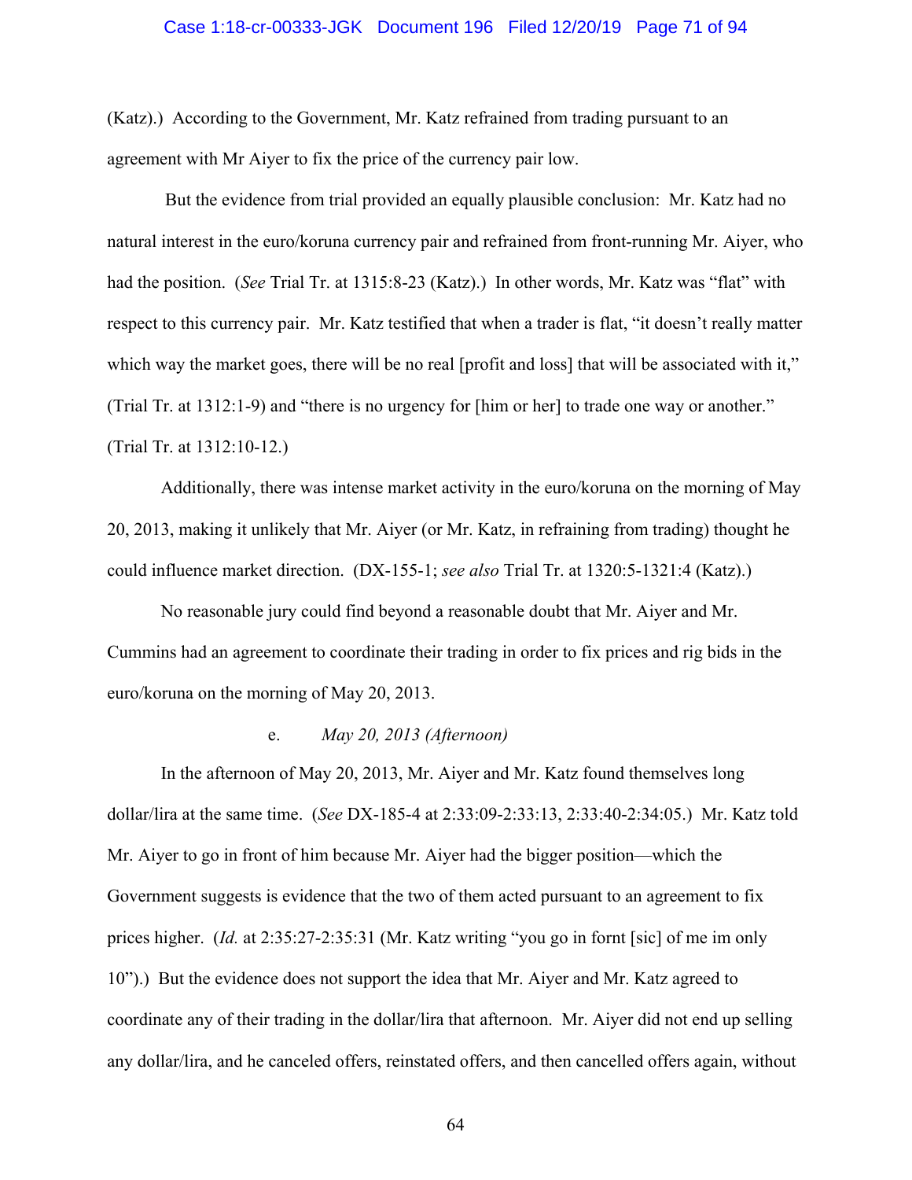(Katz).) According to the Government, Mr. Katz refrained from trading pursuant to an agreement with Mr Aiyer to fix the price of the currency pair low.

But the evidence from trial provided an equally plausible conclusion: Mr. Katz had no natural interest in the euro/koruna currency pair and refrained from front-running Mr. Aiyer, who had the position. (*See* Trial Tr. at 1315:8-23 (Katz).) In other words, Mr. Katz was "flat" with respect to this currency pair. Mr. Katz testified that when a trader is flat, "it doesn't really matter which way the market goes, there will be no real [profit and loss] that will be associated with it," (Trial Tr. at 1312:1-9) and "there is no urgency for [him or her] to trade one way or another." (Trial Tr. at 1312:10-12.)

Additionally, there was intense market activity in the euro/koruna on the morning of May 20, 2013, making it unlikely that Mr. Aiyer (or Mr. Katz, in refraining from trading) thought he could influence market direction. (DX-155-1; *see also* Trial Tr. at 1320:5-1321:4 (Katz).)

No reasonable jury could find beyond a reasonable doubt that Mr. Aiyer and Mr. Cummins had an agreement to coordinate their trading in order to fix prices and rig bids in the euro/koruna on the morning of May 20, 2013.

e. *May 20, 2013 (Afternoon)*

In the afternoon of May 20, 2013, Mr. Aiyer and Mr. Katz found themselves long dollar/lira at the same time. (*See* DX-185-4 at 2:33:09-2:33:13, 2:33:40-2:34:05.) Mr. Katz told Mr. Aiyer to go in front of him because Mr. Aiyer had the bigger position—which the Government suggests is evidence that the two of them acted pursuant to an agreement to fix prices higher. (*Id.* at 2:35:27-2:35:31 (Mr. Katz writing "you go in fornt [sic] of me im only 10").) But the evidence does not support the idea that Mr. Aiyer and Mr. Katz agreed to coordinate any of their trading in the dollar/lira that afternoon. Mr. Aiyer did not end up selling any dollar/lira, and he canceled offers, reinstated offers, and then cancelled offers again, without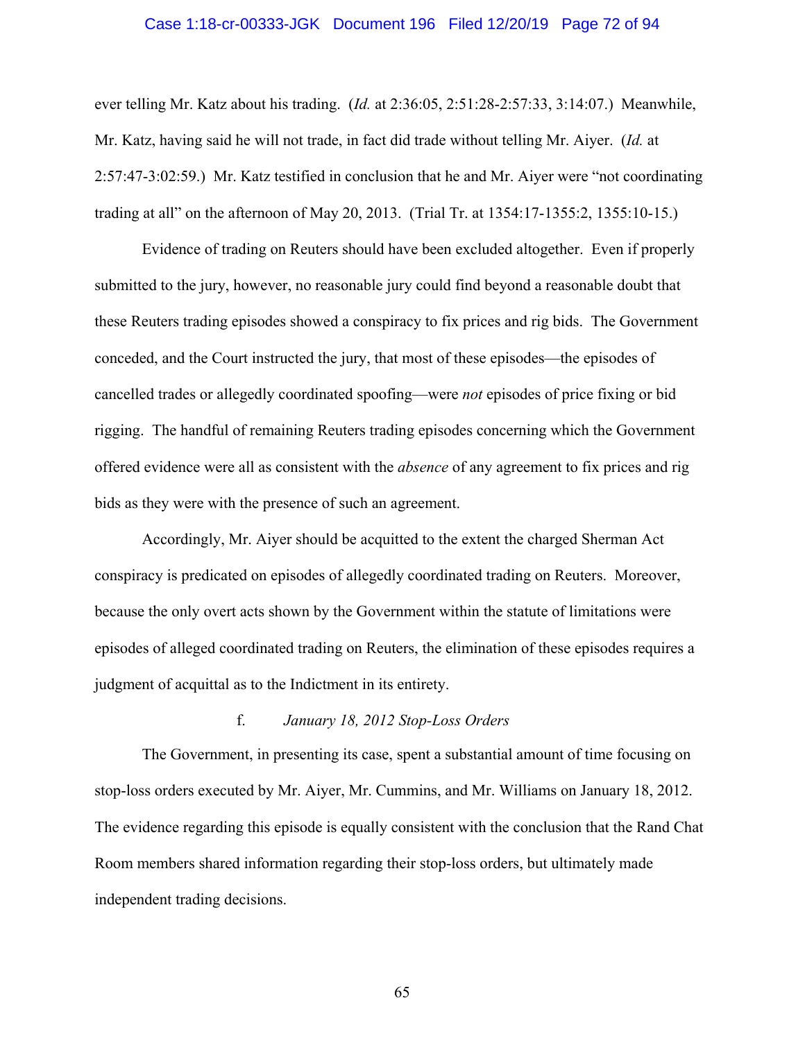ever telling Mr. Katz about his trading. (*Id.* at 2:36:05, 2:51:28-2:57:33, 3:14:07.) Meanwhile, Mr. Katz, having said he will not trade, in fact did trade without telling Mr. Aiyer. (*Id.* at 2:57:47-3:02:59.) Mr. Katz testified in conclusion that he and Mr. Aiyer were "not coordinating trading at all" on the afternoon of May 20, 2013. (Trial Tr. at 1354:17-1355:2, 1355:10-15.)

Evidence of trading on Reuters should have been excluded altogether. Even if properly submitted to the jury, however, no reasonable jury could find beyond a reasonable doubt that these Reuters trading episodes showed a conspiracy to fix prices and rig bids. The Government conceded, and the Court instructed the jury, that most of these episodes—the episodes of cancelled trades or allegedly coordinated spoofing—were *not* episodes of price fixing or bid rigging. The handful of remaining Reuters trading episodes concerning which the Government offered evidence were all as consistent with the *absence* of any agreement to fix prices and rig bids as they were with the presence of such an agreement.

Accordingly, Mr. Aiyer should be acquitted to the extent the charged Sherman Act conspiracy is predicated on episodes of allegedly coordinated trading on Reuters. Moreover, because the only overt acts shown by the Government within the statute of limitations were episodes of alleged coordinated trading on Reuters, the elimination of these episodes requires a judgment of acquittal as to the Indictment in its entirety.

f. *January 18, 2012 Stop-Loss Orders*

The Government, in presenting its case, spent a substantial amount of time focusing on stop-loss orders executed by Mr. Aiyer, Mr. Cummins, and Mr. Williams on January 18, 2012. The evidence regarding this episode is equally consistent with the conclusion that the Rand Chat Room members shared information regarding their stop-loss orders, but ultimately made independent trading decisions.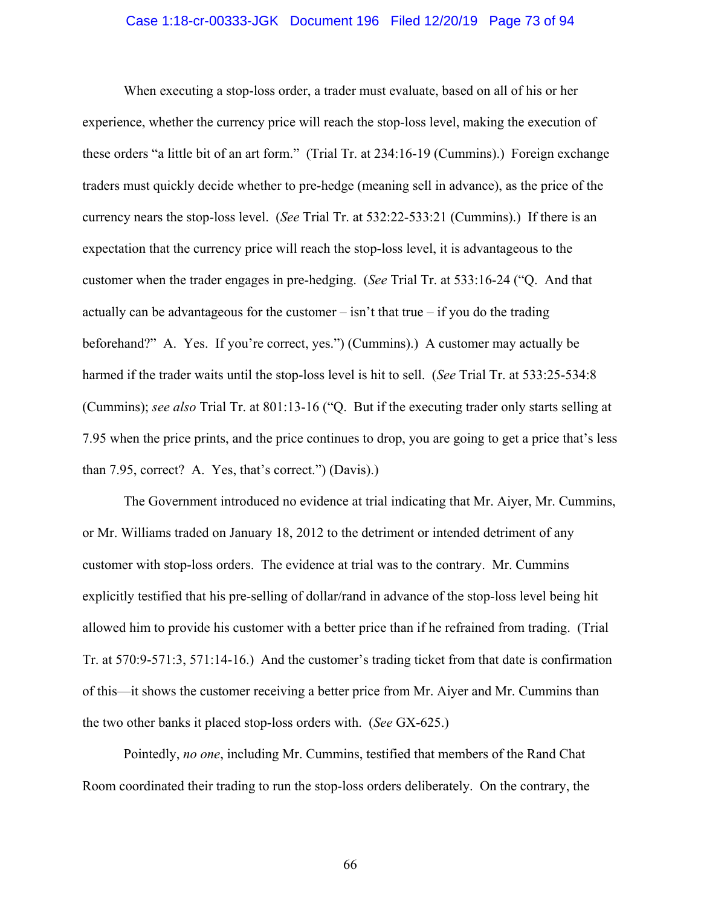When executing a stop-loss order, a trader must evaluate, based on all of his or her experience, whether the currency price will reach the stop-loss level, making the execution of these orders "a little bit of an art form." (Trial Tr. at 234:16-19 (Cummins).) Foreign exchange traders must quickly decide whether to pre-hedge (meaning sell in advance), as the price of the currency nears the stop-loss level. (*See* Trial Tr. at 532:22-533:21 (Cummins).) If there is an expectation that the currency price will reach the stop-loss level, it is advantageous to the customer when the trader engages in pre-hedging. (*See* Trial Tr. at 533:16-24 ("Q. And that actually can be advantageous for the customer – isn't that true – if you do the trading beforehand?" A. Yes. If you're correct, yes.") (Cummins).) A customer may actually be harmed if the trader waits until the stop-loss level is hit to sell. (*See* Trial Tr. at 533:25-534:8 (Cummins); *see also* Trial Tr. at 801:13-16 ("Q. But if the executing trader only starts selling at 7.95 when the price prints, and the price continues to drop, you are going to get a price that's less than 7.95, correct? A. Yes, that's correct.") (Davis).)

The Government introduced no evidence at trial indicating that Mr. Aiyer, Mr. Cummins, or Mr. Williams traded on January 18, 2012 to the detriment or intended detriment of any customer with stop-loss orders. The evidence at trial was to the contrary. Mr. Cummins explicitly testified that his pre-selling of dollar/rand in advance of the stop-loss level being hit allowed him to provide his customer with a better price than if he refrained from trading. (Trial Tr. at 570:9-571:3, 571:14-16.) And the customer's trading ticket from that date is confirmation of this—it shows the customer receiving a better price from Mr. Aiyer and Mr. Cummins than the two other banks it placed stop-loss orders with. (*See* GX-625.)

Pointedly, *no one*, including Mr. Cummins, testified that members of the Rand Chat Room coordinated their trading to run the stop-loss orders deliberately. On the contrary, the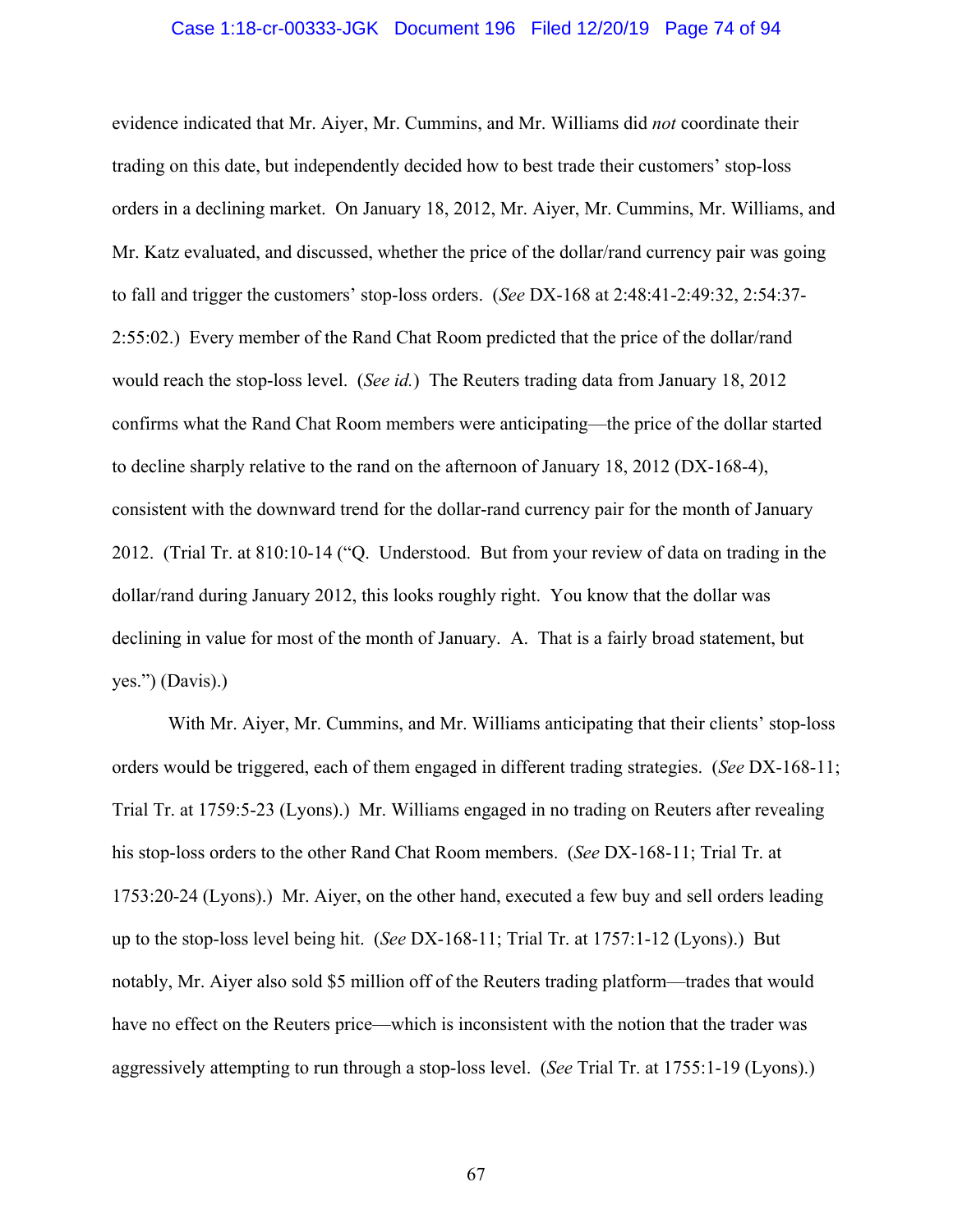evidence indicated that Mr. Aiyer, Mr. Cummins, and Mr. Williams did *not* coordinate their trading on this date, but independently decided how to best trade their customers' stop-loss orders in a declining market. On January 18, 2012, Mr. Aiyer, Mr. Cummins, Mr. Williams, and Mr. Katz evaluated, and discussed, whether the price of the dollar/rand currency pair was going to fall and trigger the customers' stop-loss orders. (*See* DX-168 at 2:48:41-2:49:32, 2:54:37-2:55:02.) Every member of the Rand Chat Room predicted that the price of the dollar/rand would reach the stop-loss level. (*See id.*) The Reuters trading data from January 18, 2012 confirms what the Rand Chat Room members were anticipating—the price of the dollar started to decline sharply relative to the rand on the afternoon of January 18, 2012 (DX-168-4), consistent with the downward trend for the dollar-rand currency pair for the month of January 2012. (Trial Tr. at 810:10-14 ("Q. Understood. But from your review of data on trading in the dollar/rand during January 2012, this looks roughly right. You know that the dollar was declining in value for most of the month of January. A. That is a fairly broad statement, but yes.") (Davis).)

With Mr. Aiyer, Mr. Cummins, and Mr. Williams anticipating that their clients' stop-loss orders would be triggered, each of them engaged in different trading strategies. (*See* DX-168-11; Trial Tr. at 1759:5-23 (Lyons).) Mr. Williams engaged in no trading on Reuters after revealing his stop-loss orders to the other Rand Chat Room members. (*See* DX-168-11; Trial Tr. at 1753:20-24 (Lyons).) Mr. Aiyer, on the other hand, executed a few buy and sell orders leading up to the stop-loss level being hit. (*See* DX-168-11; Trial Tr. at 1757:1-12 (Lyons).) But notably, Mr. Aiyer also sold $5 million off of the Reuters trading platform—trades that would have no effect on the Reuters price—which is inconsistent with the notion that the trader was aggressively attempting to run through a stop-loss level. (*See* Trial Tr. at 1755:1-19 (Lyons).)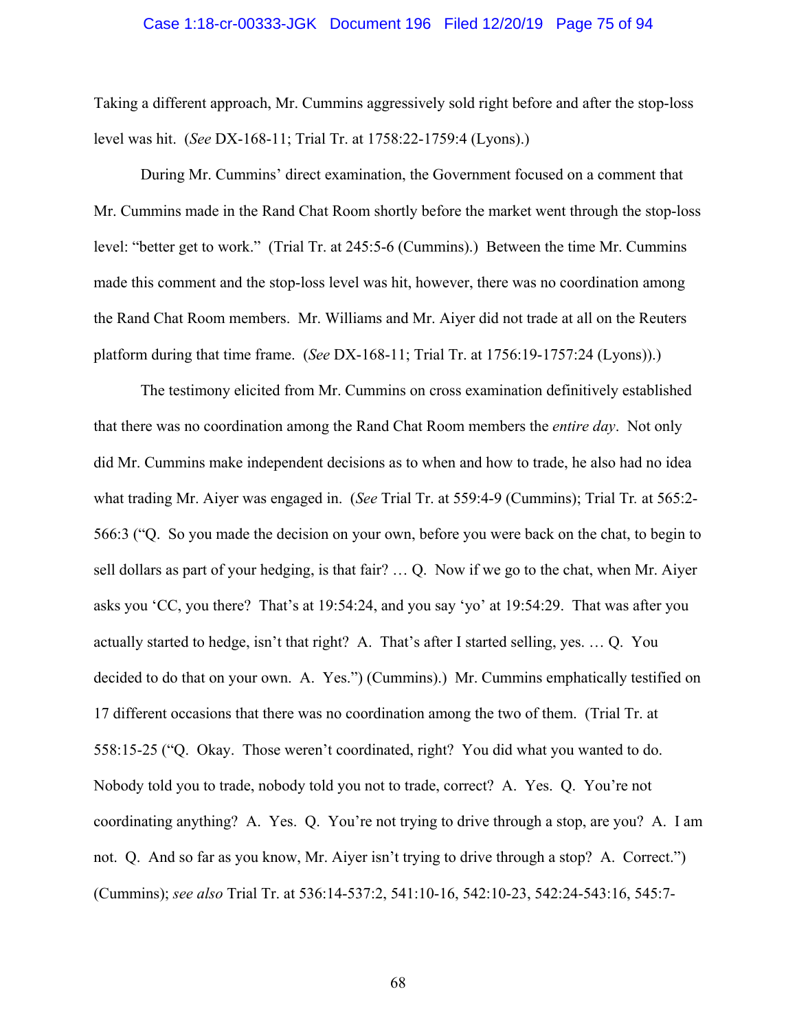Taking a different approach, Mr. Cummins aggressively sold right before and after the stop-loss level was hit. (*See* DX-168-11; Trial Tr. at 1758:22-1759:4 (Lyons).)

During Mr. Cummins' direct examination, the Government focused on a comment that Mr. Cummins made in the Rand Chat Room shortly before the market went through the stop-loss level: "better get to work." (Trial Tr. at 245:5-6 (Cummins).) Between the time Mr. Cummins made this comment and the stop-loss level was hit, however, there was no coordination among the Rand Chat Room members. Mr. Williams and Mr. Aiyer did not trade at all on the Reuters platform during that time frame. (*See* DX-168-11; Trial Tr. at 1756:19-1757:24 (Lyons)).)

The testimony elicited from Mr. Cummins on cross examination definitively established that there was no coordination among the Rand Chat Room members the *entire day*. Not only did Mr. Cummins make independent decisions as to when and how to trade, he also had no idea what trading Mr. Aiyer was engaged in. (*See* Trial Tr. at 559:4-9 (Cummins); Trial Tr. at 565:2-566:3 ("Q. So you made the decision on your own, before you were back on the chat, to begin to sell dollars as part of your hedging, is that fair? … Q. Now if we go to the chat, when Mr. Aiyer asks you 'CC, you there? That's at 19:54:24, and you say 'yo' at 19:54:29. That was after you actually started to hedge, isn't that right? A. That's after I started selling, yes. … Q. You decided to do that on your own. A. Yes.") (Cummins).) Mr. Cummins emphatically testified on 17 different occasions that there was no coordination among the two of them. (Trial Tr. at 558:15-25 ("Q. Okay. Those weren't coordinated, right? You did what you wanted to do. Nobody told you to trade, nobody told you not to trade, correct? A. Yes. Q. You're not coordinating anything? A. Yes. Q. You're not trying to drive through a stop, are you? A. I am not. Q. And so far as you know, Mr. Aiyer isn't trying to drive through a stop? A. Correct.") (Cummins); *see also* Trial Tr. at 536:14-537:2, 541:10-16, 542:10-23, 542:24-543:16, 545:7-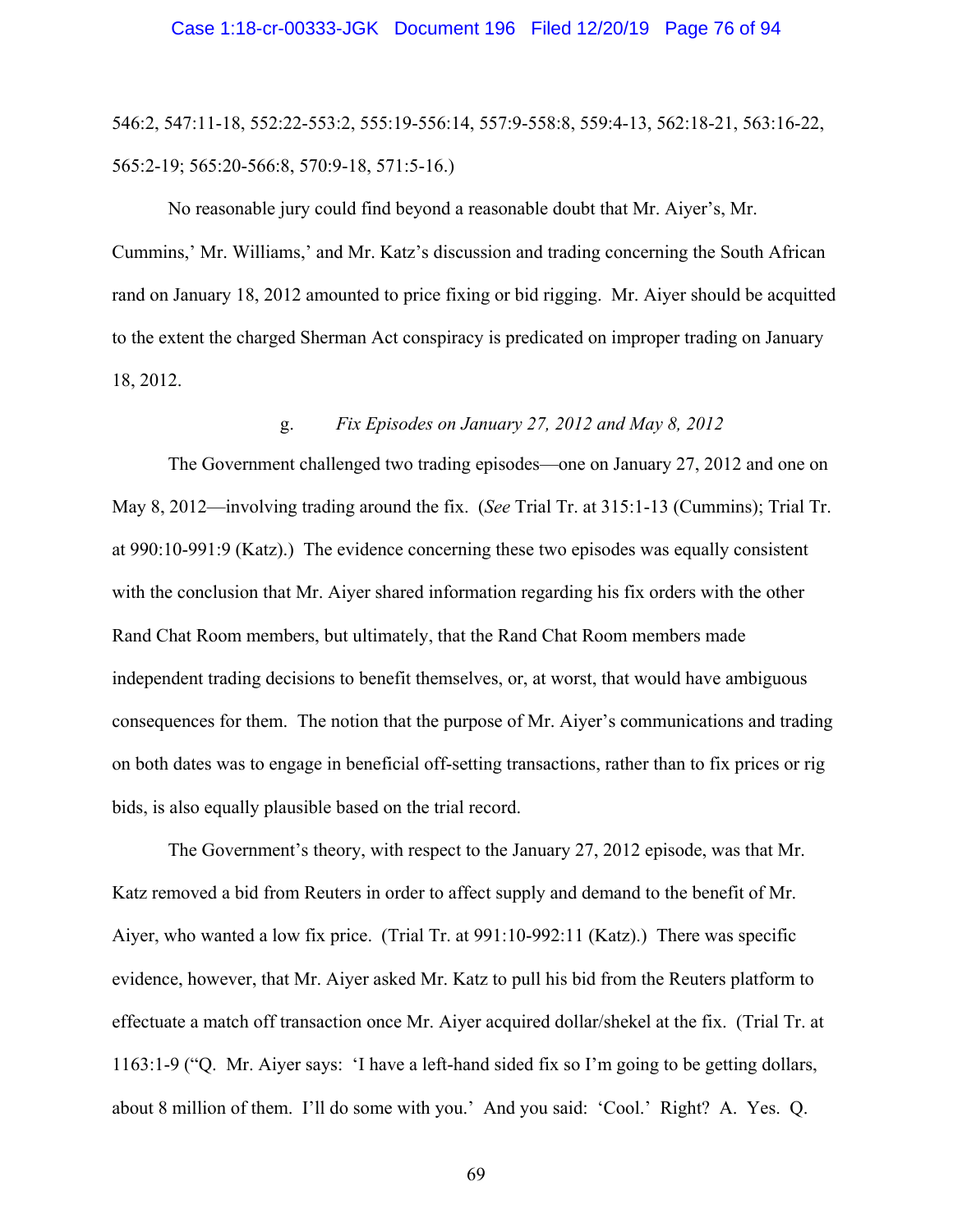546:2, 547:11-18, 552:22-553:2, 555:19-556:14, 557:9-558:8, 559:4-13, 562:18-21, 563:16-22, 565:2-19; 565:20-566:8, 570:9-18, 571:5-16.)

No reasonable jury could find beyond a reasonable doubt that Mr. Aiyer's, Mr. Cummins,' Mr. Williams,' and Mr. Katz's discussion and trading concerning the South African rand on January 18, 2012 amounted to price fixing or bid rigging. Mr. Aiyer should be acquitted to the extent the charged Sherman Act conspiracy is predicated on improper trading on January 18, 2012.

g. *Fix Episodes on January 27, 2012 and May 8, 2012*

The Government challenged two trading episodes—one on January 27, 2012 and one on May 8, 2012—involving trading around the fix. (*See* Trial Tr. at 315:1-13 (Cummins); Trial Tr. at 990:10-991:9 (Katz).) The evidence concerning these two episodes was equally consistent with the conclusion that Mr. Aiyer shared information regarding his fix orders with the other Rand Chat Room members, but ultimately, that the Rand Chat Room members made independent trading decisions to benefit themselves, or, at worst, that would have ambiguous consequences for them. The notion that the purpose of Mr. Aiyer's communications and trading on both dates was to engage in beneficial off-setting transactions, rather than to fix prices or rig bids, is also equally plausible based on the trial record.

The Government's theory, with respect to the January 27, 2012 episode, was that Mr. Katz removed a bid from Reuters in order to affect supply and demand to the benefit of Mr. Aiyer, who wanted a low fix price. (Trial Tr. at 991:10-992:11 (Katz).) There was specific evidence, however, that Mr. Aiyer asked Mr. Katz to pull his bid from the Reuters platform to effectuate a match off transaction once Mr. Aiyer acquired dollar/shekel at the fix. (Trial Tr. at 1163:1-9 ("Q. Mr. Aiyer says: 'I have a left-hand sided fix so I'm going to be getting dollars, about 8 million of them. I'll do some with you.' And you said: 'Cool.' Right? A. Yes. Q.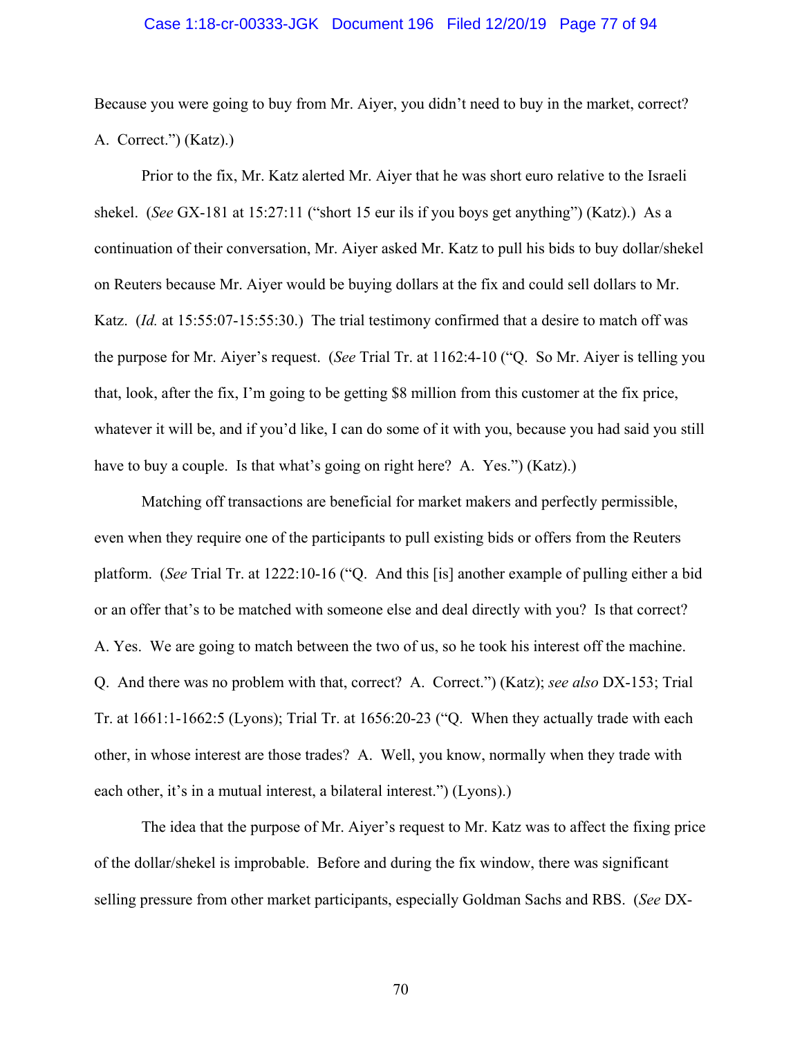Because you were going to buy from Mr. Aiyer, you didn't need to buy in the market, correct? A. Correct.") (Katz).)

Prior to the fix, Mr. Katz alerted Mr. Aiyer that he was short euro relative to the Israeli shekel. (*See* GX-181 at 15:27:11 ("short 15 eur ils if you boys get anything") (Katz).) As a continuation of their conversation, Mr. Aiyer asked Mr. Katz to pull his bids to buy dollar/shekel on Reuters because Mr. Aiyer would be buying dollars at the fix and could sell dollars to Mr. Katz. (*Id.* at 15:55:07-15:55:30.) The trial testimony confirmed that a desire to match off was the purpose for Mr. Aiyer's request. (*See* Trial Tr. at 1162:4-10 ("Q. So Mr. Aiyer is telling you that, look, after the fix, I'm going to be getting $8 million from this customer at the fix price, whatever it will be, and if you'd like, I can do some of it with you, because you had said you still have to buy a couple. Is that what's going on right here? A. Yes.") (Katz).)

Matching off transactions are beneficial for market makers and perfectly permissible, even when they require one of the participants to pull existing bids or offers from the Reuters platform. (*See* Trial Tr. at 1222:10-16 ("Q. And this [is] another example of pulling either a bid or an offer that's to be matched with someone else and deal directly with you? Is that correct? A. Yes. We are going to match between the two of us, so he took his interest off the machine. Q. And there was no problem with that, correct? A. Correct.") (Katz); *see also* DX-153; Trial Tr. at 1661:1-1662:5 (Lyons); Trial Tr. at 1656:20-23 ("Q. When they actually trade with each other, in whose interest are those trades? A. Well, you know, normally when they trade with each other, it's in a mutual interest, a bilateral interest.") (Lyons).)

The idea that the purpose of Mr. Aiyer's request to Mr. Katz was to affect the fixing price of the dollar/shekel is improbable. Before and during the fix window, there was significant selling pressure from other market participants, especially Goldman Sachs and RBS. (*See* DX-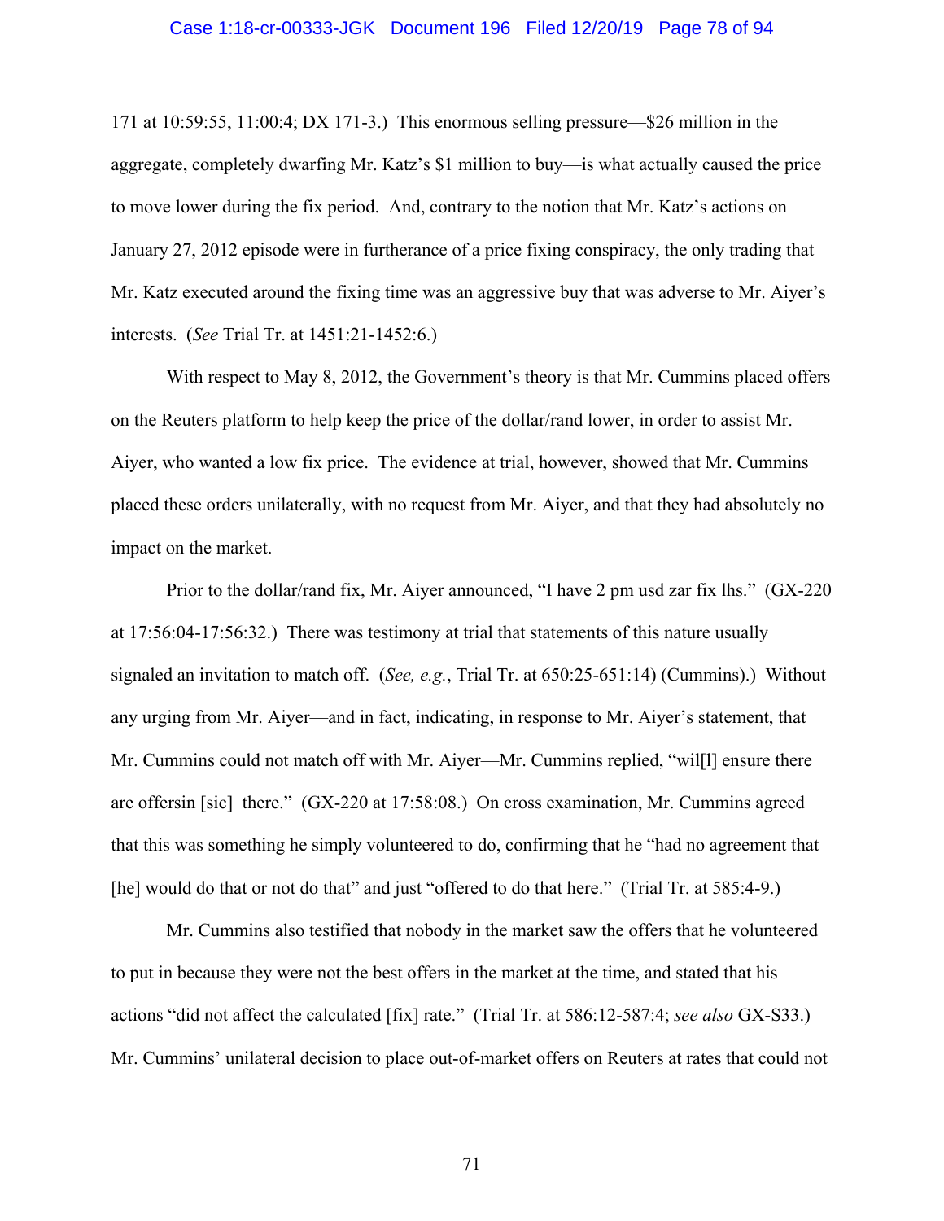171 at 10:59:55, 11:00:4; DX 171-3.) This enormous selling pressure—$26 million in the aggregate, completely dwarfing Mr. Katz's $1 million to buy—is what actually caused the price to move lower during the fix period. And, contrary to the notion that Mr. Katz's actions on January 27, 2012 episode were in furtherance of a price fixing conspiracy, the only trading that Mr. Katz executed around the fixing time was an aggressive buy that was adverse to Mr. Aiyer's interests. (*See* Trial Tr. at 1451:21-1452:6.)

With respect to May 8, 2012, the Government's theory is that Mr. Cummins placed offers on the Reuters platform to help keep the price of the dollar/rand lower, in order to assist Mr. Aiyer, who wanted a low fix price. The evidence at trial, however, showed that Mr. Cummins placed these orders unilaterally, with no request from Mr. Aiyer, and that they had absolutely no impact on the market.

Prior to the dollar/rand fix, Mr. Aiyer announced, "I have 2 pm usd zar fix lhs." (GX-220 at 17:56:04-17:56:32.) There was testimony at trial that statements of this nature usually signaled an invitation to match off. (*See, e.g.*, Trial Tr. at 650:25-651:14) (Cummins).) Without any urging from Mr. Aiyer—and in fact, indicating, in response to Mr. Aiyer's statement, that Mr. Cummins could not match off with Mr. Aiyer—Mr. Cummins replied, "wil[l] ensure there are offersin [sic] there." (GX-220 at 17:58:08.) On cross examination, Mr. Cummins agreed that this was something he simply volunteered to do, confirming that he "had no agreement that [he] would do that or not do that" and just "offered to do that here." (Trial Tr. at 585:4-9.)

Mr. Cummins also testified that nobody in the market saw the offers that he volunteered to put in because they were not the best offers in the market at the time, and stated that his actions "did not affect the calculated [fix] rate." (Trial Tr. at 586:12-587:4; *see also* GX-S33.) Mr. Cummins' unilateral decision to place out-of-market offers on Reuters at rates that could not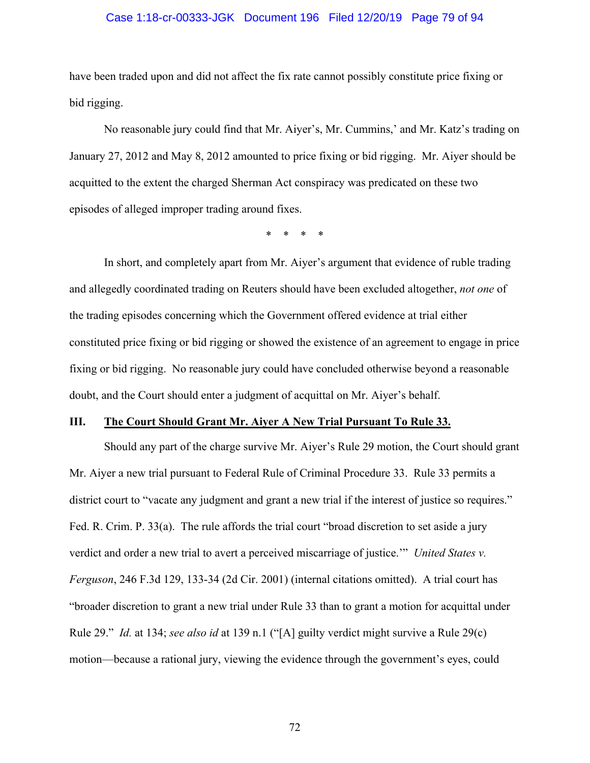have been traded upon and did not affect the fix rate cannot possibly constitute price fixing or bid rigging.

No reasonable jury could find that Mr. Aiyer's, Mr. Cummins,' and Mr. Katz's trading on January 27, 2012 and May 8, 2012 amounted to price fixing or bid rigging. Mr. Aiyer should be acquitted to the extent the charged Sherman Act conspiracy was predicated on these two episodes of alleged improper trading around fixes.

\* \* \* \*

In short, and completely apart from Mr. Aiyer's argument that evidence of ruble trading and allegedly coordinated trading on Reuters should have been excluded altogether, *not one* of the trading episodes concerning which the Government offered evidence at trial either constituted price fixing or bid rigging or showed the existence of an agreement to engage in price fixing or bid rigging. No reasonable jury could have concluded otherwise beyond a reasonable doubt, and the Court should enter a judgment of acquittal on Mr. Aiyer's behalf.

## III. <u>The Court Should Grant Mr. Aiyer A New Trial Pursuant To Rule 33.</u>

Should any part of the charge survive Mr. Aiyer's Rule 29 motion, the Court should grant Mr. Aiyer a new trial pursuant to Federal Rule of Criminal Procedure 33. Rule 33 permits a district court to "vacate any judgment and grant a new trial if the interest of justice so requires." Fed. R. Crim. P. 33(a). The rule affords the trial court "broad discretion to set aside a jury verdict and order a new trial to avert a perceived miscarriage of justice.'" *United States v. Ferguson*, 246 F.3d 129, 133-34 (2d Cir. 2001) (internal citations omitted). A trial court has "broader discretion to grant a new trial under Rule 33 than to grant a motion for acquittal under Rule 29." *Id.* at 134; *see also id* at 139 n.1 ("[A] guilty verdict might survive a Rule 29(c) motion—because a rational jury, viewing the evidence through the government's eyes, could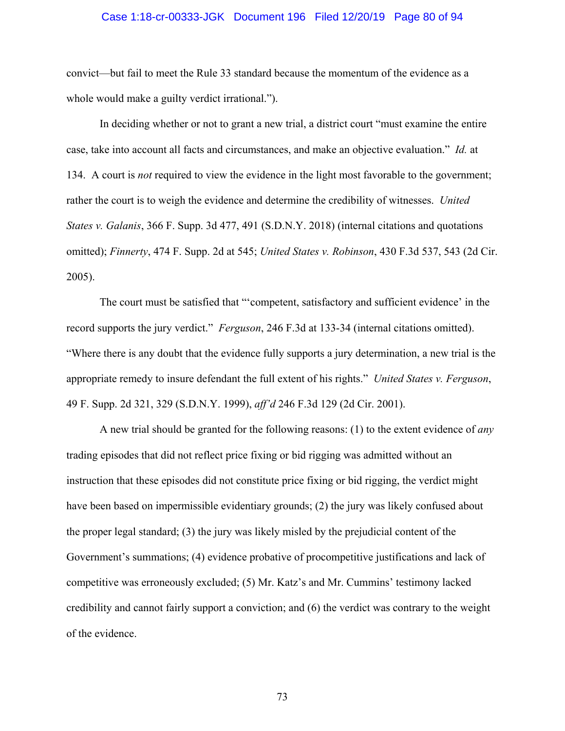convict—but fail to meet the Rule 33 standard because the momentum of the evidence as a whole would make a guilty verdict irrational.").

In deciding whether or not to grant a new trial, a district court "must examine the entire case, take into account all facts and circumstances, and make an objective evaluation." *Id.* at 134. A court is *not* required to view the evidence in the light most favorable to the government; rather the court is to weigh the evidence and determine the credibility of witnesses. *United States v. Galanis*, 366 F. Supp. 3d 477, 491 (S.D.N.Y. 2018) (internal citations and quotations omitted); *Finnerty*, 474 F. Supp. 2d at 545; *United States v. Robinson*, 430 F.3d 537, 543 (2d Cir. 2005).

The court must be satisfied that "'competent, satisfactory and sufficient evidence' in the record supports the jury verdict." *Ferguson*, 246 F.3d at 133-34 (internal citations omitted). "Where there is any doubt that the evidence fully supports a jury determination, a new trial is the appropriate remedy to insure defendant the full extent of his rights." *United States v. Ferguson*, 49 F. Supp. 2d 321, 329 (S.D.N.Y. 1999), *aff'd* 246 F.3d 129 (2d Cir. 2001).

A new trial should be granted for the following reasons: (1) to the extent evidence of *any* trading episodes that did not reflect price fixing or bid rigging was admitted without an instruction that these episodes did not constitute price fixing or bid rigging, the verdict might have been based on impermissible evidentiary grounds; (2) the jury was likely confused about the proper legal standard; (3) the jury was likely misled by the prejudicial content of the Government's summations; (4) evidence probative of procompetitive justifications and lack of competitive was erroneously excluded; (5) Mr. Katz's and Mr. Cummins' testimony lacked credibility and cannot fairly support a conviction; and (6) the verdict was contrary to the weight of the evidence.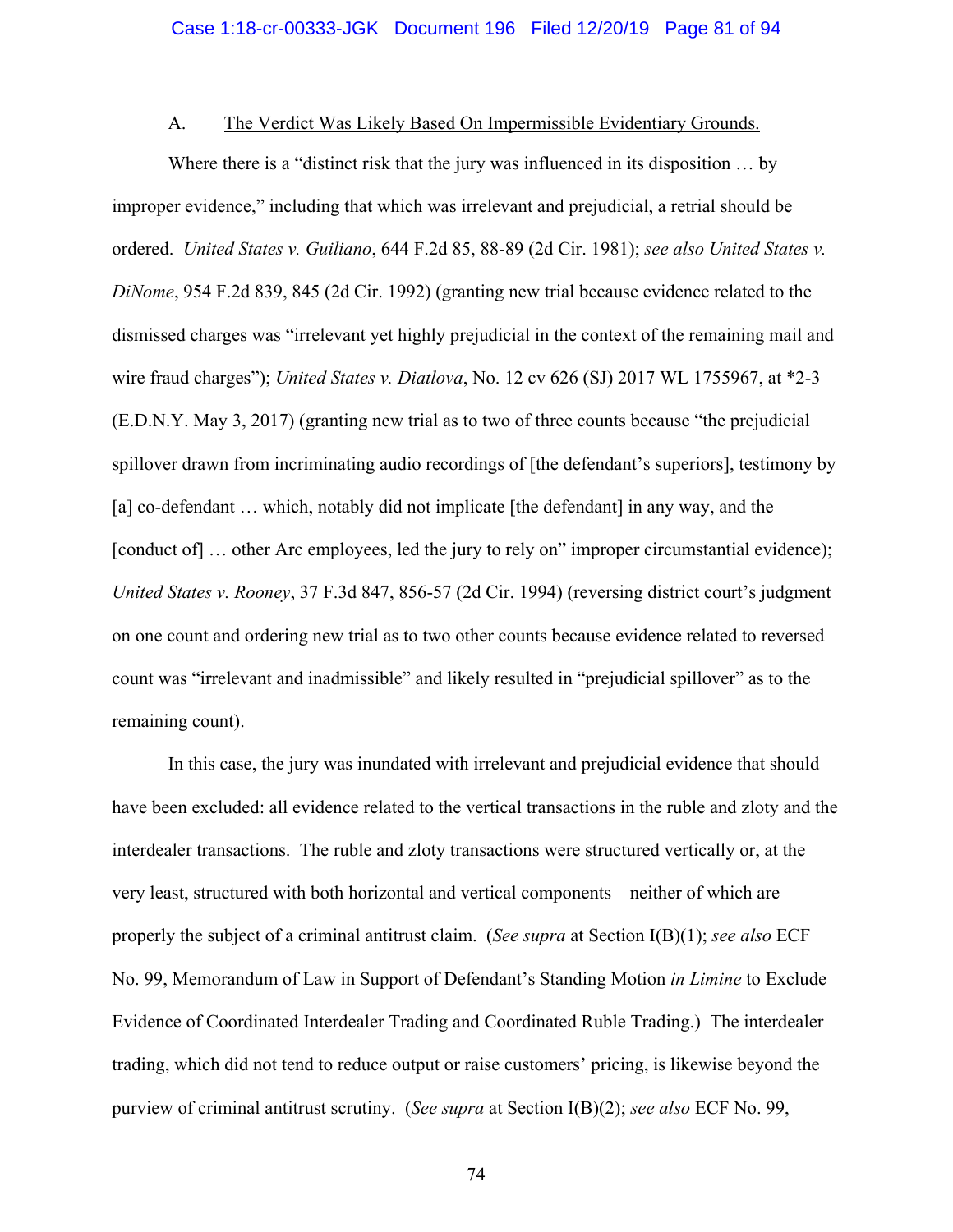A. <u>The Verdict Was Likely Based On Impermissible Evidentiary Grounds.</u>

Where there is a "distinct risk that the jury was influenced in its disposition … by improper evidence," including that which was irrelevant and prejudicial, a retrial should be ordered. *United States v. Guiliano*, 644 F.2d 85, 88-89 (2d Cir. 1981); *see also United States v. DiNome*, 954 F.2d 839, 845 (2d Cir. 1992) (granting new trial because evidence related to the dismissed charges was "irrelevant yet highly prejudicial in the context of the remaining mail and wire fraud charges"); *United States v. Diatlova*, No. 12 cv 626 (SJ) 2017 WL 1755967, at *2-3 (E.D.N.Y. May 3, 2017) (granting new trial as to two of three counts because "the prejudicial spillover drawn from incriminating audio recordings of [the defendant's superiors], testimony by [a] co-defendant … which, notably did not implicate [the defendant] in any way, and the [conduct of] … other Arc employees, led the jury to rely on" improper circumstantial evidence); *United States v. Rooney*, 37 F.3d 847, 856-57 (2d Cir. 1994) (reversing district court's judgment on one count and ordering new trial as to two other counts because evidence related to reversed count was "irrelevant and inadmissible" and likely resulted in "prejudicial spillover" as to the remaining count).

In this case, the jury was inundated with irrelevant and prejudicial evidence that should have been excluded: all evidence related to the vertical transactions in the ruble and zloty and the interdealer transactions. The ruble and zloty transactions were structured vertically or, at the very least, structured with both horizontal and vertical components—neither of which are properly the subject of a criminal antitrust claim. (*See supra* at Section I(B)(1); *see also* ECF No. 99, Memorandum of Law in Support of Defendant's Standing Motion *in Limine* to Exclude Evidence of Coordinated Interdealer Trading and Coordinated Ruble Trading.) The interdealer trading, which did not tend to reduce output or raise customers' pricing, is likewise beyond the purview of criminal antitrust scrutiny. (*See supra* at Section I(B)(2); *see also* ECF No. 99,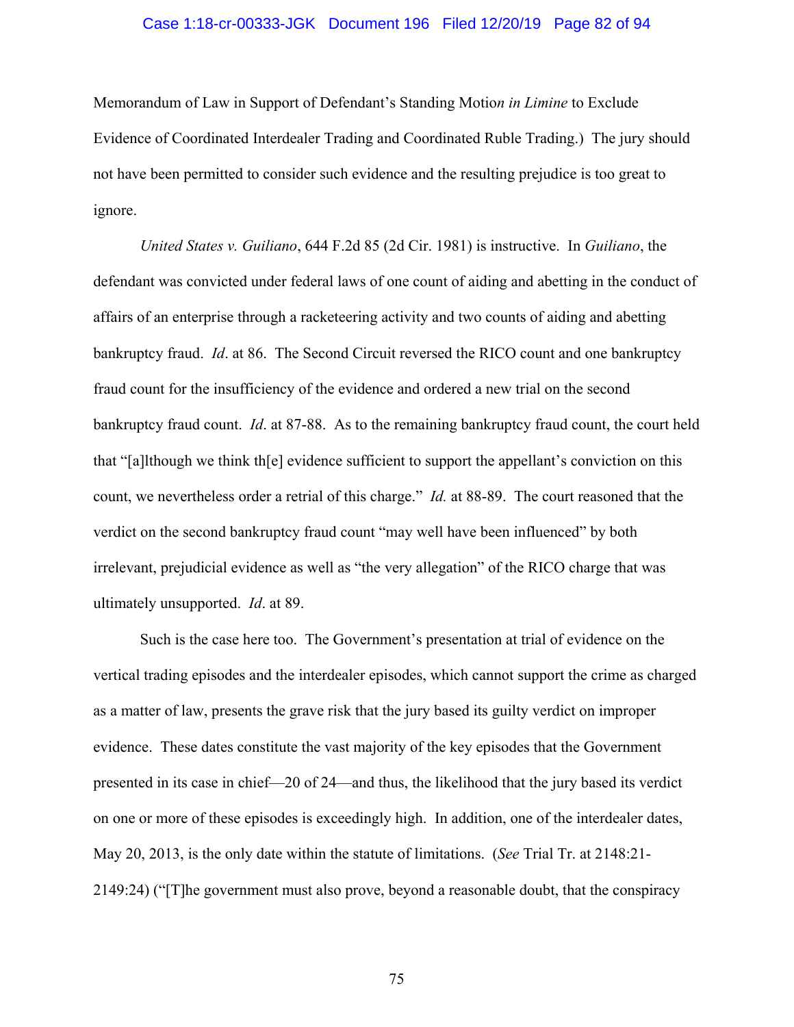Memorandum of Law in Support of Defendant's Standing Motio*n in Limine* to Exclude Evidence of Coordinated Interdealer Trading and Coordinated Ruble Trading.) The jury should not have been permitted to consider such evidence and the resulting prejudice is too great to ignore.

*United States v. Guiliano*, 644 F.2d 85 (2d Cir. 1981) is instructive. In *Guiliano*, the defendant was convicted under federal laws of one count of aiding and abetting in the conduct of affairs of an enterprise through a racketeering activity and two counts of aiding and abetting bankruptcy fraud. *Id*. at 86. The Second Circuit reversed the RICO count and one bankruptcy fraud count for the insufficiency of the evidence and ordered a new trial on the second bankruptcy fraud count. *Id*. at 87-88. As to the remaining bankruptcy fraud count, the court held that "[a]lthough we think th[e] evidence sufficient to support the appellant's conviction on this count, we nevertheless order a retrial of this charge." *Id.* at 88-89. The court reasoned that the verdict on the second bankruptcy fraud count "may well have been influenced" by both irrelevant, prejudicial evidence as well as "the very allegation" of the RICO charge that was ultimately unsupported. *Id*. at 89.

Such is the case here too. The Government's presentation at trial of evidence on the vertical trading episodes and the interdealer episodes, which cannot support the crime as charged as a matter of law, presents the grave risk that the jury based its guilty verdict on improper evidence. These dates constitute the vast majority of the key episodes that the Government presented in its case in chief—20 of 24—and thus, the likelihood that the jury based its verdict on one or more of these episodes is exceedingly high. In addition, one of the interdealer dates, May 20, 2013, is the only date within the statute of limitations. (*See* Trial Tr. at 2148:21-2149:24) ("[T]he government must also prove, beyond a reasonable doubt, that the conspiracy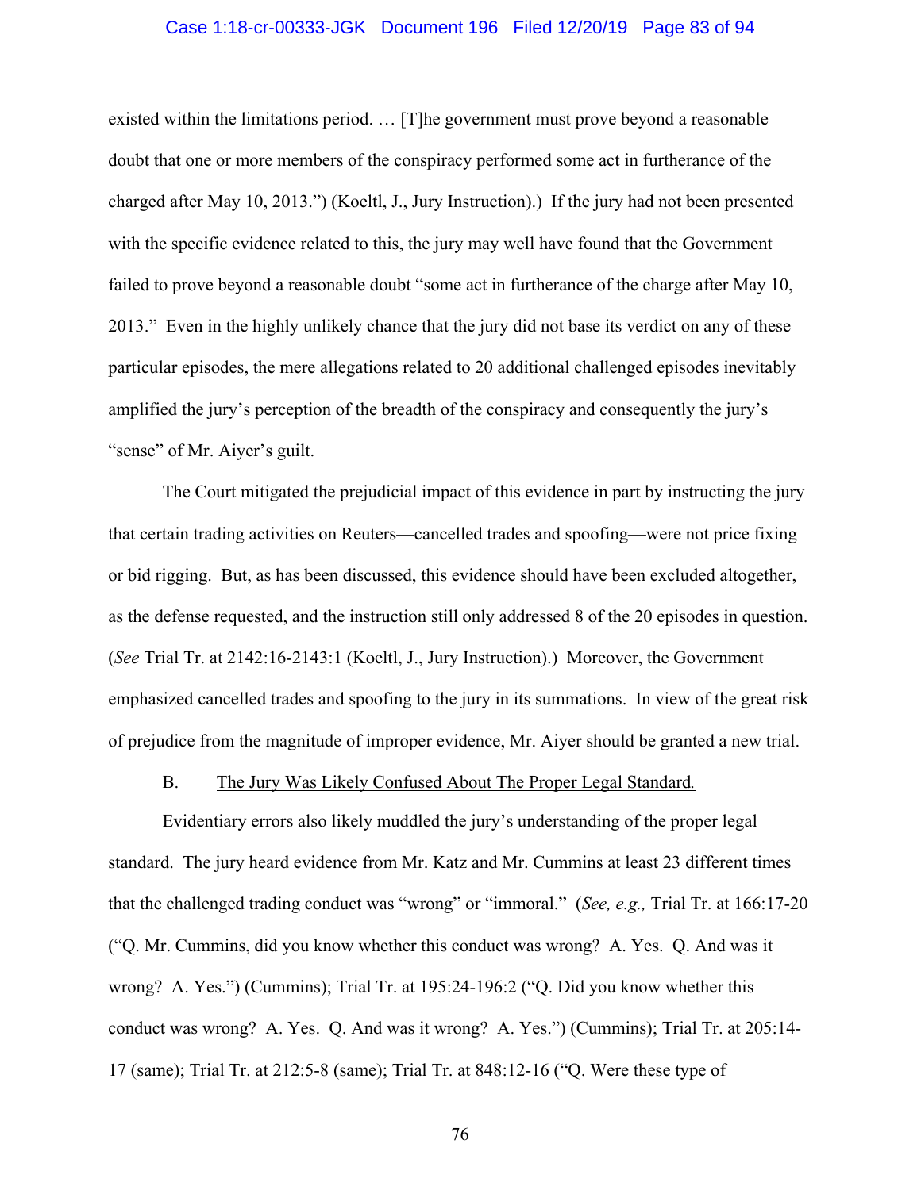existed within the limitations period. … [T]he government must prove beyond a reasonable doubt that one or more members of the conspiracy performed some act in furtherance of the charged after May 10, 2013.") (Koeltl, J., Jury Instruction).) If the jury had not been presented with the specific evidence related to this, the jury may well have found that the Government failed to prove beyond a reasonable doubt "some act in furtherance of the charge after May 10, 2013." Even in the highly unlikely chance that the jury did not base its verdict on any of these particular episodes, the mere allegations related to 20 additional challenged episodes inevitably amplified the jury's perception of the breadth of the conspiracy and consequently the jury's "sense" of Mr. Aiyer's guilt.

The Court mitigated the prejudicial impact of this evidence in part by instructing the jury that certain trading activities on Reuters—cancelled trades and spoofing—were not price fixing or bid rigging. But, as has been discussed, this evidence should have been excluded altogether, as the defense requested, and the instruction still only addressed 8 of the 20 episodes in question. (*See* Trial Tr. at 2142:16-2143:1 (Koeltl, J., Jury Instruction).) Moreover, the Government emphasized cancelled trades and spoofing to the jury in its summations. In view of the great risk of prejudice from the magnitude of improper evidence, Mr. Aiyer should be granted a new trial.

B. <u>The Jury Was Likely Confused About The Proper Legal Standard</u>.

Evidentiary errors also likely muddled the jury's understanding of the proper legal standard. The jury heard evidence from Mr. Katz and Mr. Cummins at least 23 different times that the challenged trading conduct was "wrong" or "immoral." (*See, e.g.,* Trial Tr. at 166:17-20 ("Q. Mr. Cummins, did you know whether this conduct was wrong? A. Yes. Q. And was it wrong? A. Yes.") (Cummins); Trial Tr. at 195:24-196:2 ("Q. Did you know whether this conduct was wrong? A. Yes. Q. And was it wrong? A. Yes.") (Cummins); Trial Tr. at 205:14-17 (same); Trial Tr. at 212:5-8 (same); Trial Tr. at 848:12-16 ("Q. Were these type of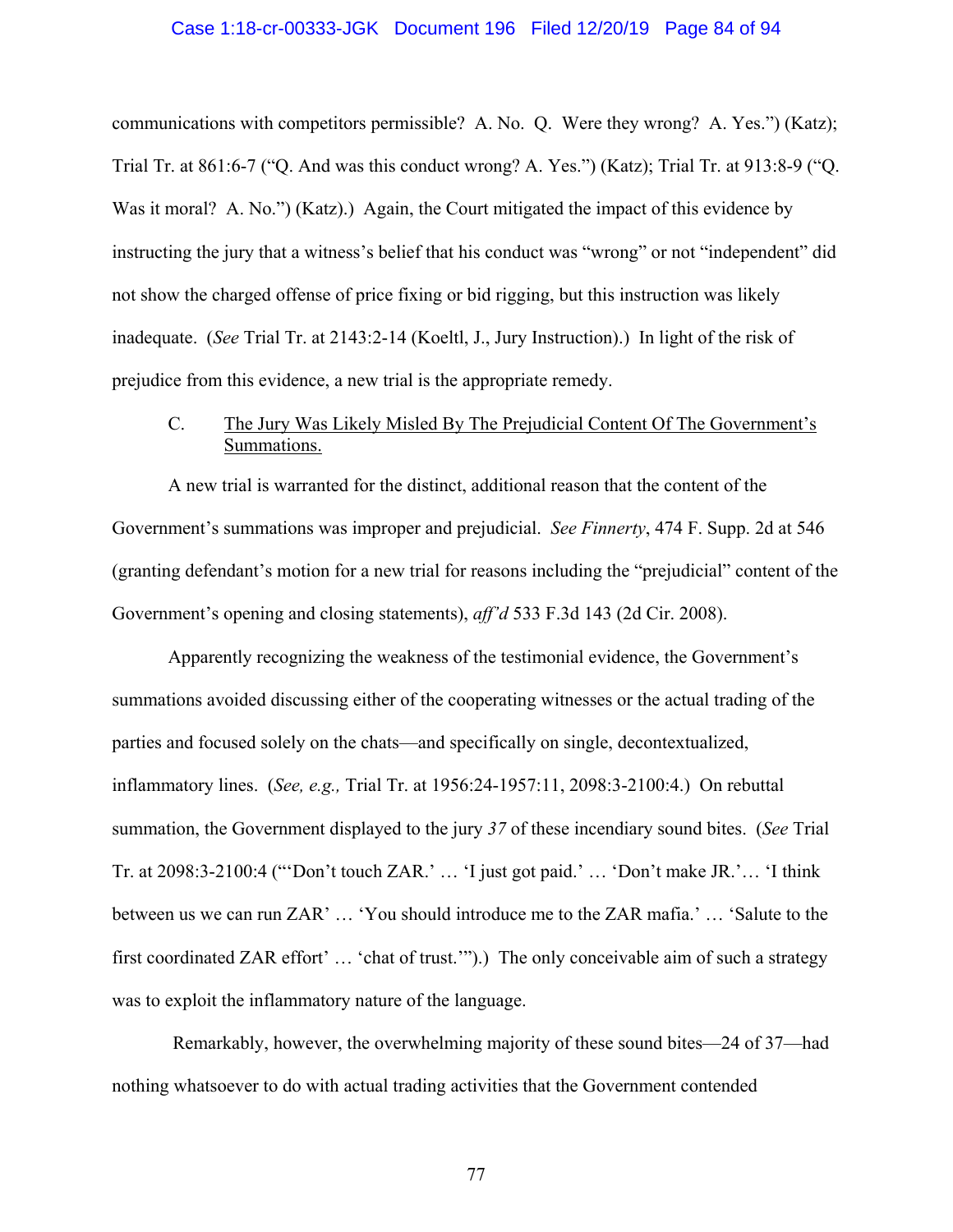communications with competitors permissible? A. No. Q. Were they wrong? A. Yes.") (Katz); Trial Tr. at 861:6-7 ("Q. And was this conduct wrong? A. Yes.") (Katz); Trial Tr. at 913:8-9 ("Q. Was it moral? A. No.") (Katz).) Again, the Court mitigated the impact of this evidence by instructing the jury that a witness's belief that his conduct was "wrong" or not "independent" did not show the charged offense of price fixing or bid rigging, but this instruction was likely inadequate. (*See* Trial Tr. at 2143:2-14 (Koeltl, J., Jury Instruction).) In light of the risk of prejudice from this evidence, a new trial is the appropriate remedy.

### C. <u>The Jury Was Likely Misled By The Prejudicial Content Of The Government's Summations.</u>

A new trial is warranted for the distinct, additional reason that the content of the Government's summations was improper and prejudicial. *See Finnerty*, 474 F. Supp. 2d at 546 (granting defendant's motion for a new trial for reasons including the "prejudicial" content of the Government's opening and closing statements), *aff'd* 533 F.3d 143 (2d Cir. 2008).

Apparently recognizing the weakness of the testimonial evidence, the Government's summations avoided discussing either of the cooperating witnesses or the actual trading of the parties and focused solely on the chats—and specifically on single, decontextualized, inflammatory lines. (*See, e.g.,* Trial Tr. at 1956:24-1957:11, 2098:3-2100:4.) On rebuttal summation, the Government displayed to the jury *37* of these incendiary sound bites. (*See* Trial Tr. at 2098:3-2100:4 ("'Don't touch ZAR.' … 'I just got paid.' … 'Don't make JR.'… 'I think between us we can run ZAR' … 'You should introduce me to the ZAR mafia.' … 'Salute to the first coordinated ZAR effort' … 'chat of trust.'").) The only conceivable aim of such a strategy was to exploit the inflammatory nature of the language.

Remarkably, however, the overwhelming majority of these sound bites—24 of 37—had nothing whatsoever to do with actual trading activities that the Government contended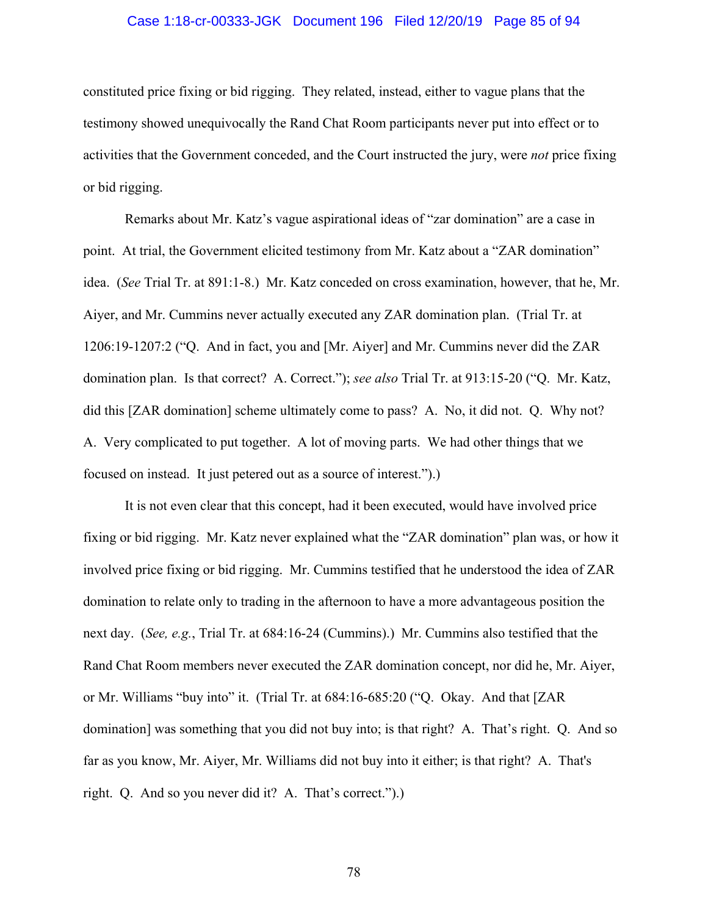constituted price fixing or bid rigging. They related, instead, either to vague plans that the testimony showed unequivocally the Rand Chat Room participants never put into effect or to activities that the Government conceded, and the Court instructed the jury, were *not* price fixing or bid rigging.

Remarks about Mr. Katz's vague aspirational ideas of "zar domination" are a case in point. At trial, the Government elicited testimony from Mr. Katz about a "ZAR domination" idea. (*See* Trial Tr. at 891:1-8.) Mr. Katz conceded on cross examination, however, that he, Mr. Aiyer, and Mr. Cummins never actually executed any ZAR domination plan. (Trial Tr. at 1206:19-1207:2 ("Q. And in fact, you and [Mr. Aiyer] and Mr. Cummins never did the ZAR domination plan. Is that correct? A. Correct."); *see also* Trial Tr. at 913:15-20 ("Q. Mr. Katz, did this [ZAR domination] scheme ultimately come to pass? A. No, it did not. Q. Why not? A. Very complicated to put together. A lot of moving parts. We had other things that we focused on instead. It just petered out as a source of interest.").)

It is not even clear that this concept, had it been executed, would have involved price fixing or bid rigging. Mr. Katz never explained what the "ZAR domination" plan was, or how it involved price fixing or bid rigging. Mr. Cummins testified that he understood the idea of ZAR domination to relate only to trading in the afternoon to have a more advantageous position the next day. (*See, e.g.*, Trial Tr. at 684:16-24 (Cummins).) Mr. Cummins also testified that the Rand Chat Room members never executed the ZAR domination concept, nor did he, Mr. Aiyer, or Mr. Williams "buy into" it. (Trial Tr. at 684:16-685:20 ("Q. Okay. And that [ZAR domination] was something that you did not buy into; is that right? A. That's right. Q. And so far as you know, Mr. Aiyer, Mr. Williams did not buy into it either; is that right? A. That's right. Q. And so you never did it? A. That's correct.").)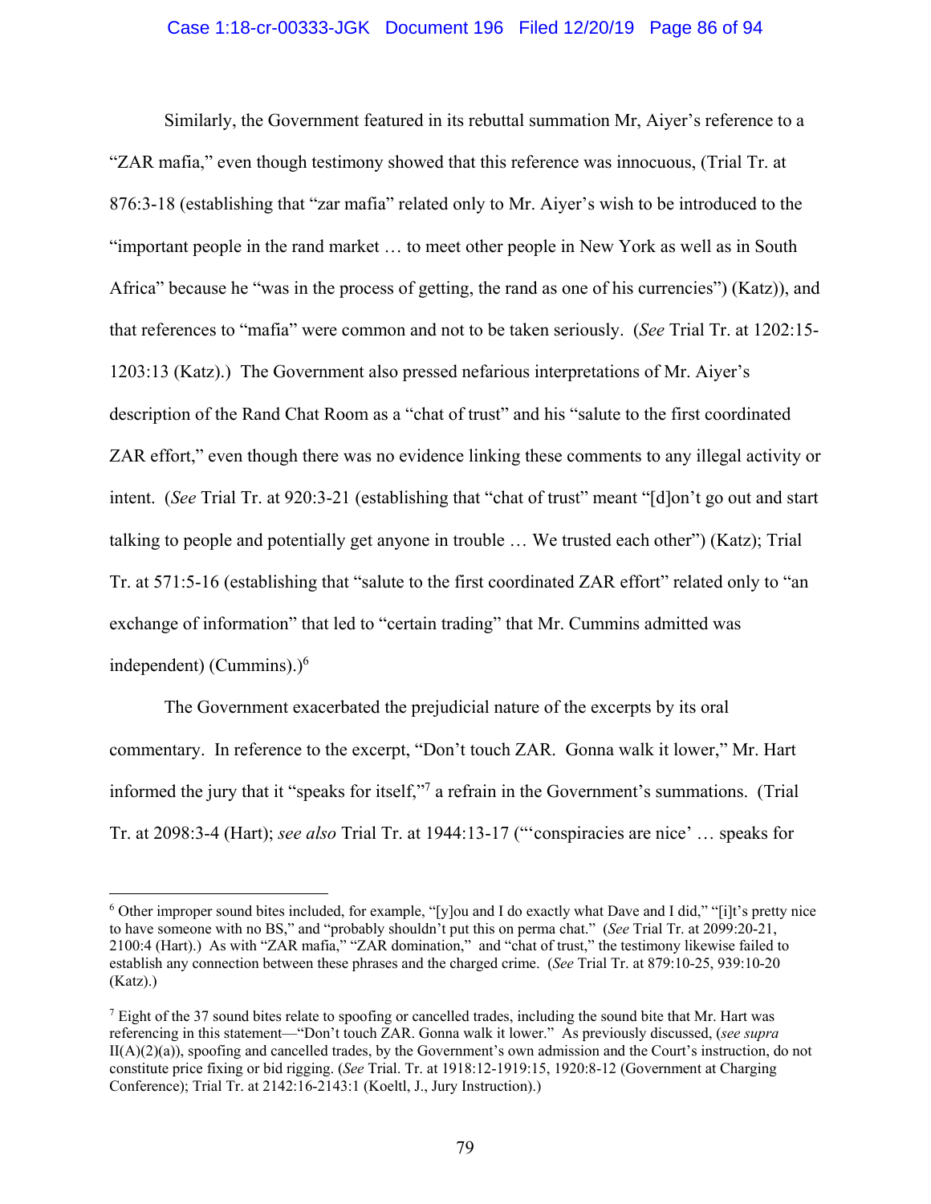Similarly, the Government featured in its rebuttal summation Mr, Aiyer's reference to a "ZAR mafia," even though testimony showed that this reference was innocuous, (Trial Tr. at 876:3-18 (establishing that "zar mafia" related only to Mr. Aiyer's wish to be introduced to the "important people in the rand market … to meet other people in New York as well as in South Africa" because he "was in the process of getting, the rand as one of his currencies") (Katz)), and that references to "mafia" were common and not to be taken seriously. (*See* Trial Tr. at 1202:15-1203:13 (Katz).) The Government also pressed nefarious interpretations of Mr. Aiyer's description of the Rand Chat Room as a "chat of trust" and his "salute to the first coordinated ZAR effort," even though there was no evidence linking these comments to any illegal activity or intent. (*See* Trial Tr. at 920:3-21 (establishing that "chat of trust" meant "[d]on't go out and start talking to people and potentially get anyone in trouble … We trusted each other") (Katz); Trial Tr. at 571:5-16 (establishing that "salute to the first coordinated ZAR effort" related only to "an exchange of information" that led to "certain trading" that Mr. Cummins admitted was independent) (Cummins).)[6]

The Government exacerbated the prejudicial nature of the excerpts by its oral commentary. In reference to the excerpt, "Don't touch ZAR. Gonna walk it lower," Mr. Hart informed the jury that it "speaks for itself,"[7] a refrain in the Government's summations. (Trial Tr. at 2098:3-4 (Hart); *see also* Trial Tr. at 1944:13-17 ("'conspiracies are nice' … speaks for

---

[6] Other improper sound bites included, for example, "[y]ou and I do exactly what Dave and I did," "[i]t's pretty nice to have someone with no BS," and "probably shouldn't put this on perma chat." (*See* Trial Tr. at 2099:20-21, 2100:4 (Hart).) As with "ZAR mafia," "ZAR domination," and "chat of trust," the testimony likewise failed to establish any connection between these phrases and the charged crime. (*See* Trial Tr. at 879:10-25, 939:10-20 (Katz).)

[7] Eight of the 37 sound bites relate to spoofing or cancelled trades, including the sound bite that Mr. Hart was referencing in this statement—"Don't touch ZAR. Gonna walk it lower." As previously discussed, (*see supra* II(A)(2)(a)), spoofing and cancelled trades, by the Government's own admission and the Court's instruction, do not constitute price fixing or bid rigging. (*See* Trial. Tr. at 1918:12-1919:15, 1920:8-12 (Government at Charging Conference); Trial Tr. at 2142:16-2143:1 (Koeltl, J., Jury Instruction).)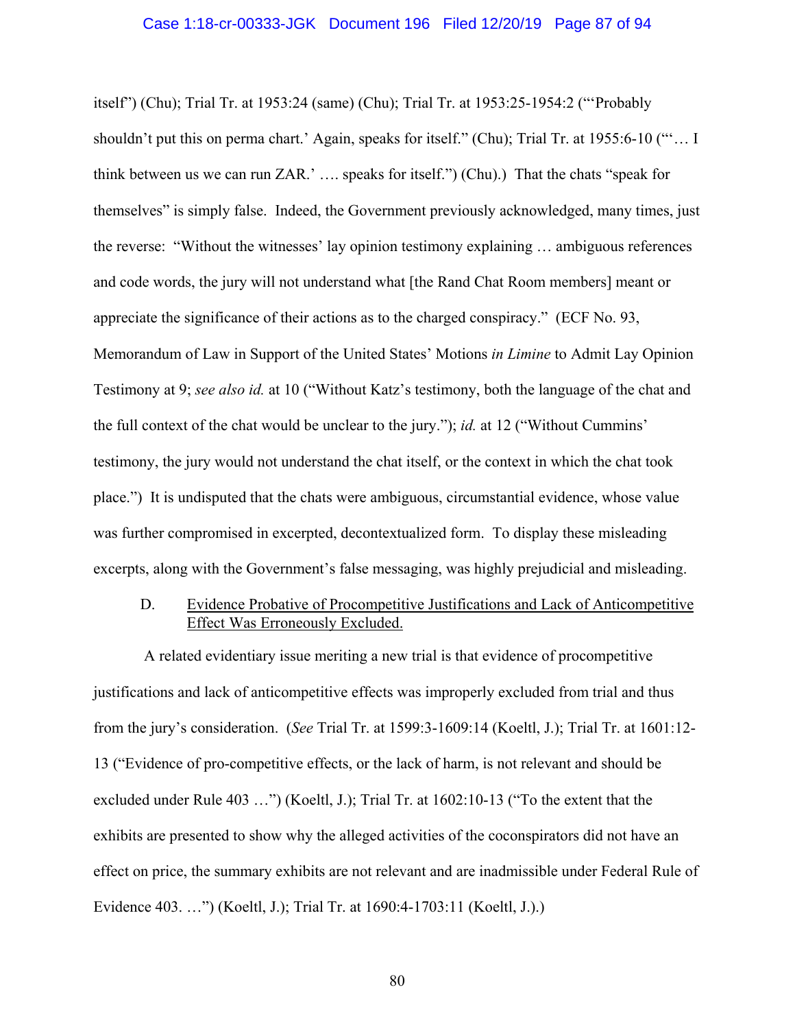itself") (Chu); Trial Tr. at 1953:24 (same) (Chu); Trial Tr. at 1953:25-1954:2 ("'Probably shouldn't put this on perma chart.' Again, speaks for itself." (Chu); Trial Tr. at 1955:6-10 ("'… I think between us we can run ZAR.' …. speaks for itself.") (Chu).) That the chats "speak for themselves" is simply false. Indeed, the Government previously acknowledged, many times, just the reverse: "Without the witnesses' lay opinion testimony explaining … ambiguous references and code words, the jury will not understand what [the Rand Chat Room members] meant or appreciate the significance of their actions as to the charged conspiracy." (ECF No. 93, Memorandum of Law in Support of the United States' Motions *in Limine* to Admit Lay Opinion Testimony at 9; *see also id.* at 10 ("Without Katz's testimony, both the language of the chat and the full context of the chat would be unclear to the jury."); *id.* at 12 ("Without Cummins' testimony, the jury would not understand the chat itself, or the context in which the chat took place.") It is undisputed that the chats were ambiguous, circumstantial evidence, whose value was further compromised in excerpted, decontextualized form. To display these misleading excerpts, along with the Government's false messaging, was highly prejudicial and misleading.

### D. Evidence Probative of Procompetitive Justifications and Lack of Anticompetitive Effect Was Erroneously Excluded.

A related evidentiary issue meriting a new trial is that evidence of procompetitive justifications and lack of anticompetitive effects was improperly excluded from trial and thus from the jury's consideration. (*See* Trial Tr. at 1599:3-1609:14 (Koeltl, J.); Trial Tr. at 1601:12-13 ("Evidence of pro-competitive effects, or the lack of harm, is not relevant and should be excluded under Rule 403 …") (Koeltl, J.); Trial Tr. at 1602:10-13 ("To the extent that the exhibits are presented to show why the alleged activities of the coconspirators did not have an effect on price, the summary exhibits are not relevant and are inadmissible under Federal Rule of Evidence 403. …") (Koeltl, J.); Trial Tr. at 1690:4-1703:11 (Koeltl, J.).)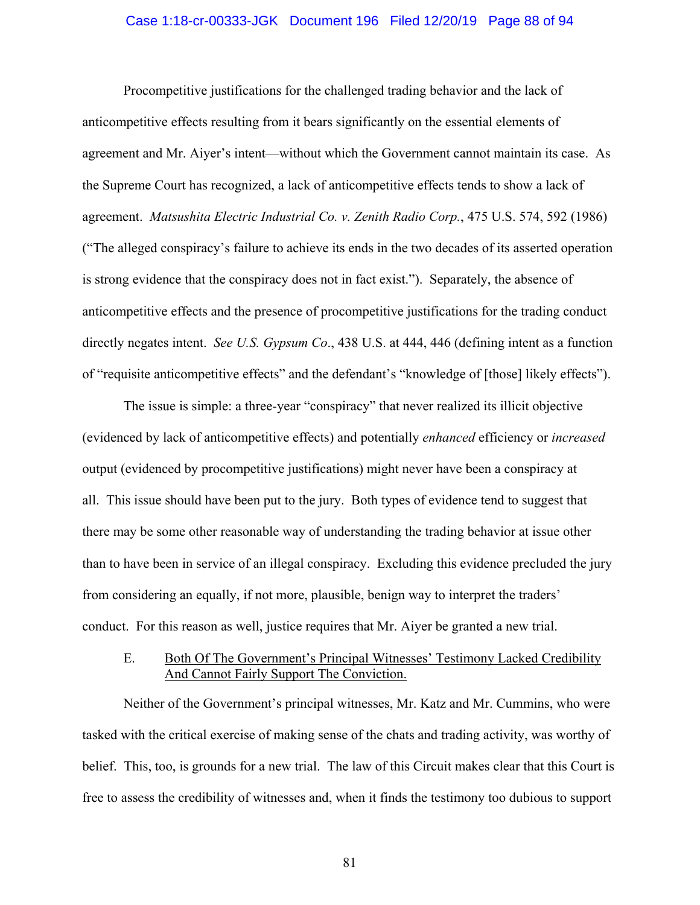Procompetitive justifications for the challenged trading behavior and the lack of anticompetitive effects resulting from it bears significantly on the essential elements of agreement and Mr. Aiyer's intent—without which the Government cannot maintain its case. As the Supreme Court has recognized, a lack of anticompetitive effects tends to show a lack of agreement. *Matsushita Electric Industrial Co. v. Zenith Radio Corp.*, 475 U.S. 574, 592 (1986) ("The alleged conspiracy's failure to achieve its ends in the two decades of its asserted operation is strong evidence that the conspiracy does not in fact exist."). Separately, the absence of anticompetitive effects and the presence of procompetitive justifications for the trading conduct directly negates intent. *See U.S. Gypsum Co*., 438 U.S. at 444, 446 (defining intent as a function of "requisite anticompetitive effects" and the defendant's "knowledge of [those] likely effects").

The issue is simple: a three-year "conspiracy" that never realized its illicit objective (evidenced by lack of anticompetitive effects) and potentially *enhanced* efficiency or *increased* output (evidenced by procompetitive justifications) might never have been a conspiracy at all. This issue should have been put to the jury. Both types of evidence tend to suggest that there may be some other reasonable way of understanding the trading behavior at issue other than to have been in service of an illegal conspiracy. Excluding this evidence precluded the jury from considering an equally, if not more, plausible, benign way to interpret the traders' conduct. For this reason as well, justice requires that Mr. Aiyer be granted a new trial.

### E. Both Of The Government's Principal Witnesses' Testimony Lacked Credibility And Cannot Fairly Support The Conviction.

Neither of the Government's principal witnesses, Mr. Katz and Mr. Cummins, who were tasked with the critical exercise of making sense of the chats and trading activity, was worthy of belief. This, too, is grounds for a new trial. The law of this Circuit makes clear that this Court is free to assess the credibility of witnesses and, when it finds the testimony too dubious to support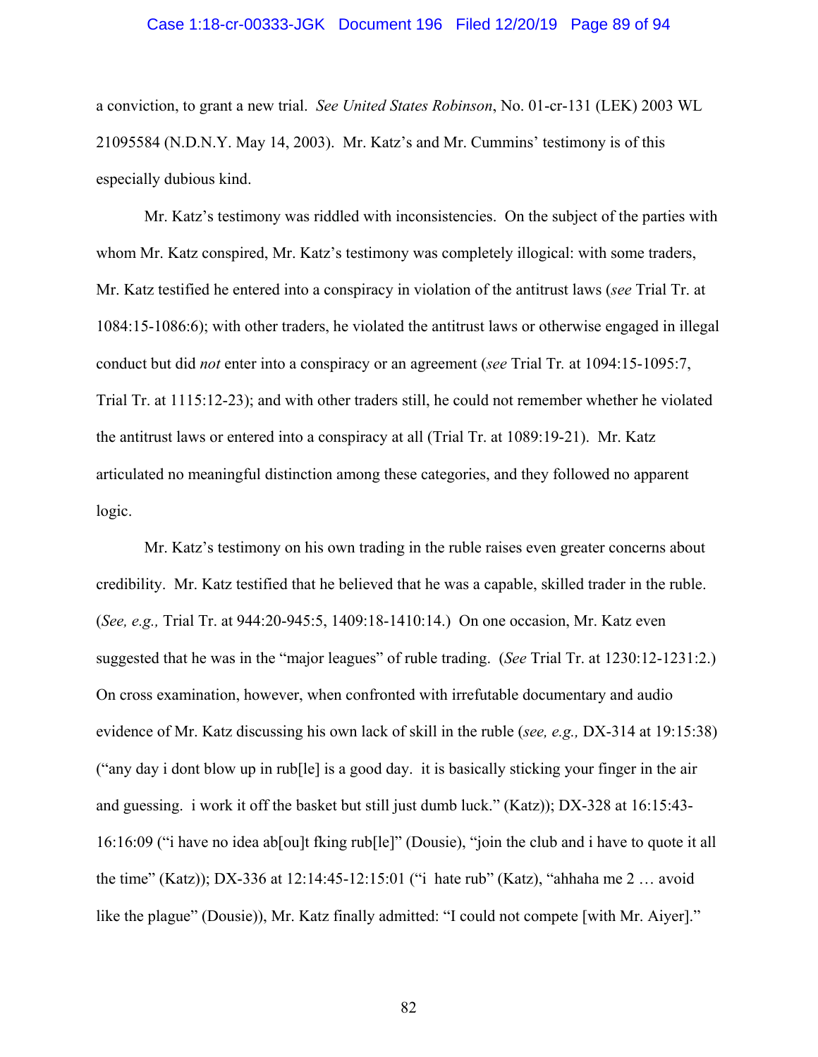a conviction, to grant a new trial. *See United States Robinson*, No. 01-cr-131 (LEK) 2003 WL 21095584 (N.D.N.Y. May 14, 2003). Mr. Katz's and Mr. Cummins' testimony is of this especially dubious kind.

Mr. Katz's testimony was riddled with inconsistencies. On the subject of the parties with whom Mr. Katz conspired, Mr. Katz's testimony was completely illogical: with some traders, Mr. Katz testified he entered into a conspiracy in violation of the antitrust laws (*see* Trial Tr. at 1084:15-1086:6); with other traders, he violated the antitrust laws or otherwise engaged in illegal conduct but did *not* enter into a conspiracy or an agreement (*see* Trial Tr. at 1094:15-1095:7, Trial Tr. at 1115:12-23); and with other traders still, he could not remember whether he violated the antitrust laws or entered into a conspiracy at all (Trial Tr. at 1089:19-21). Mr. Katz articulated no meaningful distinction among these categories, and they followed no apparent logic.

Mr. Katz's testimony on his own trading in the ruble raises even greater concerns about credibility. Mr. Katz testified that he believed that he was a capable, skilled trader in the ruble. (*See, e.g.,* Trial Tr. at 944:20-945:5, 1409:18-1410:14.) On one occasion, Mr. Katz even suggested that he was in the "major leagues" of ruble trading. (*See* Trial Tr. at 1230:12-1231:2.) On cross examination, however, when confronted with irrefutable documentary and audio evidence of Mr. Katz discussing his own lack of skill in the ruble (*see, e.g.,* DX-314 at 19:15:38) ("any day i dont blow up in rub[le] is a good day. it is basically sticking your finger in the air and guessing. i work it off the basket but still just dumb luck." (Katz)); DX-328 at 16:15:43-16:16:09 ("i have no idea ab[ou]t fking rub[le]" (Dousie), "join the club and i have to quote it all the time" (Katz)); DX-336 at 12:14:45-12:15:01 ("i hate rub" (Katz), "ahhaha me 2 … avoid like the plague" (Dousie)), Mr. Katz finally admitted: "I could not compete [with Mr. Aiyer]."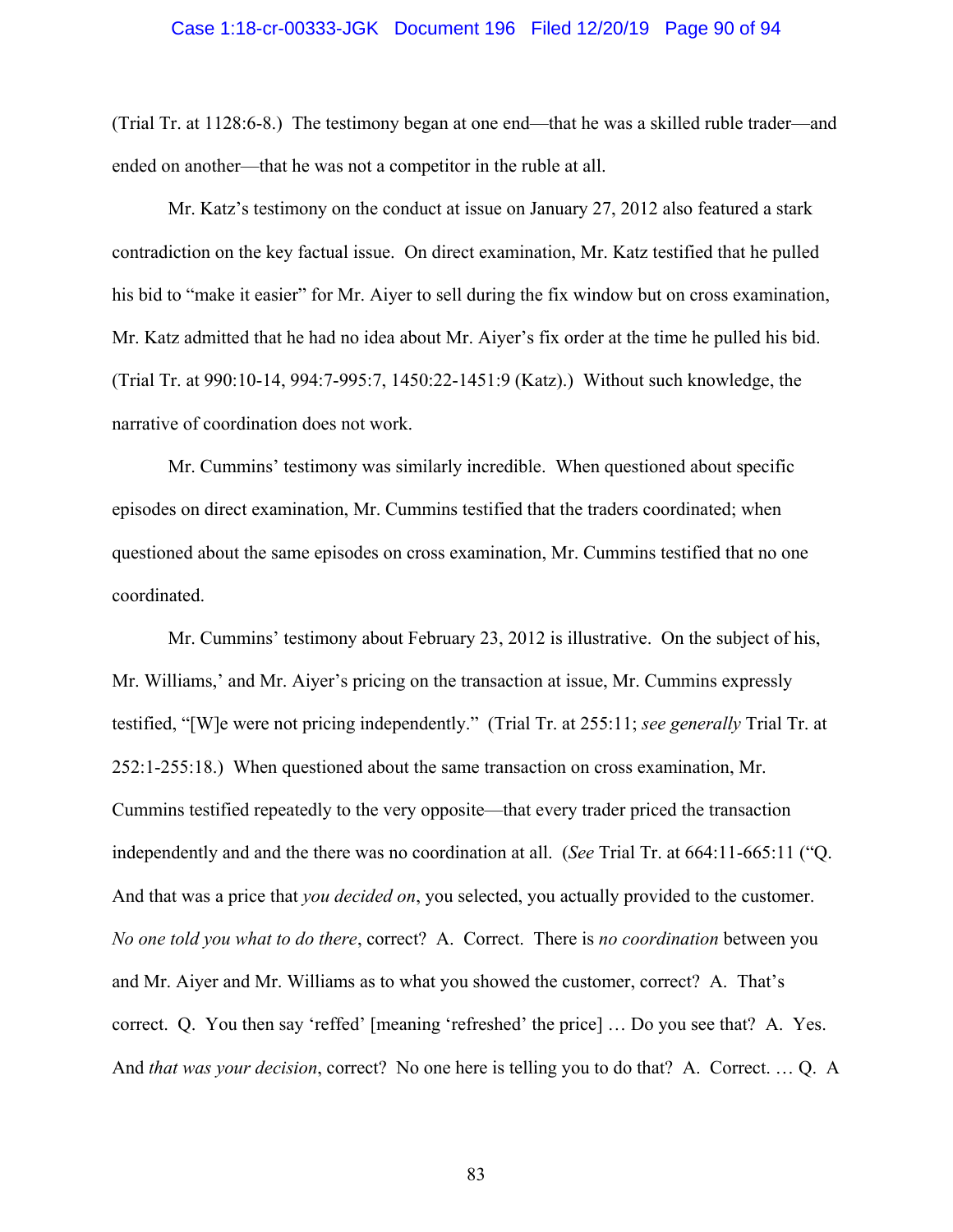(Trial Tr. at 1128:6-8.) The testimony began at one end—that he was a skilled ruble trader—and ended on another—that he was not a competitor in the ruble at all.

Mr. Katz's testimony on the conduct at issue on January 27, 2012 also featured a stark contradiction on the key factual issue. On direct examination, Mr. Katz testified that he pulled his bid to "make it easier" for Mr. Aiyer to sell during the fix window but on cross examination, Mr. Katz admitted that he had no idea about Mr. Aiyer's fix order at the time he pulled his bid. (Trial Tr. at 990:10-14, 994:7-995:7, 1450:22-1451:9 (Katz).) Without such knowledge, the narrative of coordination does not work.

Mr. Cummins' testimony was similarly incredible. When questioned about specific episodes on direct examination, Mr. Cummins testified that the traders coordinated; when questioned about the same episodes on cross examination, Mr. Cummins testified that no one coordinated.

Mr. Cummins' testimony about February 23, 2012 is illustrative. On the subject of his, Mr. Williams,' and Mr. Aiyer's pricing on the transaction at issue, Mr. Cummins expressly testified, "[W]e were not pricing independently." (Trial Tr. at 255:11; *see generally* Trial Tr. at 252:1-255:18.) When questioned about the same transaction on cross examination, Mr. Cummins testified repeatedly to the very opposite—that every trader priced the transaction independently and and the there was no coordination at all. (*See* Trial Tr. at 664:11-665:11 ("Q. And that was a price that *you decided on*, you selected, you actually provided to the customer. *No one told you what to do there*, correct? A. Correct. There is *no coordination* between you and Mr. Aiyer and Mr. Williams as to what you showed the customer, correct? A. That's correct. Q. You then say 'reffed' [meaning 'refreshed' the price] … Do you see that? A. Yes. And *that was your decision*, correct? No one here is telling you to do that? A. Correct. … Q. A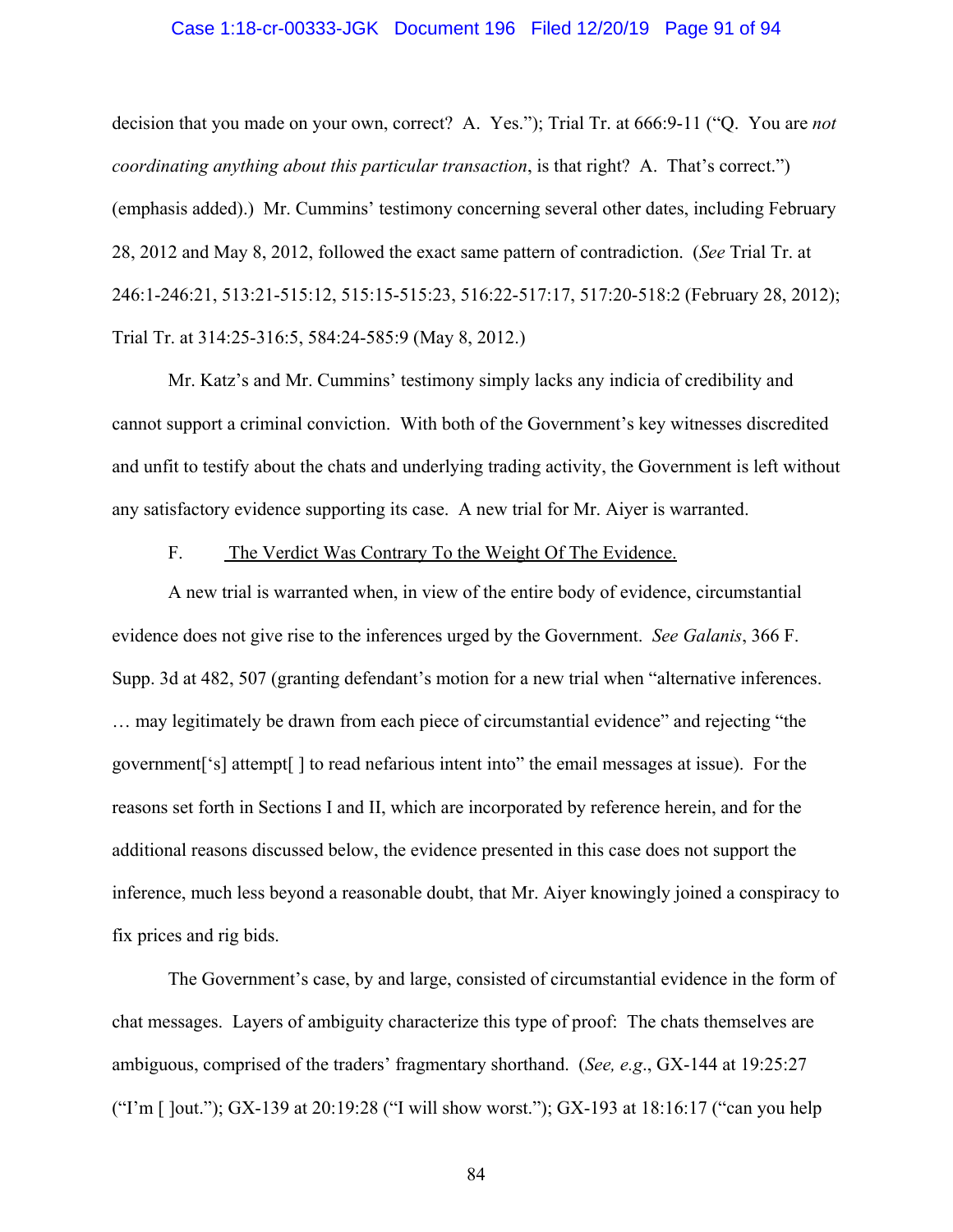decision that you made on your own, correct? A. Yes."); Trial Tr. at 666:9-11 ("Q. You are *not coordinating anything about this particular transaction*, is that right? A. That's correct.") (emphasis added).) Mr. Cummins' testimony concerning several other dates, including February 28, 2012 and May 8, 2012, followed the exact same pattern of contradiction. (*See* Trial Tr. at 246:1-246:21, 513:21-515:12, 515:15-515:23, 516:22-517:17, 517:20-518:2 (February 28, 2012); Trial Tr. at 314:25-316:5, 584:24-585:9 (May 8, 2012.)

Mr. Katz's and Mr. Cummins' testimony simply lacks any indicia of credibility and cannot support a criminal conviction. With both of the Government's key witnesses discredited and unfit to testify about the chats and underlying trading activity, the Government is left without any satisfactory evidence supporting its case. A new trial for Mr. Aiyer is warranted.

### F. The Verdict Was Contrary To the Weight Of The Evidence.

A new trial is warranted when, in view of the entire body of evidence, circumstantial evidence does not give rise to the inferences urged by the Government. *See Galanis*, 366 F. Supp. 3d at 482, 507 (granting defendant's motion for a new trial when "alternative inferences. … may legitimately be drawn from each piece of circumstantial evidence" and rejecting "the government['s] attempt[ ] to read nefarious intent into" the email messages at issue). For the reasons set forth in Sections I and II, which are incorporated by reference herein, and for the additional reasons discussed below, the evidence presented in this case does not support the inference, much less beyond a reasonable doubt, that Mr. Aiyer knowingly joined a conspiracy to fix prices and rig bids.

The Government's case, by and large, consisted of circumstantial evidence in the form of chat messages. Layers of ambiguity characterize this type of proof: The chats themselves are ambiguous, comprised of the traders' fragmentary shorthand. (*See, e.g.*, GX-144 at 19:25:27 ("I'm [ ]out."); GX-139 at 20:19:28 ("I will show worst."); GX-193 at 18:16:17 ("can you help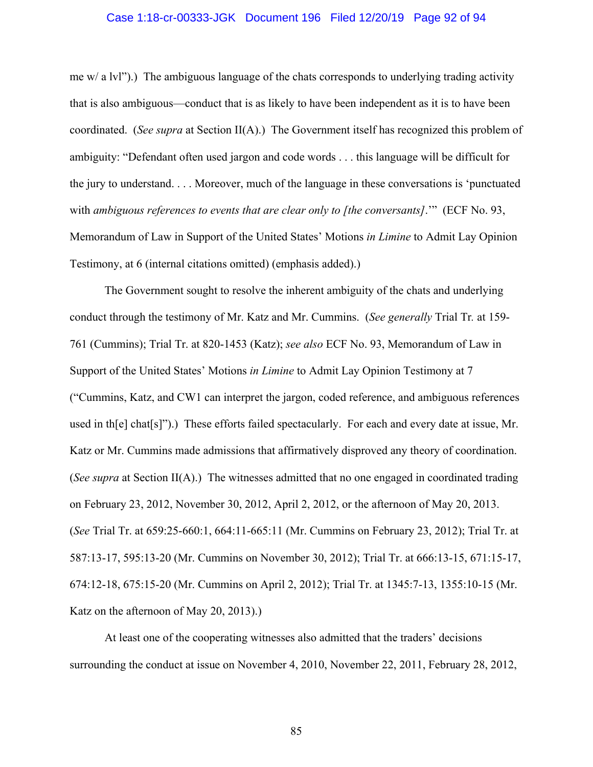me w/ a lvl").) The ambiguous language of the chats corresponds to underlying trading activity that is also ambiguous—conduct that is as likely to have been independent as it is to have been coordinated. (*See supra* at Section II(A).) The Government itself has recognized this problem of ambiguity: "Defendant often used jargon and code words . . . this language will be difficult for the jury to understand. . . . Moreover, much of the language in these conversations is 'punctuated with *ambiguous references to events that are clear only to [the conversants]*.'" (ECF No. 93, Memorandum of Law in Support of the United States' Motions *in Limine* to Admit Lay Opinion Testimony, at 6 (internal citations omitted) (emphasis added).)

The Government sought to resolve the inherent ambiguity of the chats and underlying conduct through the testimony of Mr. Katz and Mr. Cummins. (*See generally* Trial Tr. at 159-761 (Cummins); Trial Tr. at 820-1453 (Katz); *see also* ECF No. 93, Memorandum of Law in Support of the United States' Motions *in Limine* to Admit Lay Opinion Testimony at 7 ("Cummins, Katz, and CW1 can interpret the jargon, coded reference, and ambiguous references used in th[e] chat[s]").) These efforts failed spectacularly. For each and every date at issue, Mr. Katz or Mr. Cummins made admissions that affirmatively disproved any theory of coordination. (*See supra* at Section II(A).) The witnesses admitted that no one engaged in coordinated trading on February 23, 2012, November 30, 2012, April 2, 2012, or the afternoon of May 20, 2013. (*See* Trial Tr. at 659:25-660:1, 664:11-665:11 (Mr. Cummins on February 23, 2012); Trial Tr. at 587:13-17, 595:13-20 (Mr. Cummins on November 30, 2012); Trial Tr. at 666:13-15, 671:15-17, 674:12-18, 675:15-20 (Mr. Cummins on April 2, 2012); Trial Tr. at 1345:7-13, 1355:10-15 (Mr. Katz on the afternoon of May 20, 2013).)

At least one of the cooperating witnesses also admitted that the traders' decisions surrounding the conduct at issue on November 4, 2010, November 22, 2011, February 28, 2012,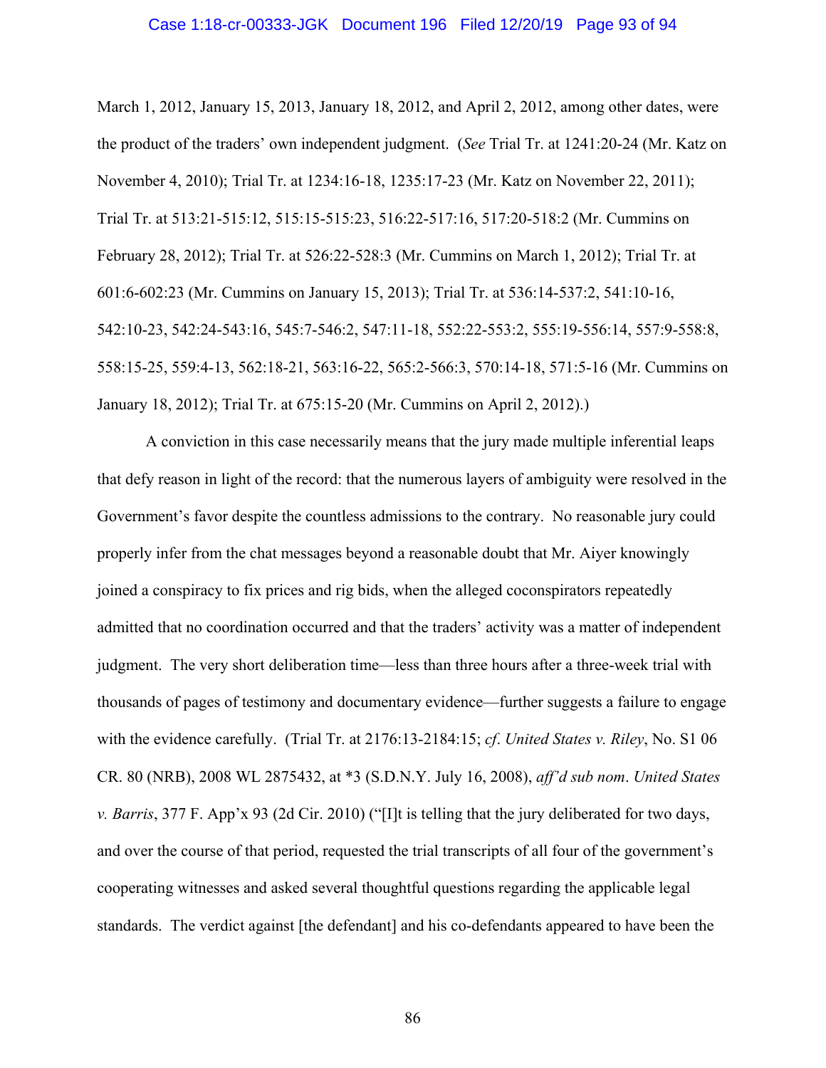March 1, 2012, January 15, 2013, January 18, 2012, and April 2, 2012, among other dates, were the product of the traders' own independent judgment. (*See* Trial Tr. at 1241:20-24 (Mr. Katz on November 4, 2010); Trial Tr. at 1234:16-18, 1235:17-23 (Mr. Katz on November 22, 2011); Trial Tr. at 513:21-515:12, 515:15-515:23, 516:22-517:16, 517:20-518:2 (Mr. Cummins on February 28, 2012); Trial Tr. at 526:22-528:3 (Mr. Cummins on March 1, 2012); Trial Tr. at 601:6-602:23 (Mr. Cummins on January 15, 2013); Trial Tr. at 536:14-537:2, 541:10-16, 542:10-23, 542:24-543:16, 545:7-546:2, 547:11-18, 552:22-553:2, 555:19-556:14, 557:9-558:8, 558:15-25, 559:4-13, 562:18-21, 563:16-22, 565:2-566:3, 570:14-18, 571:5-16 (Mr. Cummins on January 18, 2012); Trial Tr. at 675:15-20 (Mr. Cummins on April 2, 2012).)

A conviction in this case necessarily means that the jury made multiple inferential leaps that defy reason in light of the record: that the numerous layers of ambiguity were resolved in the Government's favor despite the countless admissions to the contrary. No reasonable jury could properly infer from the chat messages beyond a reasonable doubt that Mr. Aiyer knowingly joined a conspiracy to fix prices and rig bids, when the alleged coconspirators repeatedly admitted that no coordination occurred and that the traders' activity was a matter of independent judgment. The very short deliberation time—less than three hours after a three-week trial with thousands of pages of testimony and documentary evidence—further suggests a failure to engage with the evidence carefully. (Trial Tr. at 2176:13-2184:15; *cf. United States v. Riley*, No. S1 06 CR. 80 (NRB), 2008 WL 2875432, at *3 (S.D.N.Y. July 16, 2008), *aff'd sub nom*. *United States v. Barris*, 377 F. App'x 93 (2d Cir. 2010) ("[I]t is telling that the jury deliberated for two days, and over the course of that period, requested the trial transcripts of all four of the government's cooperating witnesses and asked several thoughtful questions regarding the applicable legal standards. The verdict against [the defendant] and his co-defendants appeared to have been the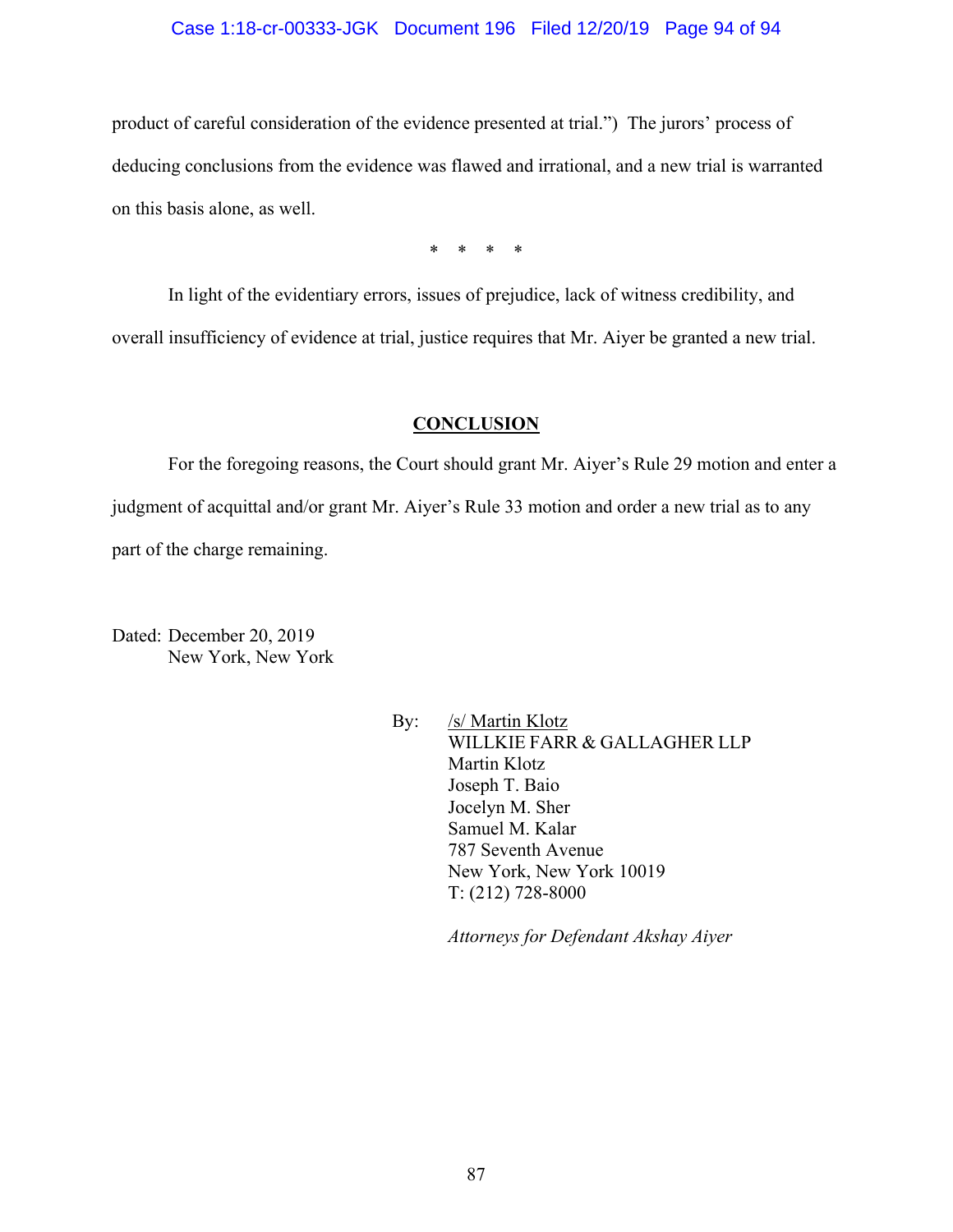product of careful consideration of the evidence presented at trial.") The jurors' process of deducing conclusions from the evidence was flawed and irrational, and a new trial is warranted on this basis alone, as well.

\* \* \* \*

In light of the evidentiary errors, issues of prejudice, lack of witness credibility, and overall insufficiency of evidence at trial, justice requires that Mr. Aiyer be granted a new trial.

## CONCLUSION

For the foregoing reasons, the Court should grant Mr. Aiyer's Rule 29 motion and enter a judgment of acquittal and/or grant Mr. Aiyer's Rule 33 motion and order a new trial as to any part of the charge remaining.

Dated: December 20, 2019
New York, New York

By: /s/ Martin Klotz
WILLKIE FARR & GALLAGHER LLP
Martin Klotz
Joseph T. Baio
Jocelyn M. Sher
Samuel M. Kalar
787 Seventh Avenue
New York, New York 10019
T: (212) 728-8000

*Attorneys for Defendant Akshay Aiyer*